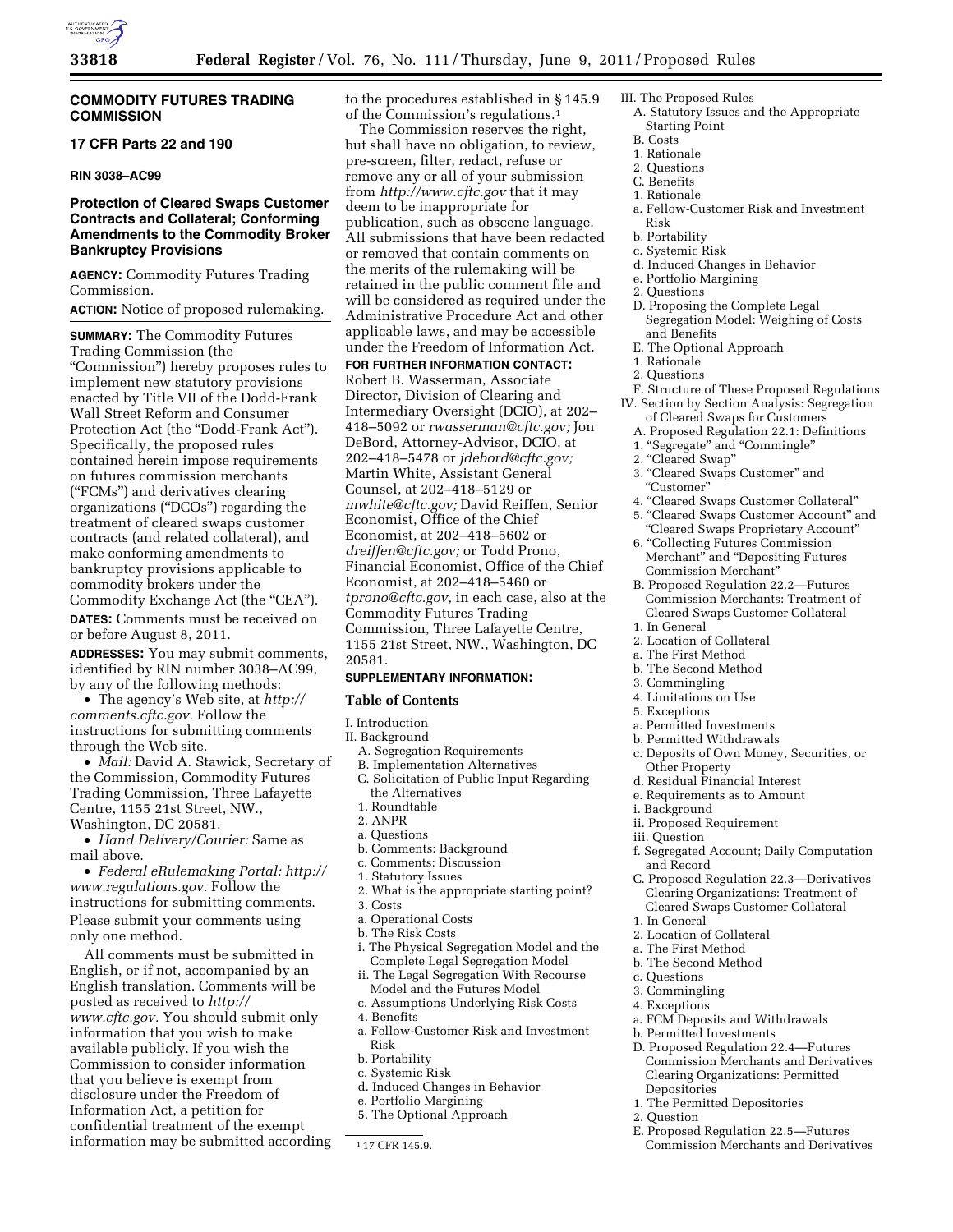**COMMODITY FUTURES TRADING COMMISSION**

**17 CFR Parts 22 and 190**

**RIN 3038–AC99**

## Protection of Cleared Swaps Customer Contracts and Collateral; Conforming Amendments to the Commodity Broker Bankruptcy Provisions

**AGENCY:** Commodity Futures Trading Commission.

**ACTION:** Notice of proposed rulemaking.

**SUMMARY:** The Commodity Futures Trading Commission (the "Commission") hereby proposes rules to implement new statutory provisions enacted by Title VII of the Dodd-Frank Wall Street Reform and Consumer Protection Act (the "Dodd-Frank Act"). Specifically, the proposed rules contained herein impose requirements on futures commission merchants ("FCMs") and derivatives clearing organizations ("DCOs") regarding the treatment of cleared swaps customer contracts (and related collateral), and make conforming amendments to bankruptcy provisions applicable to commodity brokers under the Commodity Exchange Act (the "CEA").

**DATES:** Comments must be received on or before August 8, 2011.

**ADDRESSES:** You may submit comments, identified by RIN number 3038–AC99, by any of the following methods:

- The agency's Web site, at *http://comments.cftc.gov.* Follow the instructions for submitting comments through the Web site.
- *Mail:* David A. Stawick, Secretary of the Commission, Commodity Futures Trading Commission, Three Lafayette Centre, 1155 21st Street, NW., Washington, DC 20581.
- *Hand Delivery/Courier:* Same as mail above.
- *Federal eRulemaking Portal: http://www.regulations.gov.* Follow the instructions for submitting comments.

Please submit your comments using only one method.

All comments must be submitted in English, or if not, accompanied by an English translation. Comments will be posted as received to *http://www.cftc.gov.* You should submit only information that you wish to make available publicly. If you wish the Commission to consider information that you believe is exempt from disclosure under the Freedom of Information Act, a petition for confidential treatment of the exempt information may be submitted according to the procedures established in § 145.9 of the Commission's regulations.[1]

The Commission reserves the right, but shall have no obligation, to review, pre-screen, filter, redact, refuse or remove any or all of your submission from *http://www.cftc.gov* that it may deem to be inappropriate for publication, such as obscene language. All submissions that have been redacted or removed that contain comments on the merits of the rulemaking will be retained in the public comment file and will be considered as required under the Administrative Procedure Act and other applicable laws, and may be accessible under the Freedom of Information Act.

**FOR FURTHER INFORMATION CONTACT:** Robert B. Wasserman, Associate Director, Division of Clearing and Intermediary Oversight (DCIO), at 202–418–5092 or *rwasserman@cftc.gov;* Jon DeBord, Attorney-Advisor, DCIO, at 202–418–5478 or *jdebord@cftc.gov;* Martin White, Assistant General Counsel, at 202–418–5129 or *mwhite@cftc.gov;* David Reiffen, Senior Economist, Office of the Chief Economist, at 202–418–5602 or *dreiffen@cftc.gov;* or Todd Prono, Financial Economist, Office of the Chief Economist, at 202–418–5460 or *tprono@cftc.gov,* in each case, also at the Commodity Futures Trading Commission, Three Lafayette Centre, 1155 21st Street, NW., Washington, DC 20581.

**SUPPLEMENTARY INFORMATION:**

### Table of Contents

I. Introduction
II. Background
  A. Segregation Requirements
  B. Implementation Alternatives
  C. Solicitation of Public Input Regarding the Alternatives
  1. Roundtable
  2. ANPR
  a. Questions
  b. Comments: Background
  c. Comments: Discussion
  1. Statutory Issues
  2. What is the appropriate starting point?
  3. Costs
  a. Operational Costs
  b. The Risk Costs
  i. The Physical Segregation Model and the Complete Legal Segregation Model
  ii. The Legal Segregation With Recourse Model and the Futures Model
  c. Assumptions Underlying Risk Costs
  4. Benefits
  a. Fellow-Customer Risk and Investment Risk
  b. Portability
  c. Systemic Risk
  d. Induced Changes in Behavior
  e. Portfolio Margining
  5. The Optional Approach
III. The Proposed Rules
  A. Statutory Issues and the Appropriate Starting Point
  B. Costs
  1. Rationale
  2. Questions
  C. Benefits
  1. Rationale
  a. Fellow-Customer Risk and Investment Risk
  b. Portability
  c. Systemic Risk
  d. Induced Changes in Behavior
  e. Portfolio Margining
  2. Questions
  D. Proposing the Complete Legal Segregation Model: Weighing of Costs and Benefits
  E. The Optional Approach
  1. Rationale
  2. Questions
  F. Structure of These Proposed Regulations
IV. Section by Section Analysis: Segregation of Cleared Swaps for Customers
  A. Proposed Regulation 22.1: Definitions
  1. "Segregate" and "Commingle"
  2. "Cleared Swap"
  3. "Cleared Swaps Customer" and "Customer"
  4. "Cleared Swaps Customer Collateral"
  5. "Cleared Swaps Customer Account" and "Cleared Swaps Proprietary Account"
  6. "Collecting Futures Commission Merchant" and "Depositing Futures Commission Merchant"
  B. Proposed Regulation 22.2—Futures Commission Merchants: Treatment of Cleared Swaps Customer Collateral
  1. In General
  2. Location of Collateral
  a. The First Method
  b. The Second Method
  3. Commingling
  4. Limitations on Use
  5. Exceptions
  a. Permitted Investments
  b. Permitted Withdrawals
  c. Deposits of Own Money, Securities, or Other Property
  d. Residual Financial Interest
  e. Requirements as to Amount
  i. Background
  ii. Proposed Requirement
  iii. Question
  f. Segregated Account; Daily Computation and Record
  C. Proposed Regulation 22.3—Derivatives Clearing Organizations: Treatment of Cleared Swaps Customer Collateral
  1. In General
  2. Location of Collateral
  a. The First Method
  b. The Second Method
  c. Questions
  3. Commingling
  4. Exceptions
  a. FCM Deposits and Withdrawals
  b. Permitted Investments
  D. Proposed Regulation 22.4—Futures Commission Merchants and Derivatives Clearing Organizations: Permitted Depositories
  1. The Permitted Depositories
  2. Question
  E. Proposed Regulation 22.5—Futures Commission Merchants and Derivatives

[1] 17 CFR 145.9.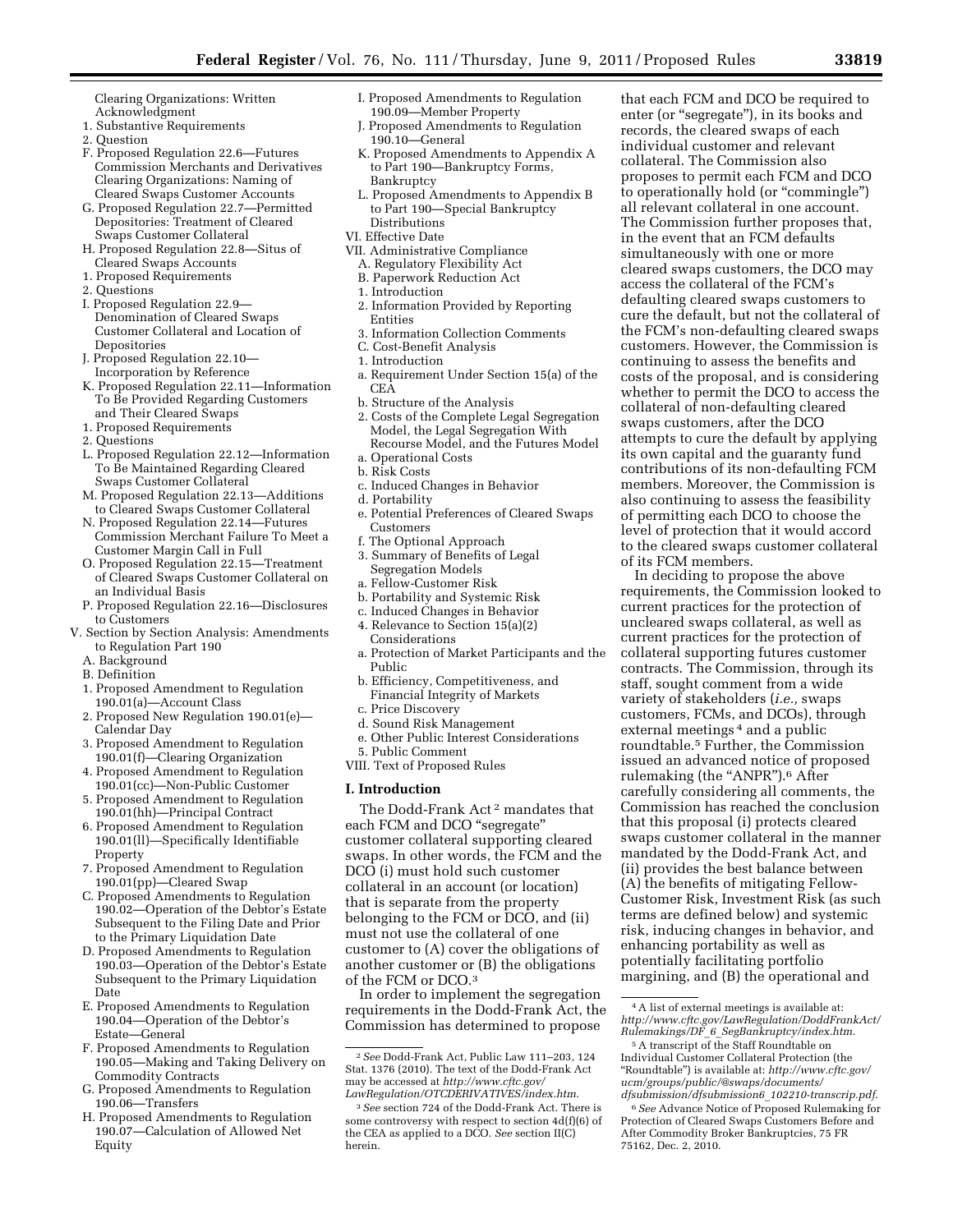Clearing Organizations: Written Acknowledgment
1. Substantive Requirements
2. Question
F. Proposed Regulation 22.6—Futures Commission Merchants and Derivatives Clearing Organizations: Naming of Cleared Swaps Customer Accounts
G. Proposed Regulation 22.7—Permitted Depositories: Treatment of Cleared Swaps Customer Collateral
H. Proposed Regulation 22.8—Situs of Cleared Swaps Accounts
1. Proposed Requirements
2. Questions
I. Proposed Regulation 22.9—Denomination of Cleared Swaps Customer Collateral and Location of Depositories
J. Proposed Regulation 22.10—Incorporation by Reference
K. Proposed Regulation 22.11—Information To Be Provided Regarding Customers and Their Cleared Swaps
1. Proposed Requirements
2. Questions
L. Proposed Regulation 22.12—Information To Be Maintained Regarding Cleared Swaps Customer Collateral
M. Proposed Regulation 22.13—Additions to Cleared Swaps Customer Collateral
N. Proposed Regulation 22.14—Futures Commission Merchant Failure To Meet a Customer Margin Call in Full
O. Proposed Regulation 22.15—Treatment of Cleared Swaps Customer Collateral on an Individual Basis
P. Proposed Regulation 22.16—Disclosures to Customers

V. Section by Section Analysis: Amendments to Regulation Part 190
A. Background
B. Definition
1. Proposed Amendment to Regulation 190.01(a)—Account Class
2. Proposed New Regulation 190.01(e)—Calendar Day
3. Proposed Amendment to Regulation 190.01(f)—Clearing Organization
4. Proposed Amendment to Regulation 190.01(cc)—Non-Public Customer
5. Proposed Amendment to Regulation 190.01(hh)—Principal Contract
6. Proposed Amendment to Regulation 190.01(ll)—Specifically Identifiable Property
7. Proposed Amendment to Regulation 190.01(pp)—Cleared Swap
C. Proposed Amendments to Regulation 190.02—Operation of the Debtor's Estate Subsequent to the Filing Date and Prior to the Primary Liquidation Date
D. Proposed Amendments to Regulation 190.03—Operation of the Debtor's Estate Subsequent to the Primary Liquidation Date
E. Proposed Amendments to Regulation 190.04—Operation of the Debtor's Estate—General
F. Proposed Amendments to Regulation 190.05—Making and Taking Delivery on Commodity Contracts
G. Proposed Amendments to Regulation 190.06—Transfers
H. Proposed Amendments to Regulation 190.07—Calculation of Allowed Net Equity
I. Proposed Amendments to Regulation 190.09—Member Property
J. Proposed Amendments to Regulation 190.10—General
K. Proposed Amendments to Appendix A to Part 190—Bankruptcy Forms, Bankruptcy
L. Proposed Amendments to Appendix B to Part 190—Special Bankruptcy Distributions

VI. Effective Date

VII. Administrative Compliance
A. Regulatory Flexibility Act
B. Paperwork Reduction Act
1. Introduction
2. Information Provided by Reporting Entities
3. Information Collection Comments
C. Cost-Benefit Analysis
1. Introduction
a. Requirement Under Section 15(a) of the CEA
b. Structure of the Analysis
2. Costs of the Complete Legal Segregation Model, the Legal Segregation With Recourse Model, and the Futures Model
a. Operational Costs
b. Risk Costs
c. Induced Changes in Behavior
d. Portability
e. Potential Preferences of Cleared Swaps Customers
f. The Optional Approach
3. Summary of Benefits of Legal Segregation Models
a. Fellow-Customer Risk
b. Portability and Systemic Risk
c. Induced Changes in Behavior
4. Relevance to Section 15(a)(2) Considerations
a. Protection of Market Participants and the Public
b. Efficiency, Competitiveness, and Financial Integrity of Markets
c. Price Discovery
d. Sound Risk Management
e. Other Public Interest Considerations
5. Public Comment

VIII. Text of Proposed Rules

## I. Introduction

The Dodd-Frank Act [2] mandates that each FCM and DCO "segregate" customer collateral supporting cleared swaps. In other words, the FCM and the DCO (i) must hold such customer collateral in an account (or location) that is separate from the property belonging to the FCM or DCO, and (ii) must not use the collateral of one customer to (A) cover the obligations of another customer or (B) the obligations of the FCM or DCO.[3]

In order to implement the segregation requirements in the Dodd-Frank Act, the Commission has determined to propose that each FCM and DCO be required to enter (or "segregate"), in its books and records, the cleared swaps of each individual customer and relevant collateral. The Commission also proposes to permit each FCM and DCO to operationally hold (or "commingle") all relevant collateral in one account. The Commission further proposes that, in the event that an FCM defaults simultaneously with one or more cleared swaps customers, the DCO may access the collateral of the FCM's defaulting cleared swaps customers to cure the default, but not the collateral of the FCM's non-defaulting cleared swaps customers. However, the Commission is continuing to assess the benefits and costs of the proposal, and is considering whether to permit the DCO to access the collateral of non-defaulting cleared swaps customers, after the DCO attempts to cure the default by applying its own capital and the guaranty fund contributions of its non-defaulting FCM members. Moreover, the Commission is also continuing to assess the feasibility of permitting each DCO to choose the level of protection that it would accord to the cleared swaps customer collateral of its FCM members.

In deciding to propose the above requirements, the Commission looked to current practices for the protection of uncleared swaps collateral, as well as current practices for the protection of collateral supporting futures customer contracts. The Commission, through its staff, sought comment from a wide variety of stakeholders (*i.e.,* swaps customers, FCMs, and DCOs), through external meetings [4] and a public roundtable.[5] Further, the Commission issued an advanced notice of proposed rulemaking (the "ANPR").[6] After carefully considering all comments, the Commission has reached the conclusion that this proposal (i) protects cleared swaps customer collateral in the manner mandated by the Dodd-Frank Act, and (ii) provides the best balance between (A) the benefits of mitigating Fellow-Customer Risk, Investment Risk (as such terms are defined below) and systemic risk, inducing changes in behavior, and enhancing portability as well as potentially facilitating portfolio margining, and (B) the operational and

---

[2] *See* Dodd-Frank Act, Public Law 111–203, 124 Stat. 1376 (2010). The text of the Dodd-Frank Act may be accessed at *http://www.cftc.gov/LawRegulation/OTCDERIVATIVES/index.htm.*

[3] *See* section 724 of the Dodd-Frank Act. There is some controversy with respect to section 4d(f)(6) of the CEA as applied to a DCO. *See* section II(C) herein.

[4] A list of external meetings is available at: *http://www.cftc.gov/LawRegulation/DoddFrankAct/Rulemakings/DF_6_SegBankruptcy/index.htm.*

[5] A transcript of the Staff Roundtable on Individual Customer Collateral Protection (the "Roundtable") is available at: *http://www.cftc.gov/ucm/groups/public/@swaps/documents/dfsubmission/dfsubmission6_102210-transcrip.pdf.*

[6] *See* Advance Notice of Proposed Rulemaking for Protection of Cleared Swaps Customers Before and After Commodity Broker Bankruptcies, 75 FR 75162, Dec. 2, 2010.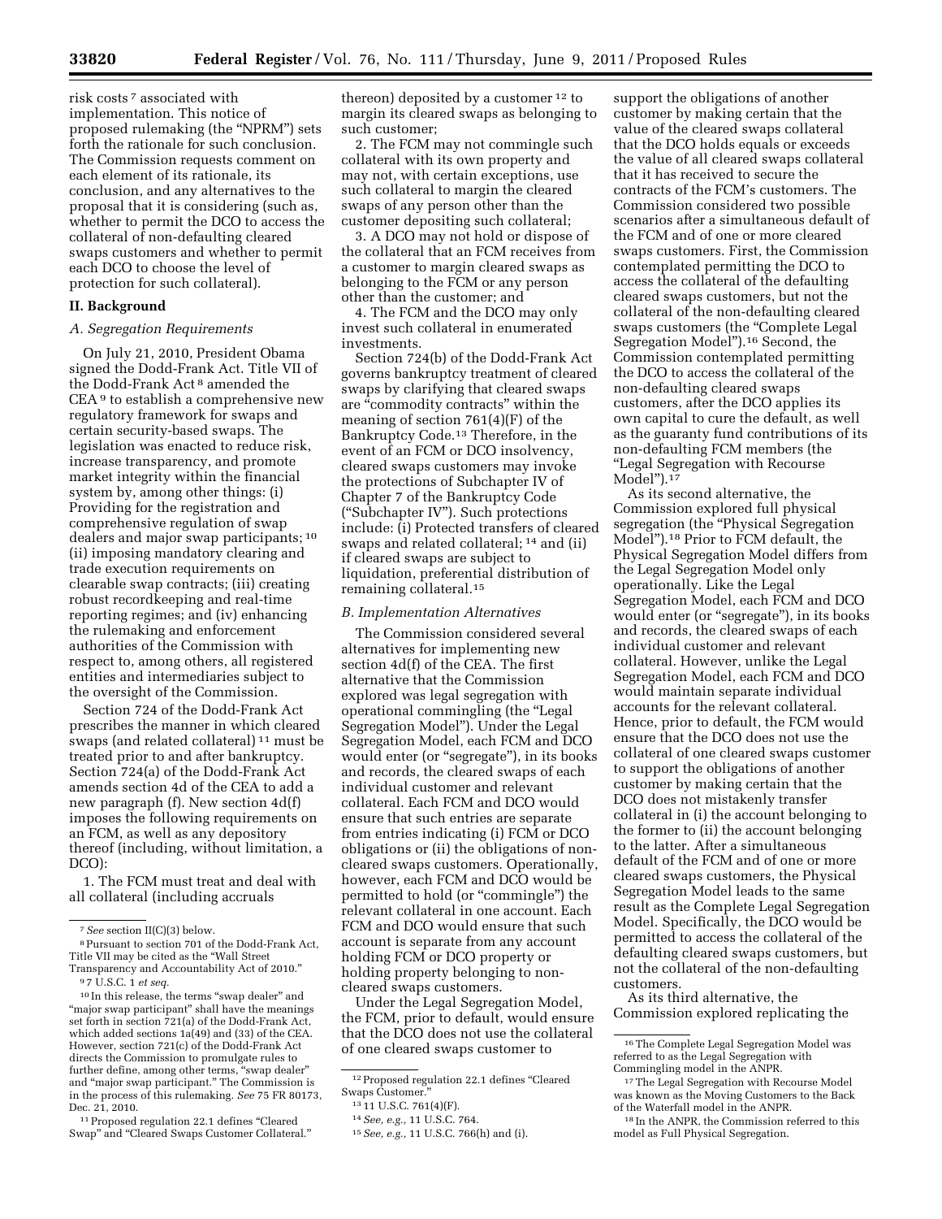risk costs [7] associated with implementation. This notice of proposed rulemaking (the "NPRM") sets forth the rationale for such conclusion. The Commission requests comment on each element of its rationale, its conclusion, and any alternatives to the proposal that it is considering (such as, whether to permit the DCO to access the collateral of non-defaulting cleared swaps customers and whether to permit each DCO to choose the level of protection for such collateral).

## II. Background

### *A. Segregation Requirements*

On July 21, 2010, President Obama signed the Dodd-Frank Act. Title VII of the Dodd-Frank Act [8] amended the CEA [9] to establish a comprehensive new regulatory framework for swaps and certain security-based swaps. The legislation was enacted to reduce risk, increase transparency, and promote market integrity within the financial system by, among other things: (i) Providing for the registration and comprehensive regulation of swap dealers and major swap participants; [10] (ii) imposing mandatory clearing and trade execution requirements on clearable swap contracts; (iii) creating robust recordkeeping and real-time reporting regimes; and (iv) enhancing the rulemaking and enforcement authorities of the Commission with respect to, among others, all registered entities and intermediaries subject to the oversight of the Commission.

Section 724 of the Dodd-Frank Act prescribes the manner in which cleared swaps (and related collateral) [11] must be treated prior to and after bankruptcy. Section 724(a) of the Dodd-Frank Act amends section 4d of the CEA to add a new paragraph (f). New section 4d(f) imposes the following requirements on an FCM, as well as any depository thereof (including, without limitation, a DCO):

1. The FCM must treat and deal with all collateral (including accruals thereon) deposited by a customer [12] to margin its cleared swaps as belonging to such customer;

2. The FCM may not commingle such collateral with its own property and may not, with certain exceptions, use such collateral to margin the cleared swaps of any person other than the customer depositing such collateral;

3. A DCO may not hold or dispose of the collateral that an FCM receives from a customer to margin cleared swaps as belonging to the FCM or any person other than the customer; and

4. The FCM and the DCO may only invest such collateral in enumerated investments.

Section 724(b) of the Dodd-Frank Act governs bankruptcy treatment of cleared swaps by clarifying that cleared swaps are "commodity contracts" within the meaning of section 761(4)(F) of the Bankruptcy Code.[13] Therefore, in the event of an FCM or DCO insolvency, cleared swaps customers may invoke the protections of Subchapter IV of Chapter 7 of the Bankruptcy Code ("Subchapter IV"). Such protections include: (i) Protected transfers of cleared swaps and related collateral; [14] and (ii) if cleared swaps are subject to liquidation, preferential distribution of remaining collateral.[15]

### *B. Implementation Alternatives*

The Commission considered several alternatives for implementing new section 4d(f) of the CEA. The first alternative that the Commission explored was legal segregation with operational commingling (the "Legal Segregation Model"). Under the Legal Segregation Model, each FCM and DCO would enter (or "segregate"), in its books and records, the cleared swaps of each individual customer and relevant collateral. Each FCM and DCO would ensure that such entries are separate from entries indicating (i) FCM or DCO obligations or (ii) the obligations of non-cleared swaps customers. Operationally, however, each FCM and DCO would be permitted to hold (or "commingle") the relevant collateral in one account. Each FCM and DCO would ensure that such account is separate from any account holding FCM or DCO property or holding property belonging to non-cleared swaps customers.

Under the Legal Segregation Model, the FCM, prior to default, would ensure that the DCO does not use the collateral of one cleared swaps customer to support the obligations of another customer by making certain that the value of the cleared swaps collateral that the DCO holds equals or exceeds the value of all cleared swaps collateral that it has received to secure the contracts of the FCM's customers. The Commission considered two possible scenarios after a simultaneous default of the FCM and of one or more cleared swaps customers. First, the Commission contemplated permitting the DCO to access the collateral of the defaulting cleared swaps customers, but not the collateral of the non-defaulting cleared swaps customers (the "Complete Legal Segregation Model").[16] Second, the Commission contemplated permitting the DCO to access the collateral of the non-defaulting cleared swaps customers, after the DCO applies its own capital to cure the default, as well as the guaranty fund contributions of its non-defaulting FCM members (the "Legal Segregation with Recourse Model").[17]

As its second alternative, the Commission explored full physical segregation (the "Physical Segregation Model").[18] Prior to FCM default, the Physical Segregation Model differs from the Legal Segregation Model only operationally. Like the Legal Segregation Model, each FCM and DCO would enter (or "segregate"), in its books and records, the cleared swaps of each individual customer and relevant collateral. However, unlike the Legal Segregation Model, each FCM and DCO would maintain separate individual accounts for the relevant collateral. Hence, prior to default, the FCM would ensure that the DCO does not use the collateral of one cleared swaps customer to support the obligations of another customer by making certain that the DCO does not mistakenly transfer collateral in (i) the account belonging to the former to (ii) the account belonging to the latter. After a simultaneous default of the FCM and of one or more cleared swaps customers, the Physical Segregation Model leads to the same result as the Complete Legal Segregation Model. Specifically, the DCO would be permitted to access the collateral of the defaulting cleared swaps customers, but not the collateral of the non-defaulting customers.

As its third alternative, the Commission explored replicating the

---

[7] *See* section II(C)(3) below.

[8] Pursuant to section 701 of the Dodd-Frank Act, Title VII may be cited as the "Wall Street Transparency and Accountability Act of 2010."

[9] 7 U.S.C. 1 *et seq.*

[10] In this release, the terms "swap dealer" and "major swap participant" shall have the meanings set forth in section 721(a) of the Dodd-Frank Act, which added sections 1a(49) and (33) of the CEA. However, section 721(c) of the Dodd-Frank Act directs the Commission to promulgate rules to further define, among other terms, "swap dealer" and "major swap participant." The Commission is in the process of this rulemaking. *See* 75 FR 80173, Dec. 21, 2010.

[11] Proposed regulation 22.1 defines "Cleared Swap" and "Cleared Swaps Customer Collateral."

[12] Proposed regulation 22.1 defines "Cleared Swaps Customer."

[13] 11 U.S.C. 761(4)(F).

[14] *See, e.g.,* 11 U.S.C. 764.

[15] *See, e.g.,* 11 U.S.C. 766(h) and (i).

[16] The Complete Legal Segregation Model was referred to as the Legal Segregation with Commingling model in the ANPR.

[17] The Legal Segregation with Recourse Model was known as the Moving Customers to the Back of the Waterfall model in the ANPR.

[18] In the ANPR, the Commission referred to this model as Full Physical Segregation.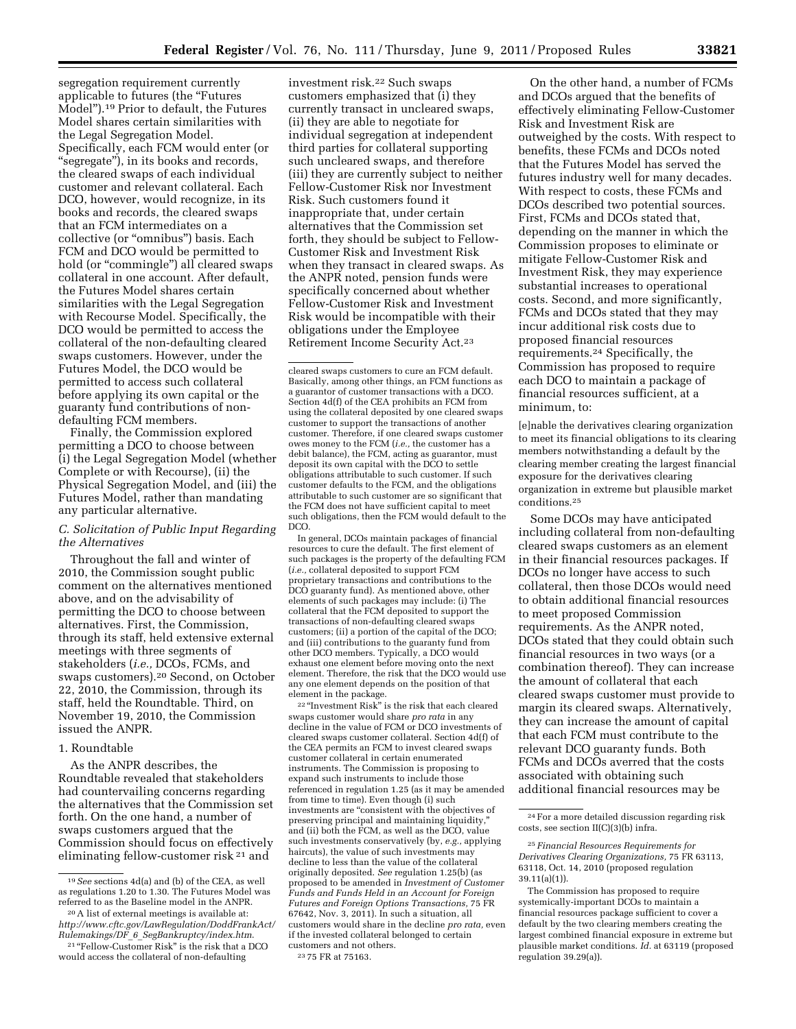segregation requirement currently applicable to futures (the "Futures Model").[19] Prior to default, the Futures Model shares certain similarities with the Legal Segregation Model. Specifically, each FCM would enter (or "segregate"), in its books and records, the cleared swaps of each individual customer and relevant collateral. Each DCO, however, would recognize, in its books and records, the cleared swaps that an FCM intermediates on a collective (or "omnibus") basis. Each FCM and DCO would be permitted to hold (or "commingle") all cleared swaps collateral in one account. After default, the Futures Model shares certain similarities with the Legal Segregation with Recourse Model. Specifically, the DCO would be permitted to access the collateral of the non-defaulting cleared swaps customers. However, under the Futures Model, the DCO would be permitted to access such collateral before applying its own capital or the guaranty fund contributions of non-defaulting FCM members.

Finally, the Commission explored permitting a DCO to choose between (i) the Legal Segregation Model (whether Complete or with Recourse), (ii) the Physical Segregation Model, and (iii) the Futures Model, rather than mandating any particular alternative.

### C. Solicitation of Public Input Regarding the Alternatives

Throughout the fall and winter of 2010, the Commission sought public comment on the alternatives mentioned above, and on the advisability of permitting the DCO to choose between alternatives. First, the Commission, through its staff, held extensive external meetings with three segments of stakeholders (*i.e.,* DCOs, FCMs, and swaps customers).[20] Second, on October 22, 2010, the Commission, through its staff, held the Roundtable. Third, on November 19, 2010, the Commission issued the ANPR.

#### 1. Roundtable

As the ANPR describes, the Roundtable revealed that stakeholders had countervailing concerns regarding the alternatives that the Commission set forth. On the one hand, a number of swaps customers argued that the Commission should focus on effectively eliminating fellow-customer risk [21] and investment risk.[22] Such swaps customers emphasized that (i) they currently transact in uncleared swaps, (ii) they are able to negotiate for individual segregation at independent third parties for collateral supporting such uncleared swaps, and therefore (iii) they are currently subject to neither Fellow-Customer Risk nor Investment Risk. Such customers found it inappropriate that, under certain alternatives that the Commission set forth, they should be subject to Fellow-Customer Risk and Investment Risk when they transact in cleared swaps. As the ANPR noted, pension funds were specifically concerned about whether Fellow-Customer Risk and Investment Risk would be incompatible with their obligations under the Employee Retirement Income Security Act.[23]

On the other hand, a number of FCMs and DCOs argued that the benefits of effectively eliminating Fellow-Customer Risk and Investment Risk are outweighed by the costs. With respect to benefits, these FCMs and DCOs noted that the Futures Model has served the futures industry well for many decades. With respect to costs, these FCMs and DCOs described two potential sources. First, FCMs and DCOs stated that, depending on the manner in which the Commission proposes to eliminate or mitigate Fellow-Customer Risk and Investment Risk, they may experience substantial increases to operational costs. Second, and more significantly, FCMs and DCOs stated that they may incur additional risk costs due to proposed financial resources requirements.[24] Specifically, the Commission has proposed to require each DCO to maintain a package of financial resources sufficient, at a minimum, to:

> [e]nable the derivatives clearing organization to meet its financial obligations to its clearing members notwithstanding a default by the clearing member creating the largest financial exposure for the derivatives clearing organization in extreme but plausible market conditions.[25]

Some DCOs may have anticipated including collateral from non-defaulting cleared swaps customers as an element in their financial resources packages. If DCOs no longer have access to such collateral, then those DCOs would need to obtain additional financial resources to meet proposed Commission requirements. As the ANPR noted, DCOs stated that they could obtain such financial resources in two ways (or a combination thereof). They can increase the amount of collateral that each cleared swaps customer must provide to margin its cleared swaps. Alternatively, they can increase the amount of capital that each FCM must contribute to the relevant DCO guaranty funds. Both FCMs and DCOs averred that the costs associated with obtaining such additional financial resources may be

---

[19] *See* sections 4d(a) and (b) of the CEA, as well as regulations 1.20 to 1.30. The Futures Model was referred to as the Baseline model in the ANPR.

[20] A list of external meetings is available at: *http://www.cftc.gov/LawRegulation/DoddFrankAct/Rulemakings/DF_6_SegBankruptcy/index.htm*.

[21] "Fellow-Customer Risk" is the risk that a DCO would access the collateral of non-defaulting cleared swaps customers to cure an FCM default. Basically, among other things, an FCM functions as a guarantor of customer transactions with a DCO. Section 4d(f) of the CEA prohibits an FCM from using the collateral deposited by one cleared swaps customer to support the transactions of another customer. Therefore, if one cleared swaps customer owes money to the FCM (*i.e.,* the customer has a debit balance), the FCM, acting as guarantor, must deposit its own capital with the DCO to settle obligations attributable to such customer. If such customer defaults to the FCM, and the obligations attributable to such customer are so significant that the FCM does not have sufficient capital to meet such obligations, then the FCM would default to the DCO.

In general, DCOs maintain packages of financial resources to cure the default. The first element of such packages is the property of the defaulting FCM (*i.e.,* collateral deposited to support FCM proprietary transactions and contributions to the DCO guaranty fund). As mentioned above, other elements of such packages may include: (i) The collateral that the FCM deposited to support the transactions of non-defaulting cleared swaps customers; (ii) a portion of the capital of the DCO; and (iii) contributions to the guaranty fund from other DCO members. Typically, a DCO would exhaust one element before moving onto the next element. Therefore, the risk that the DCO would use any one element depends on the position of that element in the package.

[22] "Investment Risk" is the risk that each cleared swaps customer would share *pro rata* in any decline in the value of FCM or DCO investments of cleared swaps customer collateral. Section 4d(f) of the CEA permits an FCM to invest cleared swaps customer collateral in certain enumerated instruments. The Commission is proposing to expand such instruments to include those referenced in regulation 1.25 (as it may be amended from time to time). Even though (i) such investments are "consistent with the objectives of preserving principal and maintaining liquidity," and (ii) both the FCM, as well as the DCO, value such investments conservatively (by, *e.g.,* applying haircuts), the value of such investments may decline to less than the value of the collateral originally deposited. *See* regulation 1.25(b) (as proposed to be amended in *Investment of Customer Funds and Funds Held in an Account for Foreign Futures and Foreign Options Transactions,* 75 FR 67642, Nov. 3, 2011). In such a situation, all customers would share in the decline *pro rata,* even if the invested collateral belonged to certain customers and not others.

[23] 75 FR at 75163.

[24] For a more detailed discussion regarding risk costs, see section II(C)(3)(b) infra.

[25] *Financial Resources Requirements for Derivatives Clearing Organizations,* 75 FR 63113, 63118, Oct. 14, 2010 (proposed regulation 39.11(a)(1)).

The Commission has proposed to require systemically-important DCOs to maintain a financial resources package sufficient to cover a default by the two clearing members creating the largest combined financial exposure in extreme but plausible market conditions. *Id.* at 63119 (proposed regulation 39.29(a)).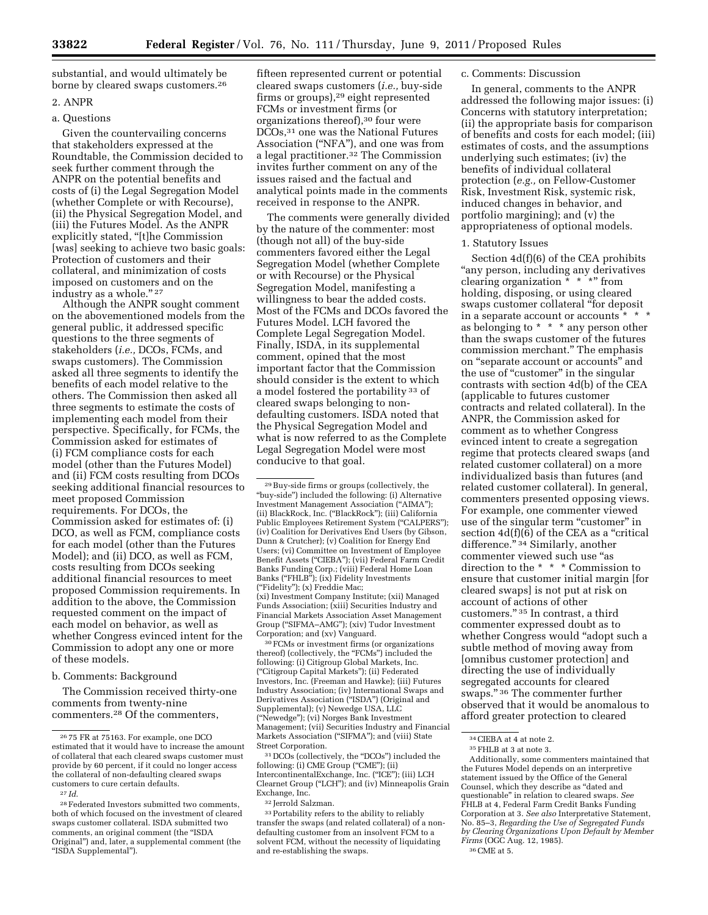substantial, and would ultimately be borne by cleared swaps customers.[26]

2. ANPR

a. Questions

Given the countervailing concerns that stakeholders expressed at the Roundtable, the Commission decided to seek further comment through the ANPR on the potential benefits and costs of (i) the Legal Segregation Model (whether Complete or with Recourse), (ii) the Physical Segregation Model, and (iii) the Futures Model. As the ANPR explicitly stated, "[t]he Commission [was] seeking to achieve two basic goals: Protection of customers and their collateral, and minimization of costs imposed on customers and on the industry as a whole." [27]

Although the ANPR sought comment on the abovementioned models from the general public, it addressed specific questions to the three segments of stakeholders (*i.e.,* DCOs, FCMs, and swaps customers). The Commission asked all three segments to identify the benefits of each model relative to the others. The Commission then asked all three segments to estimate the costs of implementing each model from their perspective. Specifically, for FCMs, the Commission asked for estimates of (i) FCM compliance costs for each model (other than the Futures Model) and (ii) FCM costs resulting from DCOs seeking additional financial resources to meet proposed Commission requirements. For DCOs, the Commission asked for estimates of: (i) DCO, as well as FCM, compliance costs for each model (other than the Futures Model); and (ii) DCO, as well as FCM, costs resulting from DCOs seeking additional financial resources to meet proposed Commission requirements. In addition to the above, the Commission requested comment on the impact of each model on behavior, as well as whether Congress evinced intent for the Commission to adopt any one or more of these models.

b. Comments: Background

The Commission received thirty-one comments from twenty-nine commenters.[28] Of the commenters, fifteen represented current or potential cleared swaps customers (*i.e.,* buy-side firms or groups),[29] eight represented FCMs or investment firms (or organizations thereof),[30] four were DCOs,[31] one was the National Futures Association ("NFA"), and one was from a legal practitioner.[32] The Commission invites further comment on any of the issues raised and the factual and analytical points made in the comments received in response to the ANPR.

The comments were generally divided by the nature of the commenter: most (though not all) of the buy-side commenters favored either the Legal Segregation Model (whether Complete or with Recourse) or the Physical Segregation Model, manifesting a willingness to bear the added costs. Most of the FCMs and DCOs favored the Futures Model. LCH favored the Complete Legal Segregation Model. Finally, ISDA, in its supplemental comment, opined that the most important factor that the Commission should consider is the extent to which a model fostered the portability [33] of cleared swaps belonging to non-defaulting customers. ISDA noted that the Physical Segregation Model and what is now referred to as the Complete Legal Segregation Model were most conducive to that goal.

c. Comments: Discussion

In general, comments to the ANPR addressed the following major issues: (i) Concerns with statutory interpretation; (ii) the appropriate basis for comparison of benefits and costs for each model; (iii) estimates of costs, and the assumptions underlying such estimates; (iv) the benefits of individual collateral protection (*e.g.,* on Fellow-Customer Risk, Investment Risk, systemic risk, induced changes in behavior, and portfolio margining); and (v) the appropriateness of optional models.

1. Statutory Issues

Section 4d(f)(6) of the CEA prohibits "any person, including any derivatives clearing organization * * *" from holding, disposing, or using cleared swaps customer collateral "for deposit in a separate account or accounts * * * as belonging to * * * any person other than the swaps customer of the futures commission merchant." The emphasis on "separate account or accounts" and the use of "customer" in the singular contrasts with section 4d(b) of the CEA (applicable to futures customer contracts and related collateral). In the ANPR, the Commission asked for comment as to whether Congress evinced intent to create a segregation regime that protects cleared swaps (and related customer collateral) on a more individualized basis than futures (and related customer collateral). In general, commenters presented opposing views. For example, one commenter viewed use of the singular term "customer" in section 4d(f)(6) of the CEA as a "critical difference." [34] Similarly, another commenter viewed such use "as direction to the * * * Commission to ensure that customer initial margin [for cleared swaps] is not put at risk on account of actions of other customers." [35] In contrast, a third commenter expressed doubt as to whether Congress would "adopt such a subtle method of moving away from [omnibus customer protection] and directing the use of individually segregated accounts for cleared swaps." [36] The commenter further observed that it would be anomalous to afford greater protection to cleared

---

[26] 75 FR at 75163. For example, one DCO estimated that it would have to increase the amount of collateral that each cleared swaps customer must provide by 60 percent, if it could no longer access the collateral of non-defaulting cleared swaps customers to cure certain defaults.

[27] *Id.*

[28] Federated Investors submitted two comments, both of which focused on the investment of cleared swaps customer collateral. ISDA submitted two comments, an original comment (the "ISDA Original") and, later, a supplemental comment (the "ISDA Supplemental").

[29] Buy-side firms or groups (collectively, the "buy-side") included the following: (i) Alternative Investment Management Association ("AIMA"); (ii) BlackRock, Inc. ("BlackRock"); (iii) California Public Employees Retirement System ("CALPERS"); (iv) Coalition for Derivatives End Users (by Gibson, Dunn & Crutcher); (v) Coalition for Energy End Users; (vi) Committee on Investment of Employee Benefit Assets ("CIEBA"); (vii) Federal Farm Credit Banks Funding Corp.; (viii) Federal Home Loan Banks ("FHLB"); (ix) Fidelity Investments ("Fidelity"); (x) Freddie Mac; (xi) Investment Company Institute; (xii) Managed Funds Association; (xiii) Securities Industry and Financial Markets Association Asset Management Group ("SIFMA–AMG"); (xiv) Tudor Investment Corporation; and (xv) Vanguard.

[30] FCMs or investment firms (or organizations thereof) (collectively, the "FCMs") included the following: (i) Citigroup Global Markets, Inc. ("Citigroup Capital Markets"); (ii) Federated Investors, Inc. (Freeman and Hawke); (iii) Futures Industry Association; (iv) International Swaps and Derivatives Association ("ISDA") (Original and Supplemental); (v) Newedge USA, LLC ("Newedge"); (vi) Norges Bank Investment Management; (vii) Securities Industry and Financial Markets Association ("SIFMA"); and (viii) State Street Corporation.

[31] DCOs (collectively, the "DCOs") included the following: (i) CME Group ("CME"); (ii) IntercontinentalExchange, Inc. ("ICE"); (iii) LCH Clearnet Group ("LCH"); and (iv) Minneapolis Grain Exchange, Inc.

[32] Jerrold Salzman.

[33] Portability refers to the ability to reliably transfer the swaps (and related collateral) of a non-defaulting customer from an insolvent FCM to a solvent FCM, without the necessity of liquidating and re-establishing the swaps.

[34] CIEBA at 4 at note 2.

[35] FHLB at 3 at note 3.

Additionally, some commenters maintained that the Futures Model depends on an interpretive statement issued by the Office of the General Counsel, which they describe as "dated and questionable" in relation to cleared swaps. *See* FHLB at 4, Federal Farm Credit Banks Funding Corporation at 3. *See also* Interpretative Statement, No. 85–3, *Regarding the Use of Segregated Funds by Clearing Organizations Upon Default by Member Firms* (OGC Aug. 12, 1985).

[36] CME at 5.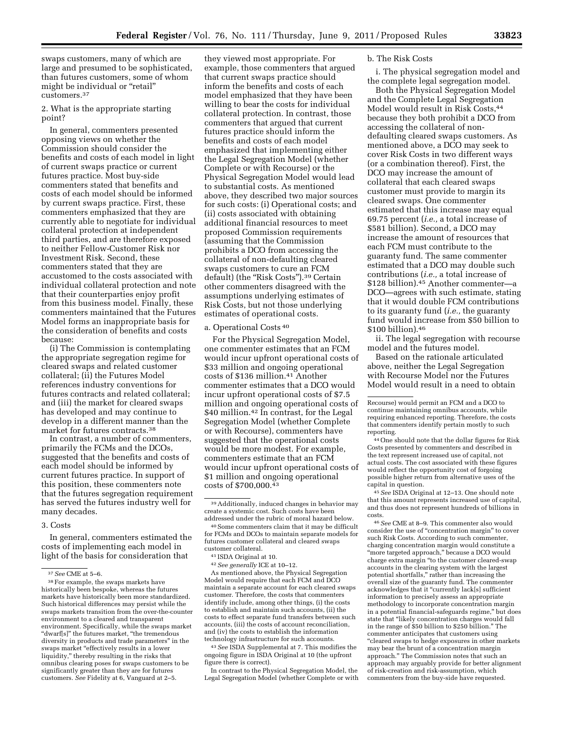swaps customers, many of which are large and presumed to be sophisticated, than futures customers, some of whom might be individual or "retail" customers.[37]

2. What is the appropriate starting point?

In general, commenters presented opposing views on whether the Commission should consider the benefits and costs of each model in light of current swaps practice or current futures practice. Most buy-side commenters stated that benefits and costs of each model should be informed by current swaps practice. First, these commenters emphasized that they are currently able to negotiate for individual collateral protection at independent third parties, and are therefore exposed to neither Fellow-Customer Risk nor Investment Risk. Second, these commenters stated that they are accustomed to the costs associated with individual collateral protection and note that their counterparties enjoy profit from this business model. Finally, these commenters maintained that the Futures Model forms an inappropriate basis for the consideration of benefits and costs because:

(i) The Commission is contemplating the appropriate segregation regime for cleared swaps and related customer collateral; (ii) the Futures Model references industry conventions for futures contracts and related collateral; and (iii) the market for cleared swaps has developed and may continue to develop in a different manner than the market for futures contracts.[38]

In contrast, a number of commenters, primarily the FCMs and the DCOs, suggested that the benefits and costs of each model should be informed by current futures practice. In support of this position, these commenters note that the futures segregation requirement has served the futures industry well for many decades.

3. Costs

In general, commenters estimated the costs of implementing each model in light of the basis for consideration that they viewed most appropriate. For example, those commenters that argued that current swaps practice should inform the benefits and costs of each model emphasized that they have been willing to bear the costs for individual collateral protection. In contrast, those commenters that argued that current futures practice should inform the benefits and costs of each model emphasized that implementing either the Legal Segregation Model (whether Complete or with Recourse) or the Physical Segregation Model would lead to substantial costs. As mentioned above, they described two major sources for such costs: (i) Operational costs; and (ii) costs associated with obtaining additional financial resources to meet proposed Commission requirements (assuming that the Commission prohibits a DCO from accessing the collateral of non-defaulting cleared swaps customers to cure an FCM default) (the "Risk Costs").[39] Certain other commenters disagreed with the assumptions underlying estimates of Risk Costs, but not those underlying estimates of operational costs.

a. Operational Costs[40]

For the Physical Segregation Model, one commenter estimates that an FCM would incur upfront operational costs of $33 million and ongoing operational costs of $136 million.[41] Another commenter estimates that a DCO would incur upfront operational costs of $7.5 million and ongoing operational costs of $40 million.[42] In contrast, for the Legal Segregation Model (whether Complete or with Recourse), commenters have suggested that the operational costs would be more modest. For example, commenters estimate that an FCM would incur upfront operational costs of $1 million and ongoing operational costs of $700,000.[43]

b. The Risk Costs

i. The physical segregation model and the complete legal segregation model.

Both the Physical Segregation Model and the Complete Legal Segregation Model would result in Risk Costs,[44] because they both prohibit a DCO from accessing the collateral of non-defaulting cleared swaps customers. As mentioned above, a DCO may seek to cover Risk Costs in two different ways (or a combination thereof). First, the DCO may increase the amount of collateral that each cleared swaps customer must provide to margin its cleared swaps. One commenter estimated that this increase may equal 69.75 percent (*i.e.,* a total increase of $581 billion). Second, a DCO may increase the amount of resources that each FCM must contribute to the guaranty fund. The same commenter estimated that a DCO may double such contributions (*i.e.,* a total increase of $128 billion).[45] Another commenter—a DCO—agrees with such estimate, stating that it would double FCM contributions to its guaranty fund (*i.e.,* the guaranty fund would increase from $50 billion to $100 billion).[46]

ii. The legal segregation with recourse model and the futures model.

Based on the rationale articulated above, neither the Legal Segregation with Recourse Model nor the Futures Model would result in a need to obtain

---

[37] *See* CME at 5–6.

[38] For example, the swaps markets have historically been bespoke, whereas the futures markets have historically been more standardized. Such historical differences may persist while the swaps markets transition from the over-the-counter environment to a cleared and transparent environment. Specifically, while the swaps market "dwarf[s]" the futures market, "the tremendous diversity in products and trade parameters" in the swaps market "effectively results in a lower liquidity," thereby resulting in the risks that omnibus clearing poses for swaps customers to be significantly greater than they are for futures customers. *See* Fidelity at 6, Vanguard at 2–5.

[39] Additionally, induced changes in behavior may create a systemic cost. Such costs have been addressed under the rubric of moral hazard below.

[40] Some commenters claim that it may be difficult for FCMs and DCOs to maintain separate models for futures customer collateral and cleared swaps customer collateral.

[41] ISDA Original at 10.

[42] *See generally* ICE at 10–12.

As mentioned above, the Physical Segregation Model would require that each FCM and DCO maintain a separate account for each cleared swaps customer. Therefore, the costs that commenters identify include, among other things, (i) the costs to establish and maintain such accounts, (ii) the costs to effect separate fund transfers between such accounts, (iii) the costs of account reconciliation, and (iv) the costs to establish the information technology infrastructure for such accounts.

[43] *See* ISDA Supplemental at 7. This modifies the ongoing figure in ISDA Original at 10 (the upfront figure there is correct).

In contrast to the Physical Segregation Model, the Legal Segregation Model (whether Complete or with Recourse) would permit an FCM and a DCO to continue maintaining omnibus accounts, while requiring enhanced reporting. Therefore, the costs that commenters identify pertain mostly to such reporting.

[44] One should note that the dollar figures for Risk Costs presented by commenters and described in the text represent increased use of capital, not actual costs. The cost associated with these figures would reflect the opportunity cost of forgoing possible higher return from alternative uses of the capital in question.

[45] *See* ISDA Original at 12–13. One should note that this amount represents increased use of capital, and thus does not represent hundreds of billions in costs.

[46] *See* CME at 8–9. This commenter also would consider the use of "concentration margin" to cover such Risk Costs. According to such commenter, charging concentration margin would constitute a "more targeted approach," because a DCO would charge extra margin "to the customer cleared-swap accounts in the clearing system with the largest potential shortfalls," rather than increasing the overall size of the guaranty fund. The commenter acknowledges that it "currently lack[s] sufficient information to precisely assess an appropriate methodology to incorporate concentration margin in a potential financial-safeguards regime," but does state that "likely concentration charges would fall in the range of $50 billion to $250 billion." The commenter anticipates that customers using "cleared swaps to hedge exposures in other markets may bear the brunt of a concentration margin approach." The Commission notes that such an approach may arguably provide for better alignment of risk-creation and risk-assumption, which commenters from the buy-side have requested.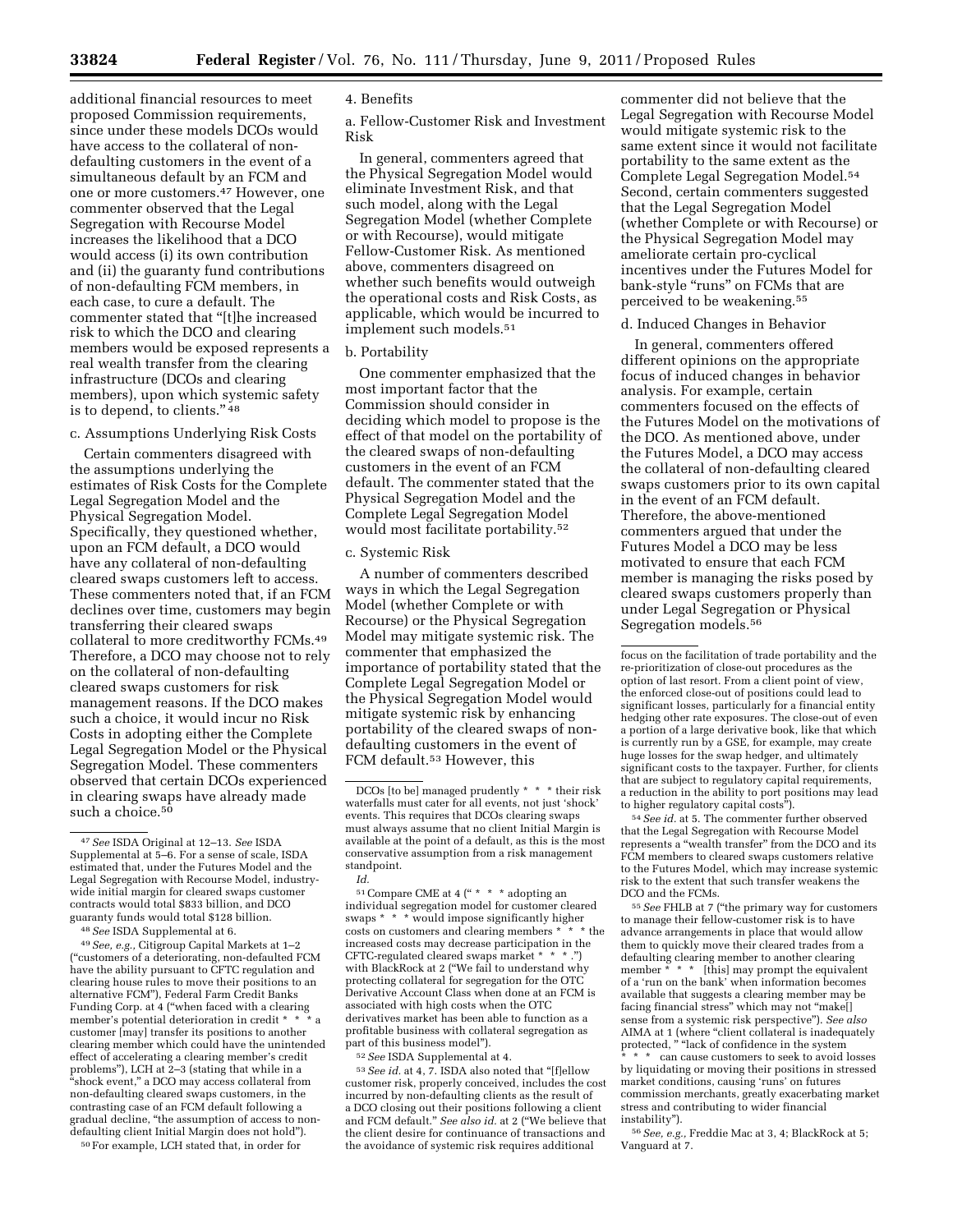additional financial resources to meet proposed Commission requirements, since under these models DCOs would have access to the collateral of non-defaulting customers in the event of a simultaneous default by an FCM and one or more customers.[47] However, one commenter observed that the Legal Segregation with Recourse Model increases the likelihood that a DCO would access (i) its own contribution and (ii) the guaranty fund contributions of non-defaulting FCM members, in each case, to cure a default. The commenter stated that "[t]he increased risk to which the DCO and clearing members would be exposed represents a real wealth transfer from the clearing infrastructure (DCOs and clearing members), upon which systemic safety is to depend, to clients." [48]

c. Assumptions Underlying Risk Costs

Certain commenters disagreed with the assumptions underlying the estimates of Risk Costs for the Complete Legal Segregation Model and the Physical Segregation Model. Specifically, they questioned whether, upon an FCM default, a DCO would have any collateral of non-defaulting cleared swaps customers left to access. These commenters noted that, if an FCM declines over time, customers may begin transferring their cleared swaps collateral to more creditworthy FCMs.[49] Therefore, a DCO may choose not to rely on the collateral of non-defaulting cleared swaps customers for risk management reasons. If the DCO makes such a choice, it would incur no Risk Costs in adopting either the Complete Legal Segregation Model or the Physical Segregation Model. These commenters observed that certain DCOs experienced in clearing swaps have already made such a choice.[50]

4. Benefits

a. Fellow-Customer Risk and Investment Risk

In general, commenters agreed that the Physical Segregation Model would eliminate Investment Risk, and that such model, along with the Legal Segregation Model (whether Complete or with Recourse), would mitigate Fellow-Customer Risk. As mentioned above, commenters disagreed on whether such benefits would outweigh the operational costs and Risk Costs, as applicable, which would be incurred to implement such models.[51]

b. Portability

One commenter emphasized that the most important factor that the Commission should consider in deciding which model to propose is the effect of that model on the portability of the cleared swaps of non-defaulting customers in the event of an FCM default. The commenter stated that the Physical Segregation Model and the Complete Legal Segregation Model would most facilitate portability.[52]

c. Systemic Risk

A number of commenters described ways in which the Legal Segregation Model (whether Complete or with Recourse) or the Physical Segregation Model may mitigate systemic risk. The commenter that emphasized the importance of portability stated that the Complete Legal Segregation Model or the Physical Segregation Model would mitigate systemic risk by enhancing portability of the cleared swaps of non-defaulting customers in the event of FCM default.[53] However, this commenter did not believe that the Legal Segregation with Recourse Model would mitigate systemic risk to the same extent since it would not facilitate portability to the same extent as the Complete Legal Segregation Model.[54] Second, certain commenters suggested that the Legal Segregation Model (whether Complete or with Recourse) or the Physical Segregation Model may ameliorate certain pro-cyclical incentives under the Futures Model for bank-style "runs" on FCMs that are perceived to be weakening.[55]

d. Induced Changes in Behavior

In general, commenters offered different opinions on the appropriate focus of induced changes in behavior analysis. For example, certain commenters focused on the effects of the Futures Model on the motivations of the DCO. As mentioned above, under the Futures Model, a DCO may access the collateral of non-defaulting cleared swaps customers prior to its own capital in the event of an FCM default. Therefore, the above-mentioned commenters argued that under the Futures Model a DCO may be less motivated to ensure that each FCM member is managing the risks posed by cleared swaps customers properly than under Legal Segregation or Physical Segregation models.[56]

---

[47] *See* ISDA Original at 12–13. *See* ISDA Supplemental at 5–6. For a sense of scale, ISDA estimated that, under the Futures Model and the Legal Segregation with Recourse Model, industry-wide initial margin for cleared swaps customer contracts would total $833 billion, and DCO guaranty funds would total $128 billion.

[48] *See* ISDA Supplemental at 6.

[49] *See, e.g.,* Citigroup Capital Markets at 1–2 ("customers of a deteriorating, non-defaulted FCM have the ability pursuant to CFTC regulation and clearing house rules to move their positions to an alternative FCM"), Federal Farm Credit Banks Funding Corp. at 4 ("when faced with a clearing member's potential deterioration in credit * * * a customer [may] transfer its positions to another clearing member which could have the unintended effect of accelerating a clearing member's credit problems"), LCH at 2–3 (stating that while in a "shock event," a DCO may access collateral from non-defaulting cleared swaps customers, in the contrasting case of an FCM default following a gradual decline, "the assumption of access to non-defaulting client Initial Margin does not hold").

[50] For example, LCH stated that, in order for DCOs [to be] managed prudently * * * their risk waterfalls must cater for all events, not just 'shock' events. This requires that DCOs clearing swaps must always assume that no client Initial Margin is available at the point of a default, as this is the most conservative assumption from a risk management standpoint.

*Id.*

[51] Compare CME at 4 (" * * * adopting an individual segregation model for customer cleared swaps * * * would impose significantly higher costs on customers and clearing members * * * the increased costs may decrease participation in the CFTC-regulated cleared swaps market * * * .") with BlackRock at 2 ("We fail to understand why protecting collateral for segregation for the OTC Derivative Account Class when done at an FCM is associated with high costs when the OTC derivatives market has been able to function as a profitable business with collateral segregation as part of this business model").

[52] *See* ISDA Supplemental at 4.

[53] *See id.* at 4, 7. ISDA also noted that "[f]ellow customer risk, properly conceived, includes the cost incurred by non-defaulting clients as the result of a DCO closing out their positions following a client and FCM default." *See also id.* at 2 ("We believe that the client desire for continuance of transactions and the avoidance of systemic risk requires additional focus on the facilitation of trade portability and the re-prioritization of close-out procedures as the option of last resort. From a client point of view, the enforced close-out of positions could lead to significant losses, particularly for a financial entity hedging other rate exposures. The close-out of even a portion of a large derivative book, like that which is currently run by a GSE, for example, may create huge losses for the swap hedger, and ultimately significant costs to the taxpayer. Further, for clients that are subject to regulatory capital requirements, a reduction in the ability to port positions may lead to higher regulatory capital costs").

[54] *See id.* at 5. The commenter further observed that the Legal Segregation with Recourse Model represents a "wealth transfer" from the DCO and its FCM members to cleared swaps customers relative to the Futures Model, which may increase systemic risk to the extent that such transfer weakens the DCO and the FCMs.

[55] *See* FHLB at 7 ("the primary way for customers to manage their fellow-customer risk is to have advance arrangements in place that would allow them to quickly move their cleared trades from a defaulting clearing member to another clearing member * * * [this] may prompt the equivalent of a 'run on the bank' when information becomes available that suggests a clearing member may be facing financial stress" which may not "make[] sense from a systemic risk perspective"). *See also* AIMA at 1 (where "client collateral is inadequately protected, " "lack of confidence in the system * * * can cause customers to seek to avoid losses by liquidating or moving their positions in stressed market conditions, causing 'runs' on futures commission merchants, greatly exacerbating market stress and contributing to wider financial instability").

[56] *See, e.g.,* Freddie Mac at 3, 4; BlackRock at 5; Vanguard at 7.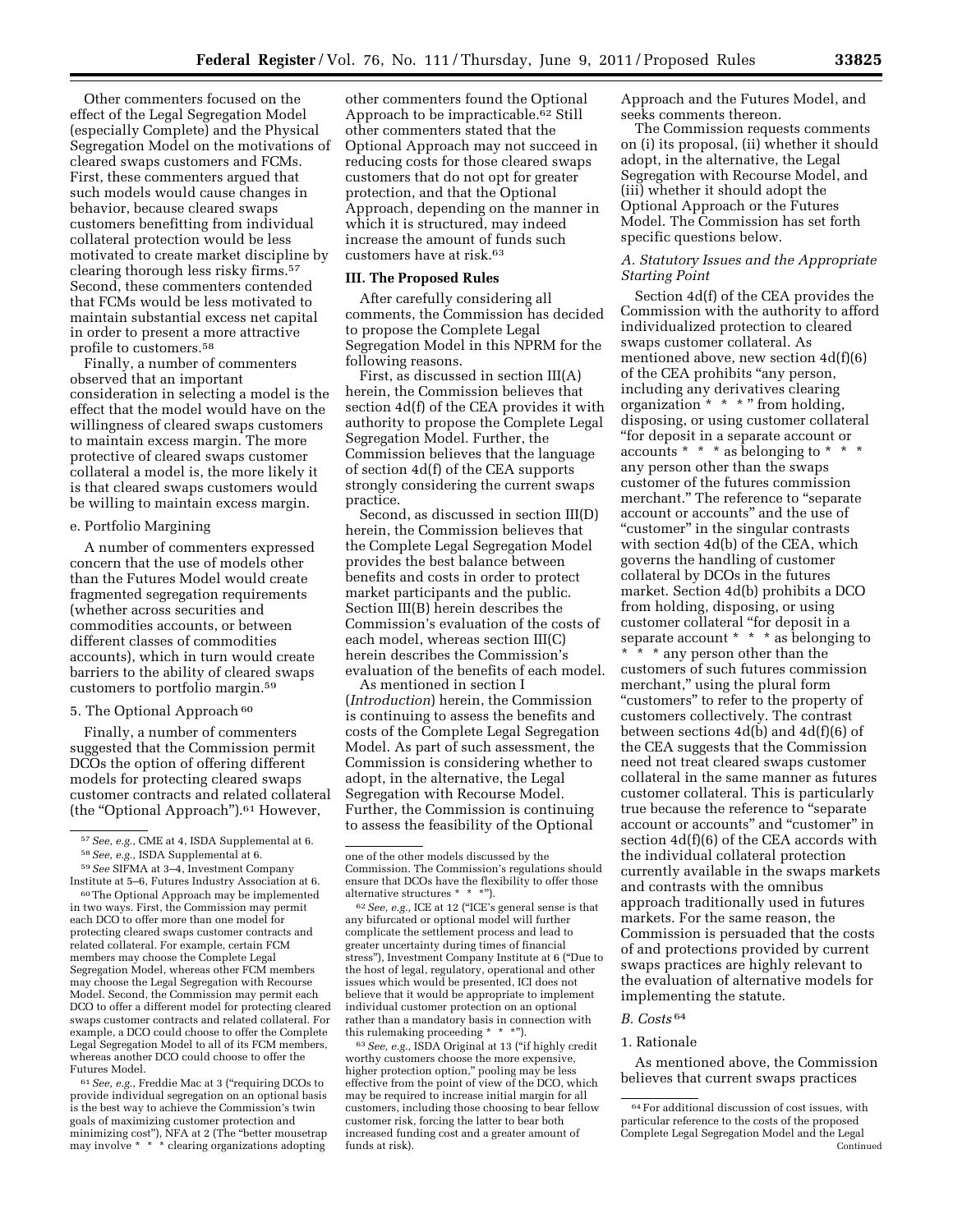Other commenters focused on the effect of the Legal Segregation Model (especially Complete) and the Physical Segregation Model on the motivations of cleared swaps customers and FCMs. First, these commenters argued that such models would cause changes in behavior, because cleared swaps customers benefitting from individual collateral protection would be less motivated to create market discipline by clearing thorough less risky firms.[57] Second, these commenters contended that FCMs would be less motivated to maintain substantial excess net capital in order to present a more attractive profile to customers.[58]

Finally, a number of commenters observed that an important consideration in selecting a model is the effect that the model would have on the willingness of cleared swaps customers to maintain excess margin. The more protective of cleared swaps customer collateral a model is, the more likely it is that cleared swaps customers would be willing to maintain excess margin.

e. Portfolio Margining

A number of commenters expressed concern that the use of models other than the Futures Model would create fragmented segregation requirements (whether across securities and commodities accounts, or between different classes of commodities accounts), which in turn would create barriers to the ability of cleared swaps customers to portfolio margin.[59]

5. The Optional Approach [60]

Finally, a number of commenters suggested that the Commission permit DCOs the option of offering different models for protecting cleared swaps customer contracts and related collateral (the "Optional Approach").[61] However, other commenters found the Optional Approach to be impracticable.[62] Still other commenters stated that the Optional Approach may not succeed in reducing costs for those cleared swaps customers that do not opt for greater protection, and that the Optional Approach, depending on the manner in which it is structured, may indeed increase the amount of funds such customers have at risk.[63]

## III. The Proposed Rules

After carefully considering all comments, the Commission has decided to propose the Complete Legal Segregation Model in this NPRM for the following reasons.

First, as discussed in section III(A) herein, the Commission believes that section 4d(f) of the CEA provides it with authority to propose the Complete Legal Segregation Model. Further, the Commission believes that the language of section 4d(f) of the CEA supports strongly considering the current swaps practice.

Second, as discussed in section III(D) herein, the Commission believes that the Complete Legal Segregation Model provides the best balance between benefits and costs in order to protect market participants and the public. Section III(B) herein describes the Commission's evaluation of the costs of each model, whereas section III(C) herein describes the Commission's evaluation of the benefits of each model.

As mentioned in section I (*Introduction*) herein, the Commission is continuing to assess the benefits and costs of the Complete Legal Segregation Model. As part of such assessment, the Commission is considering whether to adopt, in the alternative, the Legal Segregation with Recourse Model. Further, the Commission is continuing to assess the feasibility of the Optional Approach and the Futures Model, and seeks comments thereon.

The Commission requests comments on (i) its proposal, (ii) whether it should adopt, in the alternative, the Legal Segregation with Recourse Model, and (iii) whether it should adopt the Optional Approach or the Futures Model. The Commission has set forth specific questions below.

### *A. Statutory Issues and the Appropriate Starting Point*

Section 4d(f) of the CEA provides the Commission with the authority to afford individualized protection to cleared swaps customer collateral. As mentioned above, new section 4d(f)(6) of the CEA prohibits "any person, including any derivatives clearing organization * * * " from holding, disposing, or using customer collateral "for deposit in a separate account or accounts * * * as belonging to * * * any person other than the swaps customer of the futures commission merchant." The reference to "separate account or accounts" and the use of "customer" in the singular contrasts with section 4d(b) of the CEA, which governs the handling of customer collateral by DCOs in the futures market. Section 4d(b) prohibits a DCO from holding, disposing, or using customer collateral "for deposit in a separate account * * * as belonging to * * * any person other than the customers of such futures commission merchant," using the plural form "customers" to refer to the property of customers collectively. The contrast between sections 4d(b) and 4d(f)(6) of the CEA suggests that the Commission need not treat cleared swaps customer collateral in the same manner as futures customer collateral. This is particularly true because the reference to "separate account or accounts" and "customer" in section 4d(f)(6) of the CEA accords with the individual collateral protection currently available in the swaps markets and contrasts with the omnibus approach traditionally used in futures markets. For the same reason, the Commission is persuaded that the costs of and protections provided by current swaps practices are highly relevant to the evaluation of alternative models for implementing the statute.

### *B. Costs* [64]

1. Rationale

As mentioned above, the Commission believes that current swaps practices

---

[57] *See, e.g.,* CME at 4, ISDA Supplemental at 6.

[58] *See, e.g.,* ISDA Supplemental at 6.

[59] *See* SIFMA at 3–4, Investment Company Institute at 5–6, Futures Industry Association at 6.

[60] The Optional Approach may be implemented in two ways. First, the Commission may permit each DCO to offer more than one model for protecting cleared swaps customer contracts and related collateral. For example, certain FCM members may choose the Complete Legal Segregation Model, whereas other FCM members may choose the Legal Segregation with Recourse Model. Second, the Commission may permit each DCO to offer a different model for protecting cleared swaps customer contracts and related collateral. For example, a DCO could choose to offer the Complete Legal Segregation Model to all of its FCM members, whereas another DCO could choose to offer the Futures Model.

[61] *See, e.g.,* Freddie Mac at 3 ("requiring DCOs to provide individual segregation on an optional basis is the best way to achieve the Commission's twin goals of maximizing customer protection and minimizing cost"), NFA at 2 (The "better mousetrap may involve * * * clearing organizations adopting one of the other models discussed by the Commission. The Commission's regulations should ensure that DCOs have the flexibility to offer those alternative structures * * *").

[62] *See, e.g.,* ICE at 12 ("ICE's general sense is that any bifurcated or optional model will further complicate the settlement process and lead to greater uncertainty during times of financial stress"), Investment Company Institute at 6 ("Due to the host of legal, regulatory, operational and other issues which would be presented, ICI does not believe that it would be appropriate to implement individual customer protection on an optional rather than a mandatory basis in connection with this rulemaking proceeding * * *").

[63] *See, e.g.,* ISDA Original at 13 ("if highly credit worthy customers choose the more expensive, higher protection option," pooling may be less effective from the point of view of the DCO, which may be required to increase initial margin for all customers, including those choosing to bear fellow customer risk, forcing the latter to bear both increased funding cost and a greater amount of funds at risk).

[64] For additional discussion of cost issues, with particular reference to the costs of the proposed Complete Legal Segregation Model and the Legal Continued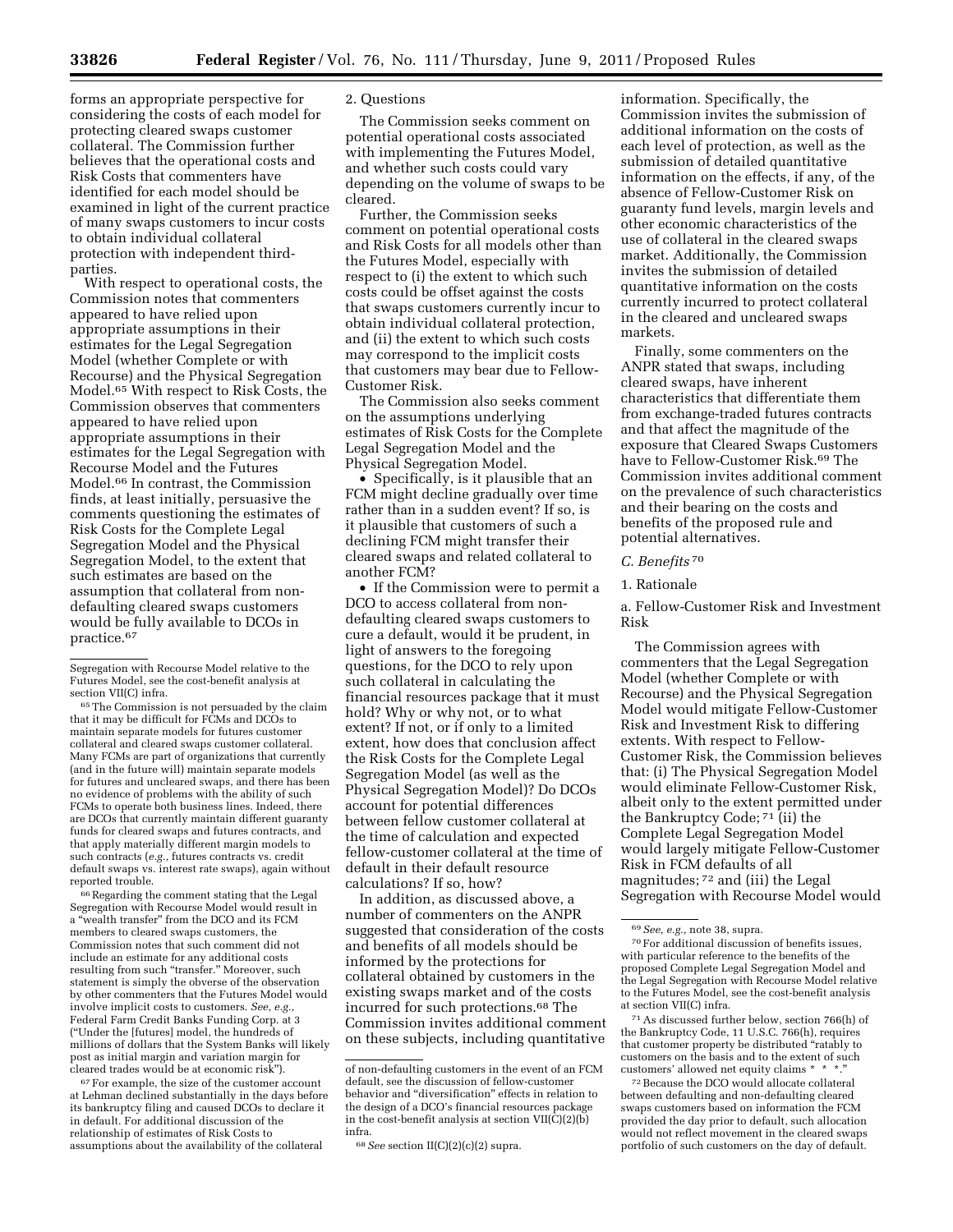forms an appropriate perspective for considering the costs of each model for protecting cleared swaps customer collateral. The Commission further believes that the operational costs and Risk Costs that commenters have identified for each model should be examined in light of the current practice of many swaps customers to incur costs to obtain individual collateral protection with independent third-parties.

With respect to operational costs, the Commission notes that commenters appeared to have relied upon appropriate assumptions in their estimates for the Legal Segregation Model (whether Complete or with Recourse) and the Physical Segregation Model.[65] With respect to Risk Costs, the Commission observes that commenters appeared to have relied upon appropriate assumptions in their estimates for the Legal Segregation with Recourse Model and the Futures Model.[66] In contrast, the Commission finds, at least initially, persuasive the comments questioning the estimates of Risk Costs for the Complete Legal Segregation Model and the Physical Segregation Model, to the extent that such estimates are based on the assumption that collateral from non-defaulting cleared swaps customers would be fully available to DCOs in practice.[67]

### 2. Questions

The Commission seeks comment on potential operational costs associated with implementing the Futures Model, and whether such costs could vary depending on the volume of swaps to be cleared.

Further, the Commission seeks comment on potential operational costs and Risk Costs for all models other than the Futures Model, especially with respect to (i) the extent to which such costs could be offset against the costs that swaps customers currently incur to obtain individual collateral protection, and (ii) the extent to which such costs may correspond to the implicit costs that customers may bear due to Fellow-Customer Risk.

The Commission also seeks comment on the assumptions underlying estimates of Risk Costs for the Complete Legal Segregation Model and the Physical Segregation Model.

- Specifically, is it plausible that an FCM might decline gradually over time rather than in a sudden event? If so, is it plausible that customers of such a declining FCM might transfer their cleared swaps and related collateral to another FCM?
- If the Commission were to permit a DCO to access collateral from non-defaulting cleared swaps customers to cure a default, would it be prudent, in light of answers to the foregoing questions, for the DCO to rely upon such collateral in calculating the financial resources package that it must hold? Why or why not, or to what extent? If not, or if only to a limited extent, how does that conclusion affect the Risk Costs for the Complete Legal Segregation Model (as well as the Physical Segregation Model)? Do DCOs account for potential differences between fellow customer collateral at the time of calculation and expected fellow-customer collateral at the time of default in their default resource calculations? If so, how?

In addition, as discussed above, a number of commenters on the ANPR suggested that consideration of the costs and benefits of all models should be informed by the protections for collateral obtained by customers in the existing swaps market and of the costs incurred for such protections.[68] The Commission invites additional comment on these subjects, including quantitative information. Specifically, the Commission invites the submission of additional information on the costs of each level of protection, as well as the submission of detailed quantitative information on the effects, if any, of the absence of Fellow-Customer Risk on guaranty fund levels, margin levels and other economic characteristics of the use of collateral in the cleared swaps market. Additionally, the Commission invites the submission of detailed quantitative information on the costs currently incurred to protect collateral in the cleared and uncleared swaps markets.

Finally, some commenters on the ANPR stated that swaps, including cleared swaps, have inherent characteristics that differentiate them from exchange-traded futures contracts and that affect the magnitude of the exposure that Cleared Swaps Customers have to Fellow-Customer Risk.[69] The Commission invites additional comment on the prevalence of such characteristics and their bearing on the costs and benefits of the proposed rule and potential alternatives.

## C. Benefits[70]

### 1. Rationale

#### a. Fellow-Customer Risk and Investment Risk

The Commission agrees with commenters that the Legal Segregation Model (whether Complete or with Recourse) and the Physical Segregation Model would mitigate Fellow-Customer Risk and Investment Risk to differing extents. With respect to Fellow-Customer Risk, the Commission believes that: (i) The Physical Segregation Model would eliminate Fellow-Customer Risk, albeit only to the extent permitted under the Bankruptcy Code;[71] (ii) the Complete Legal Segregation Model would largely mitigate Fellow-Customer Risk in FCM defaults of all magnitudes;[72] and (iii) the Legal Segregation with Recourse Model would

---

Segregation with Recourse Model relative to the Futures Model, see the cost-benefit analysis at section VII(C) infra.

[65] The Commission is not persuaded by the claim that it may be difficult for FCMs and DCOs to maintain separate models for futures customer collateral and cleared swaps customer collateral. Many FCMs are part of organizations that currently (and in the future will) maintain separate models for futures and uncleared swaps, and there has been no evidence of problems with the ability of such FCMs to operate both business lines. Indeed, there are DCOs that currently maintain different guaranty funds for cleared swaps and futures contracts, and that apply materially different margin models to such contracts (*e.g.,* futures contracts vs. credit default swaps vs. interest rate swaps), again without reported trouble.

[66] Regarding the comment stating that the Legal Segregation with Recourse Model would result in a "wealth transfer" from the DCO and its FCM members to cleared swaps customers, the Commission notes that such comment did not include an estimate for any additional costs resulting from such "transfer." Moreover, such statement is simply the obverse of the observation by other commenters that the Futures Model would involve implicit costs to customers. *See, e.g.,* Federal Farm Credit Banks Funding Corp. at 3 ("Under the [futures] model, the hundreds of millions of dollars that the System Banks will likely post as initial margin and variation margin for cleared trades would be at economic risk").

[67] For example, the size of the customer account at Lehman declined substantially in the days before its bankruptcy filing and caused DCOs to declare it in default. For additional discussion of the relationship of estimates of Risk Costs to assumptions about the availability of the collateral of non-defaulting customers in the event of an FCM default, see the discussion of fellow-customer behavior and "diversification" effects in relation to the design of a DCO's financial resources package in the cost-benefit analysis at section VII(C)(2)(b) infra.

[68] *See* section II(C)(2)(c)(2) supra.

[69] *See, e.g.,* note 38, supra.

[70] For additional discussion of benefits issues, with particular reference to the benefits of the proposed Complete Legal Segregation Model and the Legal Segregation with Recourse Model relative to the Futures Model, see the cost-benefit analysis at section VII(C) infra.

[71] As discussed further below, section 766(h) of the Bankruptcy Code, 11 U.S.C. 766(h), requires that customer property be distributed "ratably to customers on the basis and to the extent of such customers' allowed net equity claims * * *."

[72] Because the DCO would allocate collateral between defaulting and non-defaulting cleared swaps customers based on information the FCM provided the day prior to default, such allocation would not reflect movement in the cleared swaps portfolio of such customers on the day of default.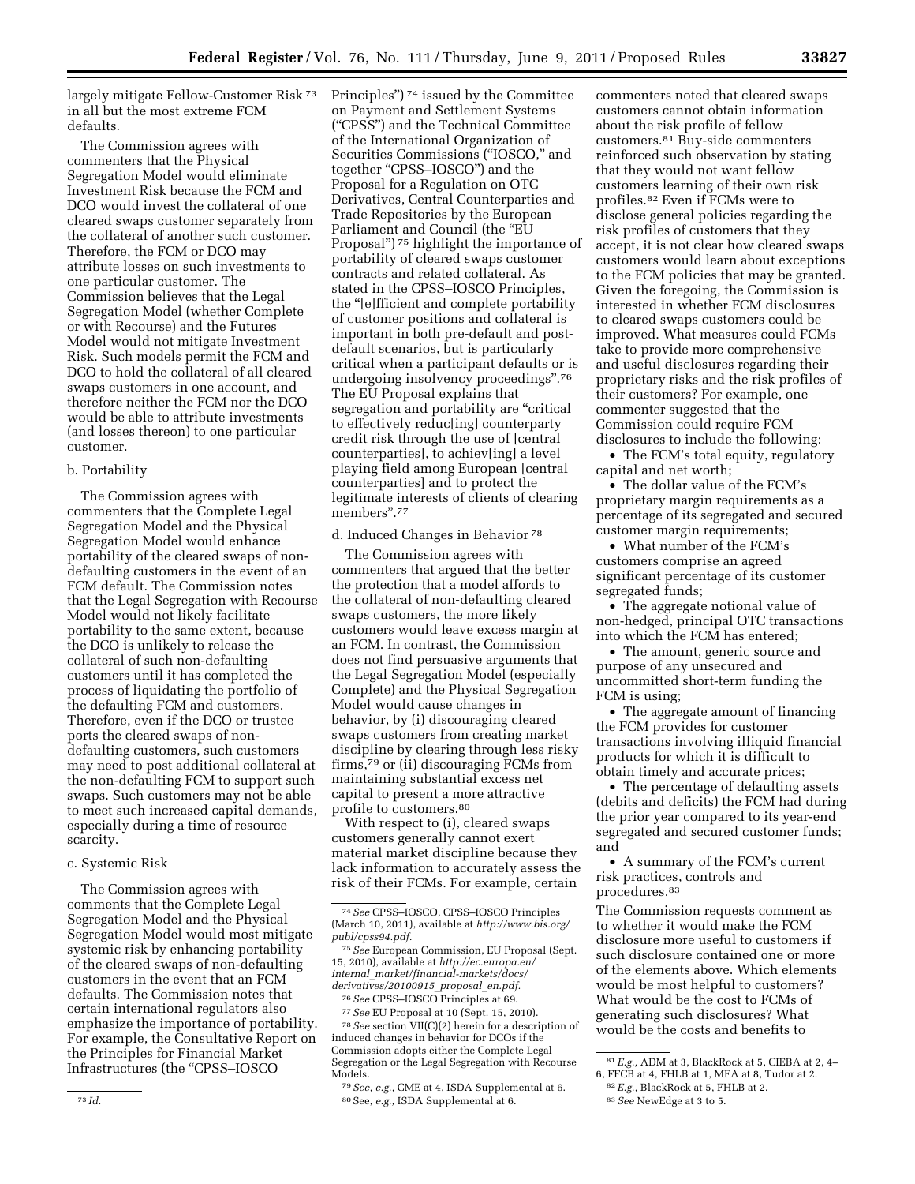largely mitigate Fellow-Customer Risk [73] in all but the most extreme FCM defaults.

The Commission agrees with commenters that the Physical Segregation Model would eliminate Investment Risk because the FCM and DCO would invest the collateral of one cleared swaps customer separately from the collateral of another such customer. Therefore, the FCM or DCO may attribute losses on such investments to one particular customer. The Commission believes that the Legal Segregation Model (whether Complete or with Recourse) and the Futures Model would not mitigate Investment Risk. Such models permit the FCM and DCO to hold the collateral of all cleared swaps customers in one account, and therefore neither the FCM nor the DCO would be able to attribute investments (and losses thereon) to one particular customer.

b. Portability

The Commission agrees with commenters that the Complete Legal Segregation Model and the Physical Segregation Model would enhance portability of the cleared swaps of non-defaulting customers in the event of an FCM default. The Commission notes that the Legal Segregation with Recourse Model would not likely facilitate portability to the same extent, because the DCO is unlikely to release the collateral of such non-defaulting customers until it has completed the process of liquidating the portfolio of the defaulting FCM and customers. Therefore, even if the DCO or trustee ports the cleared swaps of non-defaulting customers, such customers may need to post additional collateral at the non-defaulting FCM to support such swaps. Such customers may not be able to meet such increased capital demands, especially during a time of resource scarcity.

c. Systemic Risk

The Commission agrees with comments that the Complete Legal Segregation Model and the Physical Segregation Model would most mitigate systemic risk by enhancing portability of the cleared swaps of non-defaulting customers in the event that an FCM defaults. The Commission notes that certain international regulators also emphasize the importance of portability. For example, the Consultative Report on the Principles for Financial Market Infrastructures (the "CPSS–IOSCO Principles") [74] issued by the Committee on Payment and Settlement Systems ("CPSS") and the Technical Committee of the International Organization of Securities Commissions ("IOSCO," and together "CPSS–IOSCO") and the Proposal for a Regulation on OTC Derivatives, Central Counterparties and Trade Repositories by the European Parliament and Council (the "EU Proposal") [75] highlight the importance of portability of cleared swaps customer contracts and related collateral. As stated in the CPSS–IOSCO Principles, the "[e]fficient and complete portability of customer positions and collateral is important in both pre-default and post-default scenarios, but is particularly critical when a participant defaults or is undergoing insolvency proceedings".[76] The EU Proposal explains that segregation and portability are "critical to effectively reduc[ing] counterparty credit risk through the use of [central counterparties], to achiev[ing] a level playing field among European [central counterparties] and to protect the legitimate interests of clients of clearing members".[77]

d. Induced Changes in Behavior [78]

The Commission agrees with commenters that argued that the better the protection that a model affords to the collateral of non-defaulting cleared swaps customers, the more likely customers would leave excess margin at an FCM. In contrast, the Commission does not find persuasive arguments that the Legal Segregation Model (especially Complete) and the Physical Segregation Model would cause changes in behavior, by (i) discouraging cleared swaps customers from creating market discipline by clearing through less risky firms,[79] or (ii) discouraging FCMs from maintaining substantial excess net capital to present a more attractive profile to customers.[80]

With respect to (i), cleared swaps customers generally cannot exert material market discipline because they lack information to accurately assess the risk of their FCMs. For example, certain commenters noted that cleared swaps customers cannot obtain information about the risk profile of fellow customers.[81] Buy-side commenters reinforced such observation by stating that they would not want fellow customers learning of their own risk profiles.[82] Even if FCMs were to disclose general policies regarding the risk profiles of customers that they accept, it is not clear how cleared swaps customers would learn about exceptions to the FCM policies that may be granted. Given the foregoing, the Commission is interested in whether FCM disclosures to cleared swaps customers could be improved. What measures could FCMs take to provide more comprehensive and useful disclosures regarding their proprietary risks and the risk profiles of their customers? For example, one commenter suggested that the Commission could require FCM disclosures to include the following:

- The FCM's total equity, regulatory capital and net worth;
- The dollar value of the FCM's proprietary margin requirements as a percentage of its segregated and secured customer margin requirements;
- What number of the FCM's customers comprise an agreed significant percentage of its customer segregated funds;
- The aggregate notional value of non-hedged, principal OTC transactions into which the FCM has entered;
- The amount, generic source and purpose of any unsecured and uncommitted short-term funding the FCM is using;
- The aggregate amount of financing the FCM provides for customer transactions involving illiquid financial products for which it is difficult to obtain timely and accurate prices;
- The percentage of defaulting assets (debits and deficits) the FCM had during the prior year compared to its year-end segregated and secured customer funds; and
- A summary of the FCM's current risk practices, controls and procedures.[83]

The Commission requests comment as to whether it would make the FCM disclosure more useful to customers if such disclosure contained one or more of the elements above. Which elements would be most helpful to customers? What would be the cost to FCMs of generating such disclosures? What would be the costs and benefits to

---

[73] *Id.*

[74] *See* CPSS–IOSCO, CPSS–IOSCO Principles (March 10, 2011), available at *http://www.bis.org/publ/cpss94.pdf.*

[75] *See* European Commission, EU Proposal (Sept. 15, 2010), available at *http://ec.europa.eu/internal_market/financial-markets/docs/derivatives/20100915_proposal_en.pdf.*

[76] *See* CPSS–IOSCO Principles at 69.

[77] *See* EU Proposal at 10 (Sept. 15, 2010).

[78] *See* section VII(C)(2) herein for a description of induced changes in behavior for DCOs if the Commission adopts either the Complete Legal Segregation or the Legal Segregation with Recourse Models.

[79] *See, e.g.,* CME at 4, ISDA Supplemental at 6.

[80] See, *e.g.,* ISDA Supplemental at 6.

[81] *E.g.,* ADM at 3, BlackRock at 5, CIEBA at 2, 4–6, FFCB at 4, FHLB at 1, MFA at 8, Tudor at 2.

[82] *E.g.,* BlackRock at 5, FHLB at 2.

[83] *See* NewEdge at 3 to 5.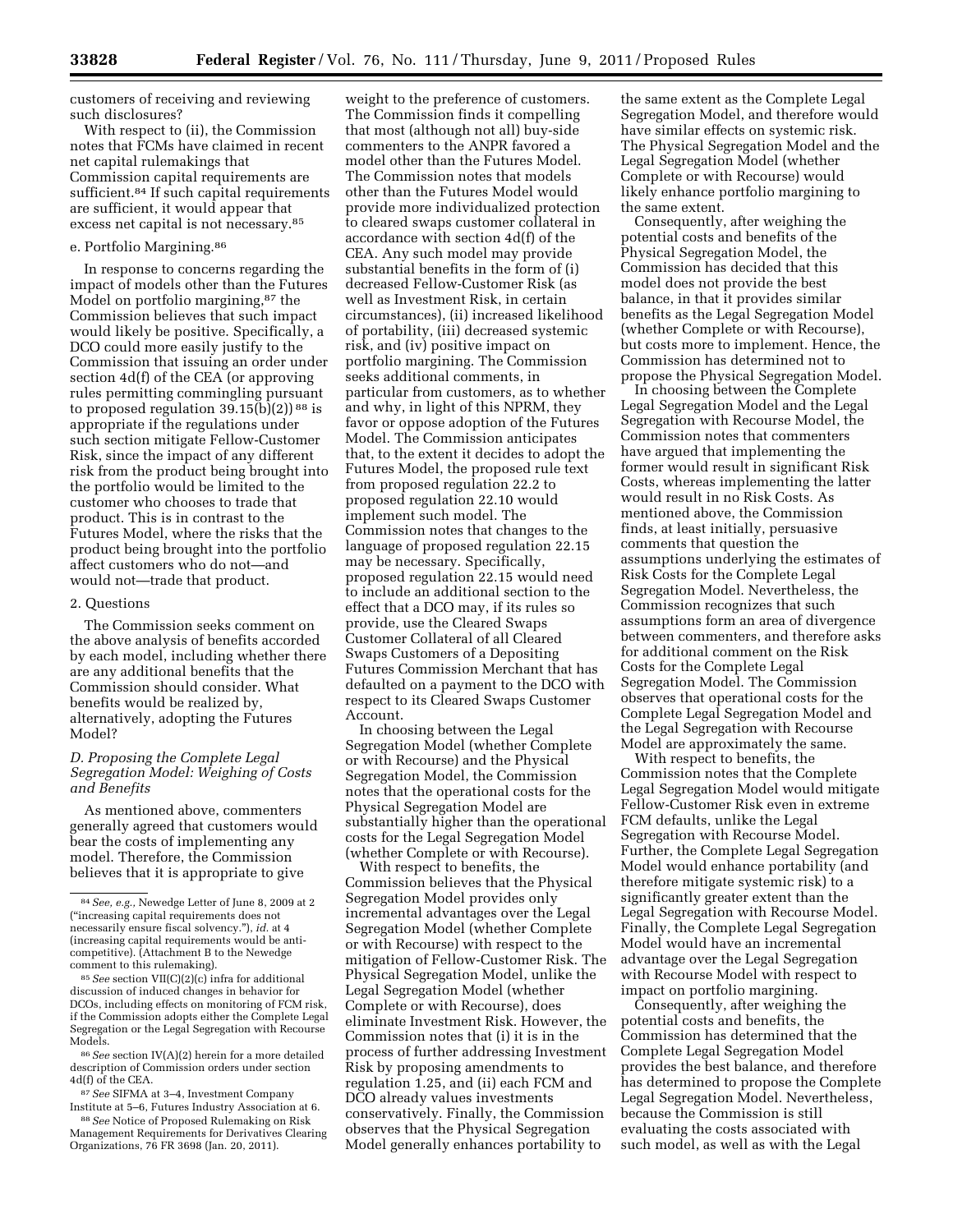customers of receiving and reviewing such disclosures?

With respect to (ii), the Commission notes that FCMs have claimed in recent net capital rulemakings that Commission capital requirements are sufficient.[84] If such capital requirements are sufficient, it would appear that excess net capital is not necessary.[85]

e. Portfolio Margining.[86]

In response to concerns regarding the impact of models other than the Futures Model on portfolio margining,[87] the Commission believes that such impact would likely be positive. Specifically, a DCO could more easily justify to the Commission that issuing an order under section 4d(f) of the CEA (or approving rules permitting commingling pursuant to proposed regulation 39.15(b)(2)) [88] is appropriate if the regulations under such section mitigate Fellow-Customer Risk, since the impact of any different risk from the product being brought into the portfolio would be limited to the customer who chooses to trade that product. This is in contrast to the Futures Model, where the risks that the product being brought into the portfolio affect customers who do not—and would not—trade that product.

2. Questions

The Commission seeks comment on the above analysis of benefits accorded by each model, including whether there are any additional benefits that the Commission should consider. What benefits would be realized by, alternatively, adopting the Futures Model?

### *D. Proposing the Complete Legal Segregation Model: Weighing of Costs and Benefits*

As mentioned above, commenters generally agreed that customers would bear the costs of implementing any model. Therefore, the Commission believes that it is appropriate to give weight to the preference of customers. The Commission finds it compelling that most (although not all) buy-side commenters to the ANPR favored a model other than the Futures Model. The Commission notes that models other than the Futures Model would provide more individualized protection to cleared swaps customer collateral in accordance with section 4d(f) of the CEA. Any such model may provide substantial benefits in the form of (i) decreased Fellow-Customer Risk (as well as Investment Risk, in certain circumstances), (ii) increased likelihood of portability, (iii) decreased systemic risk, and (iv) positive impact on portfolio margining. The Commission seeks additional comments, in particular from customers, as to whether and why, in light of this NPRM, they favor or oppose adoption of the Futures Model. The Commission anticipates that, to the extent it decides to adopt the Futures Model, the proposed rule text from proposed regulation 22.2 to proposed regulation 22.10 would implement such model. The Commission notes that changes to the language of proposed regulation 22.15 may be necessary. Specifically, proposed regulation 22.15 would need to include an additional section to the effect that a DCO may, if its rules so provide, use the Cleared Swaps Customer Collateral of all Cleared Swaps Customers of a Depositing Futures Commission Merchant that has defaulted on a payment to the DCO with respect to its Cleared Swaps Customer Account.

In choosing between the Legal Segregation Model (whether Complete or with Recourse) and the Physical Segregation Model, the Commission notes that the operational costs for the Physical Segregation Model are substantially higher than the operational costs for the Legal Segregation Model (whether Complete or with Recourse).

With respect to benefits, the Commission believes that the Physical Segregation Model provides only incremental advantages over the Legal Segregation Model (whether Complete or with Recourse) with respect to the mitigation of Fellow-Customer Risk. The Physical Segregation Model, unlike the Legal Segregation Model (whether Complete or with Recourse), does eliminate Investment Risk. However, the Commission notes that (i) it is in the process of further addressing Investment Risk by proposing amendments to regulation 1.25, and (ii) each FCM and DCO already values investments conservatively. Finally, the Commission observes that the Physical Segregation Model generally enhances portability to the same extent as the Complete Legal Segregation Model, and therefore would have similar effects on systemic risk. The Physical Segregation Model and the Legal Segregation Model (whether Complete or with Recourse) would likely enhance portfolio margining to the same extent.

Consequently, after weighing the potential costs and benefits of the Physical Segregation Model, the Commission has decided that this model does not provide the best balance, in that it provides similar benefits as the Legal Segregation Model (whether Complete or with Recourse), but costs more to implement. Hence, the Commission has determined not to propose the Physical Segregation Model.

In choosing between the Complete Legal Segregation Model and the Legal Segregation with Recourse Model, the Commission notes that commenters have argued that implementing the former would result in significant Risk Costs, whereas implementing the latter would result in no Risk Costs. As mentioned above, the Commission finds, at least initially, persuasive comments that question the assumptions underlying the estimates of Risk Costs for the Complete Legal Segregation Model. Nevertheless, the Commission recognizes that such assumptions form an area of divergence between commenters, and therefore asks for additional comment on the Risk Costs for the Complete Legal Segregation Model. The Commission observes that operational costs for the Complete Legal Segregation Model and the Legal Segregation with Recourse Model are approximately the same.

With respect to benefits, the Commission notes that the Complete Legal Segregation Model would mitigate Fellow-Customer Risk even in extreme FCM defaults, unlike the Legal Segregation with Recourse Model. Further, the Complete Legal Segregation Model would enhance portability (and therefore mitigate systemic risk) to a significantly greater extent than the Legal Segregation with Recourse Model. Finally, the Complete Legal Segregation Model would have an incremental advantage over the Legal Segregation with Recourse Model with respect to impact on portfolio margining.

Consequently, after weighing the potential costs and benefits, the Commission has determined that the Complete Legal Segregation Model provides the best balance, and therefore has determined to propose the Complete Legal Segregation Model. Nevertheless, because the Commission is still evaluating the costs associated with such model, as well as with the Legal

---

[84] *See, e.g.,* Newedge Letter of June 8, 2009 at 2 ("increasing capital requirements does not necessarily ensure fiscal solvency."), *id.* at 4 (increasing capital requirements would be anti-competitive). (Attachment B to the Newedge comment to this rulemaking).

[85] *See* section VII(C)(2)(c) infra for additional discussion of induced changes in behavior for DCOs, including effects on monitoring of FCM risk, if the Commission adopts either the Complete Legal Segregation or the Legal Segregation with Recourse Models.

[86] *See* section IV(A)(2) herein for a more detailed description of Commission orders under section 4d(f) of the CEA.

[87] *See* SIFMA at 3–4, Investment Company Institute at 5–6, Futures Industry Association at 6.

[88] *See* Notice of Proposed Rulemaking on Risk Management Requirements for Derivatives Clearing Organizations, 76 FR 3698 (Jan. 20, 2011).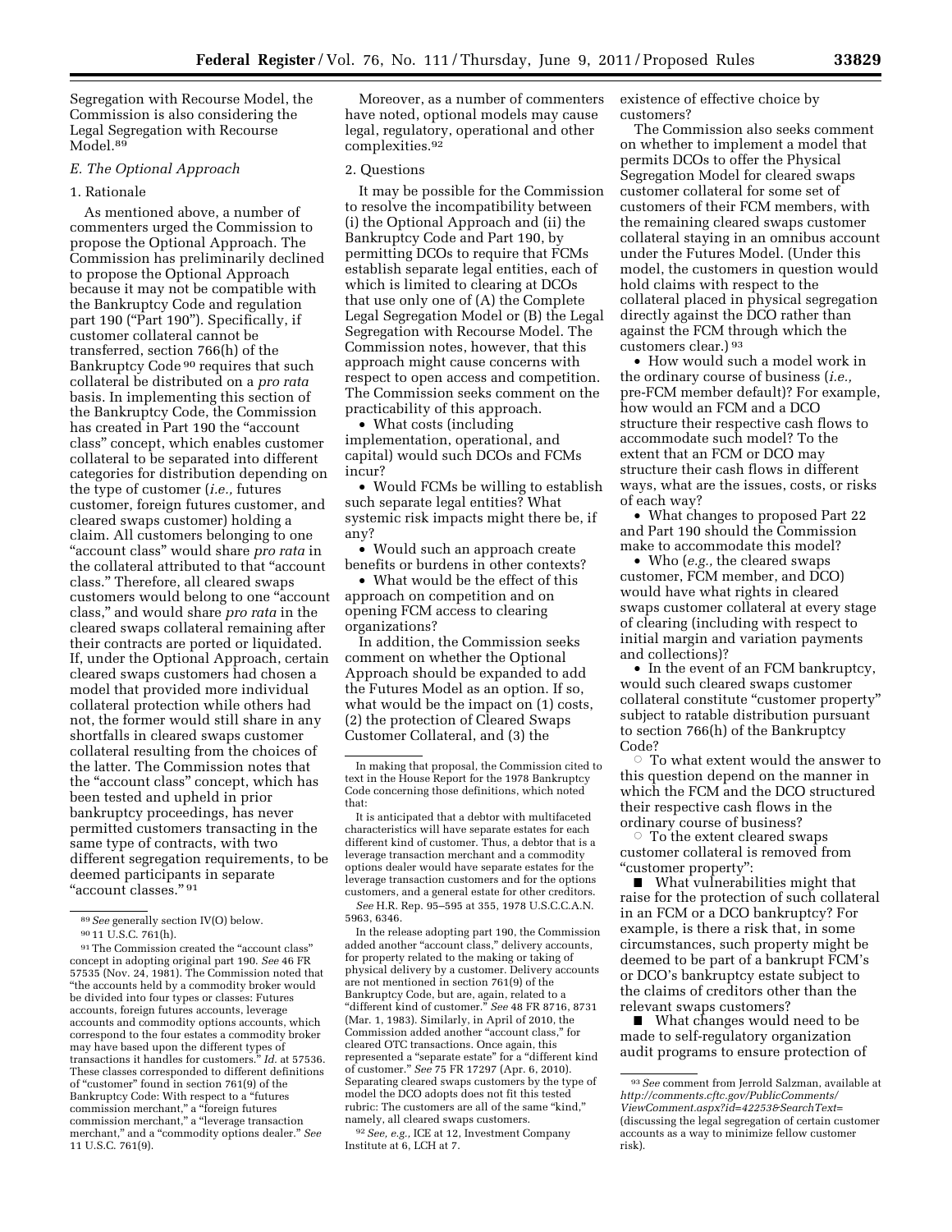Segregation with Recourse Model, the Commission is also considering the Legal Segregation with Recourse Model.[89]

### *E. The Optional Approach*

#### 1. Rationale

As mentioned above, a number of commenters urged the Commission to propose the Optional Approach. The Commission has preliminarily declined to propose the Optional Approach because it may not be compatible with the Bankruptcy Code and regulation part 190 ("Part 190"). Specifically, if customer collateral cannot be transferred, section 766(h) of the Bankruptcy Code[90] requires that such collateral be distributed on a *pro rata* basis. In implementing this section of the Bankruptcy Code, the Commission has created in Part 190 the "account class" concept, which enables customer collateral to be separated into different categories for distribution depending on the type of customer (*i.e.,* futures customer, foreign futures customer, and cleared swaps customer) holding a claim. All customers belonging to one "account class" would share *pro rata* in the collateral attributed to that "account class." Therefore, all cleared swaps customers would belong to one "account class," and would share *pro rata* in the cleared swaps collateral remaining after their contracts are ported or liquidated. If, under the Optional Approach, certain cleared swaps customers had chosen a model that provided more individual collateral protection while others had not, the former would still share in any shortfalls in cleared swaps customer collateral resulting from the choices of the latter. The Commission notes that the "account class" concept, which has been tested and upheld in prior bankruptcy proceedings, has never permitted customers transacting in the same type of contracts, with two different segregation requirements, to be deemed participants in separate "account classes."[91]

Moreover, as a number of commenters have noted, optional models may cause legal, regulatory, operational and other complexities.[92]

#### 2. Questions

It may be possible for the Commission to resolve the incompatibility between (i) the Optional Approach and (ii) the Bankruptcy Code and Part 190, by permitting DCOs to require that FCMs establish separate legal entities, each of which is limited to clearing at DCOs that use only one of (A) the Complete Legal Segregation Model or (B) the Legal Segregation with Recourse Model. The Commission notes, however, that this approach might cause concerns with respect to open access and competition. The Commission seeks comment on the practicability of this approach.

- What costs (including implementation, operational, and capital) would such DCOs and FCMs incur?
- Would FCMs be willing to establish such separate legal entities? What systemic risk impacts might there be, if any?
- Would such an approach create benefits or burdens in other contexts?
- What would be the effect of this approach on competition and on opening FCM access to clearing organizations?

In addition, the Commission seeks comment on whether the Optional Approach should be expanded to add the Futures Model as an option. If so, what would be the impact on (1) costs, (2) the protection of Cleared Swaps Customer Collateral, and (3) the existence of effective choice by customers?

The Commission also seeks comment on whether to implement a model that permits DCOs to offer the Physical Segregation Model for cleared swaps customer collateral for some set of customers of their FCM members, with the remaining cleared swaps customer collateral staying in an omnibus account under the Futures Model. (Under this model, the customers in question would hold claims with respect to the collateral placed in physical segregation directly against the DCO rather than against the FCM through which the customers clear.)[93]

- How would such a model work in the ordinary course of business (*i.e.,* pre-FCM member default)? For example, how would an FCM and a DCO structure their respective cash flows to accommodate such model? To the extent that an FCM or DCO may structure their cash flows in different ways, what are the issues, costs, or risks of each way?
- What changes to proposed Part 22 and Part 190 should the Commission make to accommodate this model?
- Who (*e.g.,* the cleared swaps customer, FCM member, and DCO) would have what rights in cleared swaps customer collateral at every stage of clearing (including with respect to initial margin and variation payments and collections)?
- In the event of an FCM bankruptcy, would such cleared swaps customer collateral constitute "customer property" subject to ratable distribution pursuant to section 766(h) of the Bankruptcy Code?
  - To what extent would the answer to this question depend on the manner in which the FCM and the DCO structured their respective cash flows in the ordinary course of business?
  - To the extent cleared swaps customer collateral is removed from "customer property":
    - What vulnerabilities might that raise for the protection of such collateral in an FCM or a DCO bankruptcy? For example, is there a risk that, in some circumstances, such property might be deemed to be part of a bankrupt FCM's or DCO's bankruptcy estate subject to the claims of creditors other than the relevant swaps customers?
    - What changes would need to be made to self-regulatory organization audit programs to ensure protection of

---

[89] *See* generally section IV(O) below.

[90] 11 U.S.C. 761(h).

[91] The Commission created the "account class" concept in adopting original part 190. *See* 46 FR 57535 (Nov. 24, 1981). The Commission noted that "the accounts held by a commodity broker would be divided into four types or classes: Futures accounts, foreign futures accounts, leverage accounts and commodity options accounts, which correspond to the four estates a commodity broker may have based upon the different types of transactions it handles for customers." *Id.* at 57536. These classes corresponded to different definitions of "customer" found in section 761(9) of the Bankruptcy Code: With respect to a "futures commission merchant," a "foreign futures commission merchant," a "leverage transaction merchant," and a "commodity options dealer." *See* 11 U.S.C. 761(9).

In making that proposal, the Commission cited to text in the House Report for the 1978 Bankruptcy Code concerning those definitions, which noted that:

It is anticipated that a debtor with multifaceted characteristics will have separate estates for each different kind of customer. Thus, a debtor that is a leverage transaction merchant and a commodity options dealer would have separate estates for the leverage transaction customers and for the options customers, and a general estate for other creditors.

*See* H.R. Rep. 95–595 at 355, 1978 U.S.C.C.A.N. 5963, 6346.

In the release adopting part 190, the Commission added another "account class," delivery accounts, for property related to the making or taking of physical delivery by a customer. Delivery accounts are not mentioned in section 761(9) of the Bankruptcy Code, but are, again, related to a "different kind of customer." *See* 48 FR 8716, 8731 (Mar. 1, 1983). Similarly, in April of 2010, the Commission added another "account class," for cleared OTC transactions. Once again, this represented a "separate estate" for a "different kind of customer." *See* 75 FR 17297 (Apr. 6, 2010). Separating cleared swaps customers by the type of model the DCO adopts does not fit this tested rubric: The customers are all of the same "kind," namely, all cleared swaps customers.

[92] *See, e.g.,* ICE at 12, Investment Company Institute at 6, LCH at 7.

[93] *See* comment from Jerrold Salzman, available at *http://comments.cftc.gov/PublicComments/ViewComment.aspx?id=42253&SearchText=* (discussing the legal segregation of certain customer accounts as a way to minimize fellow customer risk).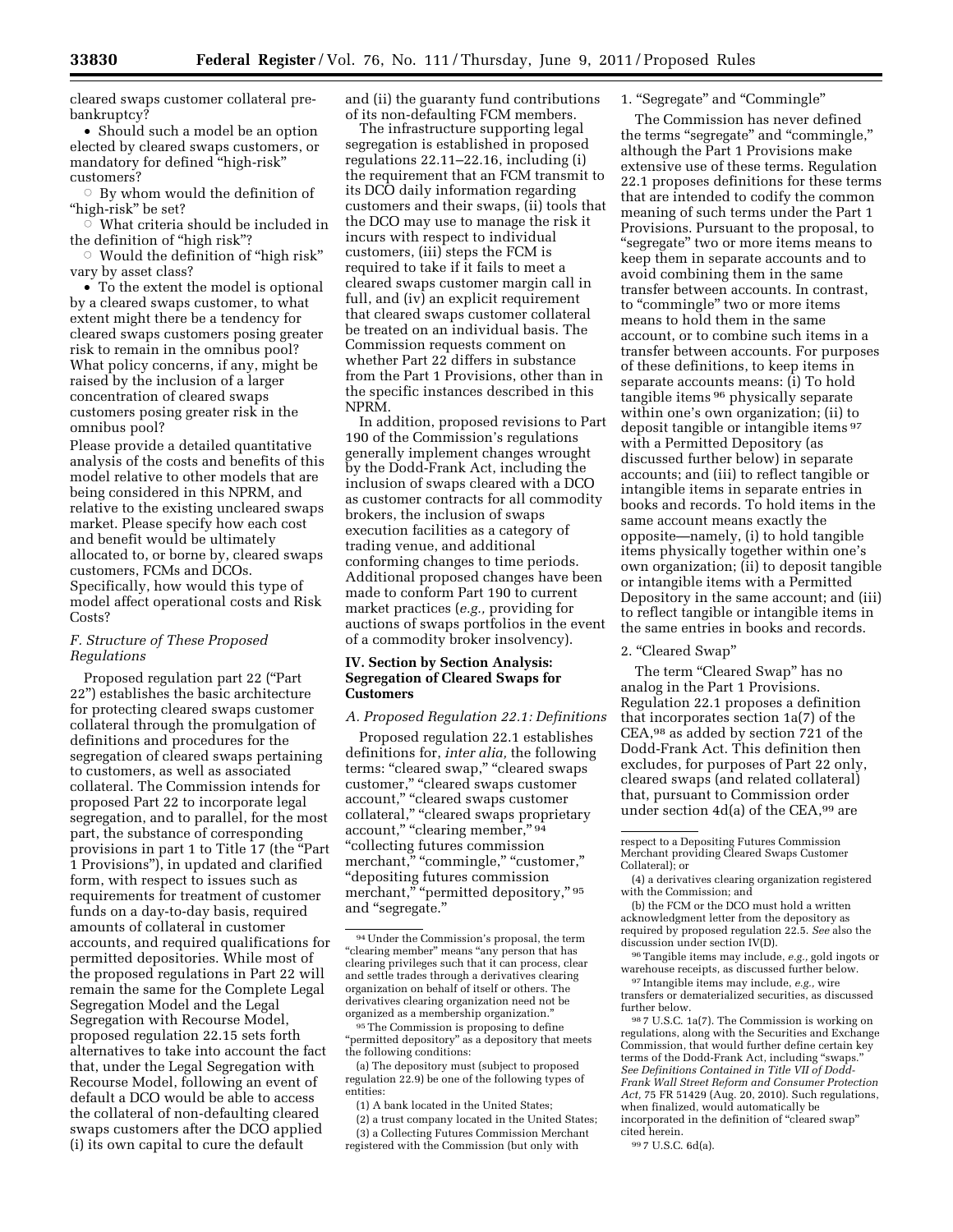cleared swaps customer collateral pre-bankruptcy?

- Should such a model be an option elected by cleared swaps customers, or mandatory for defined "high-risk" customers?
  - By whom would the definition of "high-risk" be set?
  - What criteria should be included in the definition of "high risk"?
  - Would the definition of "high risk" vary by asset class?
- To the extent the model is optional by a cleared swaps customer, to what extent might there be a tendency for cleared swaps customers posing greater risk to remain in the omnibus pool? What policy concerns, if any, might be raised by the inclusion of a larger concentration of cleared swaps customers posing greater risk in the omnibus pool?

Please provide a detailed quantitative analysis of the costs and benefits of this model relative to other models that are being considered in this NPRM, and relative to the existing uncleared swaps market. Please specify how each cost and benefit would be ultimately allocated to, or borne by, cleared swaps customers, FCMs and DCOs. Specifically, how would this type of model affect operational costs and Risk Costs?

### *F. Structure of These Proposed Regulations*

Proposed regulation part 22 ("Part 22") establishes the basic architecture for protecting cleared swaps customer collateral through the promulgation of definitions and procedures for the segregation of cleared swaps pertaining to customers, as well as associated collateral. The Commission intends for proposed Part 22 to incorporate legal segregation, and to parallel, for the most part, the substance of corresponding provisions in part 1 to Title 17 (the "Part 1 Provisions"), in updated and clarified form, with respect to issues such as requirements for treatment of customer funds on a day-to-day basis, required amounts of collateral in customer accounts, and required qualifications for permitted depositories. While most of the proposed regulations in Part 22 will remain the same for the Complete Legal Segregation Model and the Legal Segregation with Recourse Model, proposed regulation 22.15 sets forth alternatives to take into account the fact that, under the Legal Segregation with Recourse Model, following an event of default a DCO would be able to access the collateral of non-defaulting cleared swaps customers after the DCO applied (i) its own capital to cure the default and (ii) the guaranty fund contributions of its non-defaulting FCM members.

The infrastructure supporting legal segregation is established in proposed regulations 22.11–22.16, including (i) the requirement that an FCM transmit to its DCO daily information regarding customers and their swaps, (ii) tools that the DCO may use to manage the risk it incurs with respect to individual customers, (iii) steps the FCM is required to take if it fails to meet a cleared swaps customer margin call in full, and (iv) an explicit requirement that cleared swaps customer collateral be treated on an individual basis. The Commission requests comment on whether Part 22 differs in substance from the Part 1 Provisions, other than in the specific instances described in this NPRM.

In addition, proposed revisions to Part 190 of the Commission's regulations generally implement changes wrought by the Dodd-Frank Act, including the inclusion of swaps cleared with a DCO as customer contracts for all commodity brokers, the inclusion of swaps execution facilities as a category of trading venue, and additional conforming changes to time periods. Additional proposed changes have been made to conform Part 190 to current market practices (*e.g.,* providing for auctions of swaps portfolios in the event of a commodity broker insolvency).

## IV. Section by Section Analysis: Segregation of Cleared Swaps for Customers

### *A. Proposed Regulation 22.1: Definitions*

Proposed regulation 22.1 establishes definitions for, *inter alia,* the following terms: "cleared swap," "cleared swaps customer," "cleared swaps customer account," "cleared swaps customer collateral," "cleared swaps proprietary account," "clearing member," [94] "collecting futures commission merchant," "commingle," "customer," "depositing futures commission merchant," "permitted depository," [95] and "segregate."

#### 1. "Segregate" and "Commingle"

The Commission has never defined the terms "segregate" and "commingle," although the Part 1 Provisions make extensive use of these terms. Regulation 22.1 proposes definitions for these terms that are intended to codify the common meaning of such terms under the Part 1 Provisions. Pursuant to the proposal, to "segregate" two or more items means to keep them in separate accounts and to avoid combining them in the same transfer between accounts. In contrast, to "commingle" two or more items means to hold them in the same account, or to combine such items in a transfer between accounts. For purposes of these definitions, to keep items in separate accounts means: (i) To hold tangible items [96] physically separate within one's own organization; (ii) to deposit tangible or intangible items [97] with a Permitted Depository (as discussed further below) in separate accounts; and (iii) to reflect tangible or intangible items in separate entries in books and records. To hold items in the same account means exactly the opposite—namely, (i) to hold tangible items physically together within one's own organization; (ii) to deposit tangible or intangible items with a Permitted Depository in the same account; and (iii) to reflect tangible or intangible items in the same entries in books and records.

#### 2. "Cleared Swap"

The term "Cleared Swap" has no analog in the Part 1 Provisions. Regulation 22.1 proposes a definition that incorporates section 1a(7) of the CEA,[98] as added by section 721 of the Dodd-Frank Act. This definition then excludes, for purposes of Part 22 only, cleared swaps (and related collateral) that, pursuant to Commission order under section 4d(a) of the CEA,[99] are

---

[94] Under the Commission's proposal, the term "clearing member" means "any person that has clearing privileges such that it can process, clear and settle trades through a derivatives clearing organization on behalf of itself or others. The derivatives clearing organization need not be organized as a membership organization."

[95] The Commission is proposing to define "permitted depository" as a depository that meets the following conditions:

(a) The depository must (subject to proposed regulation 22.9) be one of the following types of entities:

(1) A bank located in the United States;

(2) a trust company located in the United States;

(3) a Collecting Futures Commission Merchant registered with the Commission (but only with respect to a Depositing Futures Commission Merchant providing Cleared Swaps Customer Collateral); or

(4) a derivatives clearing organization registered with the Commission; and

(b) the FCM or the DCO must hold a written acknowledgment letter from the depository as required by proposed regulation 22.5. *See* also the discussion under section IV(D).

[96] Tangible items may include, *e.g.,* gold ingots or warehouse receipts, as discussed further below.

[97] Intangible items may include, *e.g.,* wire transfers or dematerialized securities, as discussed further below.

[98] 7 U.S.C. 1a(7). The Commission is working on regulations, along with the Securities and Exchange Commission, that would further define certain key terms of the Dodd-Frank Act, including "swaps." *See Definitions Contained in Title VII of Dodd-Frank Wall Street Reform and Consumer Protection Act,* 75 FR 51429 (Aug. 20, 2010). Such regulations, when finalized, would automatically be incorporated in the definition of "cleared swap" cited herein.

[99] 7 U.S.C. 6d(a).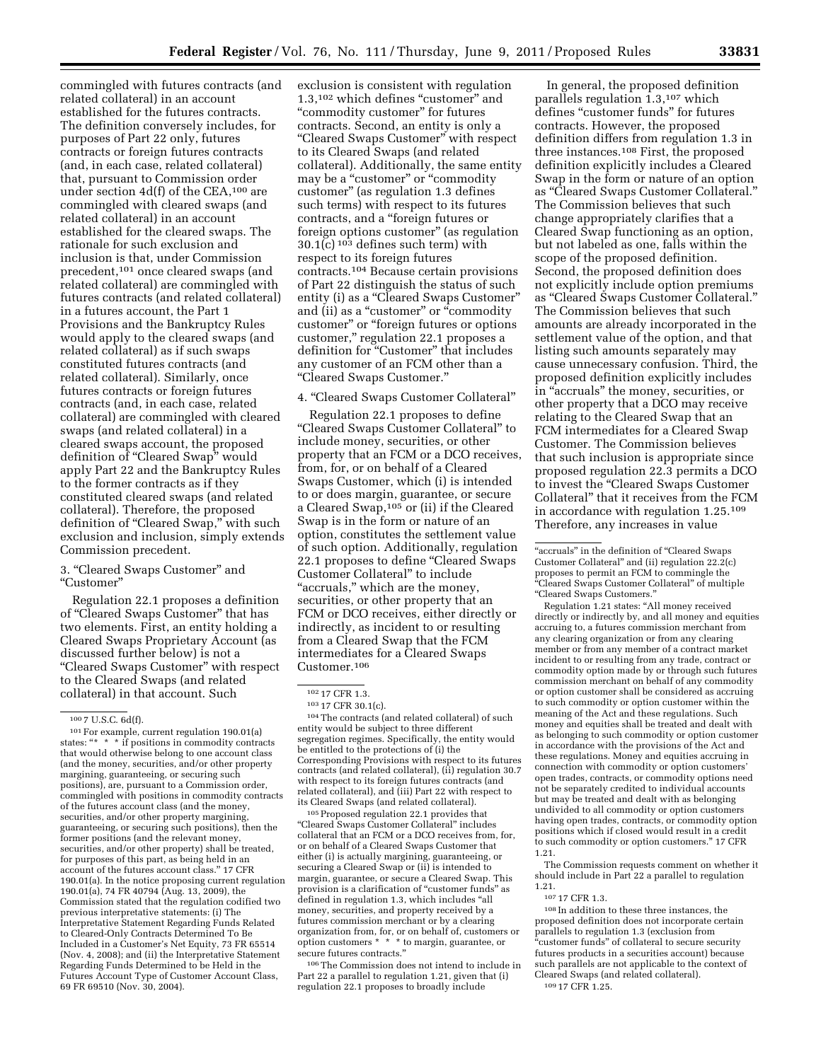commingled with futures contracts (and related collateral) in an account established for the futures contracts. The definition conversely includes, for purposes of Part 22 only, futures contracts or foreign futures contracts (and, in each case, related collateral) that, pursuant to Commission order under section 4d(f) of the CEA,[100] are commingled with cleared swaps (and related collateral) in an account established for the cleared swaps. The rationale for such exclusion and inclusion is that, under Commission precedent,[101] once cleared swaps (and related collateral) are commingled with futures contracts (and related collateral) in a futures account, the Part 1 Provisions and the Bankruptcy Rules would apply to the cleared swaps (and related collateral) as if such swaps constituted futures contracts (and related collateral). Similarly, once futures contracts or foreign futures contracts (and, in each case, related collateral) are commingled with cleared swaps (and related collateral) in a cleared swaps account, the proposed definition of "Cleared Swap" would apply Part 22 and the Bankruptcy Rules to the former contracts as if they constituted cleared swaps (and related collateral). Therefore, the proposed definition of "Cleared Swap," with such exclusion and inclusion, simply extends Commission precedent.

### 3. "Cleared Swaps Customer" and "Customer"

Regulation 22.1 proposes a definition of "Cleared Swaps Customer" that has two elements. First, an entity holding a Cleared Swaps Proprietary Account (as discussed further below) is not a "Cleared Swaps Customer" with respect to the Cleared Swaps (and related collateral) in that account. Such exclusion is consistent with regulation 1.3,[102] which defines "customer" and "commodity customer" for futures contracts. Second, an entity is only a "Cleared Swaps Customer" with respect to its Cleared Swaps (and related collateral). Additionally, the same entity may be a "customer" or "commodity customer" (as regulation 1.3 defines such terms) with respect to its futures contracts, and a "foreign futures or foreign options customer" (as regulation 30.1(c)[103] defines such term) with respect to its foreign futures contracts.[104] Because certain provisions of Part 22 distinguish the status of such entity (i) as a "Cleared Swaps Customer" and (ii) as a "customer" or "commodity customer" or "foreign futures or options customer," regulation 22.1 proposes a definition for "Customer" that includes any customer of an FCM other than a "Cleared Swaps Customer."

### 4. "Cleared Swaps Customer Collateral"

Regulation 22.1 proposes to define "Cleared Swaps Customer Collateral" to include money, securities, or other property that an FCM or a DCO receives, from, for, or on behalf of a Cleared Swaps Customer, which (i) is intended to or does margin, guarantee, or secure a Cleared Swap,[105] or (ii) if the Cleared Swap is in the form or nature of an option, constitutes the settlement value of such option. Additionally, regulation 22.1 proposes to define "Cleared Swaps Customer Collateral" to include "accruals," which are the money, securities, or other property that an FCM or DCO receives, either directly or indirectly, as incident to or resulting from a Cleared Swap that the FCM intermediates for a Cleared Swaps Customer.[106]

In general, the proposed definition parallels regulation 1.3,[107] which defines "customer funds" for futures contracts. However, the proposed definition differs from regulation 1.3 in three instances.[108] First, the proposed definition explicitly includes a Cleared Swap in the form or nature of an option as "Cleared Swaps Customer Collateral." The Commission believes that such change appropriately clarifies that a Cleared Swap functioning as an option, but not labeled as one, falls within the scope of the proposed definition. Second, the proposed definition does not explicitly include option premiums as "Cleared Swaps Customer Collateral." The Commission believes that such amounts are already incorporated in the settlement value of the option, and that listing such amounts separately may cause unnecessary confusion. Third, the proposed definition explicitly includes in "accruals" the money, securities, or other property that a DCO may receive relating to the Cleared Swap that an FCM intermediates for a Cleared Swap Customer. The Commission believes that such inclusion is appropriate since proposed regulation 22.3 permits a DCO to invest the "Cleared Swaps Customer Collateral" that it receives from the FCM in accordance with regulation 1.25.[109] Therefore, any increases in value

---

[100] 7 U.S.C. 6d(f).

[101] For example, current regulation 190.01(a) states: "* * * if positions in commodity contracts that would otherwise belong to one account class (and the money, securities, and/or other property margining, guaranteeing, or securing such positions), are, pursuant to a Commission order, commingled with positions in commodity contracts of the futures account class (and the money, securities, and/or other property margining, guaranteeing, or securing such positions), then the former positions (and the relevant money, securities, and/or other property) shall be treated, for purposes of this part, as being held in an account of the futures account class." 17 CFR 190.01(a). In the notice proposing current regulation 190.01(a), 74 FR 40794 (Aug. 13, 2009), the Commission stated that the regulation codified two previous interpretative statements: (i) The Interpretative Statement Regarding Funds Related to Cleared-Only Contracts Determined To Be Included in a Customer's Net Equity, 73 FR 65514 (Nov. 4, 2008); and (ii) the Interpretative Statement Regarding Funds Determined to be Held in the Futures Account Type of Customer Account Class, 69 FR 69510 (Nov. 30, 2004).

[102] 17 CFR 1.3.

[103] 17 CFR 30.1(c).

[104] The contracts (and related collateral) of such entity would be subject to three different segregation regimes. Specifically, the entity would be entitled to the protections of (i) the Corresponding Provisions with respect to its futures contracts (and related collateral), (ii) regulation 30.7 with respect to its foreign futures contracts (and related collateral), and (iii) Part 22 with respect to its Cleared Swaps (and related collateral).

[105] Proposed regulation 22.1 provides that "Cleared Swaps Customer Collateral" includes collateral that an FCM or a DCO receives from, for, or on behalf of a Cleared Swaps Customer that either (i) is actually margining, guaranteeing, or securing a Cleared Swap or (ii) is intended to margin, guarantee, or secure a Cleared Swap. This provision is a clarification of "customer funds" as defined in regulation 1.3, which includes "all money, securities, and property received by a futures commission merchant or by a clearing organization from, for, or on behalf of, customers or option customers * * * to margin, guarantee, or secure futures contracts."

[106] The Commission does not intend to include in Part 22 a parallel to regulation 1.21, given that (i) regulation 22.1 proposes to broadly include "accruals" in the definition of "Cleared Swaps Customer Collateral" and (ii) regulation 22.2(c) proposes to permit an FCM to commingle the "Cleared Swaps Customer Collateral" of multiple "Cleared Swaps Customers."

Regulation 1.21 states: "All money received directly or indirectly by, and all money and equities accruing to, a futures commission merchant from any clearing organization or from any clearing member or from any member of a contract market incident to or resulting from any trade, contract or commodity option made by or through such futures commission merchant on behalf of any commodity or option customer shall be considered as accruing to such commodity or option customer within the meaning of the Act and these regulations. Such money and equities shall be treated and dealt with as belonging to such commodity or option customer in accordance with the provisions of the Act and these regulations. Money and equities accruing in connection with commodity or option customers' open trades, contracts, or commodity options need not be separately credited to individual accounts but may be treated and dealt with as belonging undivided to all commodity or option customers having open trades, contracts, or commodity option positions which if closed would result in a credit to such commodity or option customers." 17 CFR 1.21.

The Commission requests comment on whether it should include in Part 22 a parallel to regulation 1.21.

[107] 17 CFR 1.3.

[108] In addition to these three instances, the proposed definition does not incorporate certain parallels to regulation 1.3 (exclusion from "customer funds" of collateral to secure security futures products in a securities account) because such parallels are not applicable to the context of Cleared Swaps (and related collateral).

[109] 17 CFR 1.25.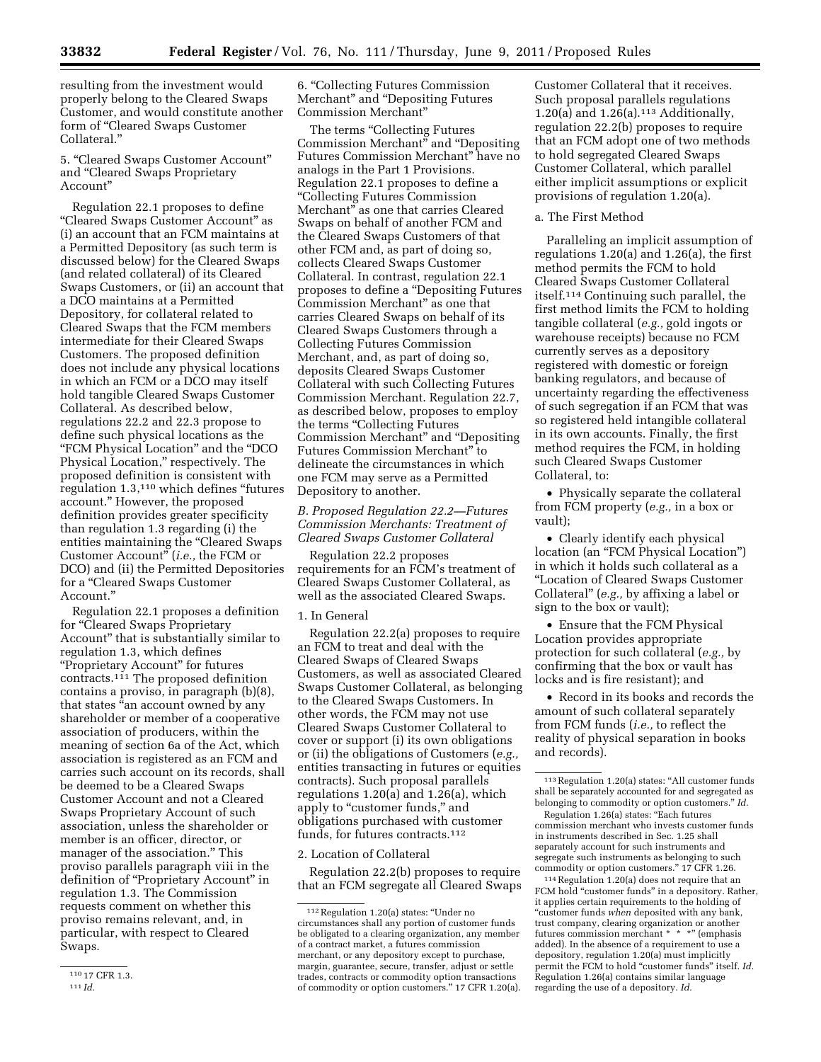resulting from the investment would properly belong to the Cleared Swaps Customer, and would constitute another form of "Cleared Swaps Customer Collateral."

5. "Cleared Swaps Customer Account" and "Cleared Swaps Proprietary Account"

Regulation 22.1 proposes to define "Cleared Swaps Customer Account" as (i) an account that an FCM maintains at a Permitted Depository (as such term is discussed below) for the Cleared Swaps (and related collateral) of its Cleared Swaps Customers, or (ii) an account that a DCO maintains at a Permitted Depository, for collateral related to Cleared Swaps that the FCM members intermediate for their Cleared Swaps Customers. The proposed definition does not include any physical locations in which an FCM or a DCO may itself hold tangible Cleared Swaps Customer Collateral. As described below, regulations 22.2 and 22.3 propose to define such physical locations as the "FCM Physical Location" and the "DCO Physical Location," respectively. The proposed definition is consistent with regulation 1.3,[110] which defines "futures account." However, the proposed definition provides greater specificity than regulation 1.3 regarding (i) the entities maintaining the "Cleared Swaps Customer Account" (*i.e.,* the FCM or DCO) and (ii) the Permitted Depositories for a "Cleared Swaps Customer Account."

Regulation 22.1 proposes a definition for "Cleared Swaps Proprietary Account" that is substantially similar to regulation 1.3, which defines "Proprietary Account" for futures contracts.[111] The proposed definition contains a proviso, in paragraph (b)(8), that states "an account owned by any shareholder or member of a cooperative association of producers, within the meaning of section 6a of the Act, which association is registered as an FCM and carries such account on its records, shall be deemed to be a Cleared Swaps Customer Account and not a Cleared Swaps Proprietary Account of such association, unless the shareholder or member is an officer, director, or manager of the association." This proviso parallels paragraph viii in the definition of "Proprietary Account" in regulation 1.3. The Commission requests comment on whether this proviso remains relevant, and, in particular, with respect to Cleared Swaps.

6. "Collecting Futures Commission Merchant" and "Depositing Futures Commission Merchant"

The terms "Collecting Futures Commission Merchant" and "Depositing Futures Commission Merchant" have no analogs in the Part 1 Provisions. Regulation 22.1 proposes to define a "Collecting Futures Commission Merchant" as one that carries Cleared Swaps on behalf of another FCM and the Cleared Swaps Customers of that other FCM and, as part of doing so, collects Cleared Swaps Customer Collateral. In contrast, regulation 22.1 proposes to define a "Depositing Futures Commission Merchant" as one that carries Cleared Swaps on behalf of its Cleared Swaps Customers through a Collecting Futures Commission Merchant, and, as part of doing so, deposits Cleared Swaps Customer Collateral with such Collecting Futures Commission Merchant. Regulation 22.7, as described below, proposes to employ the terms "Collecting Futures Commission Merchant" and "Depositing Futures Commission Merchant" to delineate the circumstances in which one FCM may serve as a Permitted Depository to another.

*B. Proposed Regulation 22.2—Futures Commission Merchants: Treatment of Cleared Swaps Customer Collateral*

Regulation 22.2 proposes requirements for an FCM's treatment of Cleared Swaps Customer Collateral, as well as the associated Cleared Swaps.

1. In General

Regulation 22.2(a) proposes to require an FCM to treat and deal with the Cleared Swaps of Cleared Swaps Customers, as well as associated Cleared Swaps Customer Collateral, as belonging to the Cleared Swaps Customers. In other words, the FCM may not use Cleared Swaps Customer Collateral to cover or support (i) its own obligations or (ii) the obligations of Customers (*e.g.,* entities transacting in futures or equities contracts). Such proposal parallels regulations 1.20(a) and 1.26(a), which apply to "customer funds," and obligations purchased with customer funds, for futures contracts.[112]

2. Location of Collateral

Regulation 22.2(b) proposes to require that an FCM segregate all Cleared Swaps Customer Collateral that it receives. Such proposal parallels regulations 1.20(a) and 1.26(a).[113] Additionally, regulation 22.2(b) proposes to require that an FCM adopt one of two methods to hold segregated Cleared Swaps Customer Collateral, which parallel either implicit assumptions or explicit provisions of regulation 1.20(a).

a. The First Method

Paralleling an implicit assumption of regulations 1.20(a) and 1.26(a), the first method permits the FCM to hold Cleared Swaps Customer Collateral itself.[114] Continuing such parallel, the first method limits the FCM to holding tangible collateral (*e.g.,* gold ingots or warehouse receipts) because no FCM currently serves as a depository registered with domestic or foreign banking regulators, and because of uncertainty regarding the effectiveness of such segregation if an FCM that was so registered held intangible collateral in its own accounts. Finally, the first method requires the FCM, in holding such Cleared Swaps Customer Collateral, to:

- Physically separate the collateral from FCM property (*e.g.,* in a box or vault);
- Clearly identify each physical location (an "FCM Physical Location") in which it holds such collateral as a "Location of Cleared Swaps Customer Collateral" (*e.g.,* by affixing a label or sign to the box or vault);
- Ensure that the FCM Physical Location provides appropriate protection for such collateral (*e.g.,* by confirming that the box or vault has locks and is fire resistant); and
- Record in its books and records the amount of such collateral separately from FCM funds (*i.e.,* to reflect the reality of physical separation in books and records).

---

[110] 17 CFR 1.3.

[111] *Id.*

[112] Regulation 1.20(a) states: "Under no circumstances shall any portion of customer funds be obligated to a clearing organization, any member of a contract market, a futures commission merchant, or any depository except to purchase, margin, guarantee, secure, transfer, adjust or settle trades, contracts or commodity option transactions of commodity or option customers." 17 CFR 1.20(a).

[113] Regulation 1.20(a) states: "All customer funds shall be separately accounted for and segregated as belonging to commodity or option customers." *Id.*

Regulation 1.26(a) states: "Each futures commission merchant who invests customer funds in instruments described in Sec. 1.25 shall separately account for such instruments and segregate such instruments as belonging to such commodity or option customers." 17 CFR 1.26.

[114] Regulation 1.20(a) does not require that an FCM hold "customer funds" in a depository. Rather, it applies certain requirements to the holding of "customer funds *when* deposited with any bank, trust company, clearing organization or another futures commission merchant * * *" (emphasis added). In the absence of a requirement to use a depository, regulation 1.20(a) must implicitly permit the FCM to hold "customer funds" itself. *Id.* Regulation 1.26(a) contains similar language regarding the use of a depository. *Id.*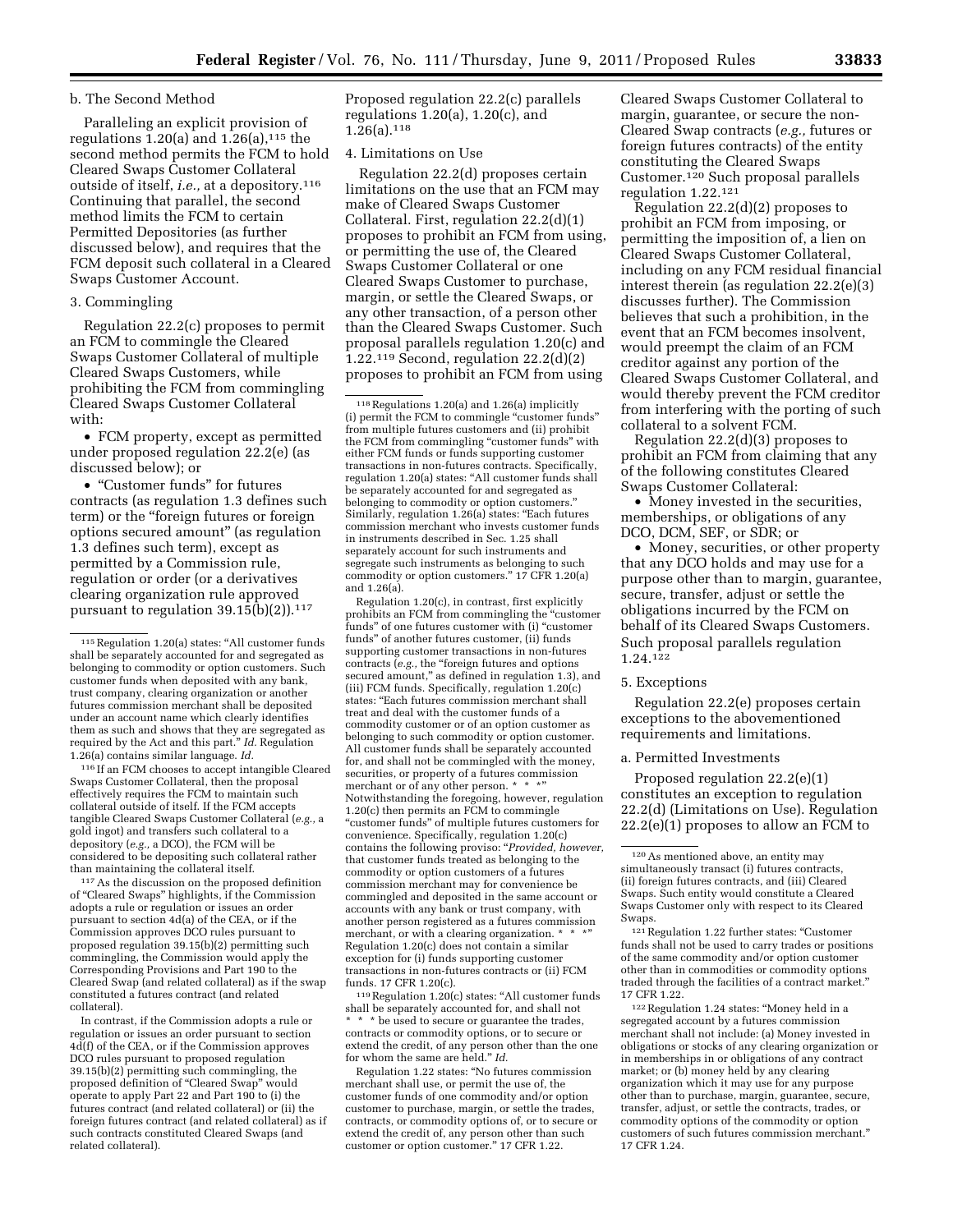b. The Second Method

Paralleling an explicit provision of regulations 1.20(a) and 1.26(a),[115] the second method permits the FCM to hold Cleared Swaps Customer Collateral outside of itself, *i.e.,* at a depository.[116] Continuing that parallel, the second method limits the FCM to certain Permitted Depositories (as further discussed below), and requires that the FCM deposit such collateral in a Cleared Swaps Customer Account.

3. Commingling

Regulation 22.2(c) proposes to permit an FCM to commingle the Cleared Swaps Customer Collateral of multiple Cleared Swaps Customers, while prohibiting the FCM from commingling Cleared Swaps Customer Collateral with:

- FCM property, except as permitted under proposed regulation 22.2(e) (as discussed below); or
- "Customer funds" for futures contracts (as regulation 1.3 defines such term) or the "foreign futures or foreign options secured amount" (as regulation 1.3 defines such term), except as permitted by a Commission rule, regulation or order (or a derivatives clearing organization rule approved pursuant to regulation 39.15(b)(2)).[117]

Proposed regulation 22.2(c) parallels regulations 1.20(a), 1.20(c), and 1.26(a).[118]

4. Limitations on Use

Regulation 22.2(d) proposes certain limitations on the use that an FCM may make of Cleared Swaps Customer Collateral. First, regulation 22.2(d)(1) proposes to prohibit an FCM from using, or permitting the use of, the Cleared Swaps Customer Collateral or one Cleared Swaps Customer to purchase, margin, or settle the Cleared Swaps, or any other transaction, of a person other than the Cleared Swaps Customer. Such proposal parallels regulation 1.20(c) and 1.22.[119] Second, regulation 22.2(d)(2) proposes to prohibit an FCM from using Cleared Swaps Customer Collateral to margin, guarantee, or secure the non-Cleared Swap contracts (*e.g.,* futures or foreign futures contracts) of the entity constituting the Cleared Swaps Customer.[120] Such proposal parallels regulation 1.22.[121]

Regulation 22.2(d)(2) proposes to prohibit an FCM from imposing, or permitting the imposition of, a lien on Cleared Swaps Customer Collateral, including on any FCM residual financial interest therein (as regulation 22.2(e)(3) discusses further). The Commission believes that such a prohibition, in the event that an FCM becomes insolvent, would preempt the claim of an FCM creditor against any portion of the Cleared Swaps Customer Collateral, and would thereby prevent the FCM creditor from interfering with the porting of such collateral to a solvent FCM.

Regulation 22.2(d)(3) proposes to prohibit an FCM from claiming that any of the following constitutes Cleared Swaps Customer Collateral:

- Money invested in the securities, memberships, or obligations of any DCO, DCM, SEF, or SDR; or
- Money, securities, or other property that any DCO holds and may use for a purpose other than to margin, guarantee, secure, transfer, adjust or settle the obligations incurred by the FCM on behalf of its Cleared Swaps Customers. Such proposal parallels regulation 1.24.[122]

5. Exceptions

Regulation 22.2(e) proposes certain exceptions to the abovementioned requirements and limitations.

a. Permitted Investments

Proposed regulation 22.2(e)(1) constitutes an exception to regulation 22.2(d) (Limitations on Use). Regulation 22.2(e)(1) proposes to allow an FCM to

---

[115] Regulation 1.20(a) states: "All customer funds shall be separately accounted for and segregated as belonging to commodity or option customers. Such customer funds when deposited with any bank, trust company, clearing organization or another futures commission merchant shall be deposited under an account name which clearly identifies them as such and shows that they are segregated as required by the Act and this part." *Id.* Regulation 1.26(a) contains similar language. *Id.*

[116] If an FCM chooses to accept intangible Cleared Swaps Customer Collateral, then the proposal effectively requires the FCM to maintain such collateral outside of itself. If the FCM accepts tangible Cleared Swaps Customer Collateral (*e.g.,* a gold ingot) and transfers such collateral to a depository (*e.g.,* a DCO), the FCM will be considered to be depositing such collateral rather than maintaining the collateral itself.

[117] As the discussion on the proposed definition of "Cleared Swaps" highlights, if the Commission adopts a rule or regulation or issues an order pursuant to section 4d(a) of the CEA, or if the Commission approves DCO rules pursuant to proposed regulation 39.15(b)(2) permitting such commingling, the Commission would apply the Corresponding Provisions and Part 190 to the Cleared Swap (and related collateral) as if the swap constituted a futures contract (and related collateral).

In contrast, if the Commission adopts a rule or regulation or issues an order pursuant to section 4d(f) of the CEA, or if the Commission approves DCO rules pursuant to proposed regulation 39.15(b)(2) permitting such commingling, the proposed definition of "Cleared Swap" would operate to apply Part 22 and Part 190 to (i) the futures contract (and related collateral) or (ii) the foreign futures contract (and related collateral) as if such contracts constituted Cleared Swaps (and related collateral).

[118] Regulations 1.20(a) and 1.26(a) implicitly (i) permit the FCM to commingle "customer funds" from multiple futures customers and (ii) prohibit the FCM from commingling "customer funds" with either FCM funds or funds supporting customer transactions in non-futures contracts. Specifically, regulation 1.20(a) states: "All customer funds shall be separately accounted for and segregated as belonging to commodity or option customers." Similarly, regulation 1.26(a) states: "Each futures commission merchant who invests customer funds in instruments described in Sec. 1.25 shall separately account for such instruments and segregate such instruments as belonging to such commodity or option customers." 17 CFR 1.20(a) and 1.26(a).

Regulation 1.20(c), in contrast, first explicitly prohibits an FCM from commingling the "customer funds" of one futures customer with (i) "customer funds" of another futures customer, (ii) funds supporting customer transactions in non-futures contracts (*e.g.,* the "foreign futures and options secured amount," as defined in regulation 1.3), and (iii) FCM funds. Specifically, regulation 1.20(c) states: "Each futures commission merchant shall treat and deal with the customer funds of a commodity customer or of an option customer as belonging to such commodity or option customer. All customer funds shall be separately accounted for, and shall not be commingled with the money, securities, or property of a futures commission merchant or of any other person. * * *" Notwithstanding the foregoing, however, regulation 1.20(c) then permits an FCM to commingle "customer funds" of multiple futures customers for convenience. Specifically, regulation 1.20(c) contains the following proviso: "*Provided, however,* that customer funds treated as belonging to the commodity or option customers of a futures commission merchant may for convenience be commingled and deposited in the same account or accounts with any bank or trust company, with another person registered as a futures commission merchant, or with a clearing organization. * * *" Regulation 1.20(c) does not contain a similar exception for (i) funds supporting customer transactions in non-futures contracts or (ii) FCM funds. 17 CFR 1.20(c).

[119] Regulation 1.20(c) states: "All customer funds shall be separately accounted for, and shall not * * * be used to secure or guarantee the trades, contracts or commodity options, or to secure or extend the credit, of any person other than the one for whom the same are held." *Id.*

Regulation 1.22 states: "No futures commission merchant shall use, or permit the use of, the customer funds of one commodity and/or option customer to purchase, margin, or settle the trades, contracts, or commodity options of, or to secure or extend the credit of, any person other than such customer or option customer." 17 CFR 1.22.

[120] As mentioned above, an entity may simultaneously transact (i) futures contracts, (ii) foreign futures contracts, and (iii) Cleared Swaps. Such entity would constitute a Cleared Swaps Customer only with respect to its Cleared Swaps.

[121] Regulation 1.22 further states: "Customer funds shall not be used to carry trades or positions of the same commodity and/or option customer other than in commodities or commodity options traded through the facilities of a contract market." 17 CFR 1.22.

[122] Regulation 1.24 states: "Money held in a segregated account by a futures commission merchant shall not include: (a) Money invested in obligations or stocks of any clearing organization or in memberships in or obligations of any contract market; or (b) money held by any clearing organization which it may use for any purpose other than to purchase, margin, guarantee, secure, transfer, adjust, or settle the contracts, trades, or commodity options of the commodity or option customers of such futures commission merchant." 17 CFR 1.24.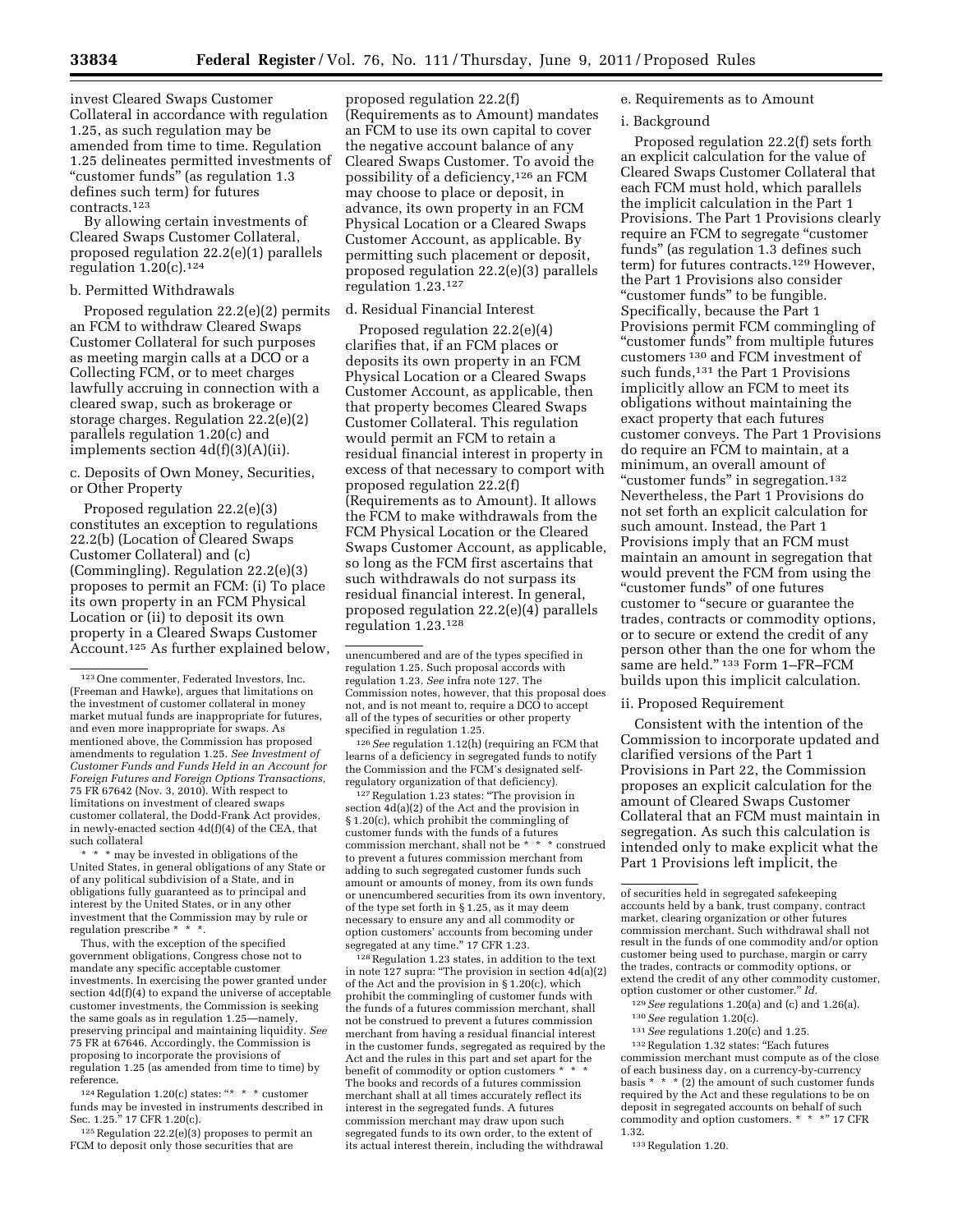invest Cleared Swaps Customer Collateral in accordance with regulation 1.25, as such regulation may be amended from time to time. Regulation 1.25 delineates permitted investments of "customer funds" (as regulation 1.3 defines such term) for futures contracts.[123]

By allowing certain investments of Cleared Swaps Customer Collateral, proposed regulation 22.2(e)(1) parallels regulation 1.20(c).[124]

b. Permitted Withdrawals

Proposed regulation 22.2(e)(2) permits an FCM to withdraw Cleared Swaps Customer Collateral for such purposes as meeting margin calls at a DCO or a Collecting FCM, or to meet charges lawfully accruing in connection with a cleared swap, such as brokerage or storage charges. Regulation 22.2(e)(2) parallels regulation 1.20(c) and implements section 4d(f)(3)(A)(ii).

c. Deposits of Own Money, Securities, or Other Property

Proposed regulation 22.2(e)(3) constitutes an exception to regulations 22.2(b) (Location of Cleared Swaps Customer Collateral) and (c) (Commingling). Regulation 22.2(e)(3) proposes to permit an FCM: (i) To place its own property in an FCM Physical Location or (ii) to deposit its own property in a Cleared Swaps Customer Account.[125] As further explained below, proposed regulation 22.2(f) (Requirements as to Amount) mandates an FCM to use its own capital to cover the negative account balance of any Cleared Swaps Customer. To avoid the possibility of a deficiency,[126] an FCM may choose to place or deposit, in advance, its own property in an FCM Physical Location or a Cleared Swaps Customer Account, as applicable. By permitting such placement or deposit, proposed regulation 22.2(e)(3) parallels regulation 1.23.[127]

d. Residual Financial Interest

Proposed regulation 22.2(e)(4) clarifies that, if an FCM places or deposits its own property in an FCM Physical Location or a Cleared Swaps Customer Account, as applicable, then that property becomes Cleared Swaps Customer Collateral. This regulation would permit an FCM to retain a residual financial interest in property in excess of that necessary to comport with proposed regulation 22.2(f) (Requirements as to Amount). It allows the FCM to make withdrawals from the FCM Physical Location or the Cleared Swaps Customer Account, as applicable, so long as the FCM first ascertains that such withdrawals do not surpass its residual financial interest. In general, proposed regulation 22.2(e)(4) parallels regulation 1.23.[128]

e. Requirements as to Amount

i. Background

Proposed regulation 22.2(f) sets forth an explicit calculation for the value of Cleared Swaps Customer Collateral that each FCM must hold, which parallels the implicit calculation in the Part 1 Provisions. The Part 1 Provisions clearly require an FCM to segregate "customer funds" (as regulation 1.3 defines such term) for futures contracts.[129] However, the Part 1 Provisions also consider "customer funds" to be fungible. Specifically, because the Part 1 Provisions permit FCM commingling of "customer funds" from multiple futures customers [130] and FCM investment of such funds,[131] the Part 1 Provisions implicitly allow an FCM to meet its obligations without maintaining the exact property that each futures customer conveys. The Part 1 Provisions do require an FCM to maintain, at a minimum, an overall amount of "customer funds" in segregation.[132] Nevertheless, the Part 1 Provisions do not set forth an explicit calculation for such amount. Instead, the Part 1 Provisions imply that an FCM must maintain an amount in segregation that would prevent the FCM from using the "customer funds" of one futures customer to "secure or guarantee the trades, contracts or commodity options, or to secure or extend the credit of any person other than the one for whom the same are held." [133] Form 1–FR–FCM builds upon this implicit calculation.

ii. Proposed Requirement

Consistent with the intention of the Commission to incorporate updated and clarified versions of the Part 1 Provisions in Part 22, the Commission proposes an explicit calculation for the amount of Cleared Swaps Customer Collateral that an FCM must maintain in segregation. As such this calculation is intended only to make explicit what the Part 1 Provisions left implicit, the

---

[123] One commenter, Federated Investors, Inc. (Freeman and Hawke), argues that limitations on the investment of customer collateral in money market mutual funds are inappropriate for futures, and even more inappropriate for swaps. As mentioned above, the Commission has proposed amendments to regulation 1.25. *See Investment of Customer Funds and Funds Held in an Account for Foreign Futures and Foreign Options Transactions,* 75 FR 67642 (Nov. 3, 2010). With respect to limitations on investment of cleared swaps customer collateral, the Dodd-Frank Act provides, in newly-enacted section 4d(f)(4) of the CEA, that such collateral

\* \* \* may be invested in obligations of the United States, in general obligations of any State or of any political subdivision of a State, and in obligations fully guaranteed as to principal and interest by the United States, or in any other investment that the Commission may by rule or regulation prescribe \* \* \*.

Thus, with the exception of the specified government obligations, Congress chose not to mandate any specific acceptable customer investments. In exercising the power granted under section 4d(f)(4) to expand the universe of acceptable customer investments, the Commission is seeking the same goals as in regulation 1.25—namely, preserving principal and maintaining liquidity. *See* 75 FR at 67646. Accordingly, the Commission is proposing to incorporate the provisions of regulation 1.25 (as amended from time to time) by reference.

[124] Regulation 1.20(c) states: "\* \* \* customer funds may be invested in instruments described in Sec. 1.25." 17 CFR 1.20(c).

[125] Regulation 22.2(e)(3) proposes to permit an FCM to deposit only those securities that are unencumbered and are of the types specified in regulation 1.25. Such proposal accords with regulation 1.23. *See* infra note 127. The Commission notes, however, that this proposal does not, and is not meant to, require a DCO to accept all of the types of securities or other property specified in regulation 1.25.

[126] *See* regulation 1.12(h) (requiring an FCM that learns of a deficiency in segregated funds to notify the Commission and the FCM's designated self-regulatory organization of that deficiency).

[127] Regulation 1.23 states: "The provision in section 4d(a)(2) of the Act and the provision in § 1.20(c), which prohibit the commingling of customer funds with the funds of a futures commission merchant, shall not be \* \* \* construed to prevent a futures commission merchant from adding to such segregated customer funds such amount or amounts of money, from its own funds or unencumbered securities from its own inventory, of the type set forth in § 1.25, as it may deem necessary to ensure any and all commodity or option customers' accounts from becoming under segregated at any time." 17 CFR 1.23.

[128] Regulation 1.23 states, in addition to the text in note 127 supra: "The provision in section 4d(a)(2) of the Act and the provision in § 1.20(c), which prohibit the commingling of customer funds with the funds of a futures commission merchant, shall not be construed to prevent a futures commission merchant from having a residual financial interest in the customer funds, segregated as required by the Act and the rules in this part and set apart for the benefit of commodity or option customers \* \* \* The books and records of a futures commission merchant shall at all times accurately reflect its interest in the segregated funds. A futures commission merchant may draw upon such segregated funds to its own order, to the extent of its actual interest therein, including the withdrawal of securities held in segregated safekeeping accounts held by a bank, trust company, contract market, clearing organization or other futures commission merchant. Such withdrawal shall not result in the funds of one commodity and/or option customer being used to purchase, margin or carry the trades, contracts or commodity options, or extend the credit of any other commodity customer, option customer or other customer." *Id.*

[129] *See* regulations 1.20(a) and (c) and 1.26(a).

[130] *See* regulation 1.20(c).

[131] *See* regulations 1.20(c) and 1.25.

[132] Regulation 1.32 states: "Each futures commission merchant must compute as of the close of each business day, on a currency-by-currency basis \* \* \* (2) the amount of such customer funds required by the Act and these regulations to be on deposit in segregated accounts on behalf of such commodity and option customers. \* \* \*" 17 CFR 1.32.

[133] Regulation 1.20.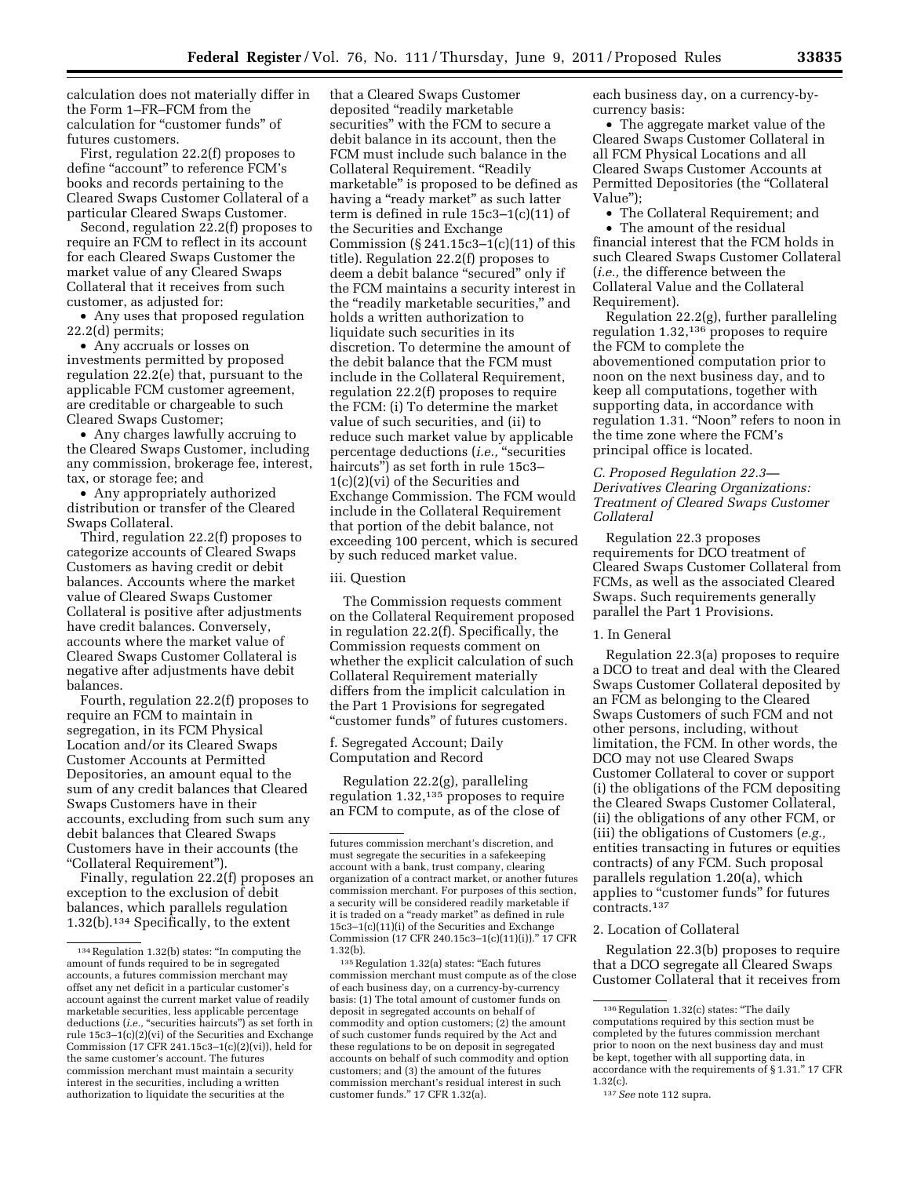calculation does not materially differ in the Form 1–FR–FCM from the calculation for "customer funds" of futures customers.

First, regulation 22.2(f) proposes to define "account" to reference FCM's books and records pertaining to the Cleared Swaps Customer Collateral of a particular Cleared Swaps Customer.

Second, regulation 22.2(f) proposes to require an FCM to reflect in its account for each Cleared Swaps Customer the market value of any Cleared Swaps Collateral that it receives from such customer, as adjusted for:

- Any uses that proposed regulation 22.2(d) permits;
- Any accruals or losses on investments permitted by proposed regulation 22.2(e) that, pursuant to the applicable FCM customer agreement, are creditable or chargeable to such Cleared Swaps Customer;
- Any charges lawfully accruing to the Cleared Swaps Customer, including any commission, brokerage fee, interest, tax, or storage fee; and
- Any appropriately authorized distribution or transfer of the Cleared Swaps Collateral.

Third, regulation 22.2(f) proposes to categorize accounts of Cleared Swaps Customers as having credit or debit balances. Accounts where the market value of Cleared Swaps Customer Collateral is positive after adjustments have credit balances. Conversely, accounts where the market value of Cleared Swaps Customer Collateral is negative after adjustments have debit balances.

Fourth, regulation 22.2(f) proposes to require an FCM to maintain in segregation, in its FCM Physical Location and/or its Cleared Swaps Customer Accounts at Permitted Depositories, an amount equal to the sum of any credit balances that Cleared Swaps Customers have in their accounts, excluding from such sum any debit balances that Cleared Swaps Customers have in their accounts (the "Collateral Requirement").

Finally, regulation 22.2(f) proposes an exception to the exclusion of debit balances, which parallels regulation 1.32(b).[134] Specifically, to the extent that a Cleared Swaps Customer deposited "readily marketable securities" with the FCM to secure a debit balance in its account, then the FCM must include such balance in the Collateral Requirement. "Readily marketable" is proposed to be defined as having a "ready market" as such latter term is defined in rule 15c3–1(c)(11) of the Securities and Exchange Commission (§ 241.15c3–1(c)(11) of this title). Regulation 22.2(f) proposes to deem a debit balance "secured" only if the FCM maintains a security interest in the "readily marketable securities," and holds a written authorization to liquidate such securities in its discretion. To determine the amount of the debit balance that the FCM must include in the Collateral Requirement, regulation 22.2(f) proposes to require the FCM: (i) To determine the market value of such securities, and (ii) to reduce such market value by applicable percentage deductions (*i.e.,* "securities haircuts") as set forth in rule 15c3–1(c)(2)(vi) of the Securities and Exchange Commission. The FCM would include in the Collateral Requirement that portion of the debit balance, not exceeding 100 percent, which is secured by such reduced market value.

iii. Question

The Commission requests comment on the Collateral Requirement proposed in regulation 22.2(f). Specifically, the Commission requests comment on whether the explicit calculation of such Collateral Requirement materially differs from the implicit calculation in the Part 1 Provisions for segregated "customer funds" of futures customers.

f. Segregated Account; Daily Computation and Record

Regulation 22.2(g), paralleling regulation 1.32,[135] proposes to require an FCM to compute, as of the close of each business day, on a currency-by-currency basis:

- The aggregate market value of the Cleared Swaps Customer Collateral in all FCM Physical Locations and all Cleared Swaps Customer Accounts at Permitted Depositories (the "Collateral Value");
- The Collateral Requirement; and
- The amount of the residual financial interest that the FCM holds in such Cleared Swaps Customer Collateral (*i.e.,* the difference between the Collateral Value and the Collateral Requirement).

Regulation 22.2(g), further paralleling regulation 1.32,[136] proposes to require the FCM to complete the abovementioned computation prior to noon on the next business day, and to keep all computations, together with supporting data, in accordance with regulation 1.31. "Noon" refers to noon in the time zone where the FCM's principal office is located.

### C. Proposed Regulation 22.3—Derivatives Clearing Organizations: Treatment of Cleared Swaps Customer Collateral

Regulation 22.3 proposes requirements for DCO treatment of Cleared Swaps Customer Collateral from FCMs, as well as the associated Cleared Swaps. Such requirements generally parallel the Part 1 Provisions.

1. In General

Regulation 22.3(a) proposes to require a DCO to treat and deal with the Cleared Swaps Customer Collateral deposited by an FCM as belonging to the Cleared Swaps Customers of such FCM and not other persons, including, without limitation, the FCM. In other words, the DCO may not use Cleared Swaps Customer Collateral to cover or support (i) the obligations of the FCM depositing the Cleared Swaps Customer Collateral, (ii) the obligations of any other FCM, or (iii) the obligations of Customers (*e.g.,* entities transacting in futures or equities contracts) of any FCM. Such proposal parallels regulation 1.20(a), which applies to "customer funds" for futures contracts.[137]

2. Location of Collateral

Regulation 22.3(b) proposes to require that a DCO segregate all Cleared Swaps Customer Collateral that it receives from

---

[134] Regulation 1.32(b) states: "In computing the amount of funds required to be in segregated accounts, a futures commission merchant may offset any net deficit in a particular customer's account against the current market value of readily marketable securities, less applicable percentage deductions (*i.e.,* "securities haircuts") as set forth in rule 15c3–1(c)(2)(vi) of the Securities and Exchange Commission (17 CFR 241.15c3–1(c)(2)(vi)), held for the same customer's account. The futures commission merchant must maintain a security interest in the securities, including a written authorization to liquidate the securities at the futures commission merchant's discretion, and must segregate the securities in a safekeeping account with a bank, trust company, clearing organization of a contract market, or another futures commission merchant. For purposes of this section, a security will be considered readily marketable if it is traded on a "ready market" as defined in rule 15c3–1(c)(11)(i) of the Securities and Exchange Commission (17 CFR 240.15c3–1(c)(11)(i))." 17 CFR 1.32(b).

[135] Regulation 1.32(a) states: "Each futures commission merchant must compute as of the close of each business day, on a currency-by-currency basis: (1) The total amount of customer funds on deposit in segregated accounts on behalf of commodity and option customers; (2) the amount of such customer funds required by the Act and these regulations to be on deposit in segregated accounts on behalf of such commodity and option customers; and (3) the amount of the futures commission merchant's residual interest in such customer funds." 17 CFR 1.32(a).

[136] Regulation 1.32(c) states: "The daily computations required by this section must be completed by the futures commission merchant prior to noon on the next business day and must be kept, together with all supporting data, in accordance with the requirements of § 1.31." 17 CFR 1.32(c).

[137] *See* note 112 supra.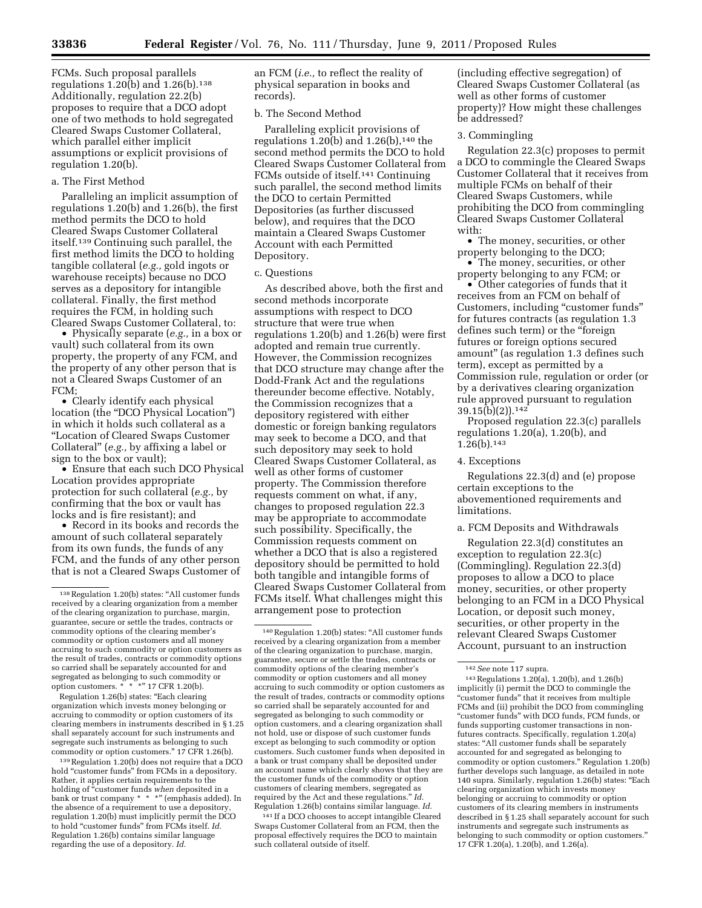FCMs. Such proposal parallels regulations 1.20(b) and 1.26(b).[138] Additionally, regulation 22.2(b) proposes to require that a DCO adopt one of two methods to hold segregated Cleared Swaps Customer Collateral, which parallel either implicit assumptions or explicit provisions of regulation 1.20(b).

a. The First Method

Paralleling an implicit assumption of regulations 1.20(b) and 1.26(b), the first method permits the DCO to hold Cleared Swaps Customer Collateral itself.[139] Continuing such parallel, the first method limits the DCO to holding tangible collateral (*e.g.,* gold ingots or warehouse receipts) because no DCO serves as a depository for intangible collateral. Finally, the first method requires the FCM, in holding such Cleared Swaps Customer Collateral, to:

- Physically separate (*e.g.,* in a box or vault) such collateral from its own property, the property of any FCM, and the property of any other person that is not a Cleared Swaps Customer of an FCM;
- Clearly identify each physical location (the "DCO Physical Location") in which it holds such collateral as a "Location of Cleared Swaps Customer Collateral" (*e.g.,* by affixing a label or sign to the box or vault);
- Ensure that each such DCO Physical Location provides appropriate protection for such collateral (*e.g.,* by confirming that the box or vault has locks and is fire resistant); and
- Record in its books and records the amount of such collateral separately from its own funds, the funds of any FCM, and the funds of any other person that is not a Cleared Swaps Customer of an FCM (*i.e.,* to reflect the reality of physical separation in books and records).

b. The Second Method

Paralleling explicit provisions of regulations 1.20(b) and 1.26(b),[140] the second method permits the DCO to hold Cleared Swaps Customer Collateral from FCMs outside of itself.[141] Continuing such parallel, the second method limits the DCO to certain Permitted Depositories (as further discussed below), and requires that the DCO maintain a Cleared Swaps Customer Account with each Permitted Depository.

c. Questions

As described above, both the first and second methods incorporate assumptions with respect to DCO structure that were true when regulations 1.20(b) and 1.26(b) were first adopted and remain true currently. However, the Commission recognizes that DCO structure may change after the Dodd-Frank Act and the regulations thereunder become effective. Notably, the Commission recognizes that a depository registered with either domestic or foreign banking regulators may seek to become a DCO, and that such depository may seek to hold Cleared Swaps Customer Collateral, as well as other forms of customer property. The Commission therefore requests comment on what, if any, changes to proposed regulation 22.3 may be appropriate to accommodate such possibility. Specifically, the Commission requests comment on whether a DCO that is also a registered depository should be permitted to hold both tangible and intangible forms of Cleared Swaps Customer Collateral from FCMs itself. What challenges might this arrangement pose to protection (including effective segregation) of Cleared Swaps Customer Collateral (as well as other forms of customer property)? How might these challenges be addressed?

3. Commingling

Regulation 22.3(c) proposes to permit a DCO to commingle the Cleared Swaps Customer Collateral that it receives from multiple FCMs on behalf of their Cleared Swaps Customers, while prohibiting the DCO from commingling Cleared Swaps Customer Collateral with:

- The money, securities, or other property belonging to the DCO;
- The money, securities, or other property belonging to any FCM; or
- Other categories of funds that it receives from an FCM on behalf of Customers, including "customer funds" for futures contracts (as regulation 1.3 defines such term) or the "foreign futures or foreign options secured amount" (as regulation 1.3 defines such term), except as permitted by a Commission rule, regulation or order (or by a derivatives clearing organization rule approved pursuant to regulation 39.15(b)(2)).[142]

Proposed regulation 22.3(c) parallels regulations 1.20(a), 1.20(b), and 1.26(b).[143]

4. Exceptions

Regulations 22.3(d) and (e) propose certain exceptions to the abovementioned requirements and limitations.

a. FCM Deposits and Withdrawals

Regulation 22.3(d) constitutes an exception to regulation 22.3(c) (Commingling). Regulation 22.3(d) proposes to allow a DCO to place money, securities, or other property belonging to an FCM in a DCO Physical Location, or deposit such money, securities, or other property in the relevant Cleared Swaps Customer Account, pursuant to an instruction

---

[138] Regulation 1.20(b) states: "All customer funds received by a clearing organization from a member of the clearing organization to purchase, margin, guarantee, secure or settle the trades, contracts or commodity options of the clearing member's commodity or option customers and all money accruing to such commodity or option customers as the result of trades, contracts or commodity options so carried shall be separately accounted for and segregated as belonging to such commodity or option customers. * * *" 17 CFR 1.20(b).

Regulation 1.26(b) states: "Each clearing organization which invests money belonging or accruing to commodity or option customers of its clearing members in instruments described in § 1.25 shall separately account for such instruments and segregate such instruments as belonging to such commodity or option customers." 17 CFR 1.26(b).

[139] Regulation 1.20(b) does not require that a DCO hold "customer funds" from FCMs in a depository. Rather, it applies certain requirements to the holding of "customer funds *when* deposited in a bank or trust company * * *" (emphasis added). In the absence of a requirement to use a depository, regulation 1.20(b) must implicitly permit the DCO to hold "customer funds" from FCMs itself. *Id.* Regulation 1.26(b) contains similar language regarding the use of a depository. *Id.*

[140] Regulation 1.20(b) states: "All customer funds received by a clearing organization from a member of the clearing organization to purchase, margin, guarantee, secure or settle the trades, contracts or commodity options of the clearing member's commodity or option customers and all money accruing to such commodity or option customers as the result of trades, contracts or commodity options so carried shall be separately accounted for and segregated as belonging to such commodity or option customers, and a clearing organization shall not hold, use or dispose of such customer funds except as belonging to such commodity or option customers. Such customer funds when deposited in a bank or trust company shall be deposited under an account name which clearly shows that they are the customer funds of the commodity or option customers of clearing members, segregated as required by the Act and these regulations." *Id.* Regulation 1.26(b) contains similar language. *Id.*

[141] If a DCO chooses to accept intangible Cleared Swaps Customer Collateral from an FCM, then the proposal effectively requires the DCO to maintain such collateral outside of itself.

[142] *See* note 117 supra.

[143] Regulations 1.20(a), 1.20(b), and 1.26(b) implicitly (i) permit the DCO to commingle the "customer funds" that it receives from multiple FCMs and (ii) prohibit the DCO from commingling "customer funds" with DCO funds, FCM funds, or funds supporting customer transactions in non-futures contracts. Specifically, regulation 1.20(a) states: "All customer funds shall be separately accounted for and segregated as belonging to commodity or option customers." Regulation 1.20(b) further develops such language, as detailed in note 140 supra. Similarly, regulation 1.26(b) states: "Each clearing organization which invests money belonging or accruing to commodity or option customers of its clearing members in instruments described in § 1.25 shall separately account for such instruments and segregate such instruments as belonging to such commodity or option customers." 17 CFR 1.20(a), 1.20(b), and 1.26(a).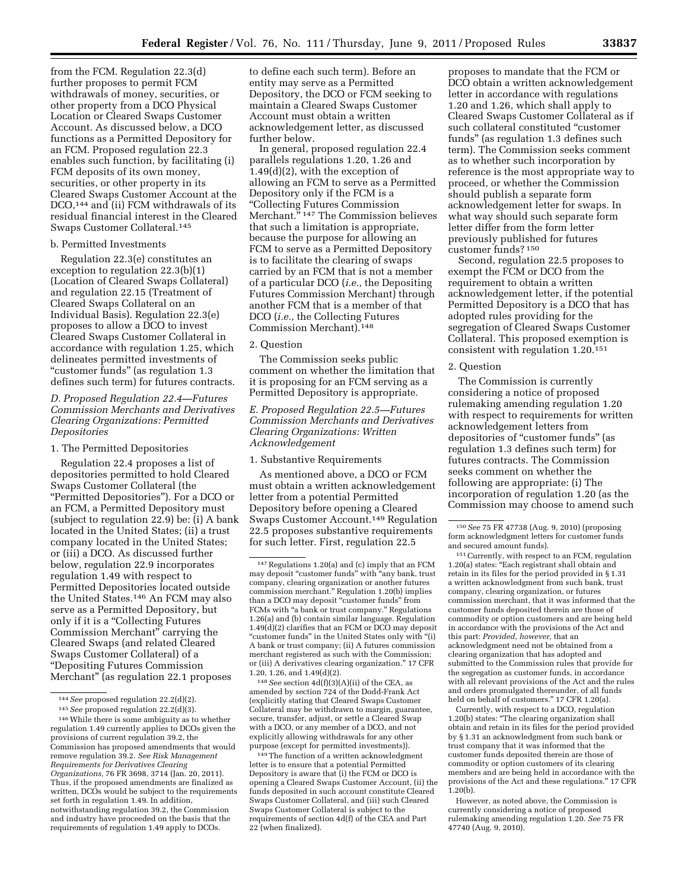from the FCM. Regulation 22.3(d) further proposes to permit FCM withdrawals of money, securities, or other property from a DCO Physical Location or Cleared Swaps Customer Account. As discussed below, a DCO functions as a Permitted Depository for an FCM. Proposed regulation 22.3 enables such function, by facilitating (i) FCM deposits of its own money, securities, or other property in its Cleared Swaps Customer Account at the DCO,[144] and (ii) FCM withdrawals of its residual financial interest in the Cleared Swaps Customer Collateral.[145]

b. Permitted Investments

Regulation 22.3(e) constitutes an exception to regulation 22.3(b)(1) (Location of Cleared Swaps Collateral) and regulation 22.15 (Treatment of Cleared Swaps Collateral on an Individual Basis). Regulation 22.3(e) proposes to allow a DCO to invest Cleared Swaps Customer Collateral in accordance with regulation 1.25, which delineates permitted investments of "customer funds" (as regulation 1.3 defines such term) for futures contracts.

### *D. Proposed Regulation 22.4—Futures Commission Merchants and Derivatives Clearing Organizations: Permitted Depositories*

1. The Permitted Depositories

Regulation 22.4 proposes a list of depositories permitted to hold Cleared Swaps Customer Collateral (the "Permitted Depositories"). For a DCO or an FCM, a Permitted Depository must (subject to regulation 22.9) be: (i) A bank located in the United States; (ii) a trust company located in the United States; or (iii) a DCO. As discussed further below, regulation 22.9 incorporates regulation 1.49 with respect to Permitted Depositories located outside the United States.[146] An FCM may also serve as a Permitted Depository, but only if it is a "Collecting Futures Commission Merchant" carrying the Cleared Swaps (and related Cleared Swaps Customer Collateral) of a "Depositing Futures Commission Merchant" (as regulation 22.1 proposes to define each such term). Before an entity may serve as a Permitted Depository, the DCO or FCM seeking to maintain a Cleared Swaps Customer Account must obtain a written acknowledgement letter, as discussed further below.

In general, proposed regulation 22.4 parallels regulations 1.20, 1.26 and 1.49(d)(2), with the exception of allowing an FCM to serve as a Permitted Depository only if the FCM is a "Collecting Futures Commission Merchant."[147] The Commission believes that such a limitation is appropriate, because the purpose for allowing an FCM to serve as a Permitted Depository is to facilitate the clearing of swaps carried by an FCM that is not a member of a particular DCO (*i.e.,* the Depositing Futures Commission Merchant) through another FCM that is a member of that DCO (*i.e.,* the Collecting Futures Commission Merchant).[148]

2. Question

The Commission seeks public comment on whether the limitation that it is proposing for an FCM serving as a Permitted Depository is appropriate.

### *E. Proposed Regulation 22.5—Futures Commission Merchants and Derivatives Clearing Organizations: Written Acknowledgement*

1. Substantive Requirements

As mentioned above, a DCO or FCM must obtain a written acknowledgement letter from a potential Permitted Depository before opening a Cleared Swaps Customer Account.[149] Regulation 22.5 proposes substantive requirements for such letter. First, regulation 22.5 proposes to mandate that the FCM or DCO obtain a written acknowledgement letter in accordance with regulations 1.20 and 1.26, which shall apply to Cleared Swaps Customer Collateral as if such collateral constituted "customer funds" (as regulation 1.3 defines such term). The Commission seeks comment as to whether such incorporation by reference is the most appropriate way to proceed, or whether the Commission should publish a separate form acknowledgement letter for swaps. In what way should such separate form letter differ from the form letter previously published for futures customer funds?[150]

Second, regulation 22.5 proposes to exempt the FCM or DCO from the requirement to obtain a written acknowledgement letter, if the potential Permitted Depository is a DCO that has adopted rules providing for the segregation of Cleared Swaps Customer Collateral. This proposed exemption is consistent with regulation 1.20.[151]

2. Question

The Commission is currently considering a notice of proposed rulemaking amending regulation 1.20 with respect to requirements for written acknowledgement letters from depositories of "customer funds" (as regulation 1.3 defines such term) for futures contracts. The Commission seeks comment on whether the following are appropriate: (i) The incorporation of regulation 1.20 (as the Commission may choose to amend such

---

[144] *See* proposed regulation 22.2(d)(2).

[145] *See* proposed regulation 22.2(d)(3).

[146] While there is some ambiguity as to whether regulation 1.49 currently applies to DCOs given the provisions of current regulation 39.2, the Commission has proposed amendments that would remove regulation 39.2. *See Risk Management Requirements for Derivatives Clearing Organizations,* 76 FR 3698, 3714 (Jan. 20, 2011). Thus, if the proposed amendments are finalized as written, DCOs would be subject to the requirements set forth in regulation 1.49. In addition, notwithstanding regulation 39.2, the Commission and industry have proceeded on the basis that the requirements of regulation 1.49 apply to DCOs.

[147] Regulations 1.20(a) and (c) imply that an FCM may deposit "customer funds" with "any bank, trust company, clearing organization or another futures commission merchant." Regulation 1.20(b) implies than a DCO may deposit "customer funds" from FCMs with "a bank or trust company." Regulations 1.26(a) and (b) contain similar language. Regulation 1.49(d)(2) clarifies that an FCM or DCO may deposit "customer funds" in the United States only with "(i) A bank or trust company; (ii) A futures commission merchant registered as such with the Commission; or (iii) A derivatives clearing organization." 17 CFR 1.20, 1.26, and 1.49(d)(2).

[148] *See* section 4d(f)(3)(A)(ii) of the CEA, as amended by section 724 of the Dodd-Frank Act (explicitly stating that Cleared Swaps Customer Collateral may be withdrawn to margin, guarantee, secure, transfer, adjust, or settle a Cleared Swap with a DCO, or any member of a DCO, and not explicitly allowing withdrawals for any other purpose (except for permitted investments)).

[149] The function of a written acknowledgment letter is to ensure that a potential Permitted Depository is aware that (i) the FCM or DCO is opening a Cleared Swaps Customer Account, (ii) the funds deposited in such account constitute Cleared Swaps Customer Collateral, and (iii) such Cleared Swaps Customer Collateral is subject to the requirements of section 4d(f) of the CEA and Part 22 (when finalized).

[150] *See* 75 FR 47738 (Aug. 9, 2010) (proposing form acknowledgement letters for customer funds and secured amount funds).

[151] Currently, with respect to an FCM, regulation 1.20(a) states: "Each registrant shall obtain and retain in its files for the period provided in § 1.31 a written acknowledgment from such bank, trust company, clearing organization, or futures commission merchant, that it was informed that the customer funds deposited therein are those of commodity or option customers and are being held in accordance with the provisions of the Act and this part: *Provided, however,* that an acknowledgment need not be obtained from a clearing organization that has adopted and submitted to the Commission rules that provide for the segregation as customer funds, in accordance with all relevant provisions of the Act and the rules and orders promulgated thereunder, of all funds held on behalf of customers." 17 CFR 1.20(a).

Currently, with respect to a DCO, regulation 1.20(b) states: "The clearing organization shall obtain and retain in its files for the period provided by § 1.31 an acknowledgment from such bank or trust company that it was informed that the customer funds deposited therein are those of commodity or option customers of its clearing members and are being held in accordance with the provisions of the Act and these regulations." 17 CFR 1.20(b).

However, as noted above, the Commission is currently considering a notice of proposed rulemaking amending regulation 1.20. *See* 75 FR 47740 (Aug. 9, 2010).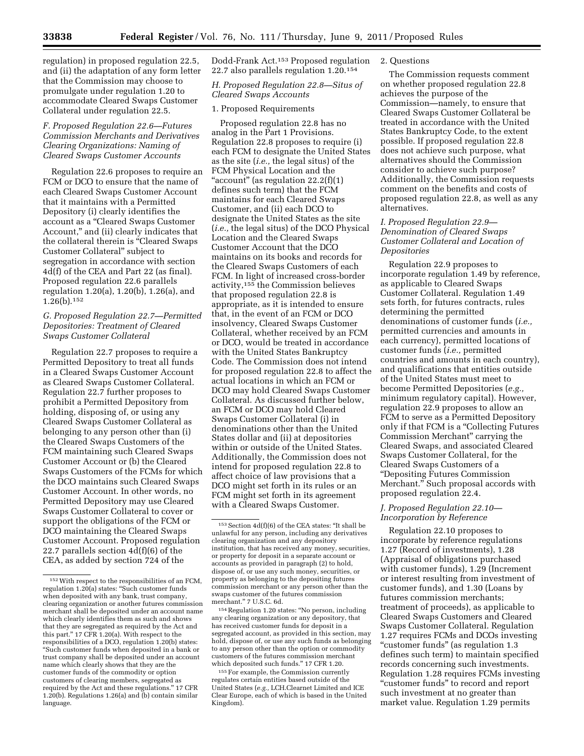regulation) in proposed regulation 22.5, and (ii) the adaptation of any form letter that the Commission may choose to promulgate under regulation 1.20 to accommodate Cleared Swaps Customer Collateral under regulation 22.5.

### F. Proposed Regulation 22.6—Futures Commission Merchants and Derivatives Clearing Organizations: Naming of Cleared Swaps Customer Accounts

Regulation 22.6 proposes to require an FCM or DCO to ensure that the name of each Cleared Swaps Customer Account that it maintains with a Permitted Depository (i) clearly identifies the account as a "Cleared Swaps Customer Account," and (ii) clearly indicates that the collateral therein is "Cleared Swaps Customer Collateral" subject to segregation in accordance with section 4d(f) of the CEA and Part 22 (as final). Proposed regulation 22.6 parallels regulation 1.20(a), 1.20(b), 1.26(a), and 1.26(b).[152]

### G. Proposed Regulation 22.7—Permitted Depositories: Treatment of Cleared Swaps Customer Collateral

Regulation 22.7 proposes to require a Permitted Depository to treat all funds in a Cleared Swaps Customer Account as Cleared Swaps Customer Collateral. Regulation 22.7 further proposes to prohibit a Permitted Depository from holding, disposing of, or using any Cleared Swaps Customer Collateral as belonging to any person other than (i) the Cleared Swaps Customers of the FCM maintaining such Cleared Swaps Customer Account or (b) the Cleared Swaps Customers of the FCMs for which the DCO maintains such Cleared Swaps Customer Account. In other words, no Permitted Depository may use Cleared Swaps Customer Collateral to cover or support the obligations of the FCM or DCO maintaining the Cleared Swaps Customer Account. Proposed regulation 22.7 parallels section 4d(f)(6) of the CEA, as added by section 724 of the Dodd-Frank Act.[153] Proposed regulation 22.7 also parallels regulation 1.20.[154]

### H. Proposed Regulation 22.8—Situs of Cleared Swaps Accounts

#### 1. Proposed Requirements

Proposed regulation 22.8 has no analog in the Part 1 Provisions. Regulation 22.8 proposes to require (i) each FCM to designate the United States as the site (*i.e.,* the legal situs) of the FCM Physical Location and the "account" (as regulation 22.2(f)(1) defines such term) that the FCM maintains for each Cleared Swaps Customer, and (ii) each DCO to designate the United States as the site (*i.e.,* the legal situs) of the DCO Physical Location and the Cleared Swaps Customer Account that the DCO maintains on its books and records for the Cleared Swaps Customers of each FCM. In light of increased cross-border activity,[155] the Commission believes that proposed regulation 22.8 is appropriate, as it is intended to ensure that, in the event of an FCM or DCO insolvency, Cleared Swaps Customer Collateral, whether received by an FCM or DCO, would be treated in accordance with the United States Bankruptcy Code. The Commission does not intend for proposed regulation 22.8 to affect the actual locations in which an FCM or DCO may hold Cleared Swaps Customer Collateral. As discussed further below, an FCM or DCO may hold Cleared Swaps Customer Collateral (i) in denominations other than the United States dollar and (ii) at depositories within or outside of the United States. Additionally, the Commission does not intend for proposed regulation 22.8 to affect choice of law provisions that a DCO might set forth in its rules or an FCM might set forth in its agreement with a Cleared Swaps Customer.

#### 2. Questions

The Commission requests comment on whether proposed regulation 22.8 achieves the purpose of the Commission—namely, to ensure that Cleared Swaps Customer Collateral be treated in accordance with the United States Bankruptcy Code, to the extent possible. If proposed regulation 22.8 does not achieve such purpose, what alternatives should the Commission consider to achieve such purpose? Additionally, the Commission requests comment on the benefits and costs of proposed regulation 22.8, as well as any alternatives.

### I. Proposed Regulation 22.9—Denomination of Cleared Swaps Customer Collateral and Location of Depositories

Regulation 22.9 proposes to incorporate regulation 1.49 by reference, as applicable to Cleared Swaps Customer Collateral. Regulation 1.49 sets forth, for futures contracts, rules determining the permitted denominations of customer funds (*i.e.,* permitted currencies and amounts in each currency), permitted locations of customer funds (*i.e.,* permitted countries and amounts in each country), and qualifications that entities outside of the United States must meet to become Permitted Depositories (*e.g.,* minimum regulatory capital). However, regulation 22.9 proposes to allow an FCM to serve as a Permitted Depository only if that FCM is a "Collecting Futures Commission Merchant" carrying the Cleared Swaps, and associated Cleared Swaps Customer Collateral, for the Cleared Swaps Customers of a "Depositing Futures Commission Merchant." Such proposal accords with proposed regulation 22.4.

### J. Proposed Regulation 22.10—Incorporation by Reference

Regulation 22.10 proposes to incorporate by reference regulations 1.27 (Record of investments), 1.28 (Appraisal of obligations purchased with customer funds), 1.29 (Increment or interest resulting from investment of customer funds), and 1.30 (Loans by futures commission merchants; treatment of proceeds), as applicable to Cleared Swaps Customers and Cleared Swaps Customer Collateral. Regulation 1.27 requires FCMs and DCOs investing "customer funds" (as regulation 1.3 defines such term) to maintain specified records concerning such investments. Regulation 1.28 requires FCMs investing "customer funds" to record and report such investment at no greater than market value. Regulation 1.29 permits

---

[152] With respect to the responsibilities of an FCM, regulation 1.20(a) states: "Such customer funds when deposited with any bank, trust company, clearing organization or another futures commission merchant shall be deposited under an account name which clearly identifies them as such and shows that they are segregated as required by the Act and this part." 17 CFR 1.20(a). With respect to the responsibilities of a DCO, regulation 1.20(b) states: "Such customer funds when deposited in a bank or trust company shall be deposited under an account name which clearly shows that they are the customer funds of the commodity or option customers of clearing members, segregated as required by the Act and these regulations." 17 CFR 1.20(b). Regulations 1.26(a) and (b) contain similar language.

[153] Section 4d(f)(6) of the CEA states: "It shall be unlawful for any person, including any derivatives clearing organization and any depository institution, that has received any money, securities, or property for deposit in a separate account or accounts as provided in paragraph (2) to hold, dispose of, or use any such money, securities, or property as belonging to the depositing futures commission merchant or any person other than the swaps customer of the futures commission merchant." 7 U.S.C. 6d.

[154] Regulation 1.20 states: "No person, including any clearing organization or any depository, that has received customer funds for deposit in a segregated account, as provided in this section, may hold, dispose of, or use any such funds as belonging to any person other than the option or commodity customers of the futures commission merchant which deposited such funds." 17 CFR 1.20.

[155] For example, the Commission currently regulates certain entities based outside of the United States (*e.g.,* LCH.Clearnet Limited and ICE Clear Europe, each of which is based in the United Kingdom).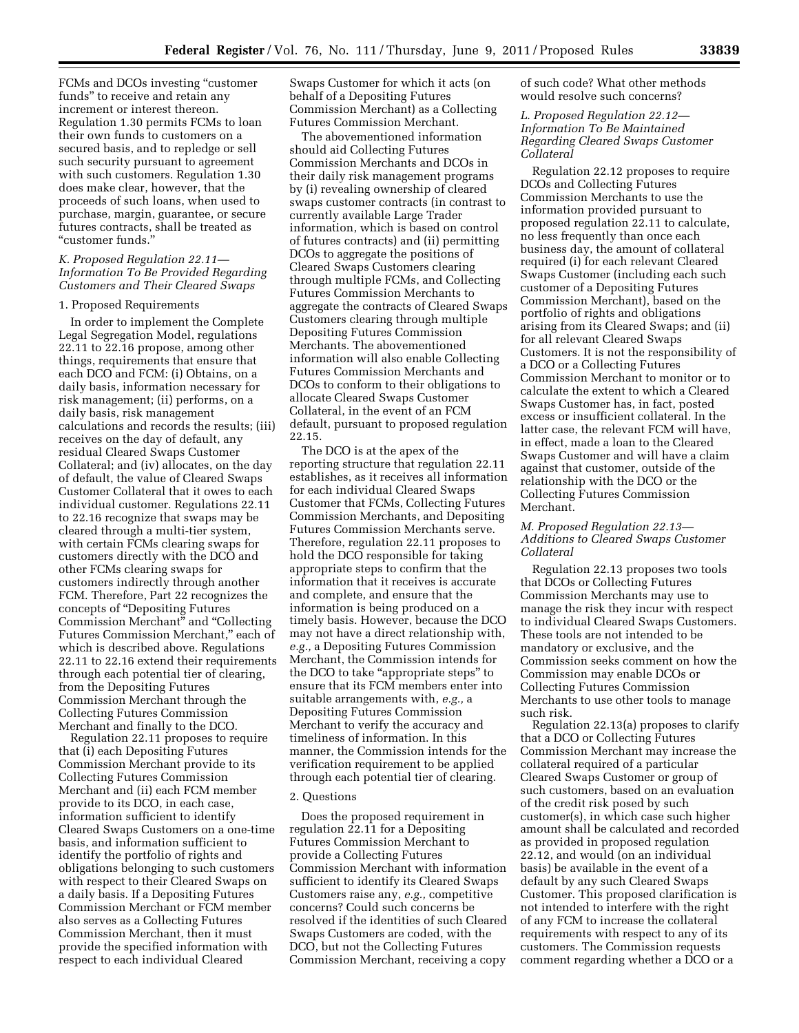FCMs and DCOs investing "customer funds" to receive and retain any increment or interest thereon. Regulation 1.30 permits FCMs to loan their own funds to customers on a secured basis, and to repledge or sell such security pursuant to agreement with such customers. Regulation 1.30 does make clear, however, that the proceeds of such loans, when used to purchase, margin, guarantee, or secure futures contracts, shall be treated as "customer funds."

### K. Proposed Regulation 22.11—Information To Be Provided Regarding Customers and Their Cleared Swaps

#### 1. Proposed Requirements

In order to implement the Complete Legal Segregation Model, regulations 22.11 to 22.16 propose, among other things, requirements that ensure that each DCO and FCM: (i) Obtains, on a daily basis, information necessary for risk management; (ii) performs, on a daily basis, risk management calculations and records the results; (iii) receives on the day of default, any residual Cleared Swaps Customer Collateral; and (iv) allocates, on the day of default, the value of Cleared Swaps Customer Collateral that it owes to each individual customer. Regulations 22.11 to 22.16 recognize that swaps may be cleared through a multi-tier system, with certain FCMs clearing swaps for customers directly with the DCO and other FCMs clearing swaps for customers indirectly through another FCM. Therefore, Part 22 recognizes the concepts of "Depositing Futures Commission Merchant" and "Collecting Futures Commission Merchant," each of which is described above. Regulations 22.11 to 22.16 extend their requirements through each potential tier of clearing, from the Depositing Futures Commission Merchant through the Collecting Futures Commission Merchant and finally to the DCO.

Regulation 22.11 proposes to require that (i) each Depositing Futures Commission Merchant provide to its Collecting Futures Commission Merchant and (ii) each FCM member provide to its DCO, in each case, information sufficient to identify Cleared Swaps Customers on a one-time basis, and information sufficient to identify the portfolio of rights and obligations belonging to such customers with respect to their Cleared Swaps on a daily basis. If a Depositing Futures Commission Merchant or FCM member also serves as a Collecting Futures Commission Merchant, then it must provide the specified information with respect to each individual Cleared Swaps Customer for which it acts (on behalf of a Depositing Futures Commission Merchant) as a Collecting Futures Commission Merchant.

The abovementioned information should aid Collecting Futures Commission Merchants and DCOs in their daily risk management programs by (i) revealing ownership of cleared swaps customer contracts (in contrast to currently available Large Trader information, which is based on control of futures contracts) and (ii) permitting DCOs to aggregate the positions of Cleared Swaps Customers clearing through multiple FCMs, and Collecting Futures Commission Merchants to aggregate the contracts of Cleared Swaps Customers clearing through multiple Depositing Futures Commission Merchants. The abovementioned information will also enable Collecting Futures Commission Merchants and DCOs to conform to their obligations to allocate Cleared Swaps Customer Collateral, in the event of an FCM default, pursuant to proposed regulation 22.15.

The DCO is at the apex of the reporting structure that regulation 22.11 establishes, as it receives all information for each individual Cleared Swaps Customer that FCMs, Collecting Futures Commission Merchants, and Depositing Futures Commission Merchants serve. Therefore, regulation 22.11 proposes to hold the DCO responsible for taking appropriate steps to confirm that the information that it receives is accurate and complete, and ensure that the information is being produced on a timely basis. However, because the DCO may not have a direct relationship with, *e.g.,* a Depositing Futures Commission Merchant, the Commission intends for the DCO to take "appropriate steps" to ensure that its FCM members enter into suitable arrangements with, *e.g.,* a Depositing Futures Commission Merchant to verify the accuracy and timeliness of information. In this manner, the Commission intends for the verification requirement to be applied through each potential tier of clearing.

#### 2. Questions

Does the proposed requirement in regulation 22.11 for a Depositing Futures Commission Merchant to provide a Collecting Futures Commission Merchant with information sufficient to identify its Cleared Swaps Customers raise any, *e.g.,* competitive concerns? Could such concerns be resolved if the identities of such Cleared Swaps Customers are coded, with the DCO, but not the Collecting Futures Commission Merchant, receiving a copy of such code? What other methods would resolve such concerns?

### L. Proposed Regulation 22.12—Information To Be Maintained Regarding Cleared Swaps Customer Collateral

Regulation 22.12 proposes to require DCOs and Collecting Futures Commission Merchants to use the information provided pursuant to proposed regulation 22.11 to calculate, no less frequently than once each business day, the amount of collateral required (i) for each relevant Cleared Swaps Customer (including each such customer of a Depositing Futures Commission Merchant), based on the portfolio of rights and obligations arising from its Cleared Swaps; and (ii) for all relevant Cleared Swaps Customers. It is not the responsibility of a DCO or a Collecting Futures Commission Merchant to monitor or to calculate the extent to which a Cleared Swaps Customer has, in fact, posted excess or insufficient collateral. In the latter case, the relevant FCM will have, in effect, made a loan to the Cleared Swaps Customer and will have a claim against that customer, outside of the relationship with the DCO or the Collecting Futures Commission Merchant.

### M. Proposed Regulation 22.13—Additions to Cleared Swaps Customer Collateral

Regulation 22.13 proposes two tools that DCOs or Collecting Futures Commission Merchants may use to manage the risk they incur with respect to individual Cleared Swaps Customers. These tools are not intended to be mandatory or exclusive, and the Commission seeks comment on how the Commission may enable DCOs or Collecting Futures Commission Merchants to use other tools to manage such risk.

Regulation 22.13(a) proposes to clarify that a DCO or Collecting Futures Commission Merchant may increase the collateral required of a particular Cleared Swaps Customer or group of such customers, based on an evaluation of the credit risk posed by such customer(s), in which case such higher amount shall be calculated and recorded as provided in proposed regulation 22.12, and would (on an individual basis) be available in the event of a default by any such Cleared Swaps Customer. This proposed clarification is not intended to interfere with the right of any FCM to increase the collateral requirements with respect to any of its customers. The Commission requests comment regarding whether a DCO or a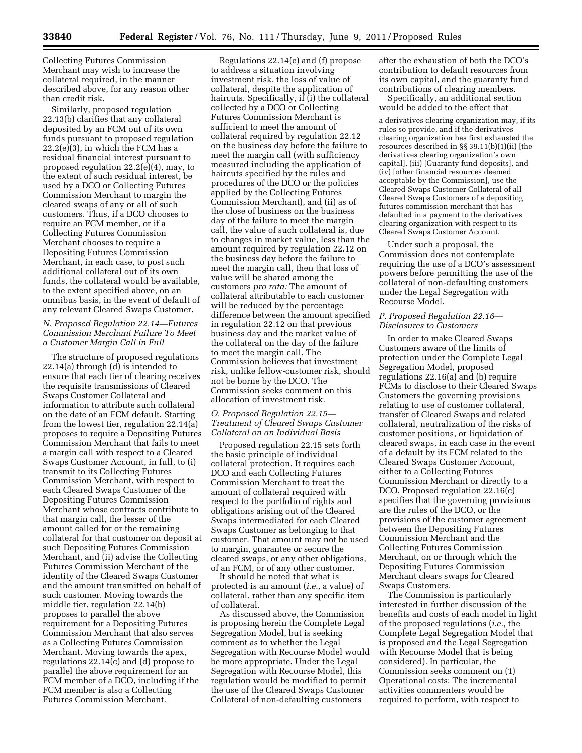Collecting Futures Commission Merchant may wish to increase the collateral required, in the manner described above, for any reason other than credit risk.

Similarly, proposed regulation 22.13(b) clarifies that any collateral deposited by an FCM out of its own funds pursuant to proposed regulation 22.2(e)(3), in which the FCM has a residual financial interest pursuant to proposed regulation 22.2(e)(4), may, to the extent of such residual interest, be used by a DCO or Collecting Futures Commission Merchant to margin the cleared swaps of any or all of such customers. Thus, if a DCO chooses to require an FCM member, or if a Collecting Futures Commission Merchant chooses to require a Depositing Futures Commission Merchant, in each case, to post such additional collateral out of its own funds, the collateral would be available, to the extent specified above, on an omnibus basis, in the event of default of any relevant Cleared Swaps Customer.

### *N. Proposed Regulation 22.14—Futures Commission Merchant Failure To Meet a Customer Margin Call in Full*

The structure of proposed regulations 22.14(a) through (d) is intended to ensure that each tier of clearing receives the requisite transmissions of Cleared Swaps Customer Collateral and information to attribute such collateral on the date of an FCM default. Starting from the lowest tier, regulation 22.14(a) proposes to require a Depositing Futures Commission Merchant that fails to meet a margin call with respect to a Cleared Swaps Customer Account, in full, to (i) transmit to its Collecting Futures Commission Merchant, with respect to each Cleared Swaps Customer of the Depositing Futures Commission Merchant whose contracts contribute to that margin call, the lesser of the amount called for or the remaining collateral for that customer on deposit at such Depositing Futures Commission Merchant, and (ii) advise the Collecting Futures Commission Merchant of the identity of the Cleared Swaps Customer and the amount transmitted on behalf of such customer. Moving towards the middle tier, regulation 22.14(b) proposes to parallel the above requirement for a Depositing Futures Commission Merchant that also serves as a Collecting Futures Commission Merchant. Moving towards the apex, regulations 22.14(c) and (d) propose to parallel the above requirement for an FCM member of a DCO, including if the FCM member is also a Collecting Futures Commission Merchant.

Regulations 22.14(e) and (f) propose to address a situation involving investment risk, the loss of value of collateral, despite the application of haircuts. Specifically, if (i) the collateral collected by a DCO or Collecting Futures Commission Merchant is sufficient to meet the amount of collateral required by regulation 22.12 on the business day before the failure to meet the margin call (with sufficiency measured including the application of haircuts specified by the rules and procedures of the DCO or the policies applied by the Collecting Futures Commission Merchant), and (ii) as of the close of business on the business day of the failure to meet the margin call, the value of such collateral is, due to changes in market value, less than the amount required by regulation 22.12 on the business day before the failure to meet the margin call, then that loss of value will be shared among the customers *pro rata:* The amount of collateral attributable to each customer will be reduced by the percentage difference between the amount specified in regulation 22.12 on that previous business day and the market value of the collateral on the day of the failure to meet the margin call. The Commission believes that investment risk, unlike fellow-customer risk, should not be borne by the DCO. The Commission seeks comment on this allocation of investment risk.

### *O. Proposed Regulation 22.15—Treatment of Cleared Swaps Customer Collateral on an Individual Basis*

Proposed regulation 22.15 sets forth the basic principle of individual collateral protection. It requires each DCO and each Collecting Futures Commission Merchant to treat the amount of collateral required with respect to the portfolio of rights and obligations arising out of the Cleared Swaps intermediated for each Cleared Swaps Customer as belonging to that customer. That amount may not be used to margin, guarantee or secure the cleared swaps, or any other obligations, of an FCM, or of any other customer.

It should be noted that what is protected is an amount (*i.e.,* a value) of collateral, rather than any specific item of collateral.

As discussed above, the Commission is proposing herein the Complete Legal Segregation Model, but is seeking comment as to whether the Legal Segregation with Recourse Model would be more appropriate. Under the Legal Segregation with Recourse Model, this regulation would be modified to permit the use of the Cleared Swaps Customer Collateral of non-defaulting customers after the exhaustion of both the DCO's contribution to default resources from its own capital, and the guaranty fund contributions of clearing members.

Specifically, an additional section would be added to the effect that

> a derivatives clearing organization may, if its rules so provide, and if the derivatives clearing organization has first exhausted the resources described in §§ 39.11(b)(1)(ii) [the derivatives clearing organization's own capital], (iii) [Guaranty fund deposits], and (iv) [other financial resources deemed acceptable by the Commission], use the Cleared Swaps Customer Collateral of all Cleared Swaps Customers of a depositing futures commission merchant that has defaulted in a payment to the derivatives clearing organization with respect to its Cleared Swaps Customer Account.

Under such a proposal, the Commission does not contemplate requiring the use of a DCO's assessment powers before permitting the use of the collateral of non-defaulting customers under the Legal Segregation with Recourse Model.

### *P. Proposed Regulation 22.16—Disclosures to Customers*

In order to make Cleared Swaps Customers aware of the limits of protection under the Complete Legal Segregation Model, proposed regulations 22.16(a) and (b) require FCMs to disclose to their Cleared Swaps Customers the governing provisions relating to use of customer collateral, transfer of Cleared Swaps and related collateral, neutralization of the risks of customer positions, or liquidation of cleared swaps, in each case in the event of a default by its FCM related to the Cleared Swaps Customer Account, either to a Collecting Futures Commission Merchant or directly to a DCO. Proposed regulation 22.16(c) specifies that the governing provisions are the rules of the DCO, or the provisions of the customer agreement between the Depositing Futures Commission Merchant and the Collecting Futures Commission Merchant, on or through which the Depositing Futures Commission Merchant clears swaps for Cleared Swaps Customers.

The Commission is particularly interested in further discussion of the benefits and costs of each model in light of the proposed regulations (*i.e.,* the Complete Legal Segregation Model that is proposed and the Legal Segregation with Recourse Model that is being considered). In particular, the Commission seeks comment on (1) Operational costs: The incremental activities commenters would be required to perform, with respect to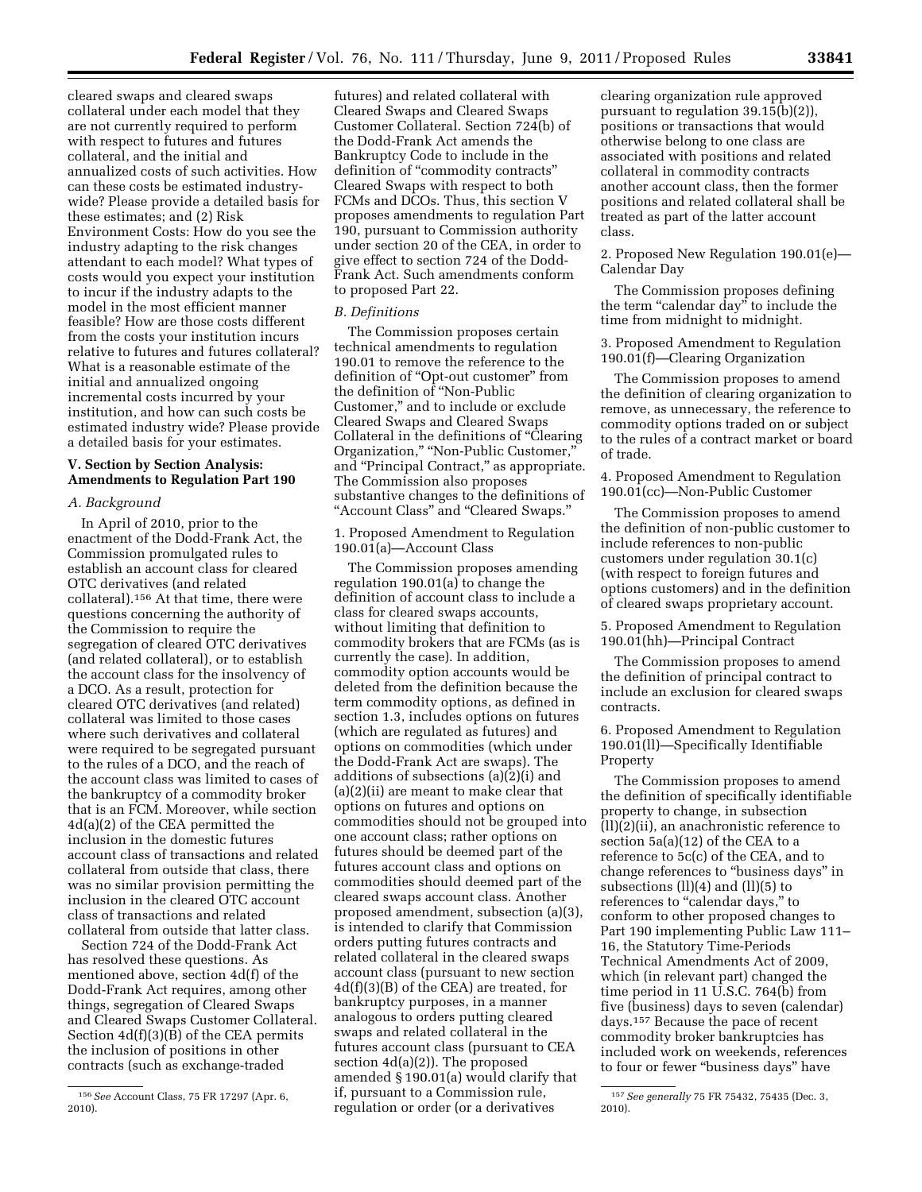cleared swaps and cleared swaps collateral under each model that they are not currently required to perform with respect to futures and futures collateral, and the initial and annualized costs of such activities. How can these costs be estimated industry-wide? Please provide a detailed basis for these estimates; and (2) Risk Environment Costs: How do you see the industry adapting to the risk changes attendant to each model? What types of costs would you expect your institution to incur if the industry adapts to the model in the most efficient manner feasible? How are those costs different from the costs your institution incurs relative to futures and futures collateral? What is a reasonable estimate of the initial and annualized ongoing incremental costs incurred by your institution, and how can such costs be estimated industry wide? Please provide a detailed basis for your estimates.

## V. Section by Section Analysis: Amendments to Regulation Part 190

### A. Background

In April of 2010, prior to the enactment of the Dodd-Frank Act, the Commission promulgated rules to establish an account class for cleared OTC derivatives (and related collateral).[156] At that time, there were questions concerning the authority of the Commission to require the segregation of cleared OTC derivatives (and related collateral), or to establish the account class for the insolvency of a DCO. As a result, protection for cleared OTC derivatives (and related) collateral was limited to those cases where such derivatives and collateral were required to be segregated pursuant to the rules of a DCO, and the reach of the account class was limited to cases of the bankruptcy of a commodity broker that is an FCM. Moreover, while section 4d(a)(2) of the CEA permitted the inclusion in the domestic futures account class of transactions and related collateral from outside that class, there was no similar provision permitting the inclusion in the cleared OTC account class of transactions and related collateral from outside that latter class.

Section 724 of the Dodd-Frank Act has resolved these questions. As mentioned above, section 4d(f) of the Dodd-Frank Act requires, among other things, segregation of Cleared Swaps and Cleared Swaps Customer Collateral. Section 4d(f)(3)(B) of the CEA permits the inclusion of positions in other contracts (such as exchange-traded futures) and related collateral with Cleared Swaps and Cleared Swaps Customer Collateral. Section 724(b) of the Dodd-Frank Act amends the Bankruptcy Code to include in the definition of "commodity contracts" Cleared Swaps with respect to both FCMs and DCOs. Thus, this section V proposes amendments to regulation Part 190, pursuant to Commission authority under section 20 of the CEA, in order to give effect to section 724 of the Dodd-Frank Act. Such amendments conform to proposed Part 22.

### B. Definitions

The Commission proposes certain technical amendments to regulation 190.01 to remove the reference to the definition of "Opt-out customer" from the definition of "Non-Public Customer," and to include or exclude Cleared Swaps and Cleared Swaps Collateral in the definitions of "Clearing Organization," "Non-Public Customer," and "Principal Contract," as appropriate. The Commission also proposes substantive changes to the definitions of "Account Class" and "Cleared Swaps."

1. Proposed Amendment to Regulation 190.01(a)—Account Class

The Commission proposes amending regulation 190.01(a) to change the definition of account class to include a class for cleared swaps accounts, without limiting that definition to commodity brokers that are FCMs (as is currently the case). In addition, commodity option accounts would be deleted from the definition because the term commodity options, as defined in section 1.3, includes options on futures (which are regulated as futures) and options on commodities (which under the Dodd-Frank Act are swaps). The additions of subsections (a)(2)(i) and (a)(2)(ii) are meant to make clear that options on futures and options on commodities should not be grouped into one account class; rather options on futures should be deemed part of the futures account class and options on commodities should deemed part of the cleared swaps account class. Another proposed amendment, subsection (a)(3), is intended to clarify that Commission orders putting futures contracts and related collateral in the cleared swaps account class (pursuant to new section 4d(f)(3)(B) of the CEA) are treated, for bankruptcy purposes, in a manner analogous to orders putting cleared swaps and related collateral in the futures account class (pursuant to CEA section 4d(a)(2)). The proposed amended § 190.01(a) would clarify that if, pursuant to a Commission rule, regulation or order (or a derivatives clearing organization rule approved pursuant to regulation 39.15(b)(2)), positions or transactions that would otherwise belong to one class are associated with positions and related collateral in commodity contracts another account class, then the former positions and related collateral shall be treated as part of the latter account class.

2. Proposed New Regulation 190.01(e)—Calendar Day

The Commission proposes defining the term "calendar day" to include the time from midnight to midnight.

3. Proposed Amendment to Regulation 190.01(f)—Clearing Organization

The Commission proposes to amend the definition of clearing organization to remove, as unnecessary, the reference to commodity options traded on or subject to the rules of a contract market or board of trade.

4. Proposed Amendment to Regulation 190.01(cc)—Non-Public Customer

The Commission proposes to amend the definition of non-public customer to include references to non-public customers under regulation 30.1(c) (with respect to foreign futures and options customers) and in the definition of cleared swaps proprietary account.

5. Proposed Amendment to Regulation 190.01(hh)—Principal Contract

The Commission proposes to amend the definition of principal contract to include an exclusion for cleared swaps contracts.

6. Proposed Amendment to Regulation 190.01(ll)—Specifically Identifiable Property

The Commission proposes to amend the definition of specifically identifiable property to change, in subsection (ll)(2)(ii), an anachronistic reference to section 5a(a)(12) of the CEA to a reference to 5c(c) of the CEA, and to change references to "business days" in subsections (ll)(4) and (ll)(5) to references to "calendar days," to conform to other proposed changes to Part 190 implementing Public Law 111–16, the Statutory Time-Periods Technical Amendments Act of 2009, which (in relevant part) changed the time period in 11 U.S.C. 764(b) from five (business) days to seven (calendar) days.[157] Because the pace of recent commodity broker bankruptcies has included work on weekends, references to four or fewer "business days" have

[156] *See* Account Class, 75 FR 17297 (Apr. 6, 2010).

[157] *See generally* 75 FR 75432, 75435 (Dec. 3, 2010).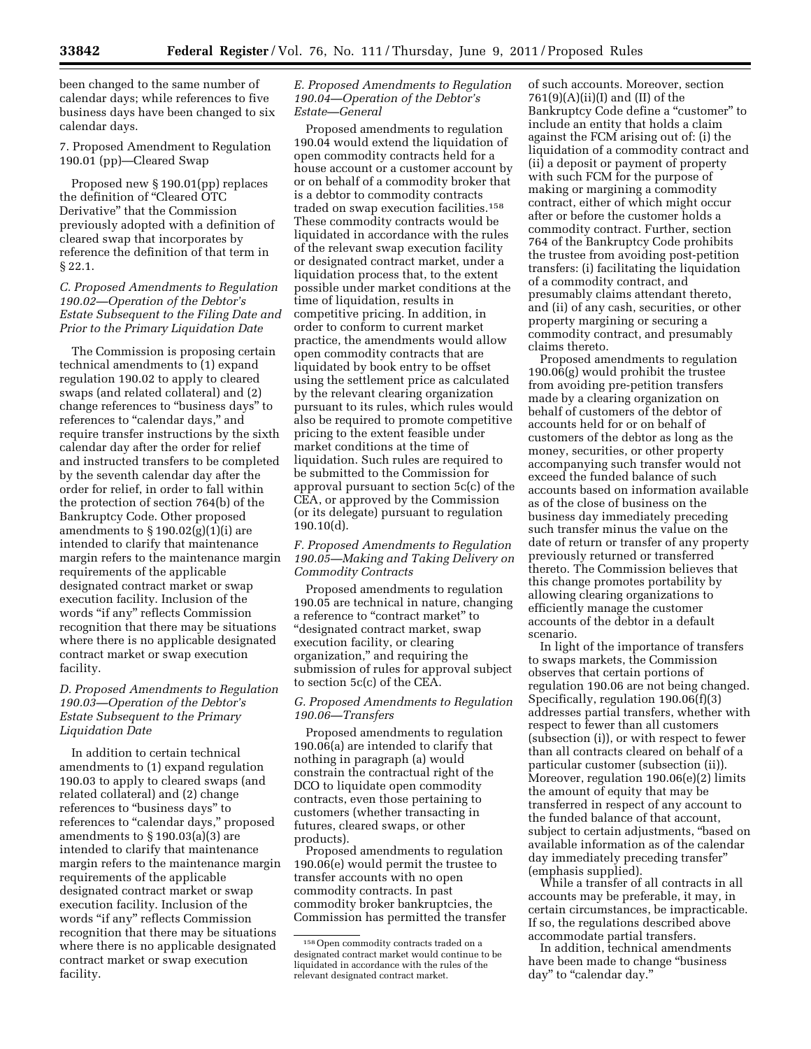been changed to the same number of calendar days; while references to five business days have been changed to six calendar days.

7. Proposed Amendment to Regulation 190.01 (pp)—Cleared Swap

Proposed new § 190.01(pp) replaces the definition of "Cleared OTC Derivative" that the Commission previously adopted with a definition of cleared swap that incorporates by reference the definition of that term in § 22.1.

### *C. Proposed Amendments to Regulation 190.02—Operation of the Debtor's Estate Subsequent to the Filing Date and Prior to the Primary Liquidation Date*

The Commission is proposing certain technical amendments to (1) expand regulation 190.02 to apply to cleared swaps (and related collateral) and (2) change references to "business days" to references to "calendar days," and require transfer instructions by the sixth calendar day after the order for relief and instructed transfers to be completed by the seventh calendar day after the order for relief, in order to fall within the protection of section 764(b) of the Bankruptcy Code. Other proposed amendments to § 190.02(g)(1)(i) are intended to clarify that maintenance margin refers to the maintenance margin requirements of the applicable designated contract market or swap execution facility. Inclusion of the words "if any" reflects Commission recognition that there may be situations where there is no applicable designated contract market or swap execution facility.

### *D. Proposed Amendments to Regulation 190.03—Operation of the Debtor's Estate Subsequent to the Primary Liquidation Date*

In addition to certain technical amendments to (1) expand regulation 190.03 to apply to cleared swaps (and related collateral) and (2) change references to "business days" to references to "calendar days," proposed amendments to § 190.03(a)(3) are intended to clarify that maintenance margin refers to the maintenance margin requirements of the applicable designated contract market or swap execution facility. Inclusion of the words "if any" reflects Commission recognition that there may be situations where there is no applicable designated contract market or swap execution facility.

### *E. Proposed Amendments to Regulation 190.04—Operation of the Debtor's Estate—General*

Proposed amendments to regulation 190.04 would extend the liquidation of open commodity contracts held for a house account or a customer account by or on behalf of a commodity broker that is a debtor to commodity contracts traded on swap execution facilities.[158] These commodity contracts would be liquidated in accordance with the rules of the relevant swap execution facility or designated contract market, under a liquidation process that, to the extent possible under market conditions at the time of liquidation, results in competitive pricing. In addition, in order to conform to current market practice, the amendments would allow open commodity contracts that are liquidated by book entry to be offset using the settlement price as calculated by the relevant clearing organization pursuant to its rules, which rules would also be required to promote competitive pricing to the extent feasible under market conditions at the time of liquidation. Such rules are required to be submitted to the Commission for approval pursuant to section 5c(c) of the CEA, or approved by the Commission (or its delegate) pursuant to regulation 190.10(d).

### *F. Proposed Amendments to Regulation 190.05—Making and Taking Delivery on Commodity Contracts*

Proposed amendments to regulation 190.05 are technical in nature, changing a reference to "contract market" to "designated contract market, swap execution facility, or clearing organization," and requiring the submission of rules for approval subject to section 5c(c) of the CEA.

### *G. Proposed Amendments to Regulation 190.06—Transfers*

Proposed amendments to regulation 190.06(a) are intended to clarify that nothing in paragraph (a) would constrain the contractual right of the DCO to liquidate open commodity contracts, even those pertaining to customers (whether transacting in futures, cleared swaps, or other products).

Proposed amendments to regulation 190.06(e) would permit the trustee to transfer accounts with no open commodity contracts. In past commodity broker bankruptcies, the Commission has permitted the transfer of such accounts. Moreover, section 761(9)(A)(ii)(I) and (II) of the Bankruptcy Code define a "customer" to include an entity that holds a claim against the FCM arising out of: (i) the liquidation of a commodity contract and (ii) a deposit or payment of property with such FCM for the purpose of making or margining a commodity contract, either of which might occur after or before the customer holds a commodity contract. Further, section 764 of the Bankruptcy Code prohibits the trustee from avoiding post-petition transfers: (i) facilitating the liquidation of a commodity contract, and presumably claims attendant thereto, and (ii) of any cash, securities, or other property margining or securing a commodity contract, and presumably claims thereto.

Proposed amendments to regulation 190.06(g) would prohibit the trustee from avoiding pre-petition transfers made by a clearing organization on behalf of customers of the debtor of accounts held for or on behalf of customers of the debtor as long as the money, securities, or other property accompanying such transfer would not exceed the funded balance of such accounts based on information available as of the close of business on the business day immediately preceding such transfer minus the value on the date of return or transfer of any property previously returned or transferred thereto. The Commission believes that this change promotes portability by allowing clearing organizations to efficiently manage the customer accounts of the debtor in a default scenario.

In light of the importance of transfers to swaps markets, the Commission observes that certain portions of regulation 190.06 are not being changed. Specifically, regulation 190.06(f)(3) addresses partial transfers, whether with respect to fewer than all customers (subsection (i)), or with respect to fewer than all contracts cleared on behalf of a particular customer (subsection (ii)). Moreover, regulation 190.06(e)(2) limits the amount of equity that may be transferred in respect of any account to the funded balance of that account, subject to certain adjustments, "based on available information as of the calendar day immediately preceding transfer" (emphasis supplied).

While a transfer of all contracts in all accounts may be preferable, it may, in certain circumstances, be impracticable. If so, the regulations described above accommodate partial transfers.

In addition, technical amendments have been made to change "business day" to "calendar day."

[158] Open commodity contracts traded on a designated contract market would continue to be liquidated in accordance with the rules of the relevant designated contract market.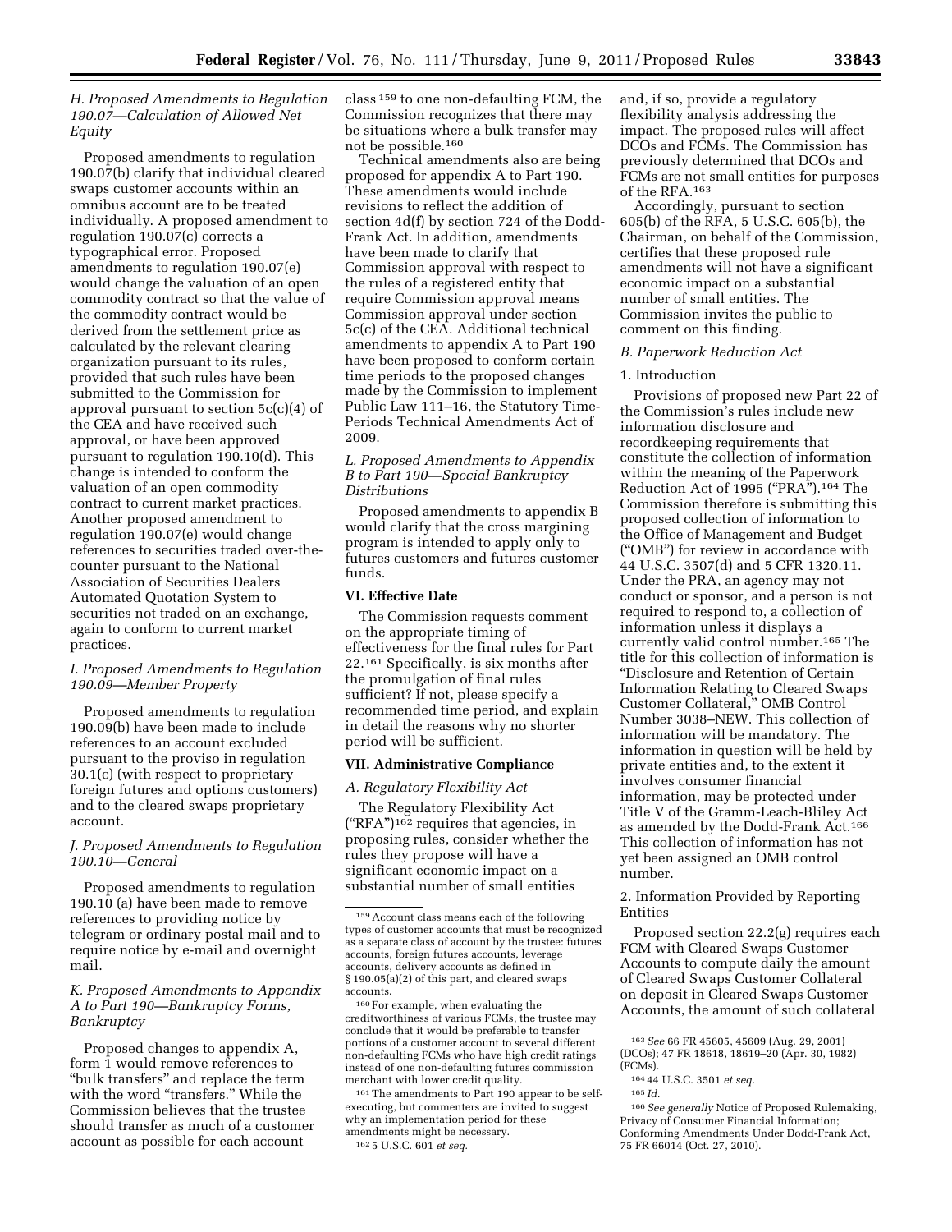### H. Proposed Amendments to Regulation 190.07—Calculation of Allowed Net Equity

Proposed amendments to regulation 190.07(b) clarify that individual cleared swaps customer accounts within an omnibus account are to be treated individually. A proposed amendment to regulation 190.07(c) corrects a typographical error. Proposed amendments to regulation 190.07(e) would change the valuation of an open commodity contract so that the value of the commodity contract would be derived from the settlement price as calculated by the relevant clearing organization pursuant to its rules, provided that such rules have been submitted to the Commission for approval pursuant to section 5c(c)(4) of the CEA and have received such approval, or have been approved pursuant to regulation 190.10(d). This change is intended to conform the valuation of an open commodity contract to current market practices. Another proposed amendment to regulation 190.07(e) would change references to securities traded over-the-counter pursuant to the National Association of Securities Dealers Automated Quotation System to securities not traded on an exchange, again to conform to current market practices.

### I. Proposed Amendments to Regulation 190.09—Member Property

Proposed amendments to regulation 190.09(b) have been made to include references to an account excluded pursuant to the proviso in regulation 30.1(c) (with respect to proprietary foreign futures and options customers) and to the cleared swaps proprietary account.

### J. Proposed Amendments to Regulation 190.10—General

Proposed amendments to regulation 190.10 (a) have been made to remove references to providing notice by telegram or ordinary postal mail and to require notice by e-mail and overnight mail.

### K. Proposed Amendments to Appendix A to Part 190—Bankruptcy Forms, Bankruptcy

Proposed changes to appendix A, form 1 would remove references to "bulk transfers" and replace the term with the word "transfers." While the Commission believes that the trustee should transfer as much of a customer account as possible for each account class [159] to one non-defaulting FCM, the Commission recognizes that there may be situations where a bulk transfer may not be possible.[160]

Technical amendments also are being proposed for appendix A to Part 190. These amendments would include revisions to reflect the addition of section 4d(f) by section 724 of the Dodd-Frank Act. In addition, amendments have been made to clarify that Commission approval with respect to the rules of a registered entity that require Commission approval means Commission approval under section 5c(c) of the CEA. Additional technical amendments to appendix A to Part 190 have been proposed to conform certain time periods to the proposed changes made by the Commission to implement Public Law 111–16, the Statutory Time-Periods Technical Amendments Act of 2009.

### L. Proposed Amendments to Appendix B to Part 190—Special Bankruptcy Distributions

Proposed amendments to appendix B would clarify that the cross margining program is intended to apply only to futures customers and futures customer funds.

## VI. Effective Date

The Commission requests comment on the appropriate timing of effectiveness for the final rules for Part 22.[161] Specifically, is six months after the promulgation of final rules sufficient? If not, please specify a recommended time period, and explain in detail the reasons why no shorter period will be sufficient.

## VII. Administrative Compliance

### A. Regulatory Flexibility Act

The Regulatory Flexibility Act ("RFA")[162] requires that agencies, in proposing rules, consider whether the rules they propose will have a significant economic impact on a substantial number of small entities and, if so, provide a regulatory flexibility analysis addressing the impact. The proposed rules will affect DCOs and FCMs. The Commission has previously determined that DCOs and FCMs are not small entities for purposes of the RFA.[163]

Accordingly, pursuant to section 605(b) of the RFA, 5 U.S.C. 605(b), the Chairman, on behalf of the Commission, certifies that these proposed rule amendments will not have a significant economic impact on a substantial number of small entities. The Commission invites the public to comment on this finding.

### B. Paperwork Reduction Act

#### 1. Introduction

Provisions of proposed new Part 22 of the Commission's rules include new information disclosure and recordkeeping requirements that constitute the collection of information within the meaning of the Paperwork Reduction Act of 1995 ("PRA").[164] The Commission therefore is submitting this proposed collection of information to the Office of Management and Budget ("OMB") for review in accordance with 44 U.S.C. 3507(d) and 5 CFR 1320.11. Under the PRA, an agency may not conduct or sponsor, and a person is not required to respond to, a collection of information unless it displays a currently valid control number.[165] The title for this collection of information is "Disclosure and Retention of Certain Information Relating to Cleared Swaps Customer Collateral," OMB Control Number 3038–NEW. This collection of information will be mandatory. The information in question will be held by private entities and, to the extent it involves consumer financial information, may be protected under Title V of the Gramm-Leach-Bliley Act as amended by the Dodd-Frank Act.[166] This collection of information has not yet been assigned an OMB control number.

#### 2. Information Provided by Reporting Entities

Proposed section 22.2(g) requires each FCM with Cleared Swaps Customer Accounts to compute daily the amount of Cleared Swaps Customer Collateral on deposit in Cleared Swaps Customer Accounts, the amount of such collateral

---

[159] Account class means each of the following types of customer accounts that must be recognized as a separate class of account by the trustee: futures accounts, foreign futures accounts, leverage accounts, delivery accounts as defined in § 190.05(a)(2) of this part, and cleared swaps accounts.

[160] For example, when evaluating the creditworthiness of various FCMs, the trustee may conclude that it would be preferable to transfer portions of a customer account to several different non-defaulting FCMs who have high credit ratings instead of one non-defaulting futures commission merchant with lower credit quality.

[161] The amendments to Part 190 appear to be self-executing, but commenters are invited to suggest why an implementation period for these amendments might be necessary.

[162] 5 U.S.C. 601 *et seq.*

[163] *See* 66 FR 45605, 45609 (Aug. 29, 2001) (DCOs); 47 FR 18618, 18619–20 (Apr. 30, 1982) (FCMs).

[164] 44 U.S.C. 3501 *et seq.*

[165] *Id.*

[166] *See generally* Notice of Proposed Rulemaking, Privacy of Consumer Financial Information; Conforming Amendments Under Dodd-Frank Act, 75 FR 66014 (Oct. 27, 2010).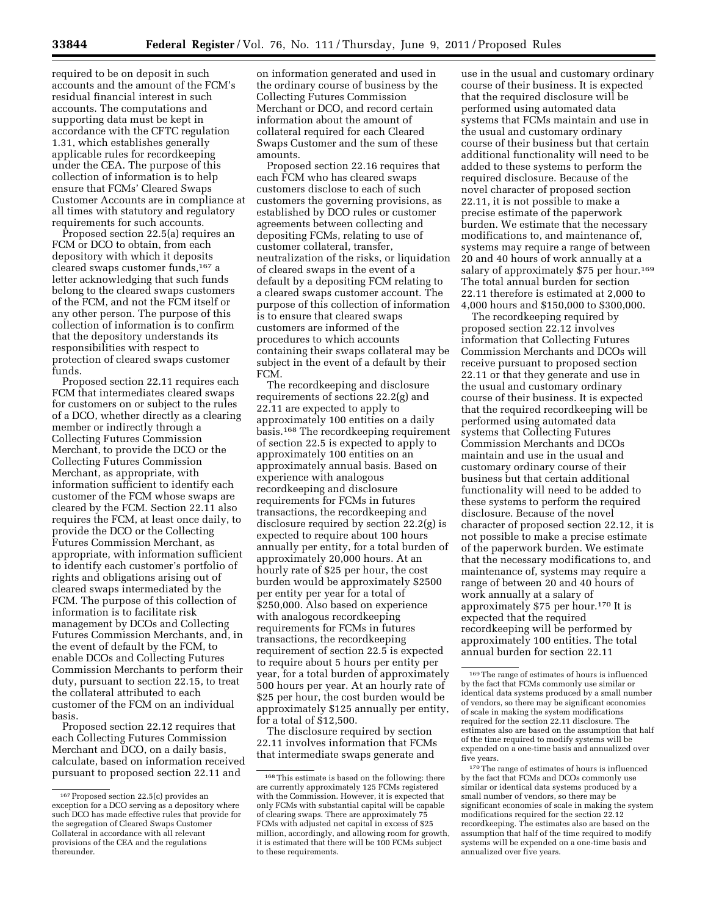required to be on deposit in such accounts and the amount of the FCM's residual financial interest in such accounts. The computations and supporting data must be kept in accordance with the CFTC regulation 1.31, which establishes generally applicable rules for recordkeeping under the CEA. The purpose of this collection of information is to help ensure that FCMs' Cleared Swaps Customer Accounts are in compliance at all times with statutory and regulatory requirements for such accounts.

Proposed section 22.5(a) requires an FCM or DCO to obtain, from each depository with which it deposits cleared swaps customer funds,[167] a letter acknowledging that such funds belong to the cleared swaps customers of the FCM, and not the FCM itself or any other person. The purpose of this collection of information is to confirm that the depository understands its responsibilities with respect to protection of cleared swaps customer funds.

Proposed section 22.11 requires each FCM that intermediates cleared swaps for customers on or subject to the rules of a DCO, whether directly as a clearing member or indirectly through a Collecting Futures Commission Merchant, to provide the DCO or the Collecting Futures Commission Merchant, as appropriate, with information sufficient to identify each customer of the FCM whose swaps are cleared by the FCM. Section 22.11 also requires the FCM, at least once daily, to provide the DCO or the Collecting Futures Commission Merchant, as appropriate, with information sufficient to identify each customer's portfolio of rights and obligations arising out of cleared swaps intermediated by the FCM. The purpose of this collection of information is to facilitate risk management by DCOs and Collecting Futures Commission Merchants, and, in the event of default by the FCM, to enable DCOs and Collecting Futures Commission Merchants to perform their duty, pursuant to section 22.15, to treat the collateral attributed to each customer of the FCM on an individual basis.

Proposed section 22.12 requires that each Collecting Futures Commission Merchant and DCO, on a daily basis, calculate, based on information received pursuant to proposed section 22.11 and on information generated and used in the ordinary course of business by the Collecting Futures Commission Merchant or DCO, and record certain information about the amount of collateral required for each Cleared Swaps Customer and the sum of these amounts.

Proposed section 22.16 requires that each FCM who has cleared swaps customers disclose to each of such customers the governing provisions, as established by DCO rules or customer agreements between collecting and depositing FCMs, relating to use of customer collateral, transfer, neutralization of the risks, or liquidation of cleared swaps in the event of a default by a depositing FCM relating to a cleared swaps customer account. The purpose of this collection of information is to ensure that cleared swaps customers are informed of the procedures to which accounts containing their swaps collateral may be subject in the event of a default by their FCM.

The recordkeeping and disclosure requirements of sections 22.2(g) and 22.11 are expected to apply to approximately 100 entities on a daily basis.[168] The recordkeeping requirement of section 22.5 is expected to apply to approximately 100 entities on an approximately annual basis. Based on experience with analogous recordkeeping and disclosure requirements for FCMs in futures transactions, the recordkeeping and disclosure required by section 22.2(g) is expected to require about 100 hours annually per entity, for a total burden of approximately 20,000 hours. At an hourly rate of $25 per hour, the cost burden would be approximately $2500 per entity per year for a total of $250,000. Also based on experience with analogous recordkeeping requirements for FCMs in futures transactions, the recordkeeping requirement of section 22.5 is expected to require about 5 hours per entity per year, for a total burden of approximately 500 hours per year. At an hourly rate of $25 per hour, the cost burden would be approximately $125 annually per entity, for a total of $12,500.

The disclosure required by section 22.11 involves information that FCMs that intermediate swaps generate and use in the usual and customary ordinary course of their business. It is expected that the required disclosure will be performed using automated data systems that FCMs maintain and use in the usual and customary ordinary course of their business but that certain additional functionality will need to be added to these systems to perform the required disclosure. Because of the novel character of proposed section 22.11, it is not possible to make a precise estimate of the paperwork burden. We estimate that the necessary modifications to, and maintenance of, systems may require a range of between 20 and 40 hours of work annually at a salary of approximately $75 per hour.[169] The total annual burden for section 22.11 therefore is estimated at 2,000 to 4,000 hours and $150,000 to $300,000.

The recordkeeping required by proposed section 22.12 involves information that Collecting Futures Commission Merchants and DCOs will receive pursuant to proposed section 22.11 or that they generate and use in the usual and customary ordinary course of their business. It is expected that the required recordkeeping will be performed using automated data systems that Collecting Futures Commission Merchants and DCOs maintain and use in the usual and customary ordinary course of their business but that certain additional functionality will need to be added to these systems to perform the required disclosure. Because of the novel character of proposed section 22.12, it is not possible to make a precise estimate of the paperwork burden. We estimate that the necessary modifications to, and maintenance of, systems may require a range of between 20 and 40 hours of work annually at a salary of approximately $75 per hour.[170] It is expected that the required recordkeeping will be performed by approximately 100 entities. The total annual burden for section 22.11

---

[167] Proposed section 22.5(c) provides an exception for a DCO serving as a depository where such DCO has made effective rules that provide for the segregation of Cleared Swaps Customer Collateral in accordance with all relevant provisions of the CEA and the regulations thereunder.

[168] This estimate is based on the following: there are currently approximately 125 FCMs registered with the Commission. However, it is expected that only FCMs with substantial capital will be capable of clearing swaps. There are approximately 75 FCMs with adjusted net capital in excess of $25 million, accordingly, and allowing room for growth, it is estimated that there will be 100 FCMs subject to these requirements.

[169] The range of estimates of hours is influenced by the fact that FCMs commonly use similar or identical data systems produced by a small number of vendors, so there may be significant economies of scale in making the system modifications required for the section 22.11 disclosure. The estimates also are based on the assumption that half of the time required to modify systems will be expended on a one-time basis and annualized over five years.

[170] The range of estimates of hours is influenced by the fact that FCMs and DCOs commonly use similar or identical data systems produced by a small number of vendors, so there may be significant economies of scale in making the system modifications required for the section 22.12 recordkeeping. The estimates also are based on the assumption that half of the time required to modify systems will be expended on a one-time basis and annualized over five years.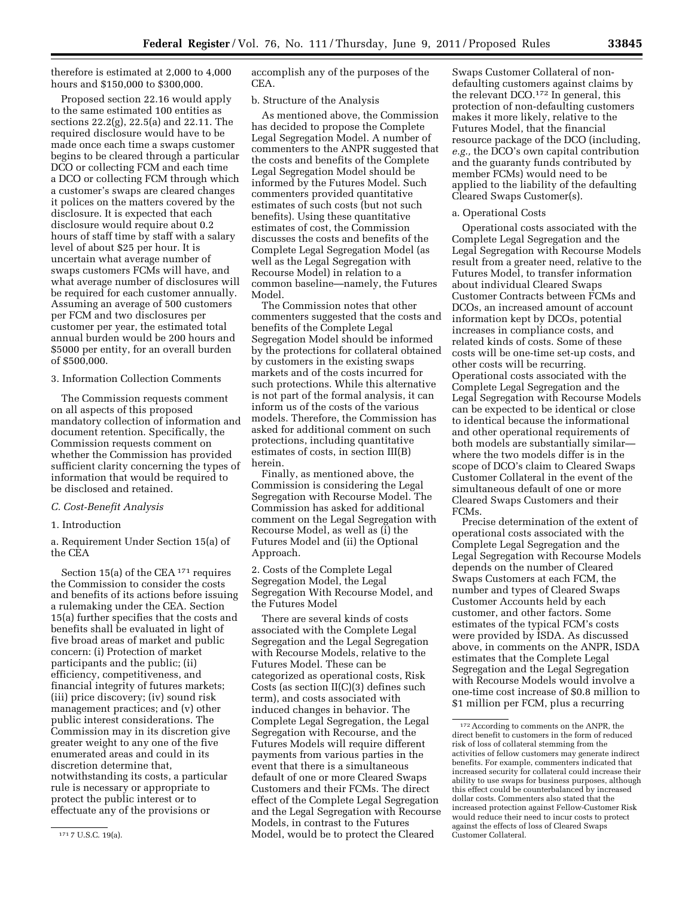therefore is estimated at 2,000 to 4,000 hours and $150,000 to $300,000.

Proposed section 22.16 would apply to the same estimated 100 entities as sections 22.2(g), 22.5(a) and 22.11. The required disclosure would have to be made once each time a swaps customer begins to be cleared through a particular DCO or collecting FCM and each time a DCO or collecting FCM through which a customer's swaps are cleared changes it polices on the matters covered by the disclosure. It is expected that each disclosure would require about 0.2 hours of staff time by staff with a salary level of about $25 per hour. It is uncertain what average number of swaps customers FCMs will have, and what average number of disclosures will be required for each customer annually. Assuming an average of 500 customers per FCM and two disclosures per customer per year, the estimated total annual burden would be 200 hours and $5000 per entity, for an overall burden of $500,000.

3. Information Collection Comments

The Commission requests comment on all aspects of this proposed mandatory collection of information and document retention. Specifically, the Commission requests comment on whether the Commission has provided sufficient clarity concerning the types of information that would be required to be disclosed and retained.

### *C. Cost-Benefit Analysis*

1. Introduction

a. Requirement Under Section 15(a) of the CEA

Section 15(a) of the CEA [171] requires the Commission to consider the costs and benefits of its actions before issuing a rulemaking under the CEA. Section 15(a) further specifies that the costs and benefits shall be evaluated in light of five broad areas of market and public concern: (i) Protection of market participants and the public; (ii) efficiency, competitiveness, and financial integrity of futures markets; (iii) price discovery; (iv) sound risk management practices; and (v) other public interest considerations. The Commission may in its discretion give greater weight to any one of the five enumerated areas and could in its discretion determine that, notwithstanding its costs, a particular rule is necessary or appropriate to protect the public interest or to effectuate any of the provisions or accomplish any of the purposes of the CEA.

b. Structure of the Analysis

As mentioned above, the Commission has decided to propose the Complete Legal Segregation Model. A number of commenters to the ANPR suggested that the costs and benefits of the Complete Legal Segregation Model should be informed by the Futures Model. Such commenters provided quantitative estimates of such costs (but not such benefits). Using these quantitative estimates of cost, the Commission discusses the costs and benefits of the Complete Legal Segregation Model (as well as the Legal Segregation with Recourse Model) in relation to a common baseline—namely, the Futures Model.

The Commission notes that other commenters suggested that the costs and benefits of the Complete Legal Segregation Model should be informed by the protections for collateral obtained by customers in the existing swaps markets and of the costs incurred for such protections. While this alternative is not part of the formal analysis, it can inform us of the costs of the various models. Therefore, the Commission has asked for additional comment on such protections, including quantitative estimates of costs, in section III(B) herein.

Finally, as mentioned above, the Commission is considering the Legal Segregation with Recourse Model. The Commission has asked for additional comment on the Legal Segregation with Recourse Model, as well as (i) the Futures Model and (ii) the Optional Approach.

2. Costs of the Complete Legal Segregation Model, the Legal Segregation With Recourse Model, and the Futures Model

There are several kinds of costs associated with the Complete Legal Segregation and the Legal Segregation with Recourse Models, relative to the Futures Model. These can be categorized as operational costs, Risk Costs (as section II(C)(3) defines such term), and costs associated with induced changes in behavior. The Complete Legal Segregation, the Legal Segregation with Recourse, and the Futures Models will require different payments from various parties in the event that there is a simultaneous default of one or more Cleared Swaps Customers and their FCMs. The direct effect of the Complete Legal Segregation and the Legal Segregation with Recourse Models, in contrast to the Futures Model, would be to protect the Cleared Swaps Customer Collateral of non-defaulting customers against claims by the relevant DCO.[172] In general, this protection of non-defaulting customers makes it more likely, relative to the Futures Model, that the financial resource package of the DCO (including, *e.g.,* the DCO's own capital contribution and the guaranty funds contributed by member FCMs) would need to be applied to the liability of the defaulting Cleared Swaps Customer(s).

a. Operational Costs

Operational costs associated with the Complete Legal Segregation and the Legal Segregation with Recourse Models result from a greater need, relative to the Futures Model, to transfer information about individual Cleared Swaps Customer Contracts between FCMs and DCOs, an increased amount of account information kept by DCOs, potential increases in compliance costs, and related kinds of costs. Some of these costs will be one-time set-up costs, and other costs will be recurring. Operational costs associated with the Complete Legal Segregation and the Legal Segregation with Recourse Models can be expected to be identical or close to identical because the informational and other operational requirements of both models are substantially similar—where the two models differ is in the scope of DCO's claim to Cleared Swaps Customer Collateral in the event of the simultaneous default of one or more Cleared Swaps Customers and their FCMs.

Precise determination of the extent of operational costs associated with the Complete Legal Segregation and the Legal Segregation with Recourse Models depends on the number of Cleared Swaps Customers at each FCM, the number and types of Cleared Swaps Customer Accounts held by each customer, and other factors. Some estimates of the typical FCM's costs were provided by ISDA. As discussed above, in comments on the ANPR, ISDA estimates that the Complete Legal Segregation and the Legal Segregation with Recourse Models would involve a one-time cost increase of $0.8 million to $1 million per FCM, plus a recurring

[171] 7 U.S.C. 19(a).

[172] According to comments on the ANPR, the direct benefit to customers in the form of reduced risk of loss of collateral stemming from the activities of fellow customers may generate indirect benefits. For example, commenters indicated that increased security for collateral could increase their ability to use swaps for business purposes, although this effect could be counterbalanced by increased dollar costs. Commenters also stated that the increased protection against Fellow-Customer Risk would reduce their need to incur costs to protect against the effects of loss of Cleared Swaps Customer Collateral.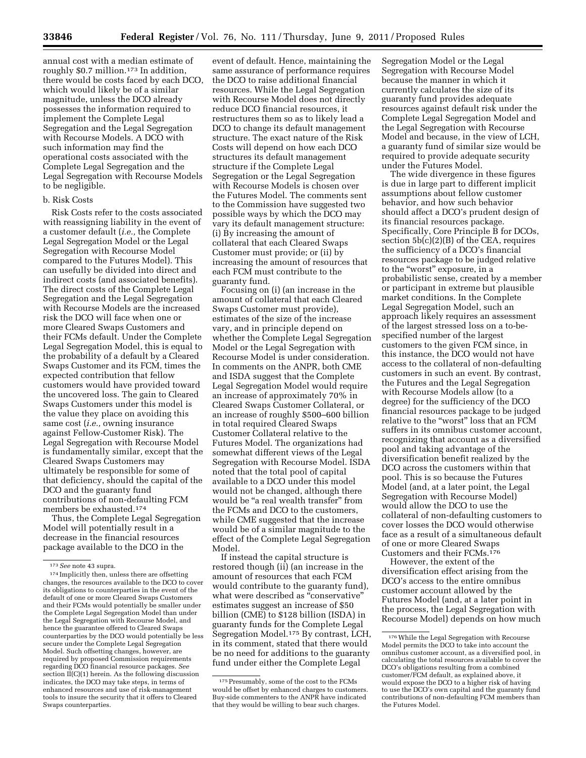annual cost with a median estimate of roughly $0.7 million.[173] In addition, there would be costs faced by each DCO, which would likely be of a similar magnitude, unless the DCO already possesses the information required to implement the Complete Legal Segregation and the Legal Segregation with Recourse Models. A DCO with such information may find the operational costs associated with the Complete Legal Segregation and the Legal Segregation with Recourse Models to be negligible.

b. Risk Costs

Risk Costs refer to the costs associated with reassigning liability in the event of a customer default (*i.e.*, the Complete Legal Segregation Model or the Legal Segregation with Recourse Model compared to the Futures Model). This can usefully be divided into direct and indirect costs (and associated benefits). The direct costs of the Complete Legal Segregation and the Legal Segregation with Recourse Models are the increased risk the DCO will face when one or more Cleared Swaps Customers and their FCMs default. Under the Complete Legal Segregation Model, this is equal to the probability of a default by a Cleared Swaps Customer and its FCM, times the expected contribution that fellow customers would have provided toward the uncovered loss. The gain to Cleared Swaps Customers under this model is the value they place on avoiding this same cost (*i.e.*, owning insurance against Fellow-Customer Risk). The Legal Segregation with Recourse Model is fundamentally similar, except that the Cleared Swaps Customers may ultimately be responsible for some of that deficiency, should the capital of the DCO and the guaranty fund contributions of non-defaulting FCM members be exhausted.[174]

Thus, the Complete Legal Segregation Model will potentially result in a decrease in the financial resources package available to the DCO in the event of default. Hence, maintaining the same assurance of performance requires the DCO to raise additional financial resources. While the Legal Segregation with Recourse Model does not directly reduce DCO financial resources, it restructures them so as to likely lead a DCO to change its default management structure. The exact nature of the Risk Costs will depend on how each DCO structures its default management structure if the Complete Legal Segregation or the Legal Segregation with Recourse Models is chosen over the Futures Model. The comments sent to the Commission have suggested two possible ways by which the DCO may vary its default management structure: (i) By increasing the amount of collateral that each Cleared Swaps Customer must provide; or (ii) by increasing the amount of resources that each FCM must contribute to the guaranty fund.

Focusing on (i) (an increase in the amount of collateral that each Cleared Swaps Customer must provide), estimates of the size of the increase vary, and in principle depend on whether the Complete Legal Segregation Model or the Legal Segregation with Recourse Model is under consideration. In comments on the ANPR, both CME and ISDA suggest that the Complete Legal Segregation Model would require an increase of approximately 70% in Cleared Swaps Customer Collateral, or an increase of roughly $500–600 billion in total required Cleared Swaps Customer Collateral relative to the Futures Model. The organizations had somewhat different views of the Legal Segregation with Recourse Model. ISDA noted that the total pool of capital available to a DCO under this model would not be changed, although there would be "a real wealth transfer" from the FCMs and DCO to the customers, while CME suggested that the increase would be of a similar magnitude to the effect of the Complete Legal Segregation Model.

If instead the capital structure is restored though (ii) (an increase in the amount of resources that each FCM would contribute to the guaranty fund), what were described as "conservative" estimates suggest an increase of $50 billion (CME) to $128 billion (ISDA) in guaranty funds for the Complete Legal Segregation Model.[175] By contrast, LCH, in its comment, stated that there would be no need for additions to the guaranty fund under either the Complete Legal Segregation Model or the Legal Segregation with Recourse Model because the manner in which it currently calculates the size of its guaranty fund provides adequate resources against default risk under the Complete Legal Segregation Model and the Legal Segregation with Recourse Model and because, in the view of LCH, a guaranty fund of similar size would be required to provide adequate security under the Futures Model.

The wide divergence in these figures is due in large part to different implicit assumptions about fellow customer behavior, and how such behavior should affect a DCO's prudent design of its financial resources package. Specifically, Core Principle B for DCOs, section 5b(c)(2)(B) of the CEA, requires the sufficiency of a DCO's financial resources package to be judged relative to the "worst" exposure, in a probabilistic sense, created by a member or participant in extreme but plausible market conditions. In the Complete Legal Segregation Model, such an approach likely requires an assessment of the largest stressed loss on a to-be-specified number of the largest customers to the given FCM since, in this instance, the DCO would not have access to the collateral of non-defaulting customers in such an event. By contrast, the Futures and the Legal Segregation with Recourse Models allow (to a degree) for the sufficiency of the DCO financial resources package to be judged relative to the "worst" loss that an FCM suffers in its omnibus customer account, recognizing that account as a diversified pool and taking advantage of the diversification benefit realized by the DCO across the customers within that pool. This is so because the Futures Model (and, at a later point, the Legal Segregation with Recourse Model) would allow the DCO to use the collateral of non-defaulting customers to cover losses the DCO would otherwise face as a result of a simultaneous default of one or more Cleared Swaps Customers and their FCMs.[176]

However, the extent of the diversification effect arising from the DCO's access to the entire omnibus customer account allowed by the Futures Model (and, at a later point in the process, the Legal Segregation with Recourse Model) depends on how much

---

[173] *See* note 43 supra.

[174] Implicitly then, unless there are offsetting changes, the resources available to the DCO to cover its obligations to counterparties in the event of the default of one or more Cleared Swaps Customers and their FCMs would potentially be smaller under the Complete Legal Segregation Model than under the Legal Segregation with Recourse Model, and hence the guarantee offered to Cleared Swaps counterparties by the DCO would potentially be less secure under the Complete Legal Segregation Model. Such offsetting changes, however, are required by proposed Commission requirements regarding DCO financial resource packages. *See* section II(C)(1) herein. As the following discussion indicates, the DCO may take steps, in terms of enhanced resources and use of risk-management tools to insure the security that it offers to Cleared Swaps counterparties.

[175] Presumably, some of the cost to the FCMs would be offset by enhanced charges to customers. Buy-side commenters to the ANPR have indicated that they would be willing to bear such charges.

[176] While the Legal Segregation with Recourse Model permits the DCO to take into account the omnibus customer account, as a diversified pool, in calculating the total resources available to cover the DCO's obligations resulting from a combined customer/FCM default, as explained above, it would expose the DCO to a higher risk of having to use the DCO's own capital and the guaranty fund contributions of non-defaulting FCM members than the Futures Model.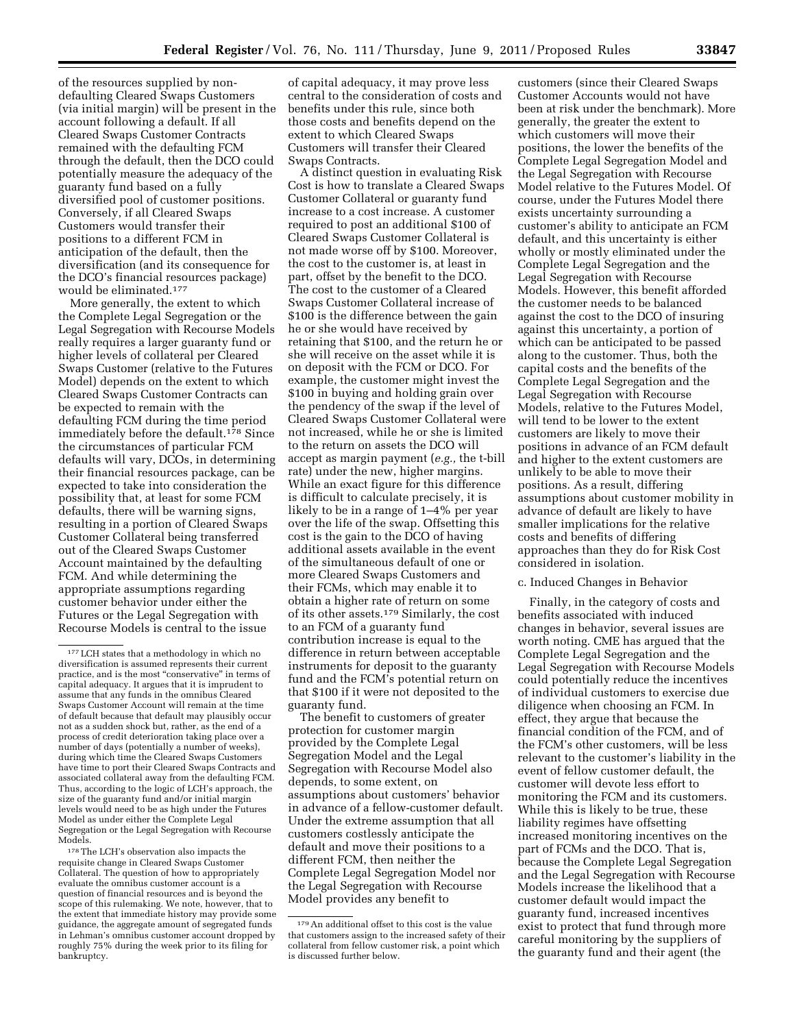of the resources supplied by non-defaulting Cleared Swaps Customers (via initial margin) will be present in the account following a default. If all Cleared Swaps Customer Contracts remained with the defaulting FCM through the default, then the DCO could potentially measure the adequacy of the guaranty fund based on a fully diversified pool of customer positions. Conversely, if all Cleared Swaps Customers would transfer their positions to a different FCM in anticipation of the default, then the diversification (and its consequence for the DCO's financial resources package) would be eliminated.[177]

More generally, the extent to which the Complete Legal Segregation or the Legal Segregation with Recourse Models really requires a larger guaranty fund or higher levels of collateral per Cleared Swaps Customer (relative to the Futures Model) depends on the extent to which Cleared Swaps Customer Contracts can be expected to remain with the defaulting FCM during the time period immediately before the default.[178] Since the circumstances of particular FCM defaults will vary, DCOs, in determining their financial resources package, can be expected to take into consideration the possibility that, at least for some FCM defaults, there will be warning signs, resulting in a portion of Cleared Swaps Customer Collateral being transferred out of the Cleared Swaps Customer Account maintained by the defaulting FCM. And while determining the appropriate assumptions regarding customer behavior under either the Futures or the Legal Segregation with Recourse Models is central to the issue of capital adequacy, it may prove less central to the consideration of costs and benefits under this rule, since both those costs and benefits depend on the extent to which Cleared Swaps Customers will transfer their Cleared Swaps Contracts.

A distinct question in evaluating Risk Cost is how to translate a Cleared Swaps Customer Collateral or guaranty fund increase to a cost increase. A customer required to post an additional $100 of Cleared Swaps Customer Collateral is not made worse off by $100. Moreover, the cost to the customer is, at least in part, offset by the benefit to the DCO. The cost to the customer of a Cleared Swaps Customer Collateral increase of $100 is the difference between the gain he or she would have received by retaining that $100, and the return he or she will receive on the asset while it is on deposit with the FCM or DCO. For example, the customer might invest the $100 in buying and holding grain over the pendency of the swap if the level of Cleared Swaps Customer Collateral were not increased, while he or she is limited to the return on assets the DCO will accept as margin payment (*e.g.,* the t-bill rate) under the new, higher margins. While an exact figure for this difference is difficult to calculate precisely, it is likely to be in a range of 1–4% per year over the life of the swap. Offsetting this cost is the gain to the DCO of having additional assets available in the event of the simultaneous default of one or more Cleared Swaps Customers and their FCMs, which may enable it to obtain a higher rate of return on some of its other assets.[179] Similarly, the cost to an FCM of a guaranty fund contribution increase is equal to the difference in return between acceptable instruments for deposit to the guaranty fund and the FCM's potential return on that $100 if it were not deposited to the guaranty fund.

The benefit to customers of greater protection for customer margin provided by the Complete Legal Segregation Model and the Legal Segregation with Recourse Model also depends, to some extent, on assumptions about customers' behavior in advance of a fellow-customer default. Under the extreme assumption that all customers costlessly anticipate the default and move their positions to a different FCM, then neither the Complete Legal Segregation Model nor the Legal Segregation with Recourse Model provides any benefit to customers (since their Cleared Swaps Customer Accounts would not have been at risk under the benchmark). More generally, the greater the extent to which customers will move their positions, the lower the benefits of the Complete Legal Segregation Model and the Legal Segregation with Recourse Model relative to the Futures Model. Of course, under the Futures Model there exists uncertainty surrounding a customer's ability to anticipate an FCM default, and this uncertainty is either wholly or mostly eliminated under the Complete Legal Segregation and the Legal Segregation with Recourse Models. However, this benefit afforded the customer needs to be balanced against the cost to the DCO of insuring against this uncertainty, a portion of which can be anticipated to be passed along to the customer. Thus, both the capital costs and the benefits of the Complete Legal Segregation and the Legal Segregation with Recourse Models, relative to the Futures Model, will tend to be lower to the extent customers are likely to move their positions in advance of an FCM default and higher to the extent customers are unlikely to be able to move their positions. As a result, differing assumptions about customer mobility in advance of default are likely to have smaller implications for the relative costs and benefits of differing approaches than they do for Risk Cost considered in isolation.

c. Induced Changes in Behavior

Finally, in the category of costs and benefits associated with induced changes in behavior, several issues are worth noting. CME has argued that the Complete Legal Segregation and the Legal Segregation with Recourse Models could potentially reduce the incentives of individual customers to exercise due diligence when choosing an FCM. In effect, they argue that because the financial condition of the FCM, and of the FCM's other customers, will be less relevant to the customer's liability in the event of fellow customer default, the customer will devote less effort to monitoring the FCM and its customers. While this is likely to be true, these liability regimes have offsetting increased monitoring incentives on the part of FCMs and the DCO. That is, because the Complete Legal Segregation and the Legal Segregation with Recourse Models increase the likelihood that a customer default would impact the guaranty fund, increased incentives exist to protect that fund through more careful monitoring by the suppliers of the guaranty fund and their agent (the

---

[177] LCH states that a methodology in which no diversification is assumed represents their current practice, and is the most "conservative" in terms of capital adequacy. It argues that it is imprudent to assume that any funds in the omnibus Cleared Swaps Customer Account will remain at the time of default because that default may plausibly occur not as a sudden shock but, rather, as the end of a process of credit deterioration taking place over a number of days (potentially a number of weeks), during which time the Cleared Swaps Customers have time to port their Cleared Swaps Contracts and associated collateral away from the defaulting FCM. Thus, according to the logic of LCH's approach, the size of the guaranty fund and/or initial margin levels would need to be as high under the Futures Model as under either the Complete Legal Segregation or the Legal Segregation with Recourse Models.

[178] The LCH's observation also impacts the requisite change in Cleared Swaps Customer Collateral. The question of how to appropriately evaluate the omnibus customer account is a question of financial resources and is beyond the scope of this rulemaking. We note, however, that to the extent that immediate history may provide some guidance, the aggregate amount of segregated funds in Lehman's omnibus customer account dropped by roughly 75% during the week prior to its filing for bankruptcy.

[179] An additional offset to this cost is the value that customers assign to the increased safety of their collateral from fellow customer risk, a point which is discussed further below.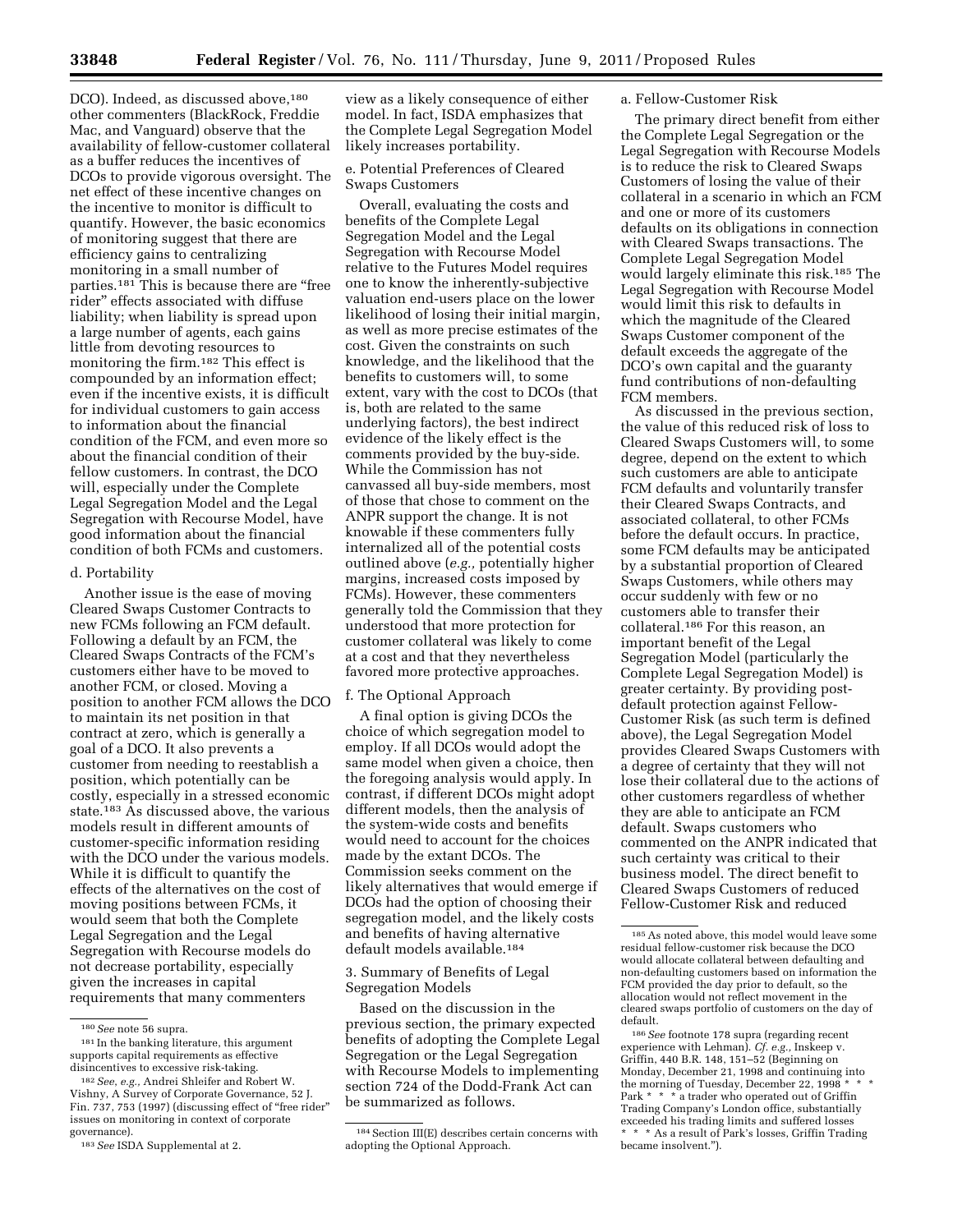DCO). Indeed, as discussed above,[180] other commenters (BlackRock, Freddie Mac, and Vanguard) observe that the availability of fellow-customer collateral as a buffer reduces the incentives of DCOs to provide vigorous oversight. The net effect of these incentive changes on the incentive to monitor is difficult to quantify. However, the basic economics of monitoring suggest that there are efficiency gains to centralizing monitoring in a small number of parties.[181] This is because there are "free rider" effects associated with diffuse liability; when liability is spread upon a large number of agents, each gains little from devoting resources to monitoring the firm.[182] This effect is compounded by an information effect; even if the incentive exists, it is difficult for individual customers to gain access to information about the financial condition of the FCM, and even more so about the financial condition of their fellow customers. In contrast, the DCO will, especially under the Complete Legal Segregation Model and the Legal Segregation with Recourse Model, have good information about the financial condition of both FCMs and customers.

d. Portability

Another issue is the ease of moving Cleared Swaps Customer Contracts to new FCMs following an FCM default. Following a default by an FCM, the Cleared Swaps Contracts of the FCM's customers either have to be moved to another FCM, or closed. Moving a position to another FCM allows the DCO to maintain its net position in that contract at zero, which is generally a goal of a DCO. It also prevents a customer from needing to reestablish a position, which potentially can be costly, especially in a stressed economic state.[183] As discussed above, the various models result in different amounts of customer-specific information residing with the DCO under the various models. While it is difficult to quantify the effects of the alternatives on the cost of moving positions between FCMs, it would seem that both the Complete Legal Segregation and the Legal Segregation with Recourse models do not decrease portability, especially given the increases in capital requirements that many commenters view as a likely consequence of either model. In fact, ISDA emphasizes that the Complete Legal Segregation Model likely increases portability.

e. Potential Preferences of Cleared Swaps Customers

Overall, evaluating the costs and benefits of the Complete Legal Segregation Model and the Legal Segregation with Recourse Model relative to the Futures Model requires one to know the inherently-subjective valuation end-users place on the lower likelihood of losing their initial margin, as well as more precise estimates of the cost. Given the constraints on such knowledge, and the likelihood that the benefits to customers will, to some extent, vary with the cost to DCOs (that is, both are related to the same underlying factors), the best indirect evidence of the likely effect is the comments provided by the buy-side. While the Commission has not canvassed all buy-side members, most of those that chose to comment on the ANPR support the change. It is not knowable if these commenters fully internalized all of the potential costs outlined above (*e.g.,* potentially higher margins, increased costs imposed by FCMs). However, these commenters generally told the Commission that they understood that more protection for customer collateral was likely to come at a cost and that they nevertheless favored more protective approaches.

f. The Optional Approach

A final option is giving DCOs the choice of which segregation model to employ. If all DCOs would adopt the same model when given a choice, then the foregoing analysis would apply. In contrast, if different DCOs might adopt different models, then the analysis of the system-wide costs and benefits would need to account for the choices made by the extant DCOs. The Commission seeks comment on the likely alternatives that would emerge if DCOs had the option of choosing their segregation model, and the likely costs and benefits of having alternative default models available.[184]

3. Summary of Benefits of Legal Segregation Models

Based on the discussion in the previous section, the primary expected benefits of adopting the Complete Legal Segregation or the Legal Segregation with Recourse Models to implementing section 724 of the Dodd-Frank Act can be summarized as follows.

a. Fellow-Customer Risk

The primary direct benefit from either the Complete Legal Segregation or the Legal Segregation with Recourse Models is to reduce the risk to Cleared Swaps Customers of losing the value of their collateral in a scenario in which an FCM and one or more of its customers defaults on its obligations in connection with Cleared Swaps transactions. The Complete Legal Segregation Model would largely eliminate this risk.[185] The Legal Segregation with Recourse Model would limit this risk to defaults in which the magnitude of the Cleared Swaps Customer component of the default exceeds the aggregate of the DCO's own capital and the guaranty fund contributions of non-defaulting FCM members.

As discussed in the previous section, the value of this reduced risk of loss to Cleared Swaps Customers will, to some degree, depend on the extent to which such customers are able to anticipate FCM defaults and voluntarily transfer their Cleared Swaps Contracts, and associated collateral, to other FCMs before the default occurs. In practice, some FCM defaults may be anticipated by a substantial proportion of Cleared Swaps Customers, while others may occur suddenly with few or no customers able to transfer their collateral.[186] For this reason, an important benefit of the Legal Segregation Model (particularly the Complete Legal Segregation Model) is greater certainty. By providing post-default protection against Fellow-Customer Risk (as such term is defined above), the Legal Segregation Model provides Cleared Swaps Customers with a degree of certainty that they will not lose their collateral due to the actions of other customers regardless of whether they are able to anticipate an FCM default. Swaps customers who commented on the ANPR indicated that such certainty was critical to their business model. The direct benefit to Cleared Swaps Customers of reduced Fellow-Customer Risk and reduced

---

[180] *See* note 56 supra.

[181] In the banking literature, this argument supports capital requirements as effective disincentives to excessive risk-taking.

[182] *See, e.g.,* Andrei Shleifer and Robert W. Vishny, A Survey of Corporate Governance, 52 J. Fin. 737, 753 (1997) (discussing effect of "free rider" issues on monitoring in context of corporate governance).

[183] *See* ISDA Supplemental at 2.

[184] Section III(E) describes certain concerns with adopting the Optional Approach.

[185] As noted above, this model would leave some residual fellow-customer risk because the DCO would allocate collateral between defaulting and non-defaulting customers based on information the FCM provided the day prior to default, so the allocation would not reflect movement in the cleared swaps portfolio of customers on the day of default.

[186] *See* footnote 178 supra (regarding recent experience with Lehman). *Cf. e.g.,* Inskeep v. Griffin, 440 B.R. 148, 151–52 (Beginning on Monday, December 21, 1998 and continuing into the morning of Tuesday, December 22, 1998 * * * Park * * * a trader who operated out of Griffin Trading Company's London office, substantially exceeded his trading limits and suffered losses * * * As a result of Park's losses, Griffin Trading became insolvent.").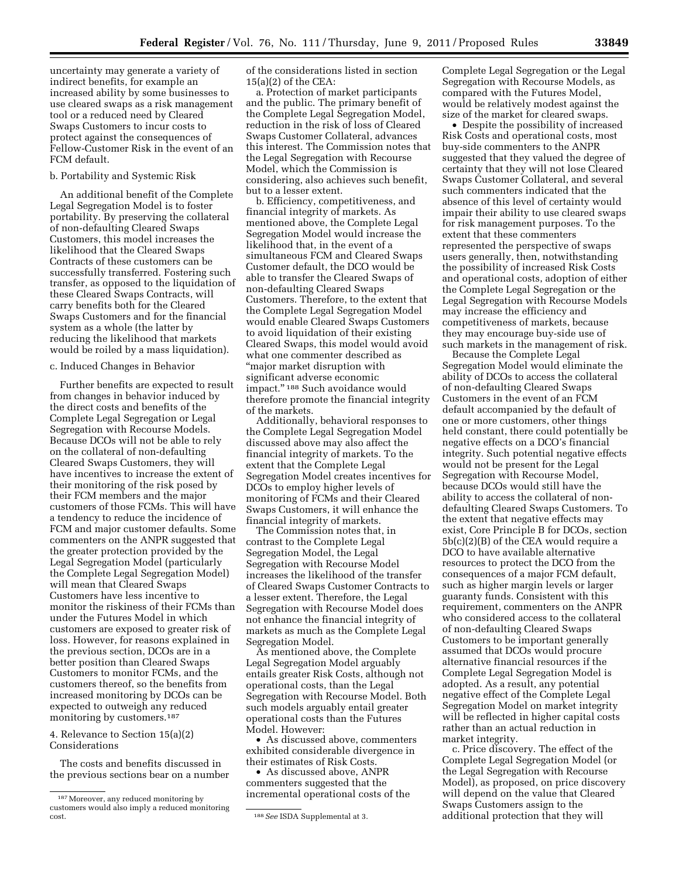uncertainty may generate a variety of indirect benefits, for example an increased ability by some businesses to use cleared swaps as a risk management tool or a reduced need by Cleared Swaps Customers to incur costs to protect against the consequences of Fellow-Customer Risk in the event of an FCM default.

b. Portability and Systemic Risk

An additional benefit of the Complete Legal Segregation Model is to foster portability. By preserving the collateral of non-defaulting Cleared Swaps Customers, this model increases the likelihood that the Cleared Swaps Contracts of these customers can be successfully transferred. Fostering such transfer, as opposed to the liquidation of these Cleared Swaps Contracts, will carry benefits both for the Cleared Swaps Customers and for the financial system as a whole (the latter by reducing the likelihood that markets would be roiled by a mass liquidation).

c. Induced Changes in Behavior

Further benefits are expected to result from changes in behavior induced by the direct costs and benefits of the Complete Legal Segregation or Legal Segregation with Recourse Models. Because DCOs will not be able to rely on the collateral of non-defaulting Cleared Swaps Customers, they will have incentives to increase the extent of their monitoring of the risk posed by their FCM members and the major customers of those FCMs. This will have a tendency to reduce the incidence of FCM and major customer defaults. Some commenters on the ANPR suggested that the greater protection provided by the Legal Segregation Model (particularly the Complete Legal Segregation Model) will mean that Cleared Swaps Customers have less incentive to monitor the riskiness of their FCMs than under the Futures Model in which customers are exposed to greater risk of loss. However, for reasons explained in the previous section, DCOs are in a better position than Cleared Swaps Customers to monitor FCMs, and the customers thereof, so the benefits from increased monitoring by DCOs can be expected to outweigh any reduced monitoring by customers.[187]

4. Relevance to Section 15(a)(2) Considerations

The costs and benefits discussed in the previous sections bear on a number of the considerations listed in section 15(a)(2) of the CEA:

a. Protection of market participants and the public. The primary benefit of the Complete Legal Segregation Model, reduction in the risk of loss of Cleared Swaps Customer Collateral, advances this interest. The Commission notes that the Legal Segregation with Recourse Model, which the Commission is considering, also achieves such benefit, but to a lesser extent.

b. Efficiency, competitiveness, and financial integrity of markets. As mentioned above, the Complete Legal Segregation Model would increase the likelihood that, in the event of a simultaneous FCM and Cleared Swaps Customer default, the DCO would be able to transfer the Cleared Swaps of non-defaulting Cleared Swaps Customers. Therefore, to the extent that the Complete Legal Segregation Model would enable Cleared Swaps Customers to avoid liquidation of their existing Cleared Swaps, this model would avoid what one commenter described as "major market disruption with significant adverse economic impact."[188] Such avoidance would therefore promote the financial integrity of the markets.

Additionally, behavioral responses to the Complete Legal Segregation Model discussed above may also affect the financial integrity of markets. To the extent that the Complete Legal Segregation Model creates incentives for DCOs to employ higher levels of monitoring of FCMs and their Cleared Swaps Customers, it will enhance the financial integrity of markets.

The Commission notes that, in contrast to the Complete Legal Segregation Model, the Legal Segregation with Recourse Model increases the likelihood of the transfer of Cleared Swaps Customer Contracts to a lesser extent. Therefore, the Legal Segregation with Recourse Model does not enhance the financial integrity of markets as much as the Complete Legal Segregation Model.

As mentioned above, the Complete Legal Segregation Model arguably entails greater Risk Costs, although not operational costs, than the Legal Segregation with Recourse Model. Both such models arguably entail greater operational costs than the Futures Model. However:

- As discussed above, commenters exhibited considerable divergence in their estimates of Risk Costs.
- As discussed above, ANPR commenters suggested that the incremental operational costs of the Complete Legal Segregation or the Legal Segregation with Recourse Models, as compared with the Futures Model, would be relatively modest against the size of the market for cleared swaps.
- Despite the possibility of increased Risk Costs and operational costs, most buy-side commenters to the ANPR suggested that they valued the degree of certainty that they will not lose Cleared Swaps Customer Collateral, and several such commenters indicated that the absence of this level of certainty would impair their ability to use cleared swaps for risk management purposes. To the extent that these commenters represented the perspective of swaps users generally, then, notwithstanding the possibility of increased Risk Costs and operational costs, adoption of either the Complete Legal Segregation or the Legal Segregation with Recourse Models may increase the efficiency and competitiveness of markets, because they may encourage buy-side use of such markets in the management of risk.

Because the Complete Legal Segregation Model would eliminate the ability of DCOs to access the collateral of non-defaulting Cleared Swaps Customers in the event of an FCM default accompanied by the default of one or more customers, other things held constant, there could potentially be negative effects on a DCO's financial integrity. Such potential negative effects would not be present for the Legal Segregation with Recourse Model, because DCOs would still have the ability to access the collateral of non-defaulting Cleared Swaps Customers. To the extent that negative effects may exist, Core Principle B for DCOs, section 5b(c)(2)(B) of the CEA would require a DCO to have available alternative resources to protect the DCO from the consequences of a major FCM default, such as higher margin levels or larger guaranty funds. Consistent with this requirement, commenters on the ANPR who considered access to the collateral of non-defaulting Cleared Swaps Customers to be important generally assumed that DCOs would procure alternative financial resources if the Complete Legal Segregation Model is adopted. As a result, any potential negative effect of the Complete Legal Segregation Model on market integrity will be reflected in higher capital costs rather than an actual reduction in market integrity.

c. Price discovery. The effect of the Complete Legal Segregation Model (or the Legal Segregation with Recourse Model), as proposed, on price discovery will depend on the value that Cleared Swaps Customers assign to the additional protection that they will

---

[187] Moreover, any reduced monitoring by customers would also imply a reduced monitoring cost.

[188] *See* ISDA Supplemental at 3.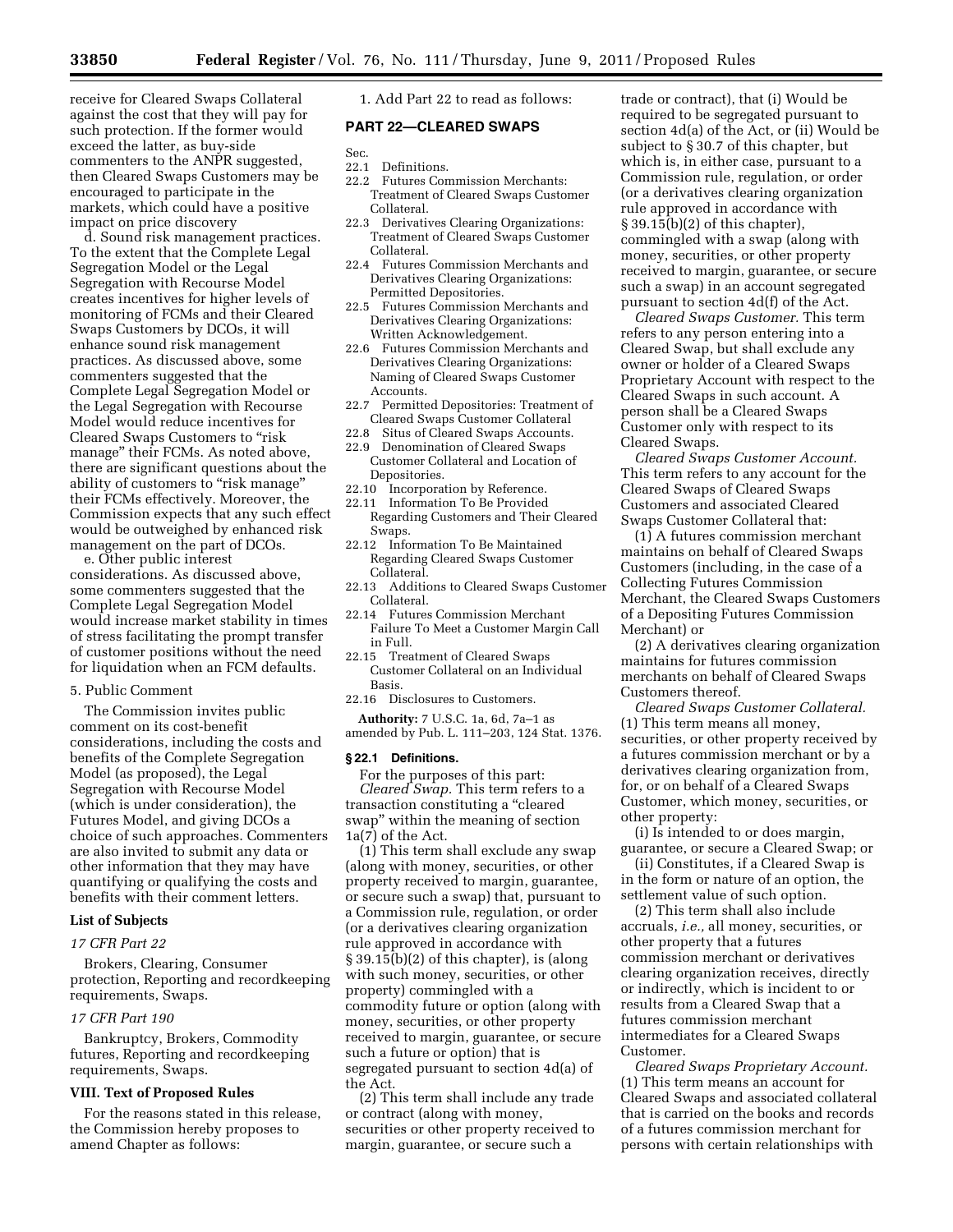receive for Cleared Swaps Collateral against the cost that they will pay for such protection. If the former would exceed the latter, as buy-side commenters to the ANPR suggested, then Cleared Swaps Customers may be encouraged to participate in the markets, which could have a positive impact on price discovery

d. Sound risk management practices. To the extent that the Complete Legal Segregation Model or the Legal Segregation with Recourse Model creates incentives for higher levels of monitoring of FCMs and their Cleared Swaps Customers by DCOs, it will enhance sound risk management practices. As discussed above, some commenters suggested that the Complete Legal Segregation Model or the Legal Segregation with Recourse Model would reduce incentives for Cleared Swaps Customers to "risk manage" their FCMs. As noted above, there are significant questions about the ability of customers to "risk manage" their FCMs effectively. Moreover, the Commission expects that any such effect would be outweighed by enhanced risk management on the part of DCOs.

e. Other public interest considerations. As discussed above, some commenters suggested that the Complete Legal Segregation Model would increase market stability in times of stress facilitating the prompt transfer of customer positions without the need for liquidation when an FCM defaults.

5. Public Comment

The Commission invites public comment on its cost-benefit considerations, including the costs and benefits of the Complete Segregation Model (as proposed), the Legal Segregation with Recourse Model (which is under consideration), the Futures Model, and giving DCOs a choice of such approaches. Commenters are also invited to submit any data or other information that they may have quantifying or qualifying the costs and benefits with their comment letters.

## List of Subjects

*17 CFR Part 22*

Brokers, Clearing, Consumer protection, Reporting and recordkeeping requirements, Swaps.

*17 CFR Part 190*

Bankruptcy, Brokers, Commodity futures, Reporting and recordkeeping requirements, Swaps.

## VIII. Text of Proposed Rules

For the reasons stated in this release, the Commission hereby proposes to amend Chapter as follows:

1. Add Part 22 to read as follows:

## PART 22—CLEARED SWAPS

Sec.
22.1 Definitions.
22.2 Futures Commission Merchants: Treatment of Cleared Swaps Customer Collateral.
22.3 Derivatives Clearing Organizations: Treatment of Cleared Swaps Customer Collateral.
22.4 Futures Commission Merchants and Derivatives Clearing Organizations: Permitted Depositories.
22.5 Futures Commission Merchants and Derivatives Clearing Organizations: Written Acknowledgement.
22.6 Futures Commission Merchants and Derivatives Clearing Organizations: Naming of Cleared Swaps Customer Accounts.
22.7 Permitted Depositories: Treatment of Cleared Swaps Customer Collateral
22.8 Situs of Cleared Swaps Accounts.
22.9 Denomination of Cleared Swaps Customer Collateral and Location of Depositories.
22.10 Incorporation by Reference.
22.11 Information To Be Provided Regarding Customers and Their Cleared Swaps.
22.12 Information To Be Maintained Regarding Cleared Swaps Customer Collateral.
22.13 Additions to Cleared Swaps Customer Collateral.
22.14 Futures Commission Merchant Failure To Meet a Customer Margin Call in Full.
22.15 Treatment of Cleared Swaps Customer Collateral on an Individual Basis.
22.16 Disclosures to Customers.

**Authority:** 7 U.S.C. 1a, 6d, 7a–1 as amended by Pub. L. 111–203, 124 Stat. 1376.

### § 22.1 Definitions.

For the purposes of this part:

*Cleared Swap.* This term refers to a transaction constituting a "cleared swap" within the meaning of section 1a(7) of the Act.

(1) This term shall exclude any swap (along with money, securities, or other property received to margin, guarantee, or secure such a swap) that, pursuant to a Commission rule, regulation, or order (or a derivatives clearing organization rule approved in accordance with § 39.15(b)(2) of this chapter), is (along with such money, securities, or other property) commingled with a commodity future or option (along with money, securities, or other property received to margin, guarantee, or secure such a future or option) that is segregated pursuant to section 4d(a) of the Act.

(2) This term shall include any trade or contract (along with money, securities or other property received to margin, guarantee, or secure such a trade or contract), that (i) Would be required to be segregated pursuant to section 4d(a) of the Act, or (ii) Would be subject to § 30.7 of this chapter, but which is, in either case, pursuant to a Commission rule, regulation, or order (or a derivatives clearing organization rule approved in accordance with § 39.15(b)(2) of this chapter), commingled with a swap (along with money, securities, or other property received to margin, guarantee, or secure such a swap) in an account segregated pursuant to section 4d(f) of the Act.

*Cleared Swaps Customer.* This term refers to any person entering into a Cleared Swap, but shall exclude any owner or holder of a Cleared Swaps Proprietary Account with respect to the Cleared Swaps in such account. A person shall be a Cleared Swaps Customer only with respect to its Cleared Swaps.

*Cleared Swaps Customer Account.* This term refers to any account for the Cleared Swaps of Cleared Swaps Customers and associated Cleared Swaps Customer Collateral that:

(1) A futures commission merchant maintains on behalf of Cleared Swaps Customers (including, in the case of a Collecting Futures Commission Merchant, the Cleared Swaps Customers of a Depositing Futures Commission Merchant) or

(2) A derivatives clearing organization maintains for futures commission merchants on behalf of Cleared Swaps Customers thereof.

*Cleared Swaps Customer Collateral.* (1) This term means all money, securities, or other property received by a futures commission merchant or by a derivatives clearing organization from, for, or on behalf of a Cleared Swaps Customer, which money, securities, or other property:

(i) Is intended to or does margin, guarantee, or secure a Cleared Swap; or

(ii) Constitutes, if a Cleared Swap is in the form or nature of an option, the settlement value of such option.

(2) This term shall also include accruals, *i.e.,* all money, securities, or other property that a futures commission merchant or derivatives clearing organization receives, directly or indirectly, which is incident to or results from a Cleared Swap that a futures commission merchant intermediates for a Cleared Swaps Customer.

*Cleared Swaps Proprietary Account.* (1) This term means an account for Cleared Swaps and associated collateral that is carried on the books and records of a futures commission merchant for persons with certain relationships with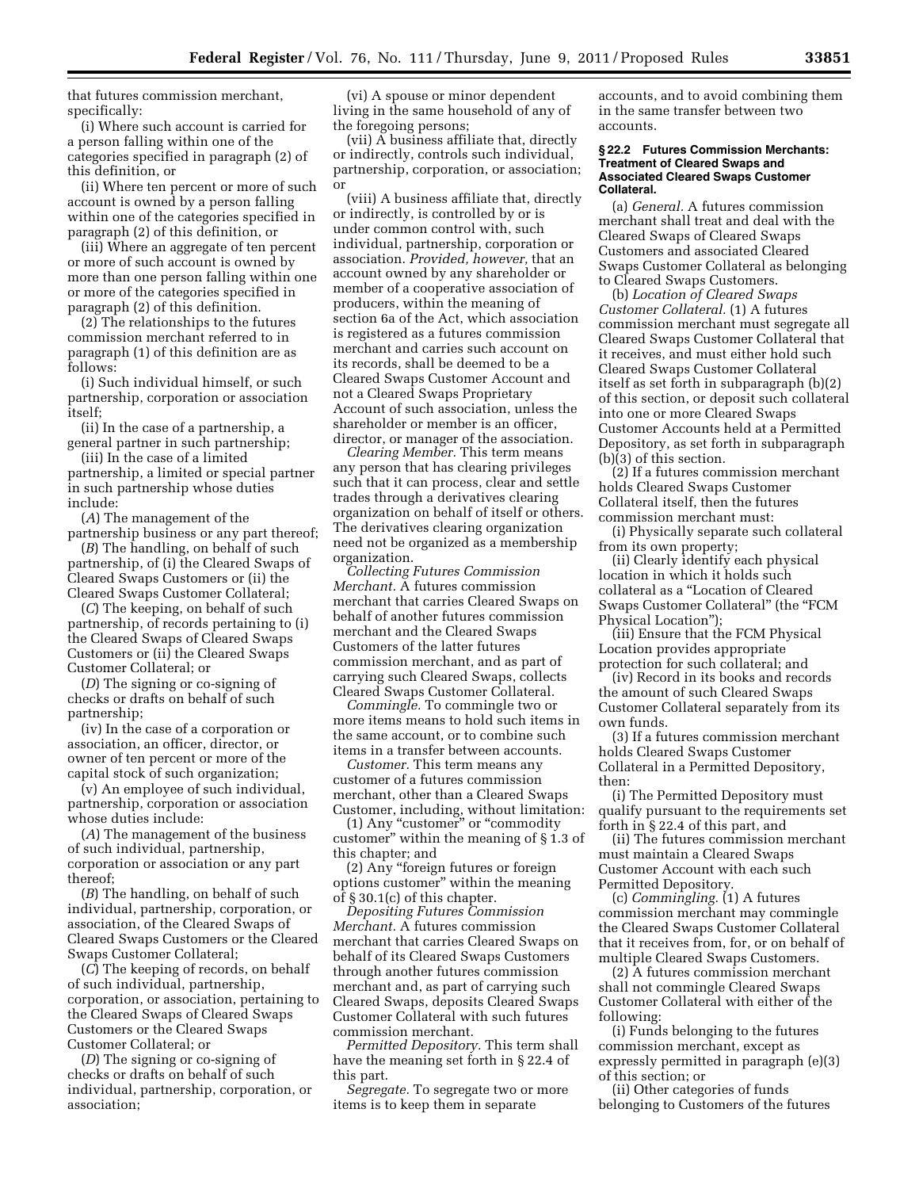that futures commission merchant, specifically:

(i) Where such account is carried for a person falling within one of the categories specified in paragraph (2) of this definition, or

(ii) Where ten percent or more of such account is owned by a person falling within one of the categories specified in paragraph (2) of this definition, or

(iii) Where an aggregate of ten percent or more of such account is owned by more than one person falling within one or more of the categories specified in paragraph (2) of this definition.

(2) The relationships to the futures commission merchant referred to in paragraph (1) of this definition are as follows:

(i) Such individual himself, or such partnership, corporation or association itself;

(ii) In the case of a partnership, a general partner in such partnership;

(iii) In the case of a limited partnership, a limited or special partner in such partnership whose duties include:

(*A*) The management of the partnership business or any part thereof;

(*B*) The handling, on behalf of such partnership, of (i) the Cleared Swaps of Cleared Swaps Customers or (ii) the Cleared Swaps Customer Collateral;

(*C*) The keeping, on behalf of such partnership, of records pertaining to (i) the Cleared Swaps of Cleared Swaps Customers or (ii) the Cleared Swaps Customer Collateral; or

(*D*) The signing or co-signing of checks or drafts on behalf of such partnership;

(iv) In the case of a corporation or association, an officer, director, or owner of ten percent or more of the capital stock of such organization;

(v) An employee of such individual, partnership, corporation or association whose duties include:

(*A*) The management of the business of such individual, partnership, corporation or association or any part thereof;

(*B*) The handling, on behalf of such individual, partnership, corporation, or association, of the Cleared Swaps of Cleared Swaps Customers or the Cleared Swaps Customer Collateral;

(*C*) The keeping of records, on behalf of such individual, partnership, corporation, or association, pertaining to the Cleared Swaps of Cleared Swaps Customers or the Cleared Swaps Customer Collateral; or

(*D*) The signing or co-signing of checks or drafts on behalf of such individual, partnership, corporation, or association;

(vi) A spouse or minor dependent living in the same household of any of the foregoing persons;

(vii) A business affiliate that, directly or indirectly, controls such individual, partnership, corporation, or association; or

(viii) A business affiliate that, directly or indirectly, is controlled by or is under common control with, such individual, partnership, corporation or association. *Provided, however,* that an account owned by any shareholder or member of a cooperative association of producers, within the meaning of section 6a of the Act, which association is registered as a futures commission merchant and carries such account on its records, shall be deemed to be a Cleared Swaps Customer Account and not a Cleared Swaps Proprietary Account of such association, unless the shareholder or member is an officer, director, or manager of the association.

*Clearing Member.* This term means any person that has clearing privileges such that it can process, clear and settle trades through a derivatives clearing organization on behalf of itself or others. The derivatives clearing organization need not be organized as a membership organization.

*Collecting Futures Commission Merchant.* A futures commission merchant that carries Cleared Swaps on behalf of another futures commission merchant and the Cleared Swaps Customers of the latter futures commission merchant, and as part of carrying such Cleared Swaps, collects Cleared Swaps Customer Collateral.

*Commingle.* To commingle two or more items means to hold such items in the same account, or to combine such items in a transfer between accounts.

*Customer.* This term means any customer of a futures commission merchant, other than a Cleared Swaps Customer, including, without limitation:

(1) Any "customer" or "commodity customer" within the meaning of § 1.3 of this chapter; and

(2) Any "foreign futures or foreign options customer" within the meaning of § 30.1(c) of this chapter.

*Depositing Futures Commission Merchant.* A futures commission merchant that carries Cleared Swaps on behalf of its Cleared Swaps Customers through another futures commission merchant and, as part of carrying such Cleared Swaps, deposits Cleared Swaps Customer Collateral with such futures commission merchant.

*Permitted Depository.* This term shall have the meaning set forth in § 22.4 of this part.

*Segregate.* To segregate two or more items is to keep them in separate accounts, and to avoid combining them in the same transfer between two accounts.

#### § 22.2 Futures Commission Merchants: Treatment of Cleared Swaps and Associated Cleared Swaps Customer Collateral.

(a) *General.* A futures commission merchant shall treat and deal with the Cleared Swaps of Cleared Swaps Customers and associated Cleared Swaps Customer Collateral as belonging to Cleared Swaps Customers.

(b) *Location of Cleared Swaps Customer Collateral.* (1) A futures commission merchant must segregate all Cleared Swaps Customer Collateral that it receives, and must either hold such Cleared Swaps Customer Collateral itself as set forth in subparagraph (b)(2) of this section, or deposit such collateral into one or more Cleared Swaps Customer Accounts held at a Permitted Depository, as set forth in subparagraph (b)(3) of this section.

(2) If a futures commission merchant holds Cleared Swaps Customer Collateral itself, then the futures commission merchant must:

(i) Physically separate such collateral from its own property;

(ii) Clearly identify each physical location in which it holds such collateral as a "Location of Cleared Swaps Customer Collateral" (the "FCM Physical Location");

(iii) Ensure that the FCM Physical Location provides appropriate protection for such collateral; and

(iv) Record in its books and records the amount of such Cleared Swaps Customer Collateral separately from its own funds.

(3) If a futures commission merchant holds Cleared Swaps Customer Collateral in a Permitted Depository, then:

(i) The Permitted Depository must qualify pursuant to the requirements set forth in § 22.4 of this part, and

(ii) The futures commission merchant must maintain a Cleared Swaps Customer Account with each such Permitted Depository.

(c) *Commingling.* (1) A futures commission merchant may commingle the Cleared Swaps Customer Collateral that it receives from, for, or on behalf of multiple Cleared Swaps Customers.

(2) A futures commission merchant shall not commingle Cleared Swaps Customer Collateral with either of the following:

(i) Funds belonging to the futures commission merchant, except as expressly permitted in paragraph (e)(3) of this section; or

(ii) Other categories of funds belonging to Customers of the futures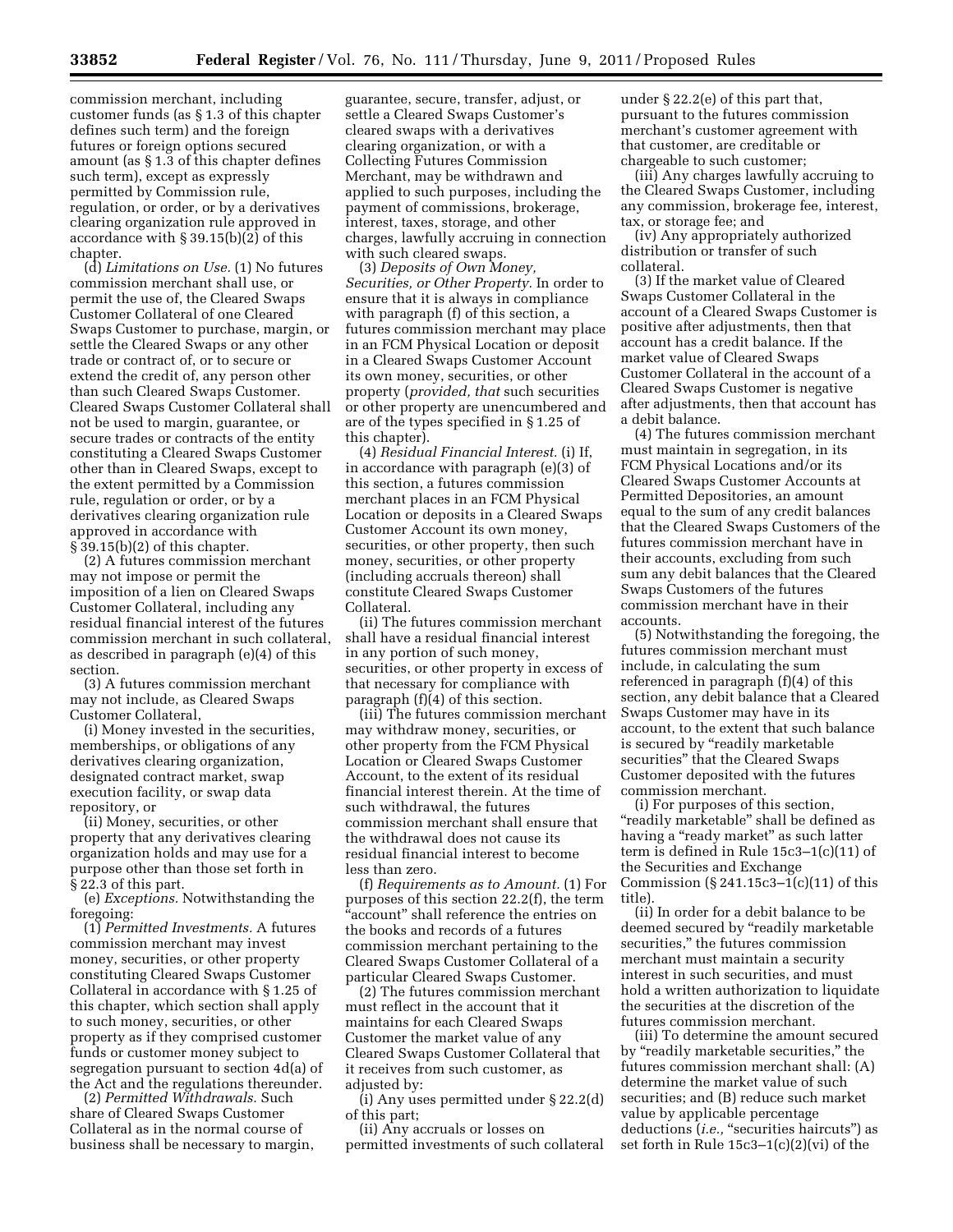commission merchant, including customer funds (as § 1.3 of this chapter defines such term) and the foreign futures or foreign options secured amount (as § 1.3 of this chapter defines such term), except as expressly permitted by Commission rule, regulation, or order, or by a derivatives clearing organization rule approved in accordance with § 39.15(b)(2) of this chapter.

(d) *Limitations on Use.* (1) No futures commission merchant shall use, or permit the use of, the Cleared Swaps Customer Collateral of one Cleared Swaps Customer to purchase, margin, or settle the Cleared Swaps or any other trade or contract of, or to secure or extend the credit of, any person other than such Cleared Swaps Customer. Cleared Swaps Customer Collateral shall not be used to margin, guarantee, or secure trades or contracts of the entity constituting a Cleared Swaps Customer other than in Cleared Swaps, except to the extent permitted by a Commission rule, regulation or order, or by a derivatives clearing organization rule approved in accordance with § 39.15(b)(2) of this chapter.

(2) A futures commission merchant may not impose or permit the imposition of a lien on Cleared Swaps Customer Collateral, including any residual financial interest of the futures commission merchant in such collateral, as described in paragraph (e)(4) of this section.

(3) A futures commission merchant may not include, as Cleared Swaps Customer Collateral,

(i) Money invested in the securities, memberships, or obligations of any derivatives clearing organization, designated contract market, swap execution facility, or swap data repository, or

(ii) Money, securities, or other property that any derivatives clearing organization holds and may use for a purpose other than those set forth in § 22.3 of this part.

(e) *Exceptions.* Notwithstanding the foregoing:

(1) *Permitted Investments.* A futures commission merchant may invest money, securities, or other property constituting Cleared Swaps Customer Collateral in accordance with § 1.25 of this chapter, which section shall apply to such money, securities, or other property as if they comprised customer funds or customer money subject to segregation pursuant to section 4d(a) of the Act and the regulations thereunder.

(2) *Permitted Withdrawals.* Such share of Cleared Swaps Customer Collateral as in the normal course of business shall be necessary to margin, guarantee, secure, transfer, adjust, or settle a Cleared Swaps Customer's cleared swaps with a derivatives clearing organization, or with a Collecting Futures Commission Merchant, may be withdrawn and applied to such purposes, including the payment of commissions, brokerage, interest, taxes, storage, and other charges, lawfully accruing in connection with such cleared swaps.

(3) *Deposits of Own Money, Securities, or Other Property.* In order to ensure that it is always in compliance with paragraph (f) of this section, a futures commission merchant may place in an FCM Physical Location or deposit in a Cleared Swaps Customer Account its own money, securities, or other property (*provided, that* such securities or other property are unencumbered and are of the types specified in § 1.25 of this chapter).

(4) *Residual Financial Interest.* (i) If, in accordance with paragraph (e)(3) of this section, a futures commission merchant places in an FCM Physical Location or deposits in a Cleared Swaps Customer Account its own money, securities, or other property, then such money, securities, or other property (including accruals thereon) shall constitute Cleared Swaps Customer Collateral.

(ii) The futures commission merchant shall have a residual financial interest in any portion of such money, securities, or other property in excess of that necessary for compliance with paragraph (f)(4) of this section.

(iii) The futures commission merchant may withdraw money, securities, or other property from the FCM Physical Location or Cleared Swaps Customer Account, to the extent of its residual financial interest therein. At the time of such withdrawal, the futures commission merchant shall ensure that the withdrawal does not cause its residual financial interest to become less than zero.

(f) *Requirements as to Amount.* (1) For purposes of this section 22.2(f), the term "account" shall reference the entries on the books and records of a futures commission merchant pertaining to the Cleared Swaps Customer Collateral of a particular Cleared Swaps Customer.

(2) The futures commission merchant must reflect in the account that it maintains for each Cleared Swaps Customer the market value of any Cleared Swaps Customer Collateral that it receives from such customer, as adjusted by:

(i) Any uses permitted under § 22.2(d) of this part;

(ii) Any accruals or losses on permitted investments of such collateral under § 22.2(e) of this part that, pursuant to the futures commission merchant's customer agreement with that customer, are creditable or chargeable to such customer;

(iii) Any charges lawfully accruing to the Cleared Swaps Customer, including any commission, brokerage fee, interest, tax, or storage fee; and

(iv) Any appropriately authorized distribution or transfer of such collateral.

(3) If the market value of Cleared Swaps Customer Collateral in the account of a Cleared Swaps Customer is positive after adjustments, then that account has a credit balance. If the market value of Cleared Swaps Customer Collateral in the account of a Cleared Swaps Customer is negative after adjustments, then that account has a debit balance.

(4) The futures commission merchant must maintain in segregation, in its FCM Physical Locations and/or its Cleared Swaps Customer Accounts at Permitted Depositories, an amount equal to the sum of any credit balances that the Cleared Swaps Customers of the futures commission merchant have in their accounts, excluding from such sum any debit balances that the Cleared Swaps Customers of the futures commission merchant have in their accounts.

(5) Notwithstanding the foregoing, the futures commission merchant must include, in calculating the sum referenced in paragraph (f)(4) of this section, any debit balance that a Cleared Swaps Customer may have in its account, to the extent that such balance is secured by "readily marketable securities" that the Cleared Swaps Customer deposited with the futures commission merchant.

(i) For purposes of this section, "readily marketable" shall be defined as having a "ready market" as such latter term is defined in Rule 15c3–1(c)(11) of the Securities and Exchange Commission (§ 241.15c3–1(c)(11) of this title).

(ii) In order for a debit balance to be deemed secured by "readily marketable securities," the futures commission merchant must maintain a security interest in such securities, and must hold a written authorization to liquidate the securities at the discretion of the futures commission merchant.

(iii) To determine the amount secured by "readily marketable securities," the futures commission merchant shall: (A) determine the market value of such securities; and (B) reduce such market value by applicable percentage deductions (*i.e.,* "securities haircuts") as set forth in Rule 15c3–1(c)(2)(vi) of the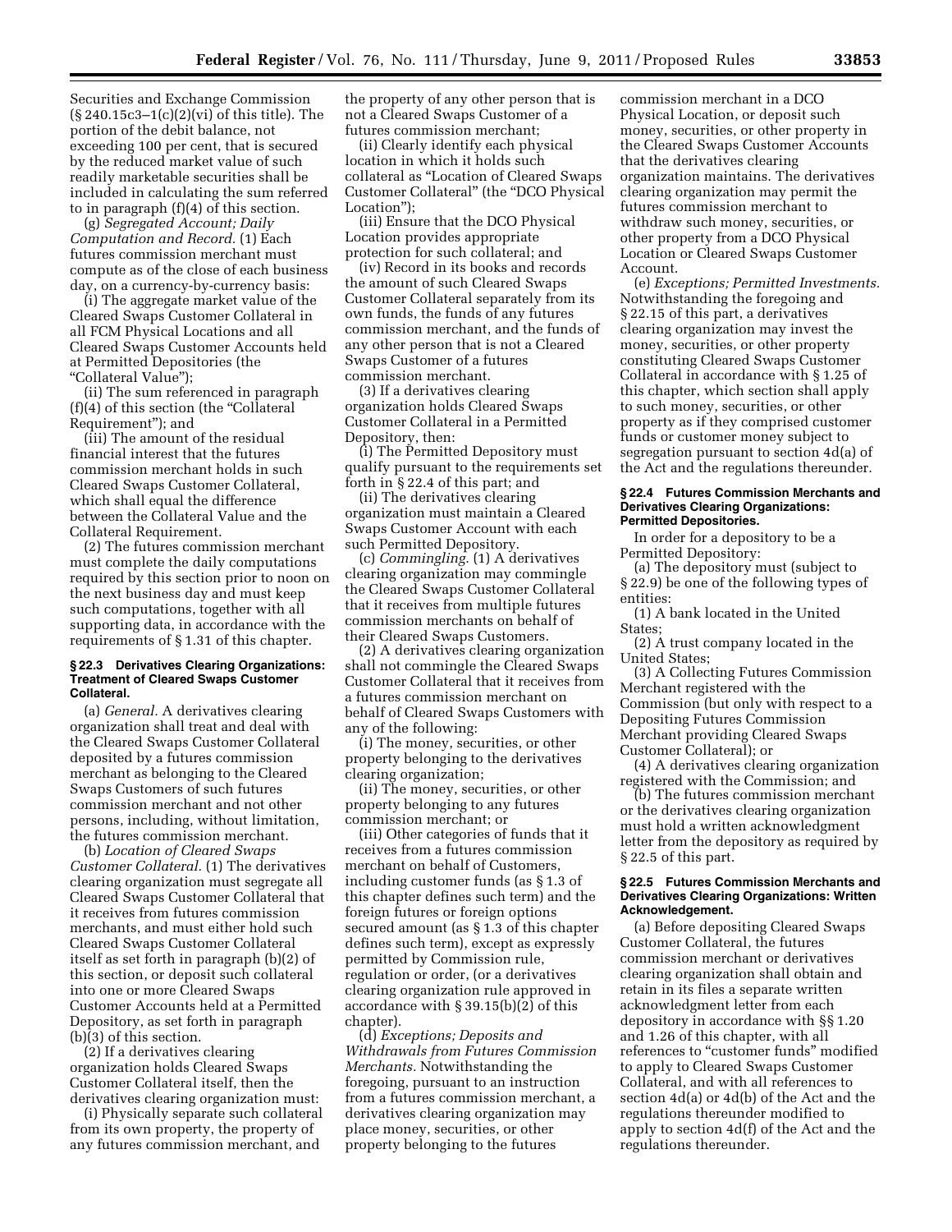Securities and Exchange Commission (§ 240.15c3–1(c)(2)(vi) of this title). The portion of the debit balance, not exceeding 100 per cent, that is secured by the reduced market value of such readily marketable securities shall be included in calculating the sum referred to in paragraph (f)(4) of this section.

(g) *Segregated Account; Daily Computation and Record.* (1) Each futures commission merchant must compute as of the close of each business day, on a currency-by-currency basis:

(i) The aggregate market value of the Cleared Swaps Customer Collateral in all FCM Physical Locations and all Cleared Swaps Customer Accounts held at Permitted Depositories (the "Collateral Value");

(ii) The sum referenced in paragraph (f)(4) of this section (the "Collateral Requirement"); and

(iii) The amount of the residual financial interest that the futures commission merchant holds in such Cleared Swaps Customer Collateral, which shall equal the difference between the Collateral Value and the Collateral Requirement.

(2) The futures commission merchant must complete the daily computations required by this section prior to noon on the next business day and must keep such computations, together with all supporting data, in accordance with the requirements of § 1.31 of this chapter.

### § 22.3 Derivatives Clearing Organizations: Treatment of Cleared Swaps Customer Collateral.

(a) *General.* A derivatives clearing organization shall treat and deal with the Cleared Swaps Customer Collateral deposited by a futures commission merchant as belonging to the Cleared Swaps Customers of such futures commission merchant and not other persons, including, without limitation, the futures commission merchant.

(b) *Location of Cleared Swaps Customer Collateral.* (1) The derivatives clearing organization must segregate all Cleared Swaps Customer Collateral that it receives from futures commission merchants, and must either hold such Cleared Swaps Customer Collateral itself as set forth in paragraph (b)(2) of this section, or deposit such collateral into one or more Cleared Swaps Customer Accounts held at a Permitted Depository, as set forth in paragraph (b)(3) of this section.

(2) If a derivatives clearing organization holds Cleared Swaps Customer Collateral itself, then the derivatives clearing organization must:

(i) Physically separate such collateral from its own property, the property of any futures commission merchant, and the property of any other person that is not a Cleared Swaps Customer of a futures commission merchant;

(ii) Clearly identify each physical location in which it holds such collateral as "Location of Cleared Swaps Customer Collateral" (the "DCO Physical Location");

(iii) Ensure that the DCO Physical Location provides appropriate protection for such collateral; and

(iv) Record in its books and records the amount of such Cleared Swaps Customer Collateral separately from its own funds, the funds of any futures commission merchant, and the funds of any other person that is not a Cleared Swaps Customer of a futures commission merchant.

(3) If a derivatives clearing organization holds Cleared Swaps Customer Collateral in a Permitted Depository, then:

(i) The Permitted Depository must qualify pursuant to the requirements set forth in § 22.4 of this part; and

(ii) The derivatives clearing organization must maintain a Cleared Swaps Customer Account with each such Permitted Depository.

(c) *Commingling.* (1) A derivatives clearing organization may commingle the Cleared Swaps Customer Collateral that it receives from multiple futures commission merchants on behalf of their Cleared Swaps Customers.

(2) A derivatives clearing organization shall not commingle the Cleared Swaps Customer Collateral that it receives from a futures commission merchant on behalf of Cleared Swaps Customers with any of the following:

(i) The money, securities, or other property belonging to the derivatives clearing organization;

(ii) The money, securities, or other property belonging to any futures commission merchant; or

(iii) Other categories of funds that it receives from a futures commission merchant on behalf of Customers, including customer funds (as § 1.3 of this chapter defines such term) and the foreign futures or foreign options secured amount (as § 1.3 of this chapter defines such term), except as expressly permitted by Commission rule, regulation or order, (or a derivatives clearing organization rule approved in accordance with § 39.15(b)(2) of this chapter).

(d) *Exceptions; Deposits and Withdrawals from Futures Commission Merchants.* Notwithstanding the foregoing, pursuant to an instruction from a futures commission merchant, a derivatives clearing organization may place money, securities, or other property belonging to the futures commission merchant in a DCO Physical Location, or deposit such money, securities, or other property in the Cleared Swaps Customer Accounts that the derivatives clearing organization maintains. The derivatives clearing organization may permit the futures commission merchant to withdraw such money, securities, or other property from a DCO Physical Location or Cleared Swaps Customer Account.

(e) *Exceptions; Permitted Investments.* Notwithstanding the foregoing and § 22.15 of this part, a derivatives clearing organization may invest the money, securities, or other property constituting Cleared Swaps Customer Collateral in accordance with § 1.25 of this chapter, which section shall apply to such money, securities, or other property as if they comprised customer funds or customer money subject to segregation pursuant to section 4d(a) of the Act and the regulations thereunder.

### § 22.4 Futures Commission Merchants and Derivatives Clearing Organizations: Permitted Depositories.

In order for a depository to be a Permitted Depository:

(a) The depository must (subject to § 22.9) be one of the following types of entities:

(1) A bank located in the United States;

(2) A trust company located in the United States;

(3) A Collecting Futures Commission Merchant registered with the Commission (but only with respect to a Depositing Futures Commission Merchant providing Cleared Swaps Customer Collateral); or

(4) A derivatives clearing organization registered with the Commission; and

(b) The futures commission merchant or the derivatives clearing organization must hold a written acknowledgment letter from the depository as required by § 22.5 of this part.

### § 22.5 Futures Commission Merchants and Derivatives Clearing Organizations: Written Acknowledgement.

(a) Before depositing Cleared Swaps Customer Collateral, the futures commission merchant or derivatives clearing organization shall obtain and retain in its files a separate written acknowledgment letter from each depository in accordance with §§ 1.20 and 1.26 of this chapter, with all references to "customer funds" modified to apply to Cleared Swaps Customer Collateral, and with all references to section 4d(a) or 4d(b) of the Act and the regulations thereunder modified to apply to section 4d(f) of the Act and the regulations thereunder.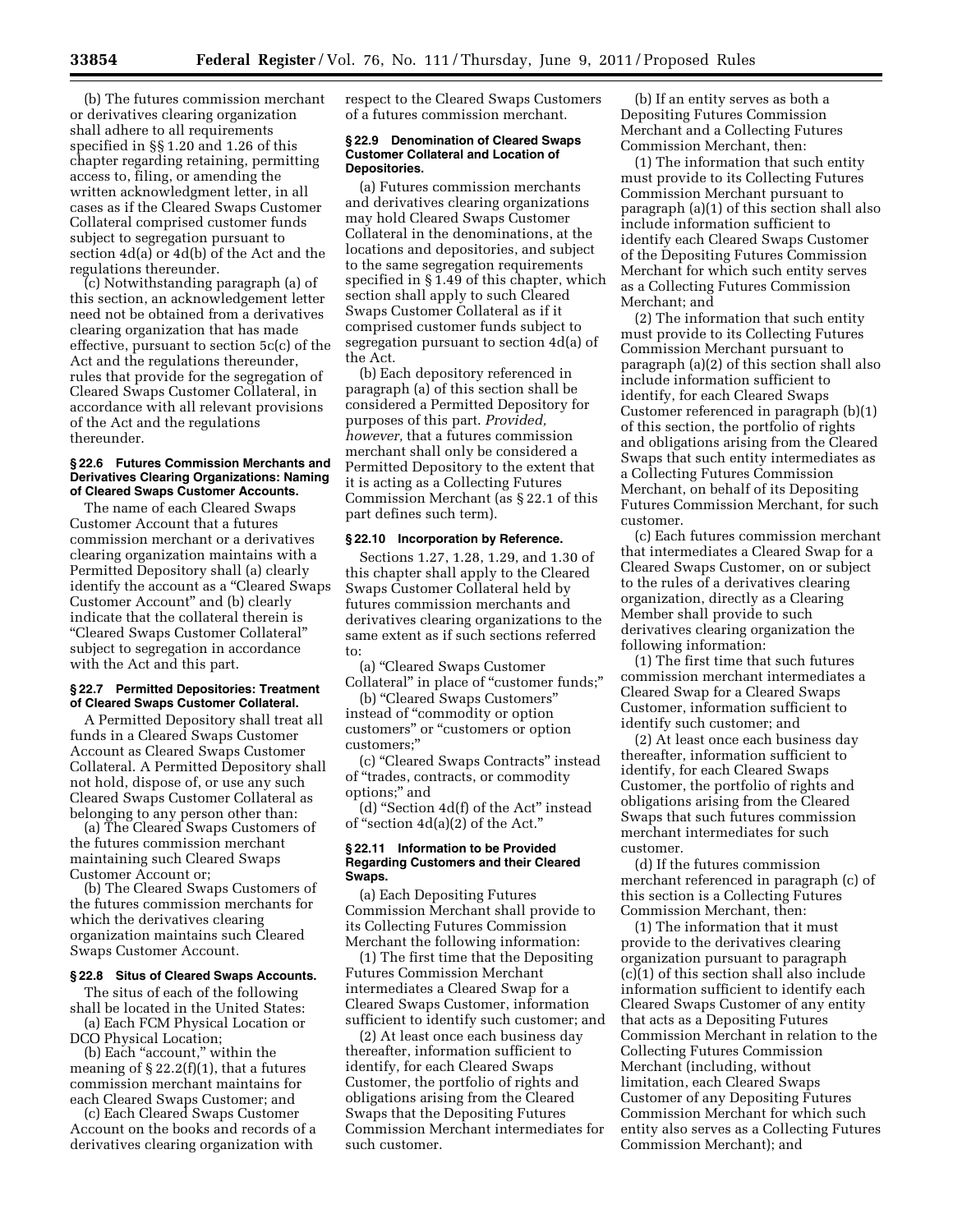(b) The futures commission merchant or derivatives clearing organization shall adhere to all requirements specified in §§ 1.20 and 1.26 of this chapter regarding retaining, permitting access to, filing, or amending the written acknowledgment letter, in all cases as if the Cleared Swaps Customer Collateral comprised customer funds subject to segregation pursuant to section 4d(a) or 4d(b) of the Act and the regulations thereunder.

(c) Notwithstanding paragraph (a) of this section, an acknowledgement letter need not be obtained from a derivatives clearing organization that has made effective, pursuant to section 5c(c) of the Act and the regulations thereunder, rules that provide for the segregation of Cleared Swaps Customer Collateral, in accordance with all relevant provisions of the Act and the regulations thereunder.

### § 22.6 Futures Commission Merchants and Derivatives Clearing Organizations: Naming of Cleared Swaps Customer Accounts.

The name of each Cleared Swaps Customer Account that a futures commission merchant or a derivatives clearing organization maintains with a Permitted Depository shall (a) clearly identify the account as a "Cleared Swaps Customer Account" and (b) clearly indicate that the collateral therein is "Cleared Swaps Customer Collateral" subject to segregation in accordance with the Act and this part.

### § 22.7 Permitted Depositories: Treatment of Cleared Swaps Customer Collateral.

A Permitted Depository shall treat all funds in a Cleared Swaps Customer Account as Cleared Swaps Customer Collateral. A Permitted Depository shall not hold, dispose of, or use any such Cleared Swaps Customer Collateral as belonging to any person other than:

(a) The Cleared Swaps Customers of the futures commission merchant maintaining such Cleared Swaps Customer Account or;

(b) The Cleared Swaps Customers of the futures commission merchants for which the derivatives clearing organization maintains such Cleared Swaps Customer Account.

### § 22.8 Situs of Cleared Swaps Accounts.

The situs of each of the following shall be located in the United States:

(a) Each FCM Physical Location or DCO Physical Location;

(b) Each "account," within the meaning of § 22.2(f)(1), that a futures commission merchant maintains for each Cleared Swaps Customer; and

(c) Each Cleared Swaps Customer Account on the books and records of a derivatives clearing organization with respect to the Cleared Swaps Customers of a futures commission merchant.

### § 22.9 Denomination of Cleared Swaps Customer Collateral and Location of Depositories.

(a) Futures commission merchants and derivatives clearing organizations may hold Cleared Swaps Customer Collateral in the denominations, at the locations and depositories, and subject to the same segregation requirements specified in § 1.49 of this chapter, which section shall apply to such Cleared Swaps Customer Collateral as if it comprised customer funds subject to segregation pursuant to section 4d(a) of the Act.

(b) Each depository referenced in paragraph (a) of this section shall be considered a Permitted Depository for purposes of this part. *Provided, however,* that a futures commission merchant shall only be considered a Permitted Depository to the extent that it is acting as a Collecting Futures Commission Merchant (as § 22.1 of this part defines such term).

### § 22.10 Incorporation by Reference.

Sections 1.27, 1.28, 1.29, and 1.30 of this chapter shall apply to the Cleared Swaps Customer Collateral held by futures commission merchants and derivatives clearing organizations to the same extent as if such sections referred to:

(a) "Cleared Swaps Customer Collateral" in place of "customer funds;"

(b) "Cleared Swaps Customers" instead of "commodity or option customers" or "customers or option customers;"

(c) "Cleared Swaps Contracts" instead of "trades, contracts, or commodity options;" and

(d) "Section 4d(f) of the Act" instead of "section 4d(a)(2) of the Act."

### § 22.11 Information to be Provided Regarding Customers and their Cleared Swaps.

(a) Each Depositing Futures Commission Merchant shall provide to its Collecting Futures Commission Merchant the following information:

(1) The first time that the Depositing Futures Commission Merchant intermediates a Cleared Swap for a Cleared Swaps Customer, information sufficient to identify such customer; and

(2) At least once each business day thereafter, information sufficient to identify, for each Cleared Swaps Customer, the portfolio of rights and obligations arising from the Cleared Swaps that the Depositing Futures Commission Merchant intermediates for such customer.

(b) If an entity serves as both a Depositing Futures Commission Merchant and a Collecting Futures Commission Merchant, then:

(1) The information that such entity must provide to its Collecting Futures Commission Merchant pursuant to paragraph (a)(1) of this section shall also include information sufficient to identify each Cleared Swaps Customer of the Depositing Futures Commission Merchant for which such entity serves as a Collecting Futures Commission Merchant; and

(2) The information that such entity must provide to its Collecting Futures Commission Merchant pursuant to paragraph (a)(2) of this section shall also include information sufficient to identify, for each Cleared Swaps Customer referenced in paragraph (b)(1) of this section, the portfolio of rights and obligations arising from the Cleared Swaps that such entity intermediates as a Collecting Futures Commission Merchant, on behalf of its Depositing Futures Commission Merchant, for such customer.

(c) Each futures commission merchant that intermediates a Cleared Swap for a Cleared Swaps Customer, on or subject to the rules of a derivatives clearing organization, directly as a Clearing Member shall provide to such derivatives clearing organization the following information:

(1) The first time that such futures commission merchant intermediates a Cleared Swap for a Cleared Swaps Customer, information sufficient to identify such customer; and

(2) At least once each business day thereafter, information sufficient to identify, for each Cleared Swaps Customer, the portfolio of rights and obligations arising from the Cleared Swaps that such futures commission merchant intermediates for such customer.

(d) If the futures commission merchant referenced in paragraph (c) of this section is a Collecting Futures Commission Merchant, then:

(1) The information that it must provide to the derivatives clearing organization pursuant to paragraph (c)(1) of this section shall also include information sufficient to identify each Cleared Swaps Customer of any entity that acts as a Depositing Futures Commission Merchant in relation to the Collecting Futures Commission Merchant (including, without limitation, each Cleared Swaps Customer of any Depositing Futures Commission Merchant for which such entity also serves as a Collecting Futures Commission Merchant); and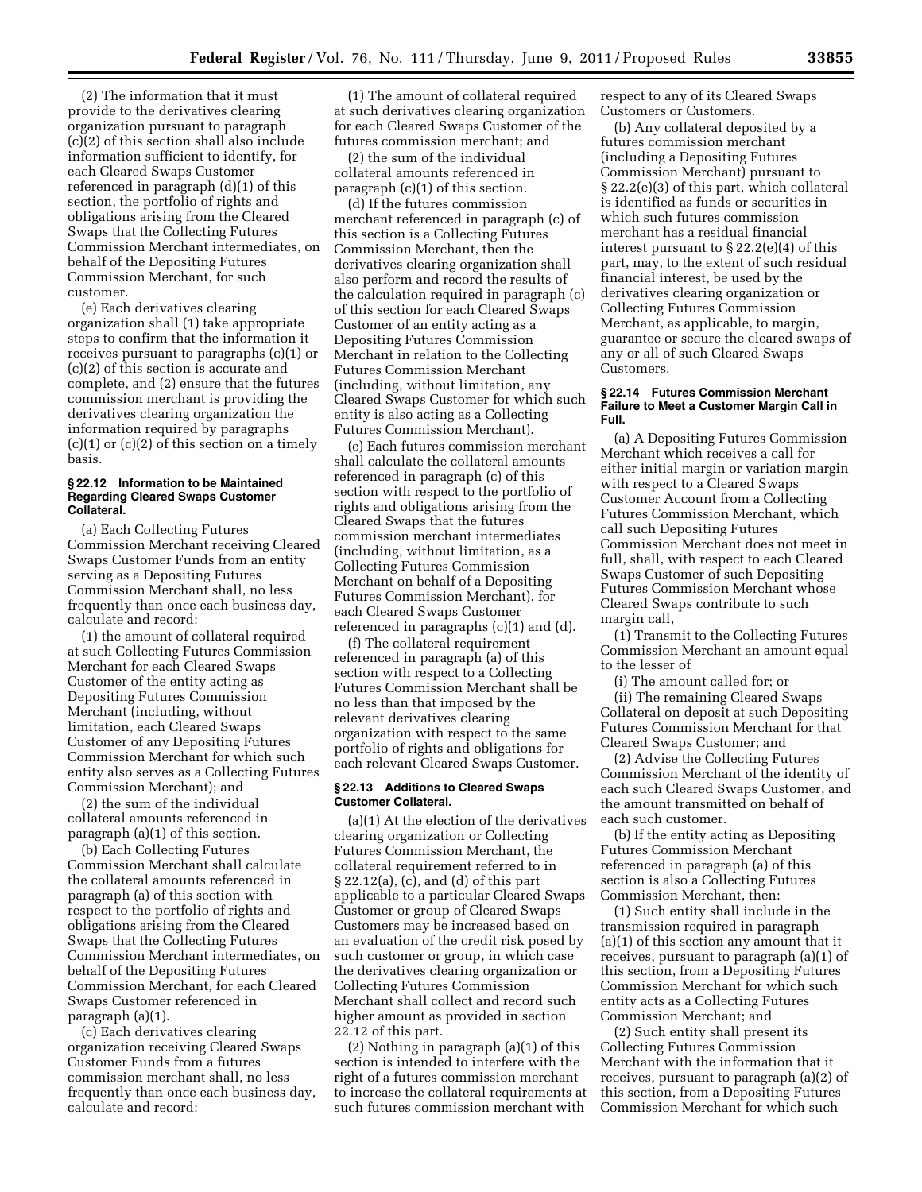(2) The information that it must provide to the derivatives clearing organization pursuant to paragraph (c)(2) of this section shall also include information sufficient to identify, for each Cleared Swaps Customer referenced in paragraph (d)(1) of this section, the portfolio of rights and obligations arising from the Cleared Swaps that the Collecting Futures Commission Merchant intermediates, on behalf of the Depositing Futures Commission Merchant, for such customer.

(e) Each derivatives clearing organization shall (1) take appropriate steps to confirm that the information it receives pursuant to paragraphs (c)(1) or (c)(2) of this section is accurate and complete, and (2) ensure that the futures commission merchant is providing the derivatives clearing organization the information required by paragraphs (c)(1) or (c)(2) of this section on a timely basis.

#### § 22.12 Information to be Maintained Regarding Cleared Swaps Customer Collateral.

(a) Each Collecting Futures Commission Merchant receiving Cleared Swaps Customer Funds from an entity serving as a Depositing Futures Commission Merchant shall, no less frequently than once each business day, calculate and record:

(1) the amount of collateral required at such Collecting Futures Commission Merchant for each Cleared Swaps Customer of the entity acting as Depositing Futures Commission Merchant (including, without limitation, each Cleared Swaps Customer of any Depositing Futures Commission Merchant for which such entity also serves as a Collecting Futures Commission Merchant); and

(2) the sum of the individual collateral amounts referenced in paragraph (a)(1) of this section.

(b) Each Collecting Futures Commission Merchant shall calculate the collateral amounts referenced in paragraph (a) of this section with respect to the portfolio of rights and obligations arising from the Cleared Swaps that the Collecting Futures Commission Merchant intermediates, on behalf of the Depositing Futures Commission Merchant, for each Cleared Swaps Customer referenced in paragraph (a)(1).

(c) Each derivatives clearing organization receiving Cleared Swaps Customer Funds from a futures commission merchant shall, no less frequently than once each business day, calculate and record:

(1) The amount of collateral required at such derivatives clearing organization for each Cleared Swaps Customer of the futures commission merchant; and

(2) the sum of the individual collateral amounts referenced in paragraph (c)(1) of this section.

(d) If the futures commission merchant referenced in paragraph (c) of this section is a Collecting Futures Commission Merchant, then the derivatives clearing organization shall also perform and record the results of the calculation required in paragraph (c) of this section for each Cleared Swaps Customer of an entity acting as a Depositing Futures Commission Merchant in relation to the Collecting Futures Commission Merchant (including, without limitation, any Cleared Swaps Customer for which such entity is also acting as a Collecting Futures Commission Merchant).

(e) Each futures commission merchant shall calculate the collateral amounts referenced in paragraph (c) of this section with respect to the portfolio of rights and obligations arising from the Cleared Swaps that the futures commission merchant intermediates (including, without limitation, as a Collecting Futures Commission Merchant on behalf of a Depositing Futures Commission Merchant), for each Cleared Swaps Customer referenced in paragraphs (c)(1) and (d).

(f) The collateral requirement referenced in paragraph (a) of this section with respect to a Collecting Futures Commission Merchant shall be no less than that imposed by the relevant derivatives clearing organization with respect to the same portfolio of rights and obligations for each relevant Cleared Swaps Customer.

#### § 22.13 Additions to Cleared Swaps Customer Collateral.

(a)(1) At the election of the derivatives clearing organization or Collecting Futures Commission Merchant, the collateral requirement referred to in § 22.12(a), (c), and (d) of this part applicable to a particular Cleared Swaps Customer or group of Cleared Swaps Customers may be increased based on an evaluation of the credit risk posed by such customer or group, in which case the derivatives clearing organization or Collecting Futures Commission Merchant shall collect and record such higher amount as provided in section 22.12 of this part.

(2) Nothing in paragraph (a)(1) of this section is intended to interfere with the right of a futures commission merchant to increase the collateral requirements at such futures commission merchant with respect to any of its Cleared Swaps Customers or Customers.

(b) Any collateral deposited by a futures commission merchant (including a Depositing Futures Commission Merchant) pursuant to § 22.2(e)(3) of this part, which collateral is identified as funds or securities in which such futures commission merchant has a residual financial interest pursuant to § 22.2(e)(4) of this part, may, to the extent of such residual financial interest, be used by the derivatives clearing organization or Collecting Futures Commission Merchant, as applicable, to margin, guarantee or secure the cleared swaps of any or all of such Cleared Swaps Customers.

#### § 22.14 Futures Commission Merchant Failure to Meet a Customer Margin Call in Full.

(a) A Depositing Futures Commission Merchant which receives a call for either initial margin or variation margin with respect to a Cleared Swaps Customer Account from a Collecting Futures Commission Merchant, which call such Depositing Futures Commission Merchant does not meet in full, shall, with respect to each Cleared Swaps Customer of such Depositing Futures Commission Merchant whose Cleared Swaps contribute to such margin call,

(1) Transmit to the Collecting Futures Commission Merchant an amount equal to the lesser of

(i) The amount called for; or

(ii) The remaining Cleared Swaps Collateral on deposit at such Depositing Futures Commission Merchant for that Cleared Swaps Customer; and

(2) Advise the Collecting Futures Commission Merchant of the identity of each such Cleared Swaps Customer, and the amount transmitted on behalf of each such customer.

(b) If the entity acting as Depositing Futures Commission Merchant referenced in paragraph (a) of this section is also a Collecting Futures Commission Merchant, then:

(1) Such entity shall include in the transmission required in paragraph (a)(1) of this section any amount that it receives, pursuant to paragraph (a)(1) of this section, from a Depositing Futures Commission Merchant for which such entity acts as a Collecting Futures Commission Merchant; and

(2) Such entity shall present its Collecting Futures Commission Merchant with the information that it receives, pursuant to paragraph (a)(2) of this section, from a Depositing Futures Commission Merchant for which such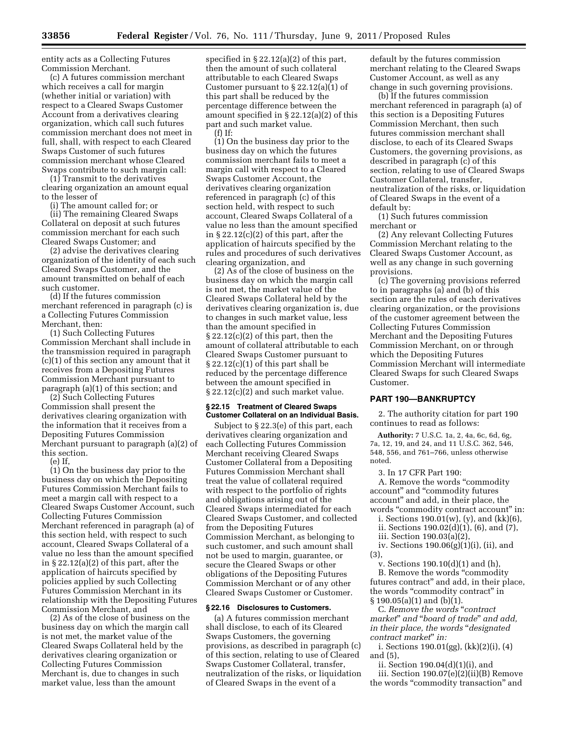entity acts as a Collecting Futures Commission Merchant.

(c) A futures commission merchant which receives a call for margin (whether initial or variation) with respect to a Cleared Swaps Customer Account from a derivatives clearing organization, which call such futures commission merchant does not meet in full, shall, with respect to each Cleared Swaps Customer of such futures commission merchant whose Cleared Swaps contribute to such margin call:

(1) Transmit to the derivatives clearing organization an amount equal to the lesser of

(i) The amount called for; or

(ii) The remaining Cleared Swaps Collateral on deposit at such futures commission merchant for each such Cleared Swaps Customer; and

(2) advise the derivatives clearing organization of the identity of each such Cleared Swaps Customer, and the amount transmitted on behalf of each such customer.

(d) If the futures commission merchant referenced in paragraph (c) is a Collecting Futures Commission Merchant, then:

(1) Such Collecting Futures Commission Merchant shall include in the transmission required in paragraph (c)(1) of this section any amount that it receives from a Depositing Futures Commission Merchant pursuant to paragraph (a)(1) of this section; and

(2) Such Collecting Futures Commission shall present the derivatives clearing organization with the information that it receives from a Depositing Futures Commission Merchant pursuant to paragraph (a)(2) of this section.

(e) If,

(1) On the business day prior to the business day on which the Depositing Futures Commission Merchant fails to meet a margin call with respect to a Cleared Swaps Customer Account, such Collecting Futures Commission Merchant referenced in paragraph (a) of this section held, with respect to such account, Cleared Swaps Collateral of a value no less than the amount specified in § 22.12(a)(2) of this part, after the application of haircuts specified by policies applied by such Collecting Futures Commission Merchant in its relationship with the Depositing Futures Commission Merchant, and

(2) As of the close of business on the business day on which the margin call is not met, the market value of the Cleared Swaps Collateral held by the derivatives clearing organization or Collecting Futures Commission Merchant is, due to changes in such market value, less than the amount specified in § 22.12(a)(2) of this part, then the amount of such collateral attributable to each Cleared Swaps Customer pursuant to § 22.12(a)(1) of this part shall be reduced by the percentage difference between the amount specified in § 22.12(a)(2) of this part and such market value.

(f) If:

(1) On the business day prior to the business day on which the futures commission merchant fails to meet a margin call with respect to a Cleared Swaps Customer Account, the derivatives clearing organization referenced in paragraph (c) of this section held, with respect to such account, Cleared Swaps Collateral of a value no less than the amount specified in § 22.12(c)(2) of this part, after the application of haircuts specified by the rules and procedures of such derivatives clearing organization, and

(2) As of the close of business on the business day on which the margin call is not met, the market value of the Cleared Swaps Collateral held by the derivatives clearing organization is, due to changes in such market value, less than the amount specified in § 22.12(c)(2) of this part, then the amount of collateral attributable to each Cleared Swaps Customer pursuant to § 22.12(c)(1) of this part shall be reduced by the percentage difference between the amount specified in § 22.12(c)(2) and such market value.

### § 22.15 Treatment of Cleared Swaps Customer Collateral on an Individual Basis.

Subject to § 22.3(e) of this part, each derivatives clearing organization and each Collecting Futures Commission Merchant receiving Cleared Swaps Customer Collateral from a Depositing Futures Commission Merchant shall treat the value of collateral required with respect to the portfolio of rights and obligations arising out of the Cleared Swaps intermediated for each Cleared Swaps Customer, and collected from the Depositing Futures Commission Merchant, as belonging to such customer, and such amount shall not be used to margin, guarantee, or secure the Cleared Swaps or other obligations of the Depositing Futures Commission Merchant or of any other Cleared Swaps Customer or Customer.

### § 22.16 Disclosures to Customers.

(a) A futures commission merchant shall disclose, to each of its Cleared Swaps Customers, the governing provisions, as described in paragraph (c) of this section, relating to use of Cleared Swaps Customer Collateral, transfer, neutralization of the risks, or liquidation of Cleared Swaps in the event of a default by the futures commission merchant relating to the Cleared Swaps Customer Account, as well as any change in such governing provisions.

(b) If the futures commission merchant referenced in paragraph (a) of this section is a Depositing Futures Commission Merchant, then such futures commission merchant shall disclose, to each of its Cleared Swaps Customers, the governing provisions, as described in paragraph (c) of this section, relating to use of Cleared Swaps Customer Collateral, transfer, neutralization of the risks, or liquidation of Cleared Swaps in the event of a default by:

(1) Such futures commission merchant or

(2) Any relevant Collecting Futures Commission Merchant relating to the Cleared Swaps Customer Account, as well as any change in such governing provisions.

(c) The governing provisions referred to in paragraphs (a) and (b) of this section are the rules of each derivatives clearing organization, or the provisions of the customer agreement between the Collecting Futures Commission Merchant and the Depositing Futures Commission Merchant, on or through which the Depositing Futures Commission Merchant will intermediate Cleared Swaps for such Cleared Swaps Customer.

## PART 190—BANKRUPTCY

2. The authority citation for part 190 continues to read as follows:

**Authority:** 7 U.S.C. 1a, 2, 4a, 6c, 6d, 6g, 7a, 12, 19, and 24, and 11 U.S.C. 362, 546, 548, 556, and 761–766, unless otherwise noted.

3. In 17 CFR Part 190:

A. Remove the words "commodity account" and "commodity futures account" and add, in their place, the words "commodity contract account" in:

i. Sections 190.01(w), (y), and (kk)(6),

ii. Sections 190.02(d)(1), (6), and (7),

iii. Section 190.03(a)(2),

iv. Sections 190.06(g)(1)(i), (ii), and (3),

v. Sections 190.10(d)(1) and (h),

B. Remove the words "commodity futures contract" and add, in their place, the words "commodity contract" in § 190.05(a)(1) and (b)(1).

C. *Remove the words "contract market" and "board of trade" and add, in their place, the words "designated contract market" in:*

i. Sections 190.01(gg), (kk)(2)(i), (4) and (5),

ii. Section 190.04(d)(1)(i), and

iii. Section 190.07(e)(2)(ii)(B) Remove the words "commodity transaction" and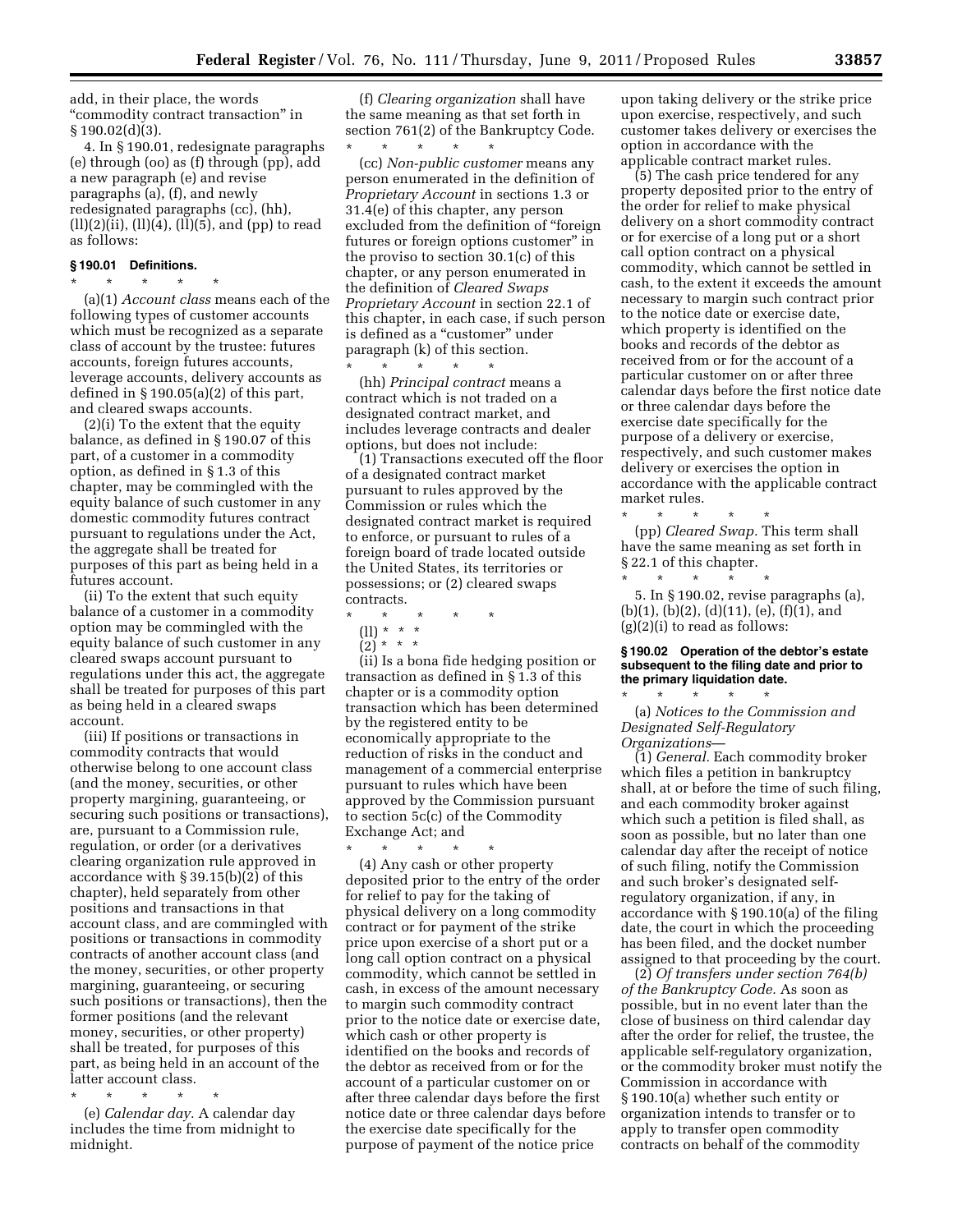add, in their place, the words "commodity contract transaction" in § 190.02(d)(3).

4. In § 190.01, redesignate paragraphs (e) through (oo) as (f) through (pp), add a new paragraph (e) and revise paragraphs (a), (f), and newly redesignated paragraphs (cc), (hh), (ll)(2)(ii), (ll)(4), (ll)(5), and (pp) to read as follows:

### § 190.01 Definitions.

\* \* \* \* \*

(a)(1) *Account class* means each of the following types of customer accounts which must be recognized as a separate class of account by the trustee: futures accounts, foreign futures accounts, leverage accounts, delivery accounts as defined in § 190.05(a)(2) of this part, and cleared swaps accounts.

(2)(i) To the extent that the equity balance, as defined in § 190.07 of this part, of a customer in a commodity option, as defined in § 1.3 of this chapter, may be commingled with the equity balance of such customer in any domestic commodity futures contract pursuant to regulations under the Act, the aggregate shall be treated for purposes of this part as being held in a futures account.

(ii) To the extent that such equity balance of a customer in a commodity option may be commingled with the equity balance of such customer in any cleared swaps account pursuant to regulations under this act, the aggregate shall be treated for purposes of this part as being held in a cleared swaps account.

(iii) If positions or transactions in commodity contracts that would otherwise belong to one account class (and the money, securities, or other property margining, guaranteeing, or securing such positions or transactions), are, pursuant to a Commission rule, regulation, or order (or a derivatives clearing organization rule approved in accordance with § 39.15(b)(2) of this chapter), held separately from other positions and transactions in that account class, and are commingled with positions or transactions in commodity contracts of another account class (and the money, securities, or other property margining, guaranteeing, or securing such positions or transactions), then the former positions (and the relevant money, securities, or other property) shall be treated, for purposes of this part, as being held in an account of the latter account class.

\* \* \* \* \*

(e) *Calendar day.* A calendar day includes the time from midnight to midnight.

(f) *Clearing organization* shall have the same meaning as that set forth in section 761(2) of the Bankruptcy Code.

\* \* \* \* \*

(cc) *Non-public customer* means any person enumerated in the definition of *Proprietary Account* in sections 1.3 or 31.4(e) of this chapter, any person excluded from the definition of "foreign futures or foreign options customer" in the proviso to section 30.1(c) of this chapter, or any person enumerated in the definition of *Cleared Swaps Proprietary Account* in section 22.1 of this chapter, in each case, if such person is defined as a "customer" under paragraph (k) of this section.

\* \* \* \* \*

(hh) *Principal contract* means a contract which is not traded on a designated contract market, and includes leverage contracts and dealer options, but does not include:

(1) Transactions executed off the floor of a designated contract market pursuant to rules approved by the Commission or rules which the designated contract market is required to enforce, or pursuant to rules of a foreign board of trade located outside the United States, its territories or possessions; or (2) cleared swaps contracts.

\* \* \* \* \*

(ll) \* \* \*

(2) \* \* \*

(ii) Is a bona fide hedging position or transaction as defined in § 1.3 of this chapter or is a commodity option transaction which has been determined by the registered entity to be economically appropriate to the reduction of risks in the conduct and management of a commercial enterprise pursuant to rules which have been approved by the Commission pursuant to section 5c(c) of the Commodity Exchange Act; and

\* \* \* \* \*

(4) Any cash or other property deposited prior to the entry of the order for relief to pay for the taking of physical delivery on a long commodity contract or for payment of the strike price upon exercise of a short put or a long call option contract on a physical commodity, which cannot be settled in cash, in excess of the amount necessary to margin such commodity contract prior to the notice date or exercise date, which cash or other property is identified on the books and records of the debtor as received from or for the account of a particular customer on or after three calendar days before the first notice date or three calendar days before the exercise date specifically for the purpose of payment of the notice price upon taking delivery or the strike price upon exercise, respectively, and such customer takes delivery or exercises the option in accordance with the applicable contract market rules.

(5) The cash price tendered for any property deposited prior to the entry of the order for relief to make physical delivery on a short commodity contract or for exercise of a long put or a short call option contract on a physical commodity, which cannot be settled in cash, to the extent it exceeds the amount necessary to margin such contract prior to the notice date or exercise date, which property is identified on the books and records of the debtor as received from or for the account of a particular customer on or after three calendar days before the first notice date or three calendar days before the exercise date specifically for the purpose of a delivery or exercise, respectively, and such customer makes delivery or exercises the option in accordance with the applicable contract market rules.

\* \* \* \* \*

(pp) *Cleared Swap.* This term shall have the same meaning as set forth in § 22.1 of this chapter.

\* \* \* \* \*

5. In § 190.02, revise paragraphs (a), (b)(1), (b)(2), (d)(11), (e), (f)(1), and (g)(2)(i) to read as follows:

### § 190.02 Operation of the debtor's estate subsequent to the filing date and prior to the primary liquidation date.

\* \* \* \* \*

(a) *Notices to the Commission and Designated Self-Regulatory Organizations*—

(1) *General.* Each commodity broker which files a petition in bankruptcy shall, at or before the time of such filing, and each commodity broker against which such a petition is filed shall, as soon as possible, but no later than one calendar day after the receipt of notice of such filing, notify the Commission and such broker's designated self-regulatory organization, if any, in accordance with § 190.10(a) of the filing date, the court in which the proceeding has been filed, and the docket number assigned to that proceeding by the court.

(2) *Of transfers under section 764(b) of the Bankruptcy Code.* As soon as possible, but in no event later than the close of business on third calendar day after the order for relief, the trustee, the applicable self-regulatory organization, or the commodity broker must notify the Commission in accordance with § 190.10(a) whether such entity or organization intends to transfer or to apply to transfer open commodity contracts on behalf of the commodity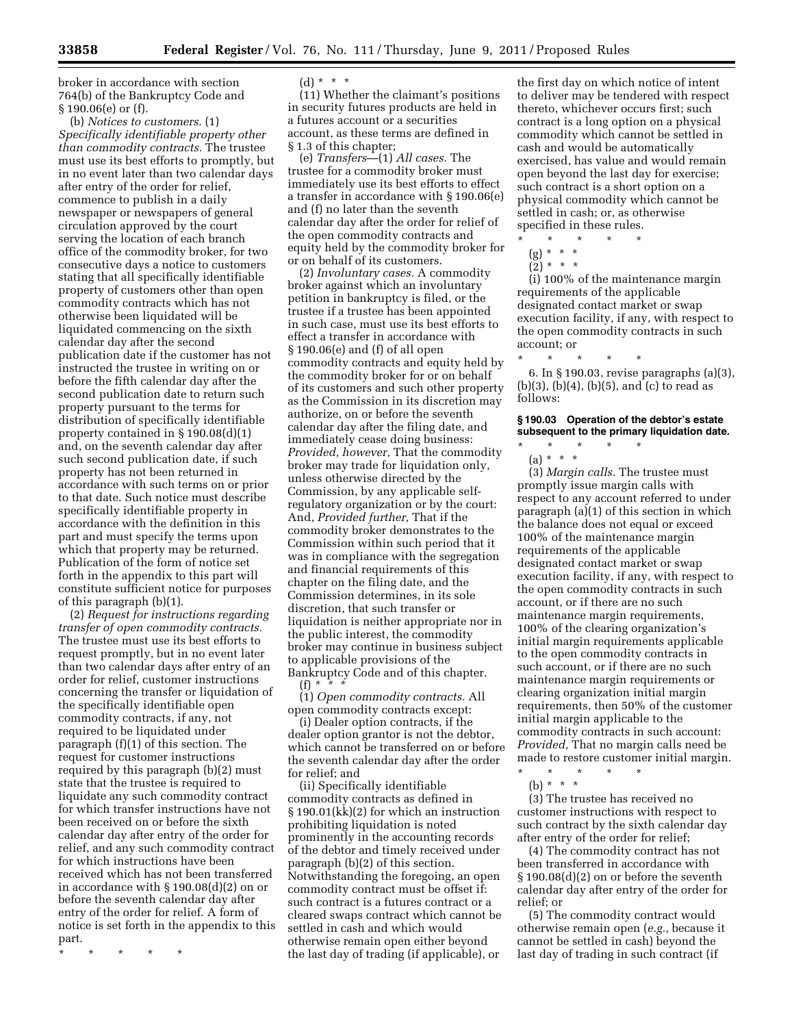broker in accordance with section 764(b) of the Bankruptcy Code and § 190.06(e) or (f).

(b) *Notices to customers.* (1) *Specifically identifiable property other than commodity contracts.* The trustee must use its best efforts to promptly, but in no event later than two calendar days after entry of the order for relief, commence to publish in a daily newspaper or newspapers of general circulation approved by the court serving the location of each branch office of the commodity broker, for two consecutive days a notice to customers stating that all specifically identifiable property of customers other than open commodity contracts which has not otherwise been liquidated will be liquidated commencing on the sixth calendar day after the second publication date if the customer has not instructed the trustee in writing on or before the fifth calendar day after the second publication date to return such property pursuant to the terms for distribution of specifically identifiable property contained in § 190.08(d)(1) and, on the seventh calendar day after such second publication date, if such property has not been returned in accordance with such terms on or prior to that date. Such notice must describe specifically identifiable property in accordance with the definition in this part and must specify the terms upon which that property may be returned. Publication of the form of notice set forth in the appendix to this part will constitute sufficient notice for purposes of this paragraph (b)(1).

(2) *Request for instructions regarding transfer of open commodity contracts.* The trustee must use its best efforts to request promptly, but in no event later than two calendar days after entry of an order for relief, customer instructions concerning the transfer or liquidation of the specifically identifiable open commodity contracts, if any, not required to be liquidated under paragraph (f)(1) of this section. The request for customer instructions required by this paragraph (b)(2) must state that the trustee is required to liquidate any such commodity contract for which transfer instructions have not been received on or before the sixth calendar day after entry of the order for relief, and any such commodity contract for which instructions have been received which has not been transferred in accordance with § 190.08(d)(2) on or before the seventh calendar day after entry of the order for relief. A form of notice is set forth in the appendix to this part.

\* \* \* \* \*

(d) \* \* \*

(11) Whether the claimant's positions in security futures products are held in a futures account or a securities account, as these terms are defined in § 1.3 of this chapter;

(e) *Transfers*—(1) *All cases.* The trustee for a commodity broker must immediately use its best efforts to effect a transfer in accordance with § 190.06(e) and (f) no later than the seventh calendar day after the order for relief of the open commodity contracts and equity held by the commodity broker for or on behalf of its customers.

(2) *Involuntary cases.* A commodity broker against which an involuntary petition in bankruptcy is filed, or the trustee if a trustee has been appointed in such case, must use its best efforts to effect a transfer in accordance with § 190.06(e) and (f) of all open commodity contracts and equity held by the commodity broker for or on behalf of its customers and such other property as the Commission in its discretion may authorize, on or before the seventh calendar day after the filing date, and immediately cease doing business: *Provided, however,* That the commodity broker may trade for liquidation only, unless otherwise directed by the Commission, by any applicable self-regulatory organization or by the court: And, *Provided further,* That if the commodity broker demonstrates to the Commission within such period that it was in compliance with the segregation and financial requirements of this chapter on the filing date, and the Commission determines, in its sole discretion, that such transfer or liquidation is neither appropriate nor in the public interest, the commodity broker may continue in business subject to applicable provisions of the Bankruptcy Code and of this chapter.

(f) \* \* \*

(1) *Open commodity contracts.* All open commodity contracts except:

(i) Dealer option contracts, if the dealer option grantor is not the debtor, which cannot be transferred on or before the seventh calendar day after the order for relief; and

(ii) Specifically identifiable commodity contracts as defined in § 190.01(kk)(2) for which an instruction prohibiting liquidation is noted prominently in the accounting records of the debtor and timely received under paragraph (b)(2) of this section. Notwithstanding the foregoing, an open commodity contract must be offset if: such contract is a futures contract or a cleared swaps contract which cannot be settled in cash and which would otherwise remain open either beyond the last day of trading (if applicable), or the first day on which notice of intent to deliver may be tendered with respect thereto, whichever occurs first; such contract is a long option on a physical commodity which cannot be settled in cash and would be automatically exercised, has value and would remain open beyond the last day for exercise; such contract is a short option on a physical commodity which cannot be settled in cash; or, as otherwise specified in these rules.

\* \* \* \* \*

(g) \* \* \*

(2) \* \* \*

(i) 100% of the maintenance margin requirements of the applicable designated contact market or swap execution facility, if any, with respect to the open commodity contracts in such account; or

\* \* \* \* \*

6. In § 190.03, revise paragraphs (a)(3), (b)(3), (b)(4), (b)(5), and (c) to read as follows:

**§ 190.03 Operation of the debtor's estate subsequent to the primary liquidation date.**

\* \* \* \* \*

(a) \* \* \*

(3) *Margin calls.* The trustee must promptly issue margin calls with respect to any account referred to under paragraph (a)(1) of this section in which the balance does not equal or exceed 100% of the maintenance margin requirements of the applicable designated contact market or swap execution facility, if any, with respect to the open commodity contracts in such account, or if there are no such maintenance margin requirements, 100% of the clearing organization's initial margin requirements applicable to the open commodity contracts in such account, or if there are no such maintenance margin requirements or clearing organization initial margin requirements, then 50% of the customer initial margin applicable to the commodity contracts in such account: *Provided,* That no margin calls need be made to restore customer initial margin.

\* \* \* \* \*

(b) \* \* \*

(3) The trustee has received no customer instructions with respect to such contract by the sixth calendar day after entry of the order for relief;

(4) The commodity contract has not been transferred in accordance with § 190.08(d)(2) on or before the seventh calendar day after entry of the order for relief; or

(5) The commodity contract would otherwise remain open (*e.g.,* because it cannot be settled in cash) beyond the last day of trading in such contract (if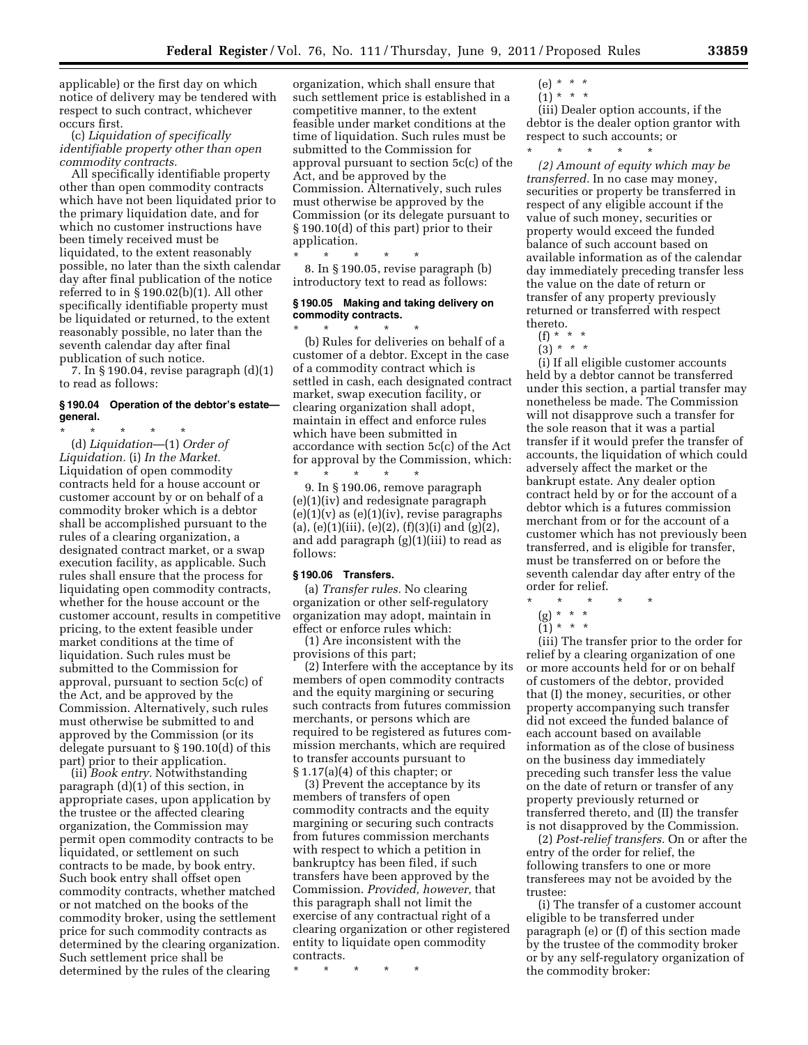applicable) or the first day on which notice of delivery may be tendered with respect to such contract, whichever occurs first.

(c) *Liquidation of specifically identifiable property other than open commodity contracts.*

All specifically identifiable property other than open commodity contracts which have not been liquidated prior to the primary liquidation date, and for which no customer instructions have been timely received must be liquidated, to the extent reasonably possible, no later than the sixth calendar day after final publication of the notice referred to in § 190.02(b)(1). All other specifically identifiable property must be liquidated or returned, to the extent reasonably possible, no later than the seventh calendar day after final publication of such notice.

7. In § 190.04, revise paragraph (d)(1) to read as follows:

**§ 190.04 Operation of the debtor's estate—general.**

\* \* \* \* \*

(d) *Liquidation*—(1) *Order of Liquidation.* (i) *In the Market.* Liquidation of open commodity contracts held for a house account or customer account by or on behalf of a commodity broker which is a debtor shall be accomplished pursuant to the rules of a clearing organization, a designated contract market, or a swap execution facility, as applicable. Such rules shall ensure that the process for liquidating open commodity contracts, whether for the house account or the customer account, results in competitive pricing, to the extent feasible under market conditions at the time of liquidation. Such rules must be submitted to the Commission for approval, pursuant to section 5c(c) of the Act, and be approved by the Commission. Alternatively, such rules must otherwise be submitted to and approved by the Commission (or its delegate pursuant to § 190.10(d) of this part) prior to their application.

(ii) *Book entry.* Notwithstanding paragraph (d)(1) of this section, in appropriate cases, upon application by the trustee or the affected clearing organization, the Commission may permit open commodity contracts to be liquidated, or settlement on such contracts to be made, by book entry. Such book entry shall offset open commodity contracts, whether matched or not matched on the books of the commodity broker, using the settlement price for such commodity contracts as determined by the clearing organization. Such settlement price shall be determined by the rules of the clearing organization, which shall ensure that such settlement price is established in a competitive manner, to the extent feasible under market conditions at the time of liquidation. Such rules must be submitted to the Commission for approval pursuant to section 5c(c) of the Act, and be approved by the Commission. Alternatively, such rules must otherwise be approved by the Commission (or its delegate pursuant to § 190.10(d) of this part) prior to their application.

\* \* \* \* \*

8. In § 190.05, revise paragraph (b) introductory text to read as follows:

**§ 190.05 Making and taking delivery on commodity contracts.**

\* \* \* \* \*

(b) Rules for deliveries on behalf of a customer of a debtor. Except in the case of a commodity contract which is settled in cash, each designated contract market, swap execution facility, or clearing organization shall adopt, maintain in effect and enforce rules which have been submitted in accordance with section 5c(c) of the Act for approval by the Commission, which:

\* \* \* \* \*

9. In § 190.06, remove paragraph (e)(1)(iv) and redesignate paragraph (e)(1)(v) as (e)(1)(iv), revise paragraphs (a), (e)(1)(iii), (e)(2), (f)(3)(i) and (g)(2), and add paragraph (g)(1)(iii) to read as follows:

**§ 190.06 Transfers.**

(a) *Transfer rules.* No clearing organization or other self-regulatory organization may adopt, maintain in effect or enforce rules which:

(1) Are inconsistent with the provisions of this part;

(2) Interfere with the acceptance by its members of open commodity contracts and the equity margining or securing such contracts from futures commission merchants, or persons which are required to be registered as futures commission merchants, which are required to transfer accounts pursuant to § 1.17(a)(4) of this chapter; or

(3) Prevent the acceptance by its members of transfers of open commodity contracts and the equity margining or securing such contracts from futures commission merchants with respect to which a petition in bankruptcy has been filed, if such transfers have been approved by the Commission. *Provided, however,* that this paragraph shall not limit the exercise of any contractual right of a clearing organization or other registered entity to liquidate open commodity contracts.

\* \* \* \* \*

(e) \* \* \*

(1) \* \* \*

(iii) Dealer option accounts, if the debtor is the dealer option grantor with respect to such accounts; or

\* \* \* \* \*

*(2) Amount of equity which may be transferred.* In no case may money, securities or property be transferred in respect of any eligible account if the value of such money, securities or property would exceed the funded balance of such account based on available information as of the calendar day immediately preceding transfer less the value on the date of return or transfer of any property previously returned or transferred with respect thereto.

(f) \* \* \*

(3) \* \* \*

(i) If all eligible customer accounts held by a debtor cannot be transferred under this section, a partial transfer may nonetheless be made. The Commission will not disapprove such a transfer for the sole reason that it was a partial transfer if it would prefer the transfer of accounts, the liquidation of which could adversely affect the market or the bankrupt estate. Any dealer option contract held by or for the account of a debtor which is a futures commission merchant from or for the account of a customer which has not previously been transferred, and is eligible for transfer, must be transferred on or before the seventh calendar day after entry of the order for relief.

\* \* \* \* \*

(g) \* \* \*

(1) \* \* \*

(iii) The transfer prior to the order for relief by a clearing organization of one or more accounts held for or on behalf of customers of the debtor, provided that (I) the money, securities, or other property accompanying such transfer did not exceed the funded balance of each account based on available information as of the close of business on the business day immediately preceding such transfer less the value on the date of return or transfer of any property previously returned or transferred thereto, and (II) the transfer is not disapproved by the Commission.

(2) *Post-relief transfers.* On or after the entry of the order for relief, the following transfers to one or more transferees may not be avoided by the trustee:

(i) The transfer of a customer account eligible to be transferred under paragraph (e) or (f) of this section made by the trustee of the commodity broker or by any self-regulatory organization of the commodity broker: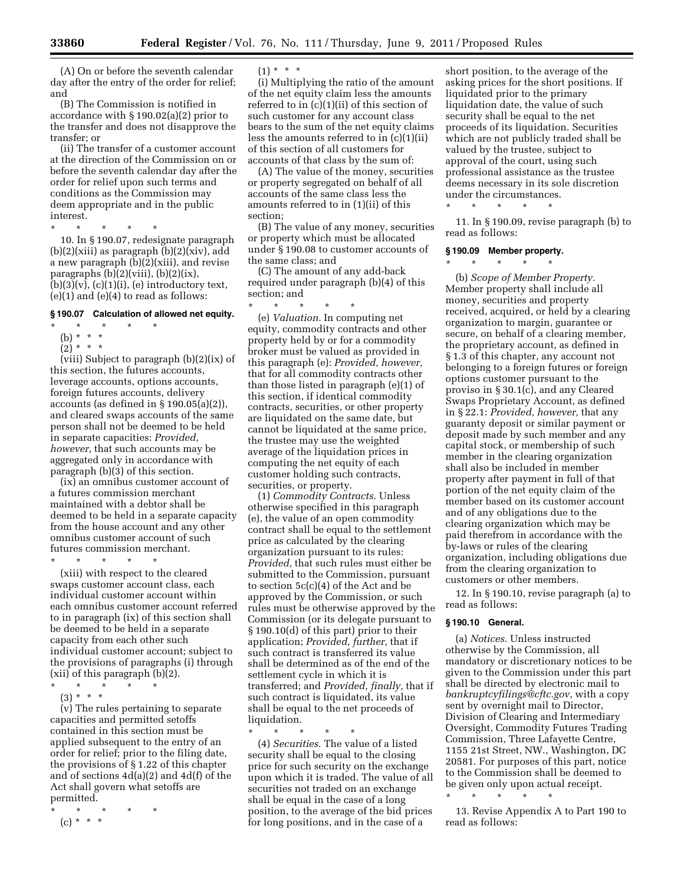(A) On or before the seventh calendar day after the entry of the order for relief; and

(B) The Commission is notified in accordance with § 190.02(a)(2) prior to the transfer and does not disapprove the transfer; or

(ii) The transfer of a customer account at the direction of the Commission on or before the seventh calendar day after the order for relief upon such terms and conditions as the Commission may deem appropriate and in the public interest.

\* \* \* \* \*

10. In § 190.07, redesignate paragraph (b)(2)(xiii) as paragraph (b)(2)(xiv), add a new paragraph (b)(2)(xiii), and revise paragraphs (b)(2)(viii), (b)(2)(ix), (b)(3)(v), (c)(1)(i), (e) introductory text, (e)(1) and (e)(4) to read as follows:

### § 190.07 Calculation of allowed net equity.

\* \* \* \* \*

(b) \* \* \*

(2) \* \* \*

(viii) Subject to paragraph (b)(2)(ix) of this section, the futures accounts, leverage accounts, options accounts, foreign futures accounts, delivery accounts (as defined in § 190.05(a)(2)), and cleared swaps accounts of the same person shall not be deemed to be held in separate capacities: *Provided, however,* that such accounts may be aggregated only in accordance with paragraph (b)(3) of this section.

(ix) an omnibus customer account of a futures commission merchant maintained with a debtor shall be deemed to be held in a separate capacity from the house account and any other omnibus customer account of such futures commission merchant.

\* \* \* \* \*

(xiii) with respect to the cleared swaps customer account class, each individual customer account within each omnibus customer account referred to in paragraph (ix) of this section shall be deemed to be held in a separate capacity from each other such individual customer account; subject to the provisions of paragraphs (i) through (xii) of this paragraph (b)(2).

\* \* \* \* \*

(3) \* \* \*

(v) The rules pertaining to separate capacities and permitted setoffs contained in this section must be applied subsequent to the entry of an order for relief; prior to the filing date, the provisions of § 1.22 of this chapter and of sections 4d(a)(2) and 4d(f) of the Act shall govern what setoffs are permitted.

\* \* \* \* \*

(c) \* \* \*

(1) \* \* \*

(i) Multiplying the ratio of the amount of the net equity claim less the amounts referred to in (c)(1)(ii) of this section of such customer for any account class bears to the sum of the net equity claims less the amounts referred to in (c)(1)(ii) of this section of all customers for accounts of that class by the sum of:

(A) The value of the money, securities or property segregated on behalf of all accounts of the same class less the amounts referred to in (1)(ii) of this section;

(B) The value of any money, securities or property which must be allocated under § 190.08 to customer accounts of the same class; and

(C) The amount of any add-back required under paragraph (b)(4) of this section; and

\* \* \* \* \*

(e) *Valuation.* In computing net equity, commodity contracts and other property held by or for a commodity broker must be valued as provided in this paragraph (e): *Provided, however,* that for all commodity contracts other than those listed in paragraph (e)(1) of this section, if identical commodity contracts, securities, or other property are liquidated on the same date, but cannot be liquidated at the same price, the trustee may use the weighted average of the liquidation prices in computing the net equity of each customer holding such contracts, securities, or property.

(1) *Commodity Contracts.* Unless otherwise specified in this paragraph (e), the value of an open commodity contract shall be equal to the settlement price as calculated by the clearing organization pursuant to its rules: *Provided,* that such rules must either be submitted to the Commission, pursuant to section 5c(c)(4) of the Act and be approved by the Commission, or such rules must be otherwise approved by the Commission (or its delegate pursuant to § 190.10(d) of this part) prior to their application; *Provided, further,* that if such contract is transferred its value shall be determined as of the end of the settlement cycle in which it is transferred; and *Provided, finally,* that if such contract is liquidated, its value shall be equal to the net proceeds of liquidation.

\* \* \* \* \*

(4) *Securities.* The value of a listed security shall be equal to the closing price for such security on the exchange upon which it is traded. The value of all securities not traded on an exchange shall be equal in the case of a long position, to the average of the bid prices for long positions, and in the case of a short position, to the average of the asking prices for the short positions. If liquidated prior to the primary liquidation date, the value of such security shall be equal to the net proceeds of its liquidation. Securities which are not publicly traded shall be valued by the trustee, subject to approval of the court, using such professional assistance as the trustee deems necessary in its sole discretion under the circumstances.

\* \* \* \* \*

11. In § 190.09, revise paragraph (b) to read as follows:

### § 190.09 Member property.

\* \* \* \* \*

(b) *Scope of Member Property.* Member property shall include all money, securities and property received, acquired, or held by a clearing organization to margin, guarantee or secure, on behalf of a clearing member, the proprietary account, as defined in § 1.3 of this chapter, any account not belonging to a foreign futures or foreign options customer pursuant to the proviso in § 30.1(c), and any Cleared Swaps Proprietary Account, as defined in § 22.1: *Provided, however,* that any guaranty deposit or similar payment or deposit made by such member and any capital stock, or membership of such member in the clearing organization shall also be included in member property after payment in full of that portion of the net equity claim of the member based on its customer account and of any obligations due to the clearing organization which may be paid therefrom in accordance with the by-laws or rules of the clearing organization, including obligations due from the clearing organization to customers or other members.

12. In § 190.10, revise paragraph (a) to read as follows:

### § 190.10 General.

(a) *Notices.* Unless instructed otherwise by the Commission, all mandatory or discretionary notices to be given to the Commission under this part shall be directed by electronic mail to *bankruptcyfilings@cftc.gov*, with a copy sent by overnight mail to Director, Division of Clearing and Intermediary Oversight, Commodity Futures Trading Commission, Three Lafayette Centre, 1155 21st Street, NW., Washington, DC 20581. For purposes of this part, notice to the Commission shall be deemed to be given only upon actual receipt.

\* \* \* \* \*

13. Revise Appendix A to Part 190 to read as follows: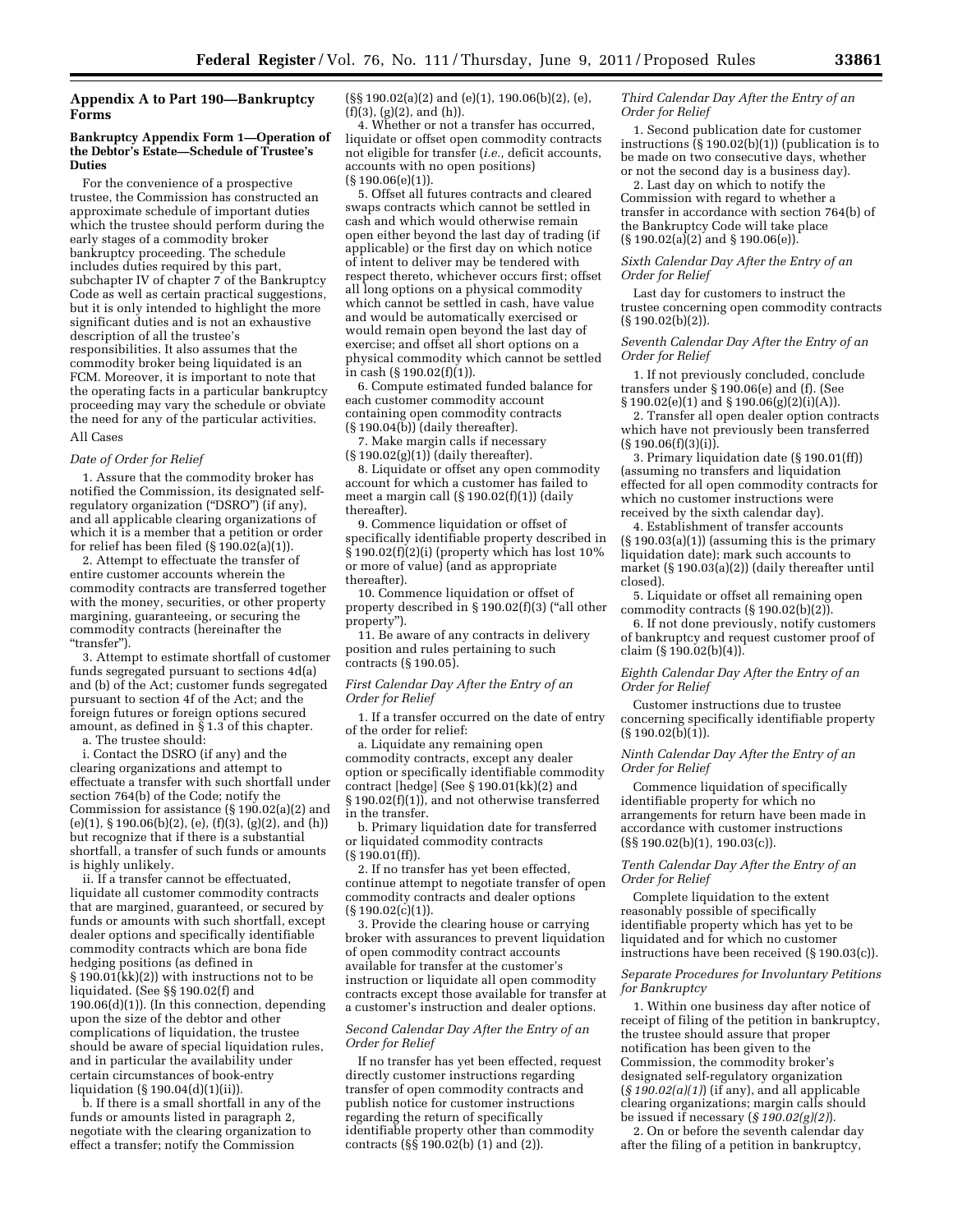## Appendix A to Part 190—Bankruptcy Forms

### Bankruptcy Appendix Form 1—Operation of the Debtor's Estate—Schedule of Trustee's Duties

For the convenience of a prospective trustee, the Commission has constructed an approximate schedule of important duties which the trustee should perform during the early stages of a commodity broker bankruptcy proceeding. The schedule includes duties required by this part, subchapter IV of chapter 7 of the Bankruptcy Code as well as certain practical suggestions, but it is only intended to highlight the more significant duties and is not an exhaustive description of all the trustee's responsibilities. It also assumes that the commodity broker being liquidated is an FCM. Moreover, it is important to note that the operating facts in a particular bankruptcy proceeding may vary the schedule or obviate the need for any of the particular activities.

All Cases

*Date of Order for Relief*

1. Assure that the commodity broker has notified the Commission, its designated self-regulatory organization ("DSRO") (if any), and all applicable clearing organizations of which it is a member that a petition or order for relief has been filed (§ 190.02(a)(1)).

2. Attempt to effectuate the transfer of entire customer accounts wherein the commodity contracts are transferred together with the money, securities, or other property margining, guaranteeing, or securing the commodity contracts (hereinafter the "transfer").

3. Attempt to estimate shortfall of customer funds segregated pursuant to sections 4d(a) and (b) of the Act; customer funds segregated pursuant to section 4f of the Act; and the foreign futures or foreign options secured amount, as defined in § 1.3 of this chapter.

a. The trustee should:

i. Contact the DSRO (if any) and the clearing organizations and attempt to effectuate a transfer with such shortfall under section 764(b) of the Code; notify the Commission for assistance (§ 190.02(a)(2) and (e)(1), § 190.06(b)(2), (e), (f)(3), (g)(2), and (h)) but recognize that if there is a substantial shortfall, a transfer of such funds or amounts is highly unlikely.

ii. If a transfer cannot be effectuated, liquidate all customer commodity contracts that are margined, guaranteed, or secured by funds or amounts with such shortfall, except dealer options and specifically identifiable commodity contracts which are bona fide hedging positions (as defined in § 190.01(kk)(2)) with instructions not to be liquidated. (See §§ 190.02(f) and 190.06(d)(1)). (In this connection, depending upon the size of the debtor and other complications of liquidation, the trustee should be aware of special liquidation rules, and in particular the availability under certain circumstances of book-entry liquidation (§ 190.04(d)(1)(ii)).

b. If there is a small shortfall in any of the funds or amounts listed in paragraph 2, negotiate with the clearing organization to effect a transfer; notify the Commission (§§ 190.02(a)(2) and (e)(1), 190.06(b)(2), (e), (f)(3), (g)(2), and (h)).

4. Whether or not a transfer has occurred, liquidate or offset open commodity contracts not eligible for transfer (*i.e.,* deficit accounts, accounts with no open positions) (§ 190.06(e)(1)).

5. Offset all futures contracts and cleared swaps contracts which cannot be settled in cash and which would otherwise remain open either beyond the last day of trading (if applicable) or the first day on which notice of intent to deliver may be tendered with respect thereto, whichever occurs first; offset all long options on a physical commodity which cannot be settled in cash, have value and would be automatically exercised or would remain open beyond the last day of exercise; and offset all short options on a physical commodity which cannot be settled in cash (§ 190.02(f)(1)).

6. Compute estimated funded balance for each customer commodity account containing open commodity contracts (§ 190.04(b)) (daily thereafter).

7. Make margin calls if necessary (§ 190.02(g)(1)) (daily thereafter).

8. Liquidate or offset any open commodity account for which a customer has failed to meet a margin call (§ 190.02(f)(1)) (daily thereafter).

9. Commence liquidation or offset of specifically identifiable property described in § 190.02(f)(2)(i) (property which has lost 10% or more of value) (and as appropriate thereafter).

10. Commence liquidation or offset of property described in § 190.02(f)(3) ("all other property").

11. Be aware of any contracts in delivery position and rules pertaining to such contracts (§ 190.05).

*First Calendar Day After the Entry of an Order for Relief*

1. If a transfer occurred on the date of entry of the order for relief:

a. Liquidate any remaining open commodity contracts, except any dealer option or specifically identifiable commodity contract [hedge] (See § 190.01(kk)(2) and § 190.02(f)(1)), and not otherwise transferred in the transfer.

b. Primary liquidation date for transferred or liquidated commodity contracts (§ 190.01(ff)).

2. If no transfer has yet been effected, continue attempt to negotiate transfer of open commodity contracts and dealer options (§ 190.02(c)(1)).

3. Provide the clearing house or carrying broker with assurances to prevent liquidation of open commodity contract accounts available for transfer at the customer's instruction or liquidate all open commodity contracts except those available for transfer at a customer's instruction and dealer options.

*Second Calendar Day After the Entry of an Order for Relief*

If no transfer has yet been effected, request directly customer instructions regarding transfer of open commodity contracts and publish notice for customer instructions regarding the return of specifically identifiable property other than commodity contracts (§§ 190.02(b) (1) and (2)).

*Third Calendar Day After the Entry of an Order for Relief*

1. Second publication date for customer instructions (§ 190.02(b)(1)) (publication is to be made on two consecutive days, whether or not the second day is a business day).

2. Last day on which to notify the Commission with regard to whether a transfer in accordance with section 764(b) of the Bankruptcy Code will take place (§ 190.02(a)(2) and § 190.06(e)).

*Sixth Calendar Day After the Entry of an Order for Relief*

Last day for customers to instruct the trustee concerning open commodity contracts (§ 190.02(b)(2)).

*Seventh Calendar Day After the Entry of an Order for Relief*

1. If not previously concluded, conclude transfers under § 190.06(e) and (f). (See § 190.02(e)(1) and § 190.06(g)(2)(i)(A)).

2. Transfer all open dealer option contracts which have not previously been transferred (§ 190.06(f)(3)(i)).

3. Primary liquidation date (§ 190.01(ff)) (assuming no transfers and liquidation effected for all open commodity contracts for which no customer instructions were received by the sixth calendar day).

4. Establishment of transfer accounts (§ 190.03(a)(1)) (assuming this is the primary liquidation date); mark such accounts to market (§ 190.03(a)(2)) (daily thereafter until closed).

5. Liquidate or offset all remaining open commodity contracts (§ 190.02(b)(2)).

6. If not done previously, notify customers of bankruptcy and request customer proof of claim (§ 190.02(b)(4)).

*Eighth Calendar Day After the Entry of an Order for Relief*

Customer instructions due to trustee concerning specifically identifiable property (§ 190.02(b)(1)).

*Ninth Calendar Day After the Entry of an Order for Relief*

Commence liquidation of specifically identifiable property for which no arrangements for return have been made in accordance with customer instructions (§§ 190.02(b)(1), 190.03(c)).

*Tenth Calendar Day After the Entry of an Order for Relief*

Complete liquidation to the extent reasonably possible of specifically identifiable property which has yet to be liquidated and for which no customer instructions have been received (§ 190.03(c)).

*Separate Procedures for Involuntary Petitions for Bankruptcy*

1. Within one business day after notice of receipt of filing of the petition in bankruptcy, the trustee should assure that proper notification has been given to the Commission, the commodity broker's designated self-regulatory organization (*§ 190.02(a)(1)*) (if any), and all applicable clearing organizations; margin calls should be issued if necessary (*§ 190.02(g)(2)*).

2. On or before the seventh calendar day after the filing of a petition in bankruptcy,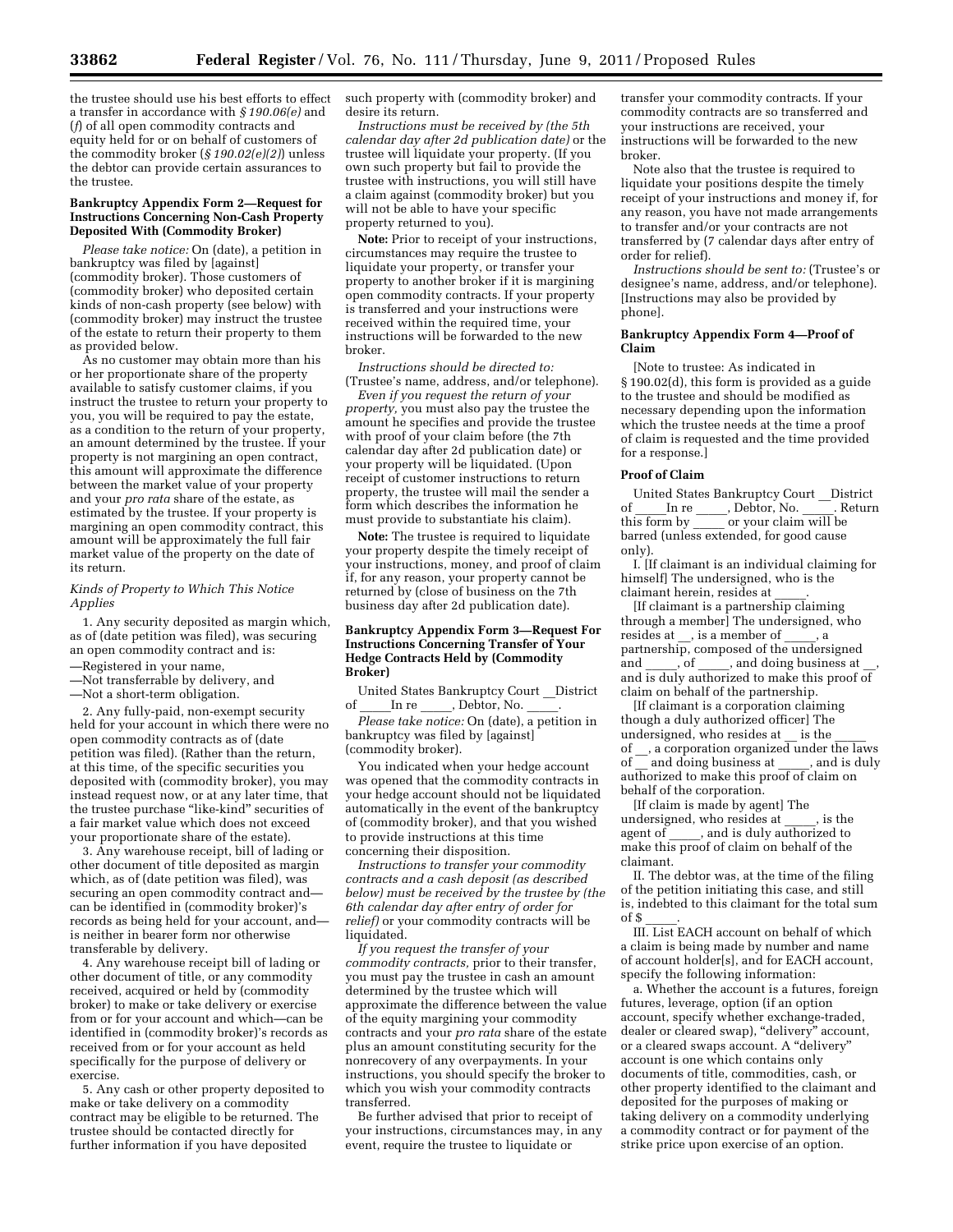the trustee should use his best efforts to effect a transfer in accordance with *§ 190.06(e)* and (*f*) of all open commodity contracts and equity held for or on behalf of customers of the commodity broker (*§ 190.02(e)(2)*) unless the debtor can provide certain assurances to the trustee.

**Bankruptcy Appendix Form 2—Request for Instructions Concerning Non-Cash Property Deposited With (Commodity Broker)**

*Please take notice:* On (date), a petition in bankruptcy was filed by [against] (commodity broker). Those customers of (commodity broker) who deposited certain kinds of non-cash property (see below) with (commodity broker) may instruct the trustee of the estate to return their property to them as provided below.

As no customer may obtain more than his or her proportionate share of the property available to satisfy customer claims, if you instruct the trustee to return your property to you, you will be required to pay the estate, as a condition to the return of your property, an amount determined by the trustee. If your property is not margining an open contract, this amount will approximate the difference between the market value of your property and your *pro rata* share of the estate, as estimated by the trustee. If your property is margining an open commodity contract, this amount will be approximately the full fair market value of the property on the date of its return.

*Kinds of Property to Which This Notice Applies*

1. Any security deposited as margin which, as of (date petition was filed), was securing an open commodity contract and is:

—Registered in your name,

—Not transferrable by delivery, and

—Not a short-term obligation.

2. Any fully-paid, non-exempt security held for your account in which there were no open commodity contracts as of (date petition was filed). (Rather than the return, at this time, of the specific securities you deposited with (commodity broker), you may instead request now, or at any later time, that the trustee purchase "like-kind" securities of a fair market value which does not exceed your proportionate share of the estate).

3. Any warehouse receipt, bill of lading or other document of title deposited as margin which, as of (date petition was filed), was securing an open commodity contract and—can be identified in (commodity broker)'s records as being held for your account, and—is neither in bearer form nor otherwise transferable by delivery.

4. Any warehouse receipt bill of lading or other document of title, or any commodity received, acquired or held by (commodity broker) to make or take delivery or exercise from or for your account and which—can be identified in (commodity broker)'s records as received from or for your account as held specifically for the purpose of delivery or exercise.

5. Any cash or other property deposited to make or take delivery on a commodity contract may be eligible to be returned. The trustee should be contacted directly for further information if you have deposited such property with (commodity broker) and desire its return.

*Instructions must be received by (the 5th calendar day after 2d publication date)* or the trustee will liquidate your property. (If you own such property but fail to provide the trustee with instructions, you will still have a claim against (commodity broker) but you will not be able to have your specific property returned to you).

**Note:** Prior to receipt of your instructions, circumstances may require the trustee to liquidate your property, or transfer your property to another broker if it is margining open commodity contracts. If your property is transferred and your instructions were received within the required time, your instructions will be forwarded to the new broker.

*Instructions should be directed to:* (Trustee's name, address, and/or telephone).

*Even if you request the return of your property,* you must also pay the trustee the amount he specifies and provide the trustee with proof of your claim before (the 7th calendar day after 2d publication date) or your property will be liquidated. (Upon receipt of customer instructions to return property, the trustee will mail the sender a form which describes the information he must provide to substantiate his claim).

**Note:** The trustee is required to liquidate your property despite the timely receipt of your instructions, money, and proof of claim if, for any reason, your property cannot be returned by (close of business on the 7th business day after 2d publication date).

**Bankruptcy Appendix Form 3—Request For Instructions Concerning Transfer of Your Hedge Contracts Held by (Commodity Broker)**

United States Bankruptcy Court __District of _____In re _____, Debtor, No. _____.

*Please take notice:* On (date), a petition in bankruptcy was filed by [against] (commodity broker).

You indicated when your hedge account was opened that the commodity contracts in your hedge account should not be liquidated automatically in the event of the bankruptcy of (commodity broker), and that you wished to provide instructions at this time concerning their disposition.

*Instructions to transfer your commodity contracts and a cash deposit (as described below) must be received by the trustee by (the 6th calendar day after entry of order for relief)* or your commodity contracts will be liquidated.

*If you request the transfer of your commodity contracts,* prior to their transfer, you must pay the trustee in cash an amount determined by the trustee which will approximate the difference between the value of the equity margining your commodity contracts and your *pro rata* share of the estate plus an amount constituting security for the nonrecovery of any overpayments. In your instructions, you should specify the broker to which you wish your commodity contracts transferred.

Be further advised that prior to receipt of your instructions, circumstances may, in any event, require the trustee to liquidate or transfer your commodity contracts. If your commodity contracts are so transferred and your instructions are received, your instructions will be forwarded to the new broker.

Note also that the trustee is required to liquidate your positions despite the timely receipt of your instructions and money if, for any reason, you have not made arrangements to transfer and/or your contracts are not transferred by (7 calendar days after entry of order for relief).

*Instructions should be sent to:* (Trustee's or designee's name, address, and/or telephone). [Instructions may also be provided by phone].

**Bankruptcy Appendix Form 4—Proof of Claim**

[Note to trustee: As indicated in § 190.02(d), this form is provided as a guide to the trustee and should be modified as necessary depending upon the information which the trustee needs at the time a proof of claim is requested and the time provided for a response.]

**Proof of Claim**

United States Bankruptcy Court __District of _____In re _____, Debtor, No. _____. Return this form by _____ or your claim will be barred (unless extended, for good cause only).

I. [If claimant is an individual claiming for himself] The undersigned, who is the claimant herein, resides at _____.

[If claimant is a partnership claiming through a member] The undersigned, who resides at __, is a member of _____, a partnership, composed of the undersigned and _____, of _____, and doing business at __, and is duly authorized to make this proof of claim on behalf of the partnership.

[If claimant is a corporation claiming though a duly authorized officer] The undersigned, who resides at __ is the _____ of __, a corporation organized under the laws of __ and doing business at _____, and is duly authorized to make this proof of claim on behalf of the corporation.

[If claim is made by agent] The undersigned, who resides at _____, is the agent of _____, and is duly authorized to make this proof of claim on behalf of the claimant.

II. The debtor was, at the time of the filing of the petition initiating this case, and still is, indebted to this claimant for the total sum of $ _____.

III. List EACH account on behalf of which a claim is being made by number and name of account holder[s], and for EACH account, specify the following information:

a. Whether the account is a futures, foreign futures, leverage, option (if an option account, specify whether exchange-traded, dealer or cleared swap), "delivery" account, or a cleared swaps account. A "delivery" account is one which contains only documents of title, commodities, cash, or other property identified to the claimant and deposited for the purposes of making or taking delivery on a commodity underlying a commodity contract or for payment of the strike price upon exercise of an option.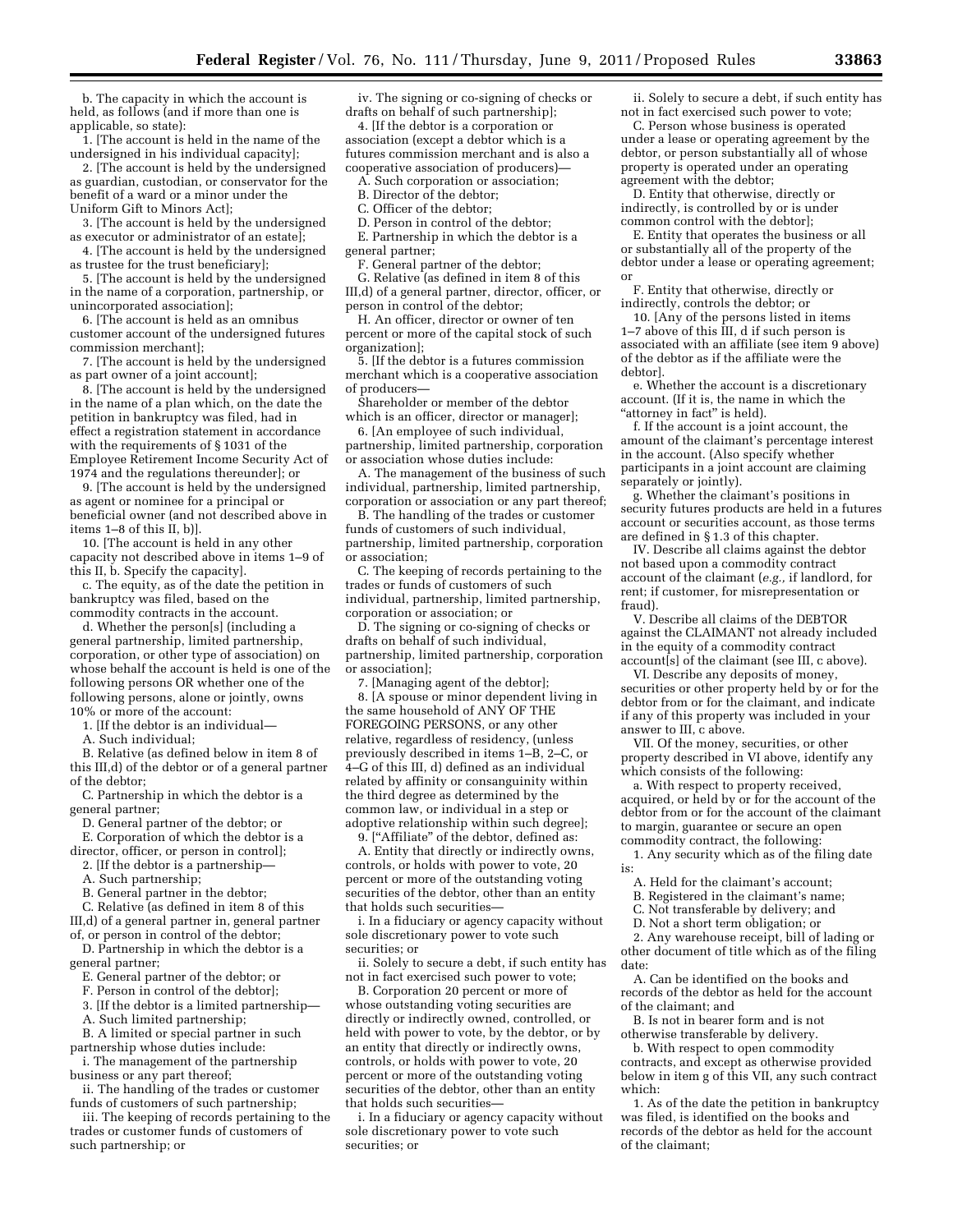b. The capacity in which the account is held, as follows (and if more than one is applicable, so state):

1. [The account is held in the name of the undersigned in his individual capacity];

2. [The account is held by the undersigned as guardian, custodian, or conservator for the benefit of a ward or a minor under the Uniform Gift to Minors Act];

3. [The account is held by the undersigned as executor or administrator of an estate];

4. [The account is held by the undersigned as trustee for the trust beneficiary];

5. [The account is held by the undersigned in the name of a corporation, partnership, or unincorporated association];

6. [The account is held as an omnibus customer account of the undersigned futures commission merchant];

7. [The account is held by the undersigned as part owner of a joint account];

8. [The account is held by the undersigned in the name of a plan which, on the date the petition in bankruptcy was filed, had in effect a registration statement in accordance with the requirements of § 1031 of the Employee Retirement Income Security Act of 1974 and the regulations thereunder]; or

9. [The account is held by the undersigned as agent or nominee for a principal or beneficial owner (and not described above in items 1–8 of this II, b)].

10. [The account is held in any other capacity not described above in items 1–9 of this II, b. Specify the capacity].

c. The equity, as of the date the petition in bankruptcy was filed, based on the commodity contracts in the account.

d. Whether the person[s] (including a general partnership, limited partnership, corporation, or other type of association) on whose behalf the account is held is one of the following persons OR whether one of the following persons, alone or jointly, owns 10% or more of the account:

1. [If the debtor is an individual—

A. Such individual;

B. Relative (as defined below in item 8 of this III,d) of the debtor or of a general partner of the debtor;

C. Partnership in which the debtor is a general partner;

D. General partner of the debtor; or

E. Corporation of which the debtor is a director, officer, or person in control];

2. [If the debtor is a partnership—

A. Such partnership;

B. General partner in the debtor;

C. Relative (as defined in item 8 of this III,d) of a general partner in, general partner of, or person in control of the debtor;

D. Partnership in which the debtor is a general partner;

E. General partner of the debtor; or

F. Person in control of the debtor];

3. [If the debtor is a limited partnership—

A. Such limited partnership;

B. A limited or special partner in such partnership whose duties include:

i. The management of the partnership business or any part thereof;

ii. The handling of the trades or customer funds of customers of such partnership;

iii. The keeping of records pertaining to the trades or customer funds of customers of such partnership; or

iv. The signing or co-signing of checks or drafts on behalf of such partnership];

4. [If the debtor is a corporation or association (except a debtor which is a futures commission merchant and is also a cooperative association of producers)—

A. Such corporation or association;

B. Director of the debtor;

C. Officer of the debtor;

D. Person in control of the debtor;

E. Partnership in which the debtor is a general partner;

F. General partner of the debtor;

G. Relative (as defined in item 8 of this III,d) of a general partner, director, officer, or person in control of the debtor;

H. An officer, director or owner of ten percent or more of the capital stock of such organization];

5. [If the debtor is a futures commission merchant which is a cooperative association of producers—

Shareholder or member of the debtor which is an officer, director or manager];

6. [An employee of such individual, partnership, limited partnership, corporation or association whose duties include:

A. The management of the business of such individual, partnership, limited partnership, corporation or association or any part thereof;

B. The handling of the trades or customer funds of customers of such individual, partnership, limited partnership, corporation or association;

C. The keeping of records pertaining to the trades or funds of customers of such individual, partnership, limited partnership, corporation or association; or

D. The signing or co-signing of checks or drafts on behalf of such individual, partnership, limited partnership, corporation or association];

7. [Managing agent of the debtor];

8. [A spouse or minor dependent living in the same household of ANY OF THE FOREGOING PERSONS, or any other relative, regardless of residency, (unless previously described in items 1–B, 2–C, or 4–G of this III, d) defined as an individual related by affinity or consanguinity within the third degree as determined by the common law, or individual in a step or adoptive relationship within such degree];

9. ["Affiliate" of the debtor, defined as:

A. Entity that directly or indirectly owns, controls, or holds with power to vote, 20 percent or more of the outstanding voting securities of the debtor, other than an entity that holds such securities—

i. In a fiduciary or agency capacity without sole discretionary power to vote such securities; or

ii. Solely to secure a debt, if such entity has not in fact exercised such power to vote;

B. Corporation 20 percent or more of whose outstanding voting securities are directly or indirectly owned, controlled, or held with power to vote, by the debtor, or by an entity that directly or indirectly owns, controls, or holds with power to vote, 20 percent or more of the outstanding voting securities of the debtor, other than an entity that holds such securities—

i. In a fiduciary or agency capacity without sole discretionary power to vote such securities; or

ii. Solely to secure a debt, if such entity has not in fact exercised such power to vote;

C. Person whose business is operated under a lease or operating agreement by the debtor, or person substantially all of whose property is operated under an operating agreement with the debtor;

D. Entity that otherwise, directly or indirectly, is controlled by or is under common control with the debtor];

E. Entity that operates the business or all or substantially all of the property of the debtor under a lease or operating agreement; or

F. Entity that otherwise, directly or indirectly, controls the debtor; or

10. [Any of the persons listed in items 1–7 above of this III, d if such person is associated with an affiliate (see item 9 above) of the debtor as if the affiliate were the debtor].

e. Whether the account is a discretionary account. (If it is, the name in which the "attorney in fact" is held).

f. If the account is a joint account, the amount of the claimant's percentage interest in the account. (Also specify whether participants in a joint account are claiming separately or jointly).

g. Whether the claimant's positions in security futures products are held in a futures account or securities account, as those terms are defined in § 1.3 of this chapter.

IV. Describe all claims against the debtor not based upon a commodity contract account of the claimant (*e.g.,* if landlord, for rent; if customer, for misrepresentation or fraud).

V. Describe all claims of the DEBTOR against the CLAIMANT not already included in the equity of a commodity contract account[s] of the claimant (see III, c above).

VI. Describe any deposits of money, securities or other property held by or for the debtor from or for the claimant, and indicate if any of this property was included in your answer to III, c above.

VII. Of the money, securities, or other property described in VI above, identify any which consists of the following:

a. With respect to property received, acquired, or held by or for the account of the debtor from or for the account of the claimant to margin, guarantee or secure an open commodity contract, the following:

1. Any security which as of the filing date is:

A. Held for the claimant's account;

B. Registered in the claimant's name;

C. Not transferable by delivery; and

D. Not a short term obligation; or

2. Any warehouse receipt, bill of lading or other document of title which as of the filing date:

A. Can be identified on the books and records of the debtor as held for the account of the claimant; and

B. Is not in bearer form and is not otherwise transferable by delivery.

b. With respect to open commodity contracts, and except as otherwise provided below in item g of this VII, any such contract which:

1. As of the date the petition in bankruptcy was filed, is identified on the books and records of the debtor as held for the account of the claimant;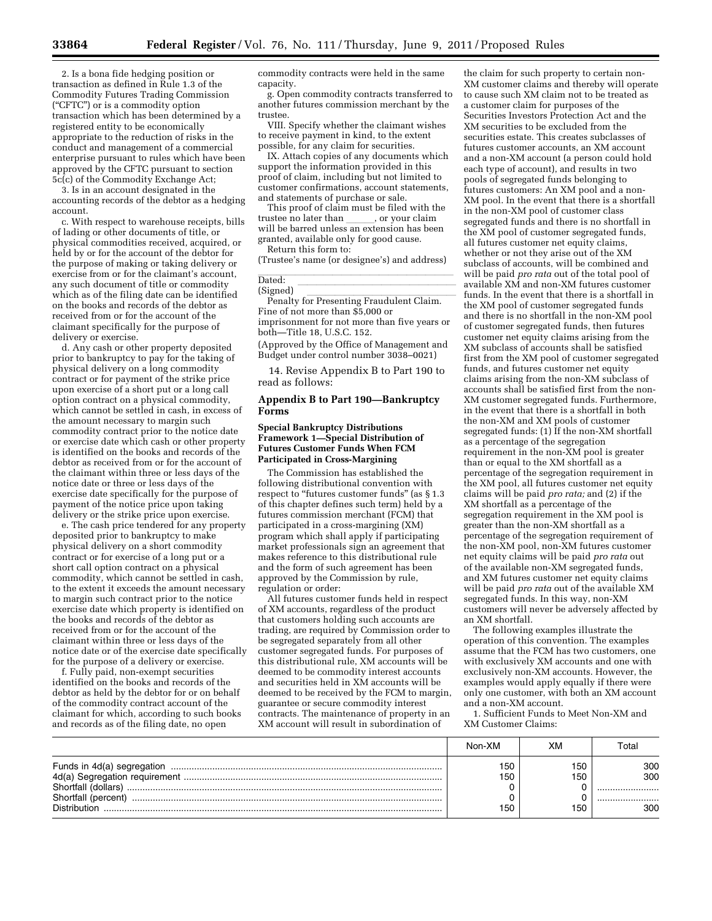2. Is a bona fide hedging position or transaction as defined in Rule 1.3 of the Commodity Futures Trading Commission ("CFTC") or is a commodity option transaction which has been determined by a registered entity to be economically appropriate to the reduction of risks in the conduct and management of a commercial enterprise pursuant to rules which have been approved by the CFTC pursuant to section 5c(c) of the Commodity Exchange Act;

3. Is in an account designated in the accounting records of the debtor as a hedging account.

c. With respect to warehouse receipts, bills of lading or other documents of title, or physical commodities received, acquired, or held by or for the account of the debtor for the purpose of making or taking delivery or exercise from or for the claimant's account, any such document of title or commodity which as of the filing date can be identified on the books and records of the debtor as received from or for the account of the claimant specifically for the purpose of delivery or exercise.

d. Any cash or other property deposited prior to bankruptcy to pay for the taking of physical delivery on a long commodity contract or for payment of the strike price upon exercise of a short put or a long call option contract on a physical commodity, which cannot be settled in cash, in excess of the amount necessary to margin such commodity contract prior to the notice date or exercise date which cash or other property is identified on the books and records of the debtor as received from or for the account of the claimant within three or less days of the notice date or three or less days of the exercise date specifically for the purpose of payment of the notice price upon taking delivery or the strike price upon exercise.

e. The cash price tendered for any property deposited prior to bankruptcy to make physical delivery on a short commodity contract or for exercise of a long put or a short call option contract on a physical commodity, which cannot be settled in cash, to the extent it exceeds the amount necessary to margin such contract prior to the notice exercise date which property is identified on the books and records of the debtor as received from or for the account of the claimant within three or less days of the notice date or of the exercise date specifically for the purpose of a delivery or exercise.

f. Fully paid, non-exempt securities identified on the books and records of the debtor as held by the debtor for or on behalf of the commodity contract account of the claimant for which, according to such books and records as of the filing date, no open commodity contracts were held in the same capacity.

g. Open commodity contracts transferred to another futures commission merchant by the trustee.

VIII. Specify whether the claimant wishes to receive payment in kind, to the extent possible, for any claim for securities.

IX. Attach copies of any documents which support the information provided in this proof of claim, including but not limited to customer confirmations, account statements, and statements of purchase or sale.

This proof of claim must be filed with the trustee no later than \_\_\_\_\_\_, or your claim will be barred unless an extension has been granted, available only for good cause.

Return this form to:

(Trustee's name (or designee's) and address)

\_\_\_\_\_\_\_\_\_\_\_\_\_\_\_\_\_\_\_\_\_\_\_\_\_\_\_\_\_\_\_\_\_\_\_\_

Dated: \_\_\_\_\_\_\_\_\_\_\_\_\_\_\_\_\_\_\_\_\_\_\_\_\_\_\_\_\_\_

(Signed) \_\_\_\_\_\_\_\_\_\_\_\_\_\_\_\_\_\_\_\_\_\_\_\_\_\_\_\_\_

Penalty for Presenting Fraudulent Claim. Fine of not more than $5,000 or imprisonment for not more than five years or both—Title 18, U.S.C. 152.

(Approved by the Office of Management and Budget under control number 3038–0021)

14. Revise Appendix B to Part 190 to read as follows:

## Appendix B to Part 190—Bankruptcy Forms

### Special Bankruptcy Distributions Framework 1—Special Distribution of Futures Customer Funds When FCM Participated in Cross-Margining

The Commission has established the following distributional convention with respect to "futures customer funds" (as § 1.3 of this chapter defines such term) held by a futures commission merchant (FCM) that participated in a cross-margining (XM) program which shall apply if participating market professionals sign an agreement that makes reference to this distributional rule and the form of such agreement has been approved by the Commission by rule, regulation or order:

All futures customer funds held in respect of XM accounts, regardless of the product that customers holding such accounts are trading, are required by Commission order to be segregated separately from all other customer segregated funds. For purposes of this distributional rule, XM accounts will be deemed to be commodity interest accounts and securities held in XM accounts will be deemed to be received by the FCM to margin, guarantee or secure commodity interest contracts. The maintenance of property in an XM account will result in subordination of the claim for such property to certain non-XM customer claims and thereby will operate to cause such XM claim not to be treated as a customer claim for purposes of the Securities Investors Protection Act and the XM securities to be excluded from the securities estate. This creates subclasses of futures customer accounts, an XM account and a non-XM account (a person could hold each type of account), and results in two pools of segregated funds belonging to futures customers: An XM pool and a non-XM pool. In the event that there is a shortfall in the non-XM pool of customer class segregated funds and there is no shortfall in the XM pool of customer segregated funds, all futures customer net equity claims, whether or not they arise out of the XM subclass of accounts, will be combined and will be paid *pro rata* out of the total pool of available XM and non-XM futures customer funds. In the event that there is a shortfall in the XM pool of customer segregated funds and there is no shortfall in the non-XM pool of customer segregated funds, then futures customer net equity claims arising from the XM subclass of accounts shall be satisfied first from the XM pool of customer segregated funds, and futures customer net equity claims arising from the non-XM subclass of accounts shall be satisfied first from the non-XM customer segregated funds. Furthermore, in the event that there is a shortfall in both the non-XM and XM pools of customer segregated funds: (1) If the non-XM shortfall as a percentage of the segregation requirement in the non-XM pool is greater than or equal to the XM shortfall as a percentage of the segregation requirement in the XM pool, all futures customer net equity claims will be paid *pro rata;* and (2) if the XM shortfall as a percentage of the segregation requirement in the XM pool is greater than the non-XM shortfall as a percentage of the segregation requirement of the non-XM pool, non-XM futures customer net equity claims will be paid *pro rata* out of the available non-XM segregated funds, and XM futures customer net equity claims will be paid *pro rata* out of the available XM segregated funds. In this way, non-XM customers will never be adversely affected by an XM shortfall.

The following examples illustrate the operation of this convention. The examples assume that the FCM has two customers, one with exclusively XM accounts and one with exclusively non-XM accounts. However, the examples would apply equally if there were only one customer, with both an XM account and a non-XM account.

1. Sufficient Funds to Meet Non-XM and XM Customer Claims:

| | Non-XM | XM | Total |
|---|---|---|---|
| Funds in 4d(a) segregation | 150 | 150 | 300 |
| 4d(a) Segregation requirement | 150 | 150 | 300 |
| Shortfall (dollars) | 0 | 0 | |
| Shortfall (percent) | 0 | 0 | |
| Distribution | 150 | 150 | 300 |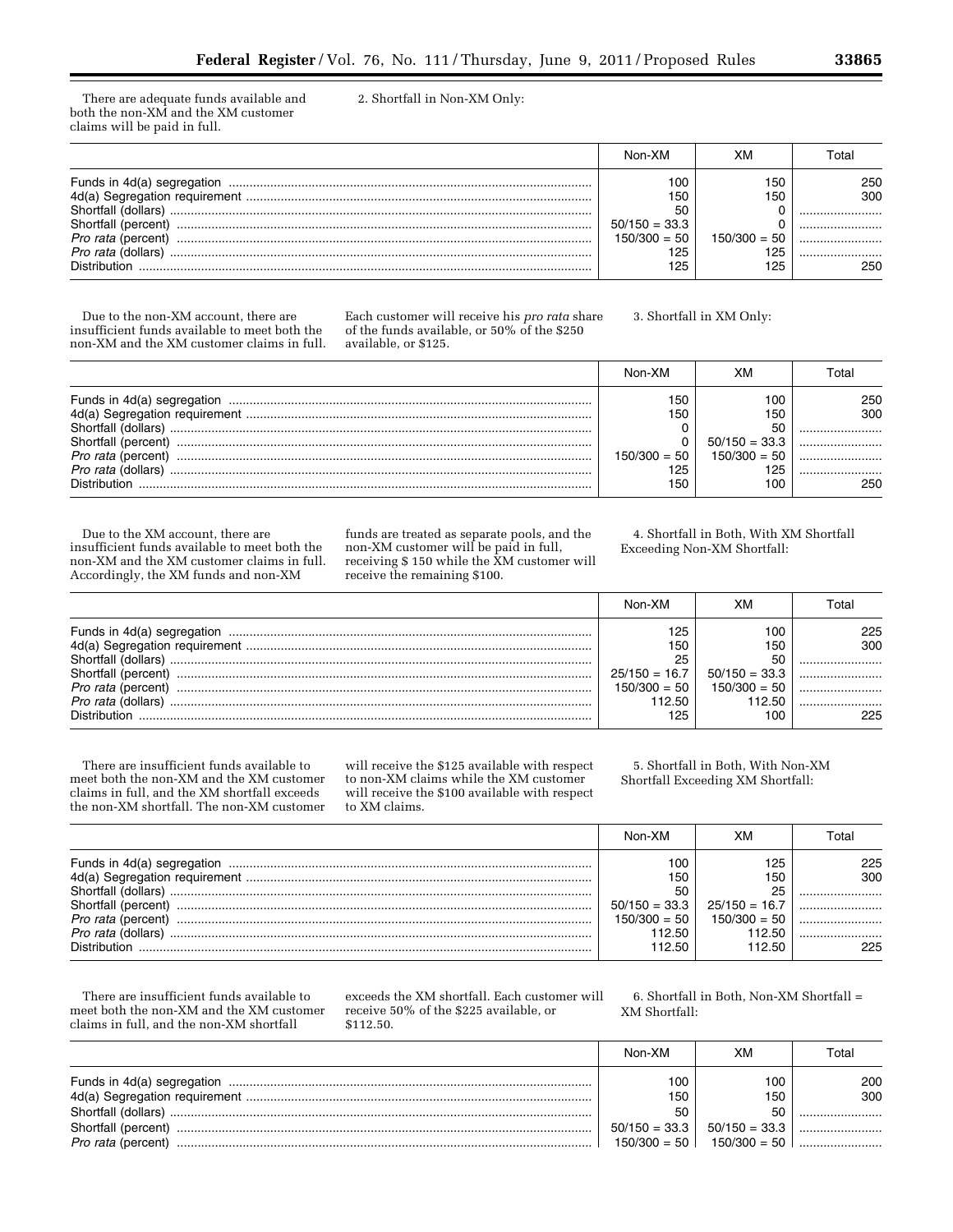There are adequate funds available and both the non-XM and the XM customer claims will be paid in full.

2. Shortfall in Non-XM Only:

| | Non-XM | XM | Total |
|---|---|---|---|
| Funds in 4d(a) segregation | 100 | 150 | 250 |
| 4d(a) Segregation requirement | 150 | 150 | 300 |
| Shortfall (dollars) | 50 | 0 | |
| Shortfall (percent) | 50/150 = 33.3 | 0 | |
| *Pro rata* (percent) | 150/300 = 50 | 150/300 = 50 | |
| *Pro rata* (dollars) | 125 | 125 | |
| Distribution | 125 | 125 | 250 |

Due to the non-XM account, there are insufficient funds available to meet both the non-XM and the XM customer claims in full. Each customer will receive his *pro rata* share of the funds available, or 50% of the $250 available, or $125.

3. Shortfall in XM Only:

| | Non-XM | XM | Total |
|---|---|---|---|
| Funds in 4d(a) segregation | 150 | 100 | 250 |
| 4d(a) Segregation requirement | 150 | 150 | 300 |
| Shortfall (dollars) | 0 | 50 | |
| Shortfall (percent) | 0 | 50/150 = 33.3 | |
| *Pro rata* (percent) | 150/300 = 50 | 150/300 = 50 | |
| *Pro rata* (dollars) | 125 | 125 | |
| Distribution | 150 | 100 | 250 |

Due to the XM account, there are insufficient funds available to meet both the non-XM and the XM customer claims in full. Accordingly, the XM funds and non-XM funds are treated as separate pools, and the non-XM customer will be paid in full, receiving $ 150 while the XM customer will receive the remaining $100.

4. Shortfall in Both, With XM Shortfall Exceeding Non-XM Shortfall:

| | Non-XM | XM | Total |
|---|---|---|---|
| Funds in 4d(a) segregation | 125 | 100 | 225 |
| 4d(a) Segregation requirement | 150 | 150 | 300 |
| Shortfall (dollars) | 25 | 50 | |
| Shortfall (percent) | 25/150 = 16.7 | 50/150 = 33.3 | |
| *Pro rata* (percent) | 150/300 = 50 | 150/300 = 50 | |
| *Pro rata* (dollars) | 112.50 | 112.50 | |
| Distribution | 125 | 100 | 225 |

There are insufficient funds available to meet both the non-XM and the XM customer claims in full, and the XM shortfall exceeds the non-XM shortfall. The non-XM customer will receive the $125 available with respect to non-XM claims while the XM customer will receive the $100 available with respect to XM claims.

5. Shortfall in Both, With Non-XM Shortfall Exceeding XM Shortfall:

| | Non-XM | XM | Total |
|---|---|---|---|
| Funds in 4d(a) segregation | 100 | 125 | 225 |
| 4d(a) Segregation requirement | 150 | 150 | 300 |
| Shortfall (dollars) | 50 | 25 | |
| Shortfall (percent) | 50/150 = 33.3 | 25/150 = 16.7 | |
| *Pro rata* (percent) | 150/300 = 50 | 150/300 = 50 | |
| *Pro rata* (dollars) | 112.50 | 112.50 | |
| Distribution | 112.50 | 112.50 | 225 |

There are insufficient funds available to meet both the non-XM and the XM customer claims in full, and the non-XM shortfall exceeds the XM shortfall. Each customer will receive 50% of the $225 available, or $112.50.

6. Shortfall in Both, Non-XM Shortfall = XM Shortfall:

| | Non-XM | XM | Total |
|---|---|---|---|
| Funds in 4d(a) segregation | 100 | 100 | 200 |
| 4d(a) Segregation requirement | 150 | 150 | 300 |
| Shortfall (dollars) | 50 | 50 | |
| Shortfall (percent) | 50/150 = 33.3 | 50/150 = 33.3 | |
| *Pro rata* (percent) | 150/300 = 50 | 150/300 = 50 | |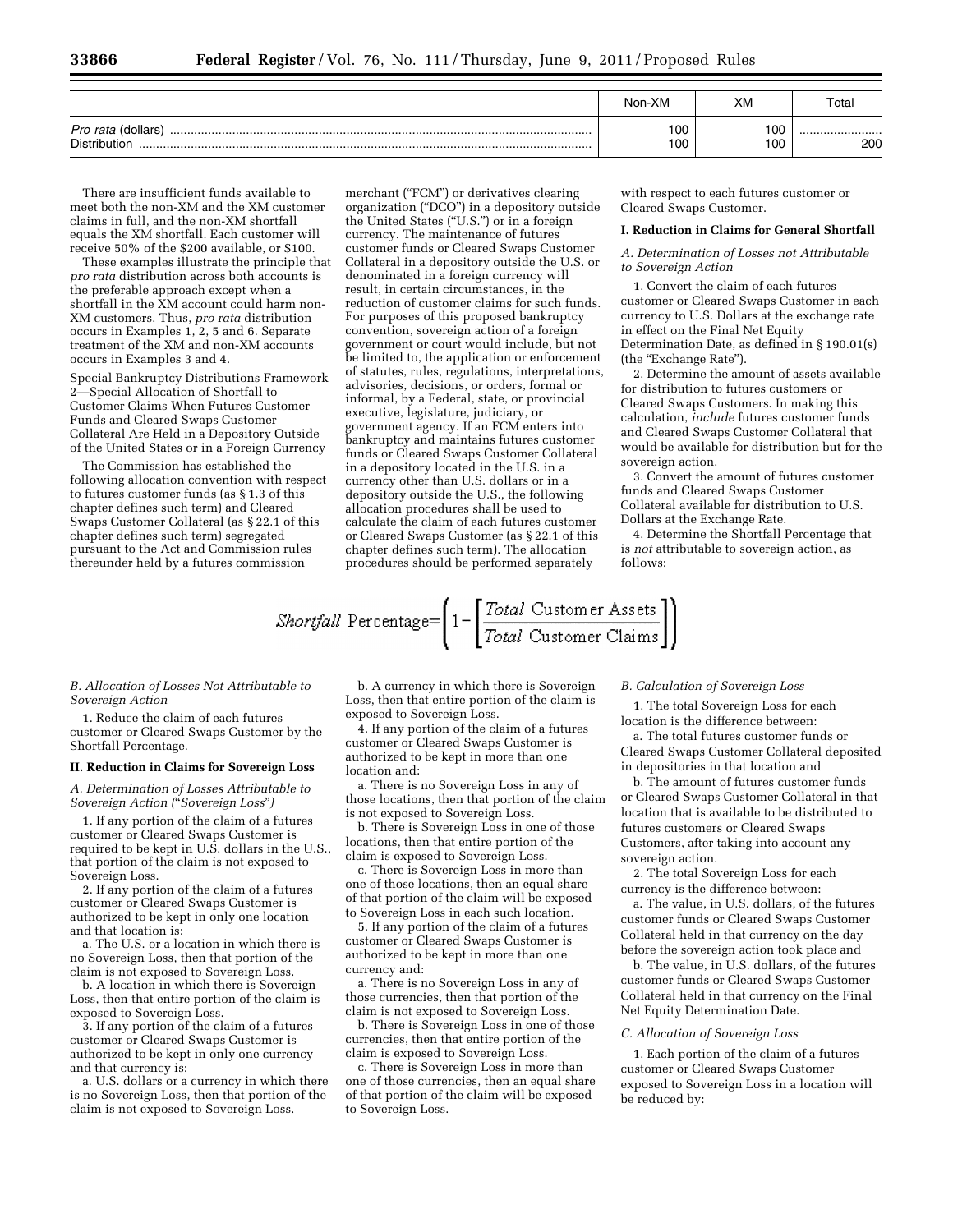| | Non-XM | XM | Total |
|---|---|---|---|
| *Pro rata* (dollars) | 100 | 100 | |
| Distribution | 100 | 100 | 200 |

There are insufficient funds available to meet both the non-XM and the XM customer claims in full, and the non-XM shortfall equals the XM shortfall. Each customer will receive 50% of the $200 available, or $100.

These examples illustrate the principle that *pro rata* distribution across both accounts is the preferable approach except when a shortfall in the XM account could harm non-XM customers. Thus, *pro rata* distribution occurs in Examples 1, 2, 5 and 6. Separate treatment of the XM and non-XM accounts occurs in Examples 3 and 4.

Special Bankruptcy Distributions Framework 2—Special Allocation of Shortfall to Customer Claims When Futures Customer Funds and Cleared Swaps Customer Collateral Are Held in a Depository Outside of the United States or in a Foreign Currency

The Commission has established the following allocation convention with respect to futures customer funds (as § 1.3 of this chapter defines such term) and Cleared Swaps Customer Collateral (as § 22.1 of this chapter defines such term) segregated pursuant to the Act and Commission rules thereunder held by a futures commission merchant ("FCM") or derivatives clearing organization ("DCO") in a depository outside the United States ("U.S.") or in a foreign currency. The maintenance of futures customer funds or Cleared Swaps Customer Collateral in a depository outside the U.S. or denominated in a foreign currency will result, in certain circumstances, in the reduction of customer claims for such funds. For purposes of this proposed bankruptcy convention, sovereign action of a foreign government or court would include, but not be limited to, the application or enforcement of statutes, rules, regulations, interpretations, advisories, decisions, or orders, formal or informal, by a Federal, state, or provincial executive, legislature, judiciary, or government agency. If an FCM enters into bankruptcy and maintains futures customer funds or Cleared Swaps Customer Collateral in a depository located in the U.S. in a currency other than U.S. dollars or in a depository outside the U.S., the following allocation procedures shall be used to calculate the claim of each futures customer or Cleared Swaps Customer (as § 22.1 of this chapter defines such term). The allocation procedures should be performed separately with respect to each futures customer or Cleared Swaps Customer.

**I. Reduction in Claims for General Shortfall**

*A. Determination of Losses not Attributable to Sovereign Action*

1. Convert the claim of each futures customer or Cleared Swaps Customer in each currency to U.S. Dollars at the exchange rate in effect on the Final Net Equity Determination Date, as defined in § 190.01(s) (the "Exchange Rate").

2. Determine the amount of assets available for distribution to futures customers or Cleared Swaps Customers. In making this calculation, *include* futures customer funds and Cleared Swaps Customer Collateral that would be available for distribution but for the sovereign action.

3. Convert the amount of futures customer funds and Cleared Swaps Customer Collateral available for distribution to U.S. Dollars at the Exchange Rate.

4. Determine the Shortfall Percentage that is *not* attributable to sovereign action, as follows:

$$\textit{Shortfall}\ \text{Percentage} = \left(1 - \left[\frac{\textit{Total}\ \text{Customer Assets}}{\textit{Total}\ \text{Customer Claims}}\right]\right)$$

*B. Allocation of Losses Not Attributable to Sovereign Action*

1. Reduce the claim of each futures customer or Cleared Swaps Customer by the Shortfall Percentage.

**II. Reduction in Claims for Sovereign Loss**

*A. Determination of Losses Attributable to Sovereign Action ("Sovereign Loss")*

1. If any portion of the claim of a futures customer or Cleared Swaps Customer is required to be kept in U.S. dollars in the U.S., that portion of the claim is not exposed to Sovereign Loss.

2. If any portion of the claim of a futures customer or Cleared Swaps Customer is authorized to be kept in only one location and that location is:

a. The U.S. or a location in which there is no Sovereign Loss, then that portion of the claim is not exposed to Sovereign Loss.

b. A location in which there is Sovereign Loss, then that entire portion of the claim is exposed to Sovereign Loss.

3. If any portion of the claim of a futures customer or Cleared Swaps Customer is authorized to be kept in only one currency and that currency is:

a. U.S. dollars or a currency in which there is no Sovereign Loss, then that portion of the claim is not exposed to Sovereign Loss.

b. A currency in which there is Sovereign Loss, then that entire portion of the claim is exposed to Sovereign Loss.

4. If any portion of the claim of a futures customer or Cleared Swaps Customer is authorized to be kept in more than one location and:

a. There is no Sovereign Loss in any of those locations, then that portion of the claim is not exposed to Sovereign Loss.

b. There is Sovereign Loss in one of those locations, then that entire portion of the claim is exposed to Sovereign Loss.

c. There is Sovereign Loss in more than one of those locations, then an equal share of that portion of the claim will be exposed to Sovereign Loss in each such location.

5. If any portion of the claim of a futures customer or Cleared Swaps Customer is authorized to be kept in more than one currency and:

a. There is no Sovereign Loss in any of those currencies, then that portion of the claim is not exposed to Sovereign Loss.

b. There is Sovereign Loss in one of those currencies, then that entire portion of the claim is exposed to Sovereign Loss.

c. There is Sovereign Loss in more than one of those currencies, then an equal share of that portion of the claim will be exposed to Sovereign Loss.

*B. Calculation of Sovereign Loss*

1. The total Sovereign Loss for each location is the difference between:

a. The total futures customer funds or Cleared Swaps Customer Collateral deposited in depositories in that location and

b. The amount of futures customer funds or Cleared Swaps Customer Collateral in that location that is available to be distributed to futures customers or Cleared Swaps Customers, after taking into account any sovereign action.

2. The total Sovereign Loss for each currency is the difference between:

a. The value, in U.S. dollars, of the futures customer funds or Cleared Swaps Customer Collateral held in that currency on the day before the sovereign action took place and

b. The value, in U.S. dollars, of the futures customer funds or Cleared Swaps Customer Collateral held in that currency on the Final Net Equity Determination Date.

*C. Allocation of Sovereign Loss*

1. Each portion of the claim of a futures customer or Cleared Swaps Customer exposed to Sovereign Loss in a location will be reduced by: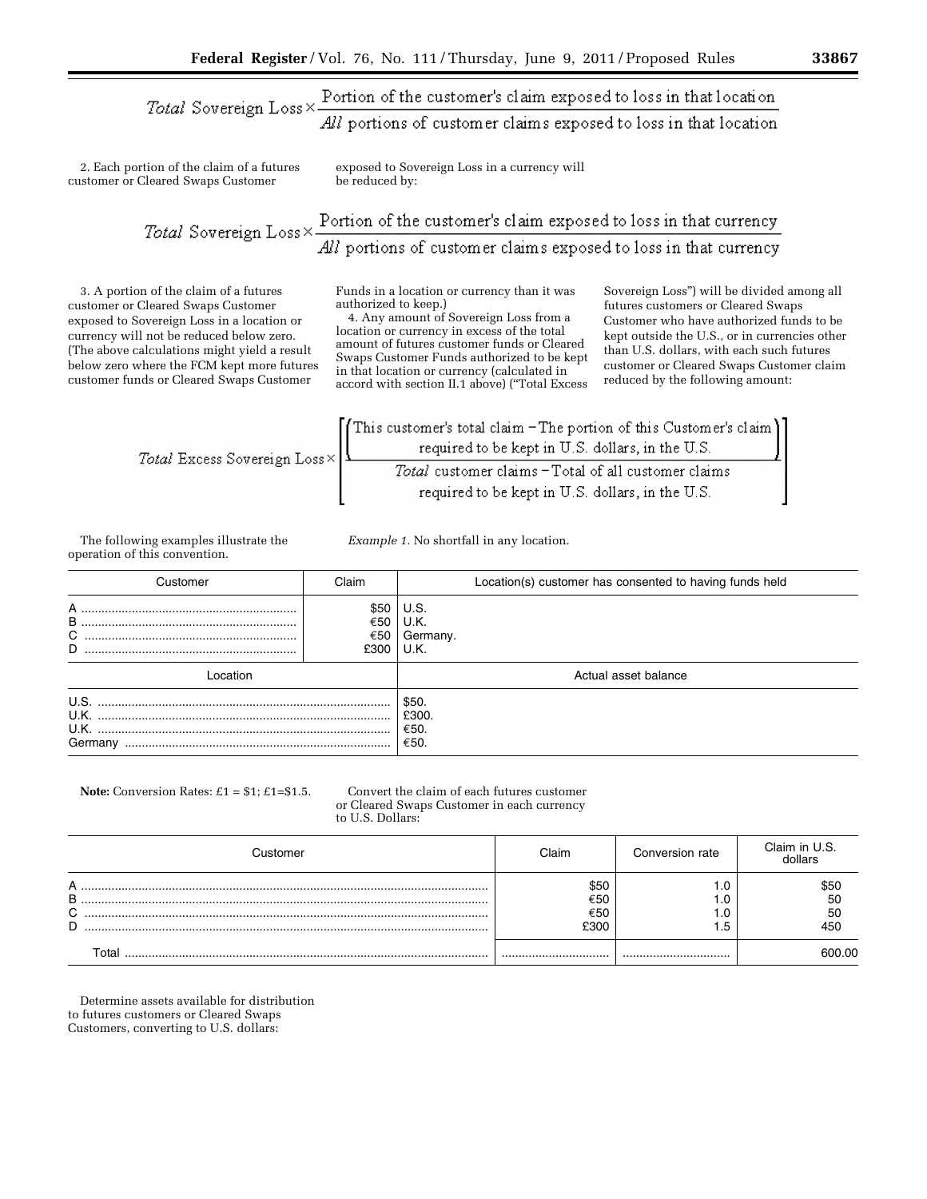$$\textit{Total}\ \text{Sovereign Loss} \times \frac{\text{Portion of the customer's claim exposed to loss in that location}}{\textit{All}\ \text{portions of customer claims exposed to loss in that location}}$$

2. Each portion of the claim of a futures customer or Cleared Swaps Customer exposed to Sovereign Loss in a currency will be reduced by:

$$\textit{Total}\ \text{Sovereign Loss} \times \frac{\text{Portion of the customer's claim exposed to loss in that currency}}{\textit{All}\ \text{portions of customer claims exposed to loss in that currency}}$$

3. A portion of the claim of a futures customer or Cleared Swaps Customer exposed to Sovereign Loss in a location or currency will not be reduced below zero. (The above calculations might yield a result below zero where the FCM kept more futures customer funds or Cleared Swaps Customer Funds in a location or currency than it was authorized to keep.)

4. Any amount of Sovereign Loss from a location or currency in excess of the total amount of futures customer funds or Cleared Swaps Customer Funds authorized to be kept in that location or currency (calculated in accord with section II.1 above) ("Total Excess Sovereign Loss") will be divided among all futures customers or Cleared Swaps Customer who have authorized funds to be kept outside the U.S., or in currencies other than U.S. dollars, with each such futures customer or Cleared Swaps Customer claim reduced by the following amount:

$$\textit{Total}\ \text{Excess Sovereign Loss} \times \left[ \frac{\left( \begin{array}{c}\text{This customer's total claim} - \text{The portion of this Customer's claim} \\ \text{required to be kept in U.S. dollars, in the U.S.}\end{array} \right)}{\begin{array}{c}\textit{Total}\ \text{customer claims} - \text{Total of all customer claims} \\ \text{required to be kept in U.S. dollars, in the U.S.}\end{array}} \right]$$

The following examples illustrate the operation of this convention.

*Example 1.* No shortfall in any location.

| Customer | Claim | Location(s) customer has consented to having funds held |
|---|---|---|
| A | $50 | U.S. |
| B | €50 | U.K. |
| C | €50 | Germany. |
| D | £300 | U.K. |

| Location | Actual asset balance |
|---|---|
| U.S. | $50. |
| U.K. | £300. |
| U.K. | €50. |
| Germany | €50. |

**Note:** Conversion Rates: £1 = $1; £1=$1.5.

Convert the claim of each futures customer or Cleared Swaps Customer in each currency to U.S. Dollars:

| Customer | Claim | Conversion rate | Claim in U.S. dollars |
|---|---|---|---|
| A | $50 | 1.0 | $50 |
| B | €50 | 1.0 | 50 |
| C | €50 | 1.0 | 50 |
| D | £300 | 1.5 | 450 |
| Total | | | 600.00 |

Determine assets available for distribution to futures customers or Cleared Swaps Customers, converting to U.S. dollars: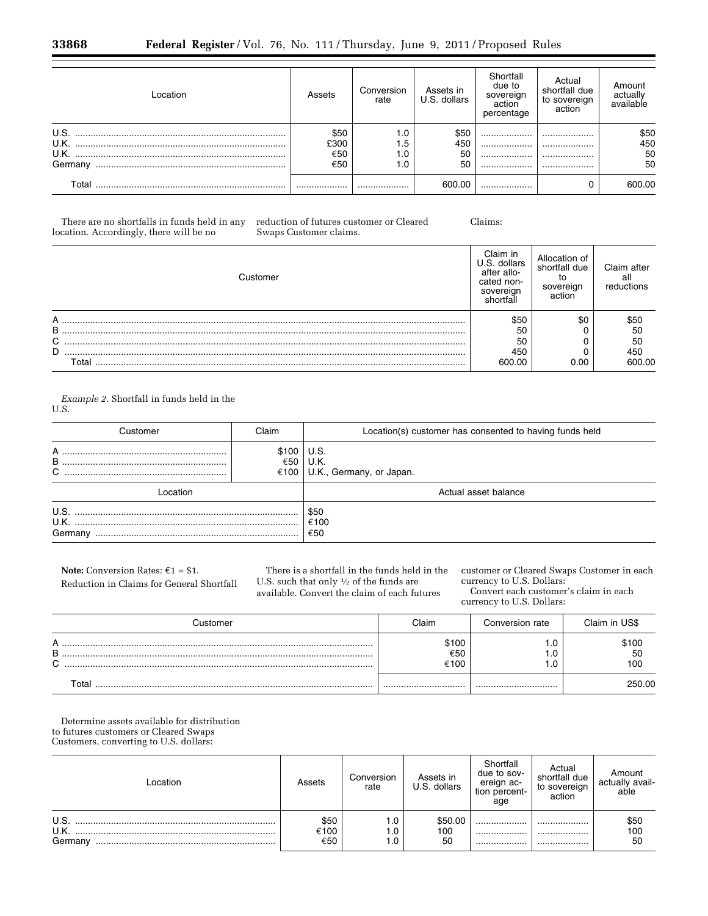| Location | Assets | Conversion rate | Assets in U.S. dollars | Shortfall due to sovereign action percentage | Actual shortfall due to sovereign action | Amount actually available |
|---|---|---|---|---|---|---|
| U.S. | $50 | 1.0 | $50 | | | $50 |
| U.K. | £300 | 1.5 | 450 | | | 450 |
| U.K. | €50 | 1.0 | 50 | | | 50 |
| Germany | €50 | 1.0 | 50 | | | 50 |
| Total | | | 600.00 | | 0 | 600.00 |

There are no shortfalls in funds held in any location. Accordingly, there will be no reduction of futures customer or Cleared Swaps Customer claims.

Claims:

| Customer | Claim in U.S. dollars after allocated non-sovereign shortfall | Allocation of shortfall due to sovereign action | Claim after all reductions |
|---|---|---|---|
| A | $50 | $0 | $50 |
| B | 50 | 0 | 50 |
| C | 50 | 0 | 50 |
| D | 450 | 0 | 450 |
| Total | 600.00 | 0.00 | 600.00 |

*Example 2.* Shortfall in funds held in the U.S.

| Customer | Claim | Location(s) customer has consented to having funds held |
|---|---|---|
| A | $100 | U.S. |
| B | €50 | U.K. |
| C | €100 | U.K., Germany, or Japan. |

| Location | Actual asset balance |
|---|---|
| U.S. | $50 |
| U.K. | €100 |
| Germany | €50 |

**Note:** Conversion Rates: €1 = $1.

Reduction in Claims for General Shortfall

There is a shortfall in the funds held in the U.S. such that only ½ of the funds are available. Convert the claim of each futures customer or Cleared Swaps Customer in each currency to U.S. Dollars:

Convert each customer's claim in each currency to U.S. Dollars:

| Customer | Claim | Conversion rate | Claim in US$ |
|---|---|---|---|
| A | $100 | 1.0 | $100 |
| B | €50 | 1.0 | 50 |
| C | €100 | 1.0 | 100 |
| Total | | | 250.00 |

Determine assets available for distribution to futures customers or Cleared Swaps Customers, converting to U.S. dollars:

| Location | Assets | Conversion rate | Assets in U.S. dollars | Shortfall due to sovereign action percentage | Actual shortfall due to sovereign action | Amount actually available |
|---|---|---|---|---|---|---|
| U.S. | $50 | 1.0 | $50.00 | | | $50 |
| U.K. | €100 | 1.0 | 100 | | | 100 |
| Germany | €50 | 1.0 | 50 | | | 50 |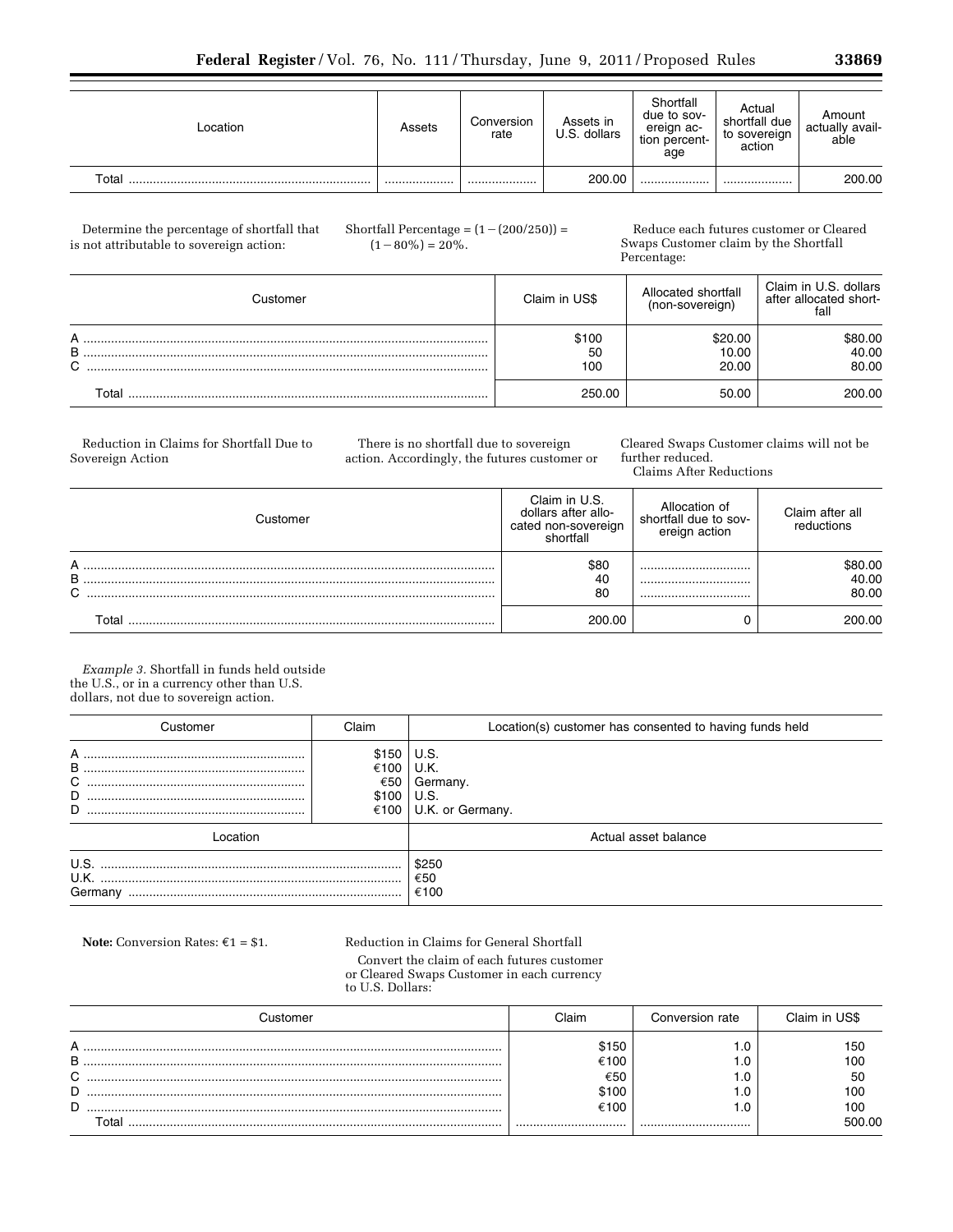| Location | Assets | Conversion rate | Assets in U.S. dollars | Shortfall due to sovereign action percentage | Actual shortfall due to sovereign action | Amount actually available |
|---|---|---|---|---|---|---|
| Total | | | 200.00 | | | 200.00 |

Determine the percentage of shortfall that is not attributable to sovereign action:

Shortfall Percentage = (1 − (200/250)) = (1 − 80%) = 20%.

Reduce each futures customer or Cleared Swaps Customer claim by the Shortfall Percentage:

| Customer | Claim in US$ | Allocated shortfall (non-sovereign) | Claim in U.S. dollars after allocated shortfall |
|---|---|---|---|
| A | $100 | $20.00 | $80.00 |
| B | 50 | 10.00 | 40.00 |
| C | 100 | 20.00 | 80.00 |
| Total | 250.00 | 50.00 | 200.00 |

Reduction in Claims for Shortfall Due to Sovereign Action

There is no shortfall due to sovereign action. Accordingly, the futures customer or Cleared Swaps Customer claims will not be further reduced.

Claims After Reductions

| Customer | Claim in U.S. dollars after allocated non-sovereign shortfall | Allocation of shortfall due to sovereign action | Claim after all reductions |
|---|---|---|---|
| A | $80 | | $80.00 |
| B | 40 | | 40.00 |
| C | 80 | | 80.00 |
| Total | 200.00 | 0 | 200.00 |

*Example 3.* Shortfall in funds held outside the U.S., or in a currency other than U.S. dollars, not due to sovereign action.

| Customer | Claim | Location(s) customer has consented to having funds held |
|---|---|---|
| A | $150 | U.S. |
| B | €100 | U.K. |
| C | €50 | Germany. |
| D | $100 | U.S. |
| D | €100 | U.K. or Germany. |

| Location | Actual asset balance |
|---|---|
| U.S. | $250 |
| U.K. | €50 |
| Germany | €100 |

**Note:** Conversion Rates: €1 = $1.

Reduction in Claims for General Shortfall

Convert the claim of each futures customer or Cleared Swaps Customer in each currency to U.S. Dollars:

| Customer | Claim | Conversion rate | Claim in US$ |
|---|---|---|---|
| A | $150 | 1.0 | 150 |
| B | €100 | 1.0 | 100 |
| C | €50 | 1.0 | 50 |
| D | $100 | 1.0 | 100 |
| D | €100 | 1.0 | 100 |
| Total | | | 500.00 |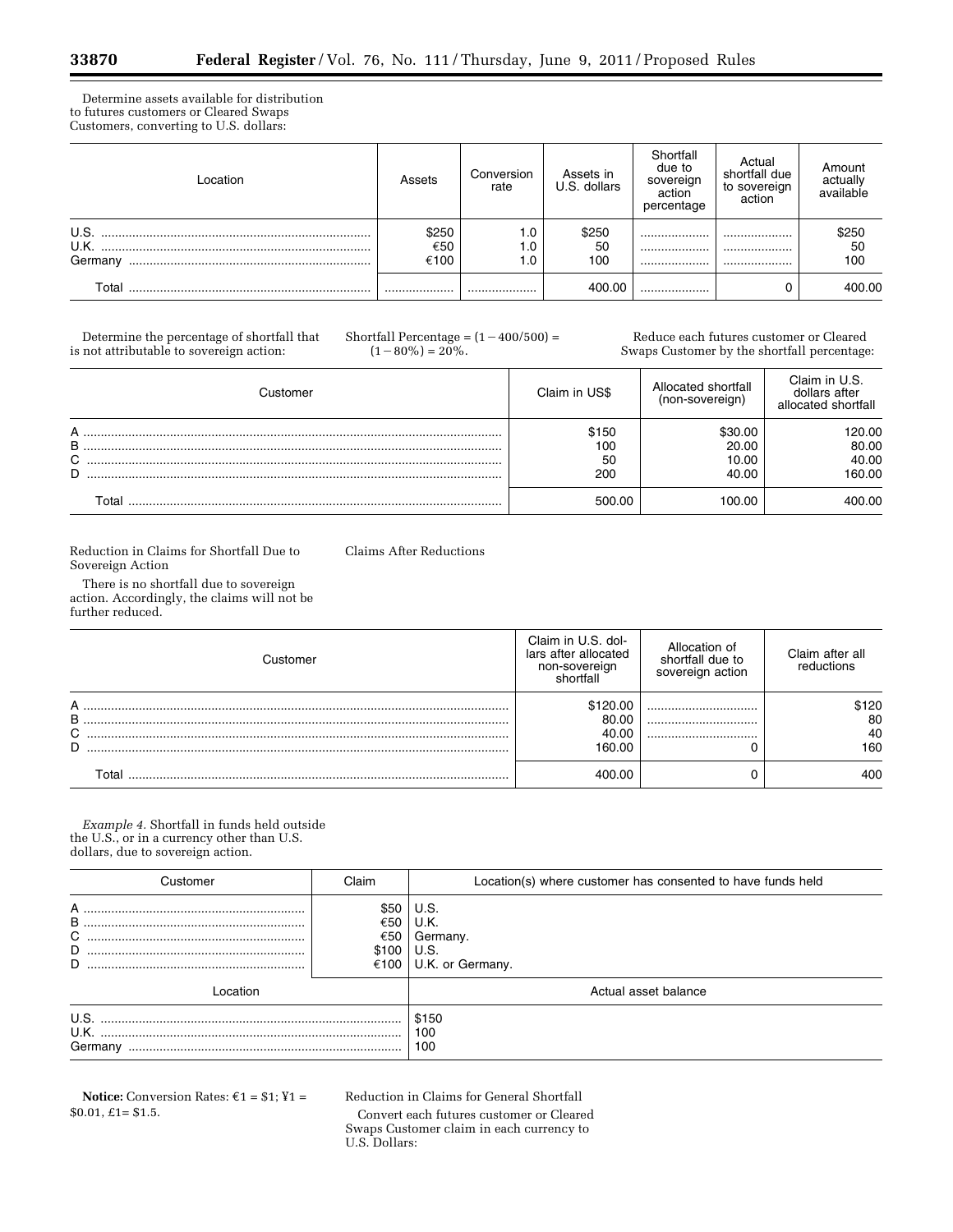Determine assets available for distribution to futures customers or Cleared Swaps Customers, converting to U.S. dollars:

| Location | Assets | Conversion rate | Assets in U.S. dollars | Shortfall due to sovereign action percentage | Actual shortfall due to sovereign action | Amount actually available |
|---|---|---|---|---|---|---|
| U.S. | $250 | 1.0 | $250 | | | $250 |
| U.K. | €50 | 1.0 | 50 | | | 50 |
| Germany | €100 | 1.0 | 100 | | | 100 |
| Total | | | 400.00 | | 0 | 400.00 |

Determine the percentage of shortfall that is not attributable to sovereign action:

Shortfall Percentage = $(1 - 400/500) = (1 - 80\%) = 20\%$.

Reduce each futures customer or Cleared Swaps Customer by the shortfall percentage:

| Customer | Claim in US$ | Allocated shortfall (non-sovereign) | Claim in U.S. dollars after allocated shortfall |
|---|---|---|---|
| A | $150 | $30.00 | 120.00 |
| B | 100 | 20.00 | 80.00 |
| C | 50 | 10.00 | 40.00 |
| D | 200 | 40.00 | 160.00 |
| Total | 500.00 | 100.00 | 400.00 |

Reduction in Claims for Shortfall Due to Sovereign Action

There is no shortfall due to sovereign action. Accordingly, the claims will not be further reduced.

Claims After Reductions

| Customer | Claim in U.S. dollars after allocated non-sovereign shortfall | Allocation of shortfall due to sovereign action | Claim after all reductions |
|---|---|---|---|
| A | $120.00 | | $120 |
| B | 80.00 | | 80 |
| C | 40.00 | | 40 |
| D | 160.00 | 0 | 160 |
| Total | 400.00 | 0 | 400 |

*Example 4.* Shortfall in funds held outside the U.S., or in a currency other than U.S. dollars, due to sovereign action.

| Customer | Claim | Location(s) where customer has consented to have funds held |
|---|---|---|
| A | $50 | U.S. |
| B | €50 | U.K. |
| C | €50 | Germany. |
| D | $100 | U.S. |
| D | €100 | U.K. or Germany. |

| Location | Actual asset balance |
|---|---|
| U.S. | $150 |
| U.K. | 100 |
| Germany | 100 |

**Notice:** Conversion Rates: €1 = $1; ¥1 = $0.01, £1= $1.5.

Reduction in Claims for General Shortfall

Convert each futures customer or Cleared Swaps Customer claim in each currency to U.S. Dollars: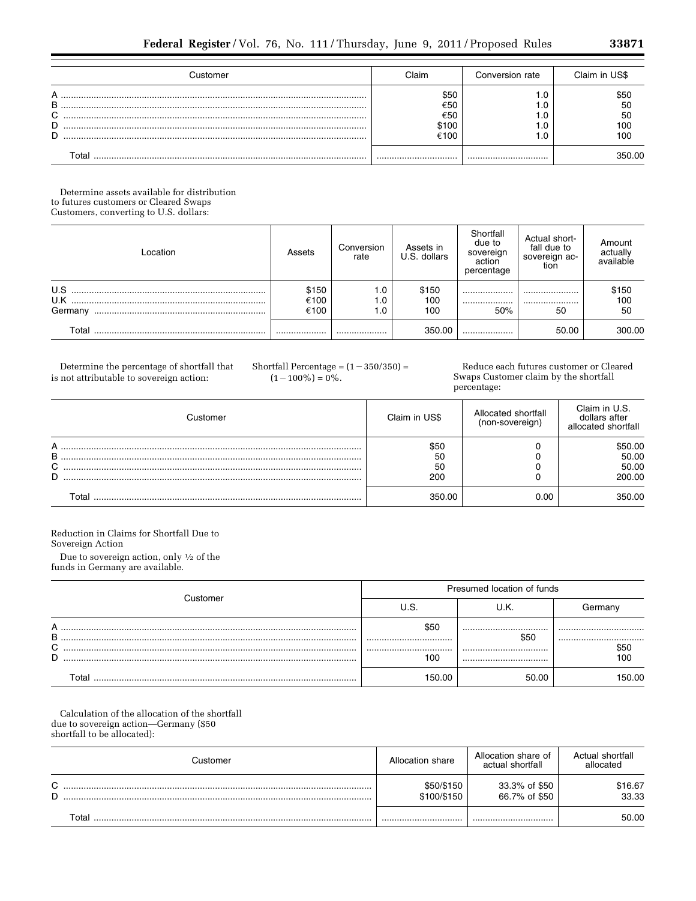| Customer | Claim | Conversion rate | Claim in US$ |
|---|---|---|---|
| A | $50 | 1.0 | $50 |
| B | €50 | 1.0 | 50 |
| C | €50 | 1.0 | 50 |
| D | $100 | 1.0 | 100 |
| D | €100 | 1.0 | 100 |
| Total | | | 350.00 |

Determine assets available for distribution to futures customers or Cleared Swaps Customers, converting to U.S. dollars:

| Location | Assets | Conversion rate | Assets in U.S. dollars | Shortfall due to sovereign action percentage | Actual shortfall due to sovereign action | Amount actually available |
|---|---|---|---|---|---|---|
| U.S | $150 | 1.0 | $150 | | | $150 |
| U.K | €100 | 1.0 | 100 | | | 100 |
| Germany | €100 | 1.0 | 100 | 50% | 50 | 50 |
| Total | | | 350.00 | | 50.00 | 300.00 |

Determine the percentage of shortfall that is not attributable to sovereign action:

Shortfall Percentage = $(1 - 350/350) = (1 - 100\%) = 0\%$.

Reduce each futures customer or Cleared Swaps Customer claim by the shortfall percentage:

| Customer | Claim in US$ | Allocated shortfall (non-sovereign) | Claim in U.S. dollars after allocated shortfall |
|---|---|---|---|
| A | $50 | 0 | $50.00 |
| B | 50 | 0 | 50.00 |
| C | 50 | 0 | 50.00 |
| D | 200 | 0 | 200.00 |
| Total | 350.00 | 0.00 | 350.00 |

Reduction in Claims for Shortfall Due to Sovereign Action

Due to sovereign action, only ½ of the funds in Germany are available.

| Customer | Presumed location of funds | | |
|---|---|---|---|
| | U.S. | U.K. | Germany |
| A | $50 | | |
| B | | $50 | |
| C | | | $50 |
| D | 100 | | 100 |
| Total | 150.00 | 50.00 | 150.00 |

Calculation of the allocation of the shortfall due to sovereign action—Germany ($50 shortfall to be allocated):

| Customer | Allocation share | Allocation share of actual shortfall | Actual shortfall allocated |
|---|---|---|---|
| C | $50/$150 | 33.3% of $50 | $16.67 |
| D | $100/$150 | 66.7% of $50 | 33.33 |
| Total | | | 50.00 |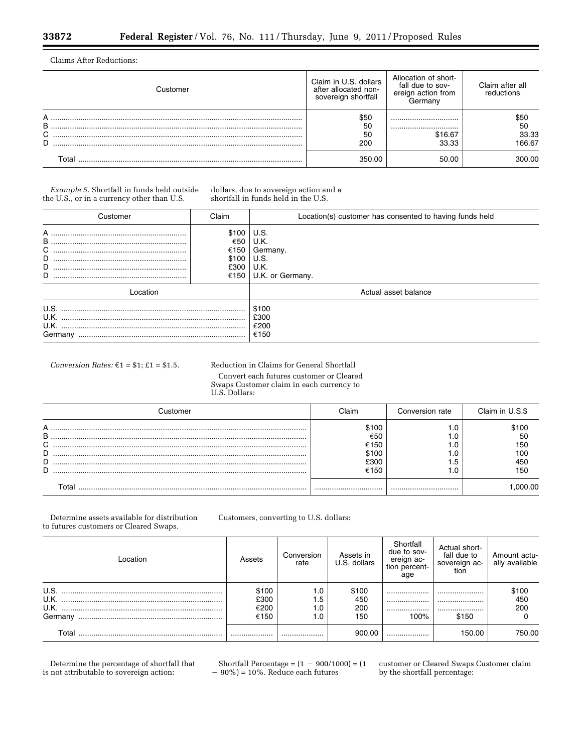Claims After Reductions:

| Customer | Claim in U.S. dollars after allocated non-sovereign shortfall | Allocation of shortfall due to sovereign action from Germany | Claim after all reductions |
|---|---|---|---|
| A | $50 | | $50 |
| B | 50 | | 50 |
| C | 50 | $16.67 | 33.33 |
| D | 200 | 33.33 | 166.67 |
| Total | 350.00 | 50.00 | 300.00 |

*Example 5.* Shortfall in funds held outside the U.S., or in a currency other than U.S. dollars, due to sovereign action and a shortfall in funds held in the U.S.

| Customer | Claim | Location(s) customer has consented to having funds held |
|---|---|---|
| A | $100 | U.S. |
| B | €50 | U.K. |
| C | €150 | Germany. |
| D | $100 | U.S. |
| D | £300 | U.K. |
| D | €150 | U.K. or Germany. |

| Location | Actual asset balance |
|---|---|
| U.S. | $100 |
| U.K. | £300 |
| U.K. | €200 |
| Germany | €150 |

*Conversion Rates:* €1 = $1; £1 = $1.5.

Reduction in Claims for General Shortfall

Convert each futures customer or Cleared Swaps Customer claim in each currency to U.S. Dollars:

| Customer | Claim | Conversion rate | Claim in U.S.$ |
|---|---|---|---|
| A | $100 | 1.0 | $100 |
| B | €50 | 1.0 | 50 |
| C | €150 | 1.0 | 150 |
| D | $100 | 1.0 | 100 |
| D | £300 | 1.5 | 450 |
| D | €150 | 1.0 | 150 |
| Total | | | 1,000.00 |

Determine assets available for distribution to futures customers or Cleared Swaps Customers, converting to U.S. dollars:

| Location | Assets | Conversion rate | Assets in U.S. dollars | Shortfall due to sovereign action percentage | Actual shortfall due to sovereign action | Amount actually available |
|---|---|---|---|---|---|---|
| U.S. | $100 | 1.0 | $100 | | | $100 |
| U.K. | £300 | 1.5 | 450 | | | 450 |
| U.K. | €200 | 1.0 | 200 | | | 200 |
| Germany | €150 | 1.0 | 150 | 100% | $150 | 0 |
| Total | | | 900.00 | | 150.00 | 750.00 |

Determine the percentage of shortfall that is not attributable to sovereign action:

Shortfall Percentage = (1 − 900/1000) = (1 − 90%) = 10%. Reduce each futures customer or Cleared Swaps Customer claim by the shortfall percentage: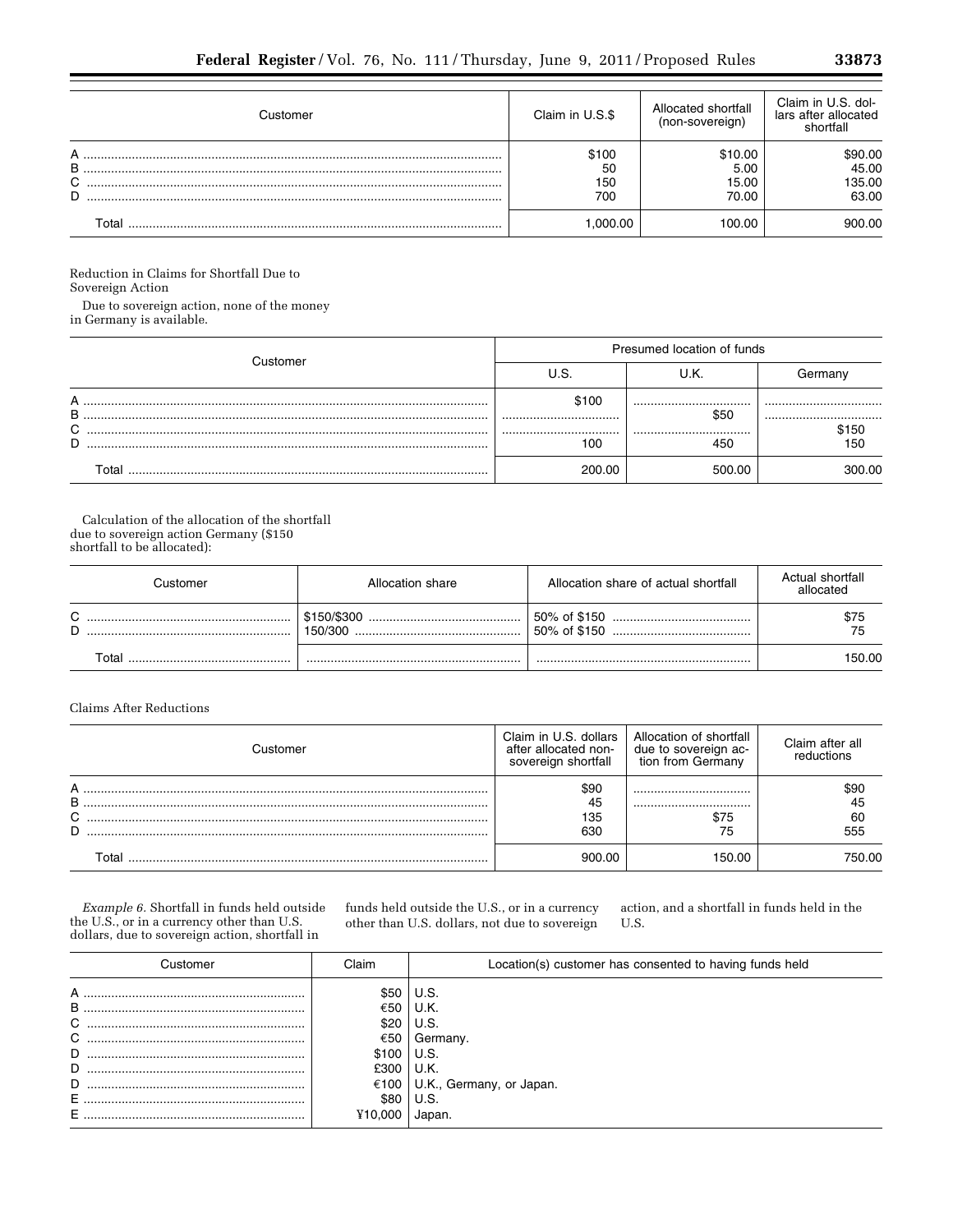| Customer | Claim in U.S.$ | Allocated shortfall (non-sovereign) | Claim in U.S. dollars after allocated shortfall |
|---|---|---|---|
| A | $100 | $10.00 | $90.00 |
| B | 50 | 5.00 | 45.00 |
| C | 150 | 15.00 | 135.00 |
| D | 700 | 70.00 | 63.00 |
| Total | 1,000.00 | 100.00 | 900.00 |

Reduction in Claims for Shortfall Due to Sovereign Action

Due to sovereign action, none of the money in Germany is available.

| Customer | Presumed location of funds | | |
|---|---|---|---|
| | U.S. | U.K. | Germany |
| A | $100 | | |
| B | | $50 | |
| C | | | $150 |
| D | 100 | 450 | 150 |
| Total | 200.00 | 500.00 | 300.00 |

Calculation of the allocation of the shortfall due to sovereign action Germany ($150 shortfall to be allocated):

| Customer | Allocation share | Allocation share of actual shortfall | Actual shortfall allocated |
|---|---|---|---|
| C | $150/$300 | 50% of $150 | $75 |
| D | 150/300 | 50% of $150 | 75 |
| Total | | | 150.00 |

Claims After Reductions

| Customer | Claim in U.S. dollars after allocated non-sovereign shortfall | Allocation of shortfall due to sovereign action from Germany | Claim after all reductions |
|---|---|---|---|
| A | $90 | | $90 |
| B | 45 | | 45 |
| C | 135 | $75 | 60 |
| D | 630 | 75 | 555 |
| Total | 900.00 | 150.00 | 750.00 |

*Example 6.* Shortfall in funds held outside the U.S., or in a currency other than U.S. dollars, due to sovereign action, shortfall in funds held outside the U.S., or in a currency other than U.S. dollars, not due to sovereign action, and a shortfall in funds held in the U.S.

| Customer | Claim | Location(s) customer has consented to having funds held |
|---|---|---|
| A | $50 | U.S. |
| B | €50 | U.K. |
| C | $20 | U.S. |
| C | €50 | Germany. |
| D | $100 | U.S. |
| D | £300 | U.K. |
| D | €100 | U.K., Germany, or Japan. |
| E | $80 | U.S. |
| E | ¥10,000 | Japan. |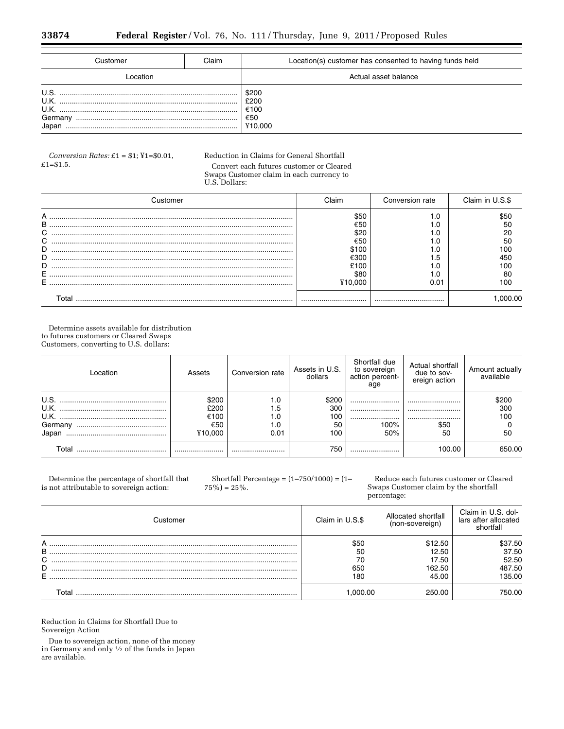| Customer | Claim | Location(s) customer has consented to having funds held |
| --- | --- | --- |
| Location | | Actual asset balance |
| U.S. | | $200 |
| U.K. | | £200 |
| U.K. | | €100 |
| Germany | | €50 |
| Japan | | ¥10,000 |

*Conversion Rates:* £1 = $1; ¥1=$0.01, £1=$1.5.

Reduction in Claims for General Shortfall

Convert each futures customer or Cleared Swaps Customer claim in each currency to U.S. Dollars:

| Customer | Claim | Conversion rate | Claim in U.S.$ |
| --- | --- | --- | --- |
| A | $50 | 1.0 | $50 |
| B | €50 | 1.0 | 50 |
| C | $20 | 1.0 | 20 |
| C | €50 | 1.0 | 50 |
| D | $100 | 1.0 | 100 |
| D | €300 | 1.5 | 450 |
| D | £100 | 1.0 | 100 |
| E | $80 | 1.0 | 80 |
| E | ¥10,000 | 0.01 | 100 |
| Total | | | 1,000.00 |

Determine assets available for distribution to futures customers or Cleared Swaps Customers, converting to U.S. dollars:

| Location | Assets | Conversion rate | Assets in U.S. dollars | Shortfall due to sovereign action percentage | Actual shortfall due to sovereign action | Amount actually available |
| --- | --- | --- | --- | --- | --- | --- |
| U.S. | $200 | 1.0 | $200 | | | $200 |
| U.K. | £200 | 1.5 | 300 | | | 300 |
| U.K. | €100 | 1.0 | 100 | | | 100 |
| Germany | €50 | 1.0 | 50 | 100% | $50 | 0 |
| Japan | ¥10,000 | 0.01 | 100 | 50% | 50 | 50 |
| Total | | | 750 | | 100.00 | 650.00 |

Determine the percentage of shortfall that is not attributable to sovereign action:

Shortfall Percentage = (1–750/1000) = (1–75%) = 25%.

Reduce each futures customer or Cleared Swaps Customer claim by the shortfall percentage:

| Customer | Claim in U.S.$ | Allocated shortfall (non-sovereign) | Claim in U.S. dollars after allocated shortfall |
| --- | --- | --- | --- |
| A | $50 | $12.50 | $37.50 |
| B | 50 | 12.50 | 37.50 |
| C | 70 | 17.50 | 52.50 |
| D | 650 | 162.50 | 487.50 |
| E | 180 | 45.00 | 135.00 |
| Total | 1,000.00 | 250.00 | 750.00 |

Reduction in Claims for Shortfall Due to Sovereign Action

Due to sovereign action, none of the money in Germany and only ½ of the funds in Japan are available.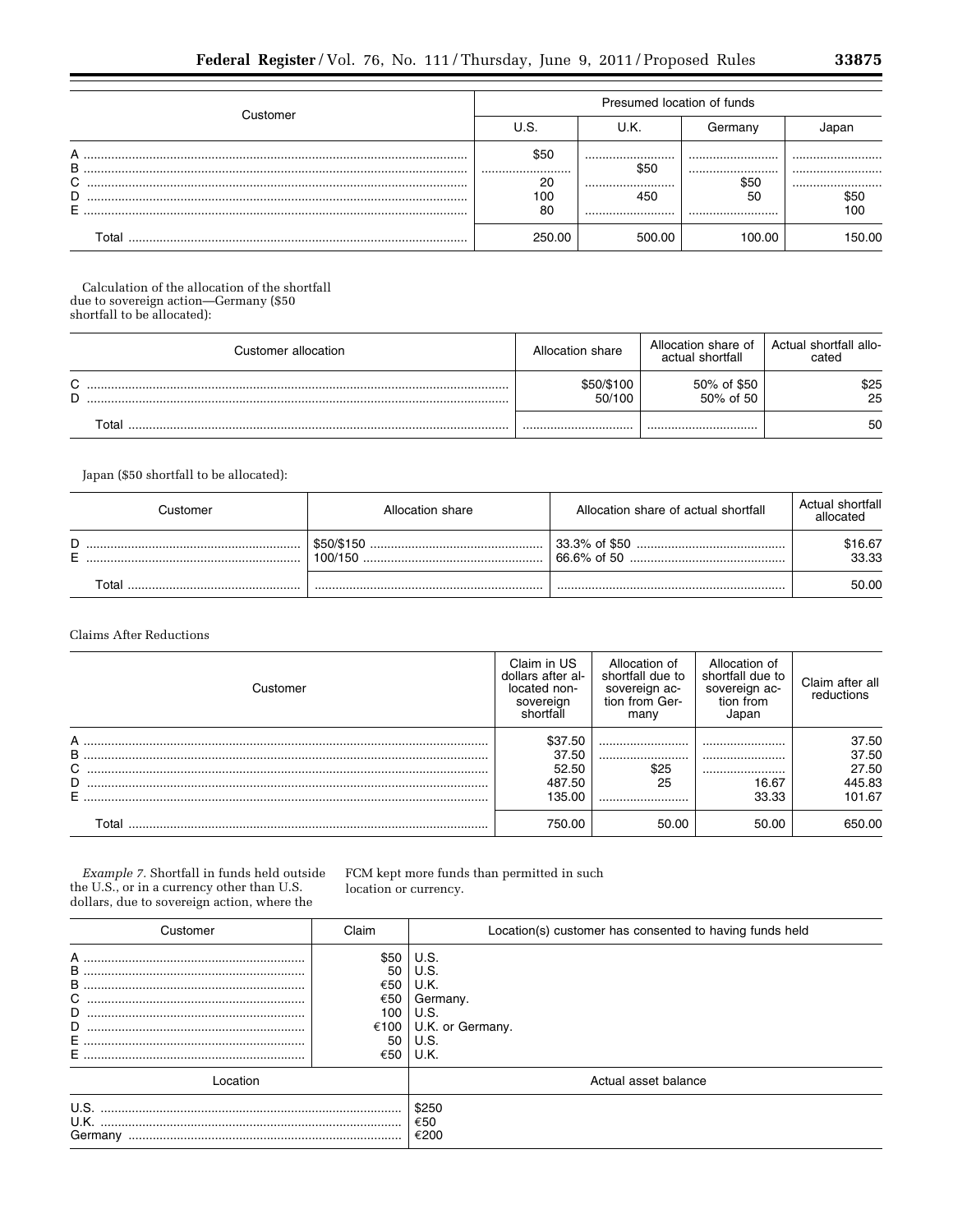| Customer | Presumed location of funds | | | |
|---|---|---|---|---|
| | U.S. | U.K. | Germany | Japan |
| A | $50 | | | |
| B | | $50 | | |
| C | 20 | | $50 | |
| D | 100 | 450 | 50 | $50 |
| E | 80 | | | 100 |
| Total | 250.00 | 500.00 | 100.00 | 150.00 |

Calculation of the allocation of the shortfall due to sovereign action—Germany ($50 shortfall to be allocated):

| Customer allocation | Allocation share | Allocation share of actual shortfall | Actual shortfall allocated |
|---|---|---|---|
| C | $50/$100 | 50% of $50 | $25 |
| D | 50/100 | 50% of 50 | 25 |
| Total | | | 50 |

Japan ($50 shortfall to be allocated):

| Customer | Allocation share | Allocation share of actual shortfall | Actual shortfall allocated |
|---|---|---|---|
| D | $50/$150 | 33.3% of $50 | $16.67 |
| E | 100/150 | 66.6% of 50 | 33.33 |
| Total | | | 50.00 |

Claims After Reductions

| Customer | Claim in US dollars after allocated non-sovereign shortfall | Allocation of shortfall due to sovereign action from Germany | Allocation of shortfall due to sovereign action from Japan | Claim after all reductions |
|---|---|---|---|---|
| A | $37.50 | | | 37.50 |
| B | 37.50 | | | 37.50 |
| C | 52.50 | $25 | | 27.50 |
| D | 487.50 | 25 | 16.67 | 445.83 |
| E | 135.00 | | 33.33 | 101.67 |
| Total | 750.00 | 50.00 | 50.00 | 650.00 |

*Example 7.* Shortfall in funds held outside the U.S., or in a currency other than U.S. dollars, due to sovereign action, where the FCM kept more funds than permitted in such location or currency.

| Customer | Claim | Location(s) customer has consented to having funds held |
|---|---|---|
| A | $50 | U.S. |
| B | 50 | U.S. |
| B | €50 | U.K. |
| C | €50 | Germany. |
| D | 100 | U.S. |
| D | €100 | U.K. or Germany. |
| E | 50 | U.S. |
| E | €50 | U.K. |

| Location | Actual asset balance |
|---|---|
| U.S. | $250 |
| U.K. | €50 |
| Germany | €200 |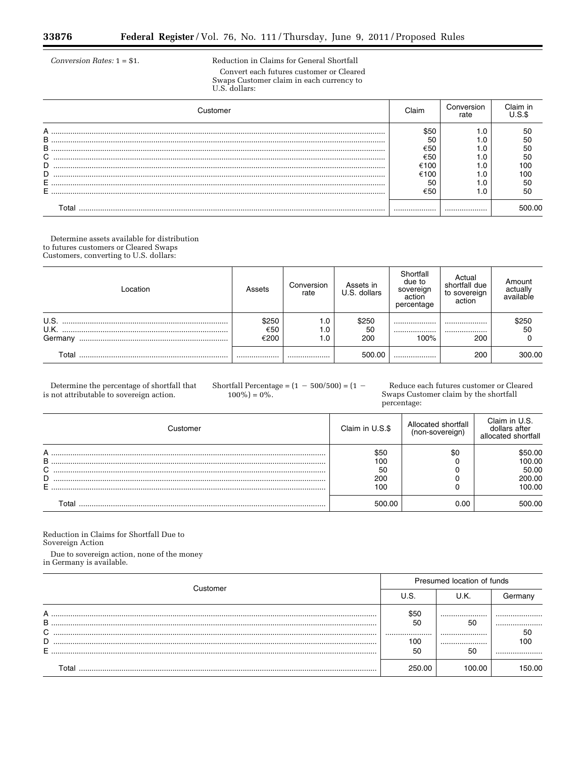*Conversion Rates:* 1 = $1.

Reduction in Claims for General Shortfall

Convert each futures customer or Cleared Swaps Customer claim in each currency to U.S. dollars:

| Customer | Claim | Conversion rate | Claim in U.S.$ |
|---|---|---|---|
| A | $50 | 1.0 | 50 |
| B | 50 | 1.0 | 50 |
| B | €50 | 1.0 | 50 |
| C | €50 | 1.0 | 50 |
| D | €100 | 1.0 | 100 |
| D | €100 | 1.0 | 100 |
| E | 50 | 1.0 | 50 |
| E | €50 | 1.0 | 50 |
| Total | ........ | ........ | 500.00 |

Determine assets available for distribution to futures customers or Cleared Swaps Customers, converting to U.S. dollars:

| Location | Assets | Conversion rate | Assets in U.S. dollars | Shortfall due to sovereign action percentage | Actual shortfall due to sovereign action | Amount actually available |
|---|---|---|---|---|---|---|
| U.S. | $250 | 1.0 | $250 | ........ | ........ | $250 |
| U.K. | €50 | 1.0 | 50 | ........ | ........ | 50 |
| Germany | €200 | 1.0 | 200 | 100% | 200 | 0 |
| Total | ........ | ........ | 500.00 | ........ | 200 | 300.00 |

Determine the percentage of shortfall that is not attributable to sovereign action.

Shortfall Percentage = (1 − 500/500) = (1 − 100%) = 0%.

Reduce each futures customer or Cleared Swaps Customer claim by the shortfall percentage:

| Customer | Claim in U.S.$ | Allocated shortfall (non-sovereign) | Claim in U.S. dollars after allocated shortfall |
|---|---|---|---|
| A | $50 | $0 | $50.00 |
| B | 100 | 0 | 100.00 |
| C | 50 | 0 | 50.00 |
| D | 200 | 0 | 200.00 |
| E | 100 | 0 | 100.00 |
| Total | 500.00 | 0.00 | 500.00 |

Reduction in Claims for Shortfall Due to Sovereign Action

Due to sovereign action, none of the money in Germany is available.

| Customer | Presumed location of funds | | |
|---|---|---|---|
| | U.S. | U.K. | Germany |
| A | $50 | ........ | ........ |
| B | 50 | 50 | ........ |
| C | ........ | ........ | 50 |
| D | 100 | ........ | 100 |
| E | 50 | 50 | ........ |
| Total | 250.00 | 100.00 | 150.00 |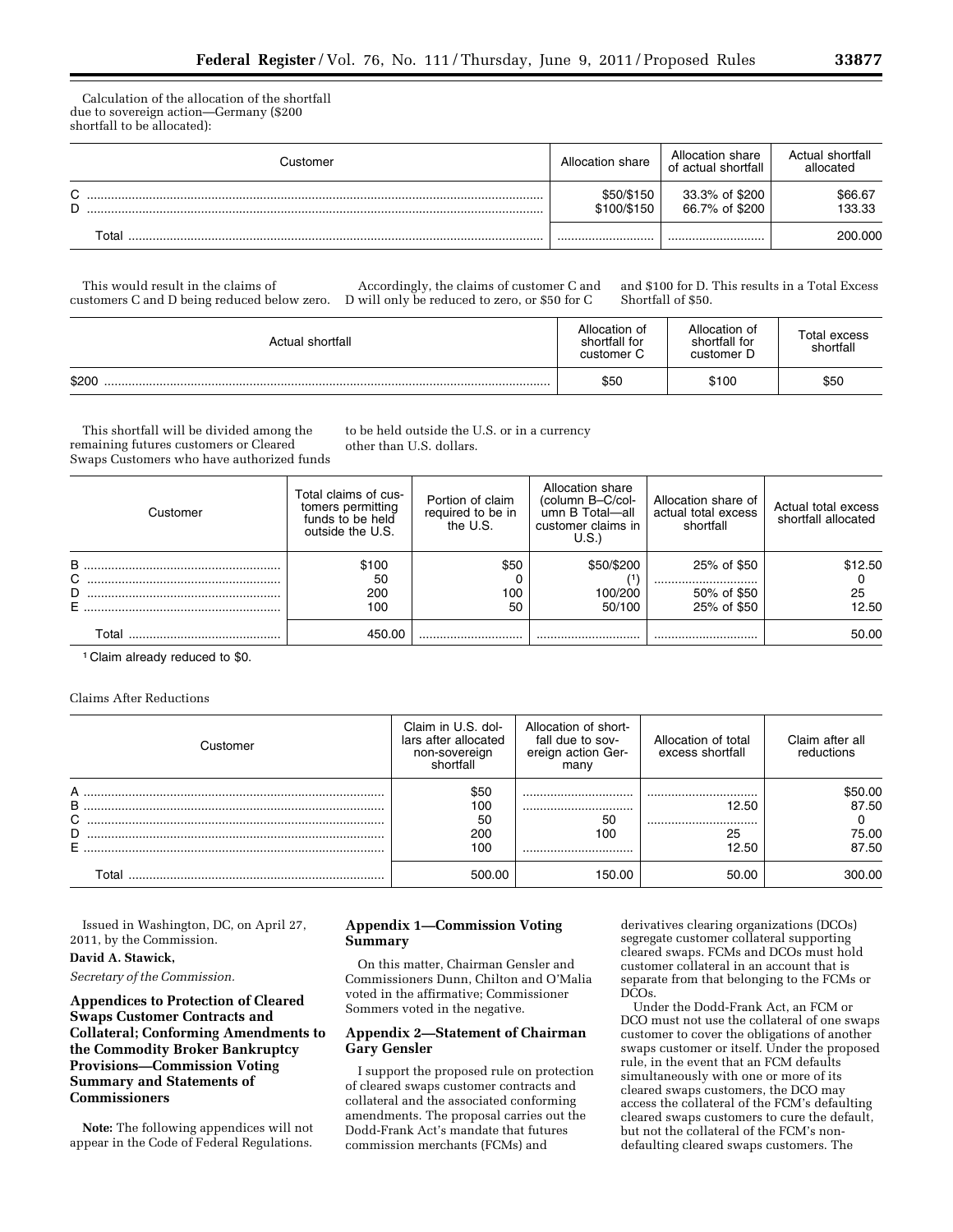Calculation of the allocation of the shortfall due to sovereign action—Germany ($200 shortfall to be allocated):

| Customer | Allocation share | Allocation share of actual shortfall | Actual shortfall allocated |
|---|---|---|---|
| C | $50/$150 | 33.3% of $200 | $66.67 |
| D | $100/$150 | 66.7% of $200 | 133.33 |
| Total | | | 200.000 |

This would result in the claims of customers C and D being reduced below zero. Accordingly, the claims of customer C and D will only be reduced to zero, or $50 for C and $100 for D. This results in a Total Excess Shortfall of $50.

| Actual shortfall | Allocation of shortfall for customer C | Allocation of shortfall for customer D | Total excess shortfall |
|---|---|---|---|
| $200 | $50 | $100 | $50 |

This shortfall will be divided among the remaining futures customers or Cleared Swaps Customers who have authorized funds to be held outside the U.S. or in a currency other than U.S. dollars.

| Customer | Total claims of customers permitting funds to be held outside the U.S. | Portion of claim required to be in the U.S. | Allocation share (column B–C/column B Total—all customer claims in U.S.) | Allocation share of actual total excess shortfall | Actual total excess shortfall allocated |
|---|---|---|---|---|---|
| B | $100 | $50 | $50/$200 | 25% of $50 | $12.50 |
| C | 50 | 0 | ([1]) | | 0 |
| D | 200 | 100 | 100/200 | 50% of $50 | 25 |
| E | 100 | 50 | 50/100 | 25% of $50 | 12.50 |
| Total | 450.00 | | | | 50.00 |

[1] Claim already reduced to $0.

Claims After Reductions

| Customer | Claim in U.S. dollars after allocated non-sovereign shortfall | Allocation of shortfall due to sovereign action Germany | Allocation of total excess shortfall | Claim after all reductions |
|---|---|---|---|---|
| A | $50 | | | $50.00 |
| B | 100 | | 12.50 | 87.50 |
| C | 50 | 50 | | 0 |
| D | 200 | 100 | 25 | 75.00 |
| E | 100 | | 12.50 | 87.50 |
| Total | 500.00 | 150.00 | 50.00 | 300.00 |

Issued in Washington, DC, on April 27, 2011, by the Commission.

**David A. Stawick,**

*Secretary of the Commission.*

## Appendices to Protection of Cleared Swaps Customer Contracts and Collateral; Conforming Amendments to the Commodity Broker Bankruptcy Provisions—Commission Voting Summary and Statements of Commissioners

**Note:** The following appendices will not appear in the Code of Federal Regulations.

## Appendix 1—Commission Voting Summary

On this matter, Chairman Gensler and Commissioners Dunn, Chilton and O'Malia voted in the affirmative; Commissioner Sommers voted in the negative.

## Appendix 2—Statement of Chairman Gary Gensler

I support the proposed rule on protection of cleared swaps customer contracts and collateral and the associated conforming amendments. The proposal carries out the Dodd-Frank Act's mandate that futures commission merchants (FCMs) and derivatives clearing organizations (DCOs) segregate customer collateral supporting cleared swaps. FCMs and DCOs must hold customer collateral in an account that is separate from that belonging to the FCMs or DCOs.

Under the Dodd-Frank Act, an FCM or DCO must not use the collateral of one swaps customer to cover the obligations of another swaps customer or itself. Under the proposed rule, in the event that an FCM defaults simultaneously with one or more of its cleared swaps customers, the DCO may access the collateral of the FCM's defaulting cleared swaps customers to cure the default, but not the collateral of the FCM's non-defaulting cleared swaps customers. The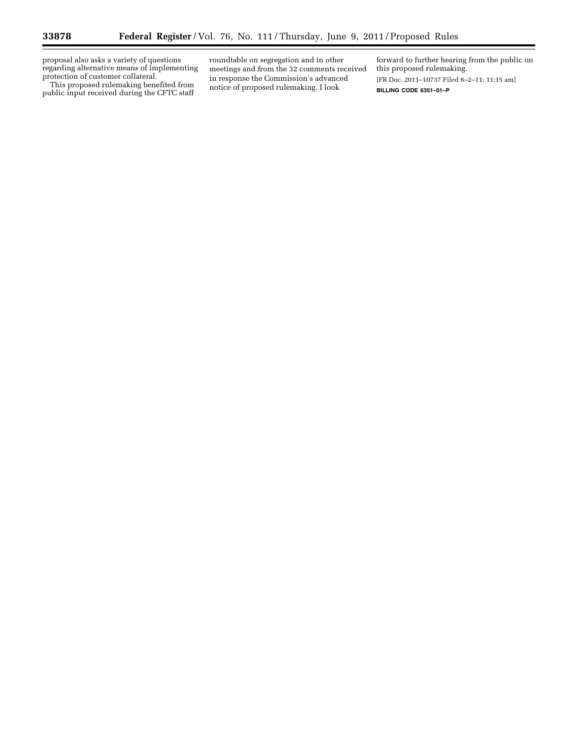proposal also asks a variety of questions regarding alternative means of implementing protection of customer collateral.

This proposed rulemaking benefited from public input received during the CFTC staff roundtable on segregation and in other meetings and from the 32 comments received in response the Commission's advanced notice of proposed rulemaking. I look forward to further hearing from the public on this proposed rulemaking.

[FR Doc. 2011–10737 Filed 6–2–11; 11:15 am]

**BILLING CODE 6351–01–P**